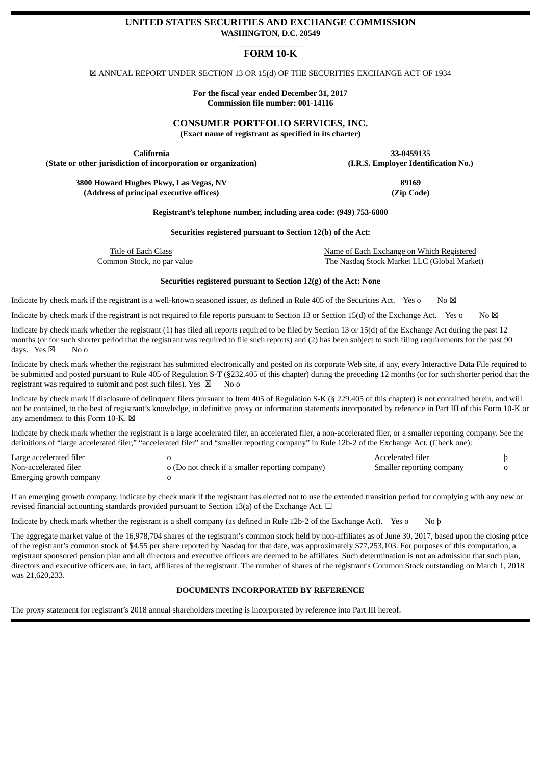# UNITED STATES SECURITIES AND EXCHANGE COMMISSION
**WASHINGTON, D.C. 20549**

## FORM 10-K

☒ ANNUAL REPORT UNDER SECTION 13 OR 15(d) OF THE SECURITIES EXCHANGE ACT OF 1934

**For the fiscal year ended December 31, 2017**
**Commission file number: 001-14116**

## CONSUMER PORTFOLIO SERVICES, INC.
**(Exact name of registrant as specified in its charter)**

| California | 33-0459135 |
|---|---|
| **(State or other jurisdiction of incorporation or organization)** | **(I.R.S. Employer Identification No.)** |
| **3800 Howard Hughes Pkwy, Las Vegas, NV** | **89169** |
| **(Address of principal executive offices)** | **(Zip Code)** |

**Registrant's telephone number, including area code: (949) 753-6800**

**Securities registered pursuant to Section 12(b) of the Act:**

| Title of Each Class | Name of Each Exchange on Which Registered |
|---|---|
| Common Stock, no par value | The Nasdaq Stock Market LLC (Global Market) |

**Securities registered pursuant to Section 12(g) of the Act: None**

Indicate by check mark if the registrant is a well-known seasoned issuer, as defined in Rule 405 of the Securities Act. Yes o No ☒

Indicate by check mark if the registrant is not required to file reports pursuant to Section 13 or Section 15(d) of the Exchange Act. Yes o No ☒

Indicate by check mark whether the registrant (1) has filed all reports required to be filed by Section 13 or 15(d) of the Exchange Act during the past 12 months (or for such shorter period that the registrant was required to file such reports) and (2) has been subject to such filing requirements for the past 90 days. Yes ☒ No o

Indicate by check mark whether the registrant has submitted electronically and posted on its corporate Web site, if any, every Interactive Data File required to be submitted and posted pursuant to Rule 405 of Regulation S-T (§232.405 of this chapter) during the preceding 12 months (or for such shorter period that the registrant was required to submit and post such files). Yes ☒ No o

Indicate by check mark if disclosure of delinquent filers pursuant to Item 405 of Regulation S-K (§ 229.405 of this chapter) is not contained herein, and will not be contained, to the best of registrant's knowledge, in definitive proxy or information statements incorporated by reference in Part III of this Form 10-K or any amendment to this Form 10-K. ☒

Indicate by check mark whether the registrant is a large accelerated filer, an accelerated filer, a non-accelerated filer, or a smaller reporting company. See the definitions of "large accelerated filer," "accelerated filer" and "smaller reporting company" in Rule 12b-2 of the Exchange Act. (Check one):

| | | | |
|---|---|---|---|
| Large accelerated filer | o | Accelerated filer | þ |
| Non-accelerated filer | o (Do not check if a smaller reporting company) | Smaller reporting company | o |
| Emerging growth company | o | | |

If an emerging growth company, indicate by check mark if the registrant has elected not to use the extended transition period for complying with any new or revised financial accounting standards provided pursuant to Section 13(a) of the Exchange Act. ☐

Indicate by check mark whether the registrant is a shell company (as defined in Rule 12b-2 of the Exchange Act). Yes o No þ

The aggregate market value of the 16,978,704 shares of the registrant's common stock held by non-affiliates as of June 30, 2017, based upon the closing price of the registrant's common stock of $4.55 per share reported by Nasdaq for that date, was approximately $77,253,103. For purposes of this computation, a registrant sponsored pension plan and all directors and executive officers are deemed to be affiliates. Such determination is not an admission that such plan, directors and executive officers are, in fact, affiliates of the registrant. The number of shares of the registrant's Common Stock outstanding on March 1, 2018 was 21,620,233.

**DOCUMENTS INCORPORATED BY REFERENCE**

The proxy statement for registrant's 2018 annual shareholders meeting is incorporated by reference into Part III hereof.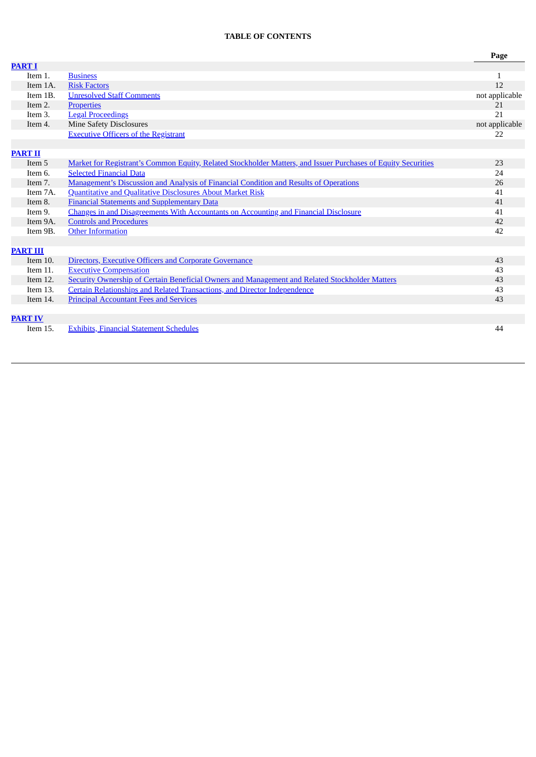**TABLE OF CONTENTS**

| | | Page |
|---|---|---|
| **PART I** | | |
| Item 1. | Business | 1 |
| Item 1A. | Risk Factors | 12 |
| Item 1B. | Unresolved Staff Comments | not applicable |
| Item 2. | Properties | 21 |
| Item 3. | Legal Proceedings | 21 |
| Item 4. | Mine Safety Disclosures | not applicable |
| | Executive Officers of the Registrant | 22 |
| | | |
| **PART II** | | |
| Item 5 | Market for Registrant's Common Equity, Related Stockholder Matters, and Issuer Purchases of Equity Securities | 23 |
| Item 6. | Selected Financial Data | 24 |
| Item 7. | Management's Discussion and Analysis of Financial Condition and Results of Operations | 26 |
| Item 7A. | Quantitative and Qualitative Disclosures About Market Risk | 41 |
| Item 8. | Financial Statements and Supplementary Data | 41 |
| Item 9. | Changes in and Disagreements With Accountants on Accounting and Financial Disclosure | 41 |
| Item 9A. | Controls and Procedures | 42 |
| Item 9B. | Other Information | 42 |
| | | |
| **PART III** | | |
| Item 10. | Directors, Executive Officers and Corporate Governance | 43 |
| Item 11. | Executive Compensation | 43 |
| Item 12. | Security Ownership of Certain Beneficial Owners and Management and Related Stockholder Matters | 43 |
| Item 13. | Certain Relationships and Related Transactions, and Director Independence | 43 |
| Item 14. | Principal Accountant Fees and Services | 43 |
| | | |
| **PART IV** | | |
| Item 15. | Exhibits, Financial Statement Schedules | 44 |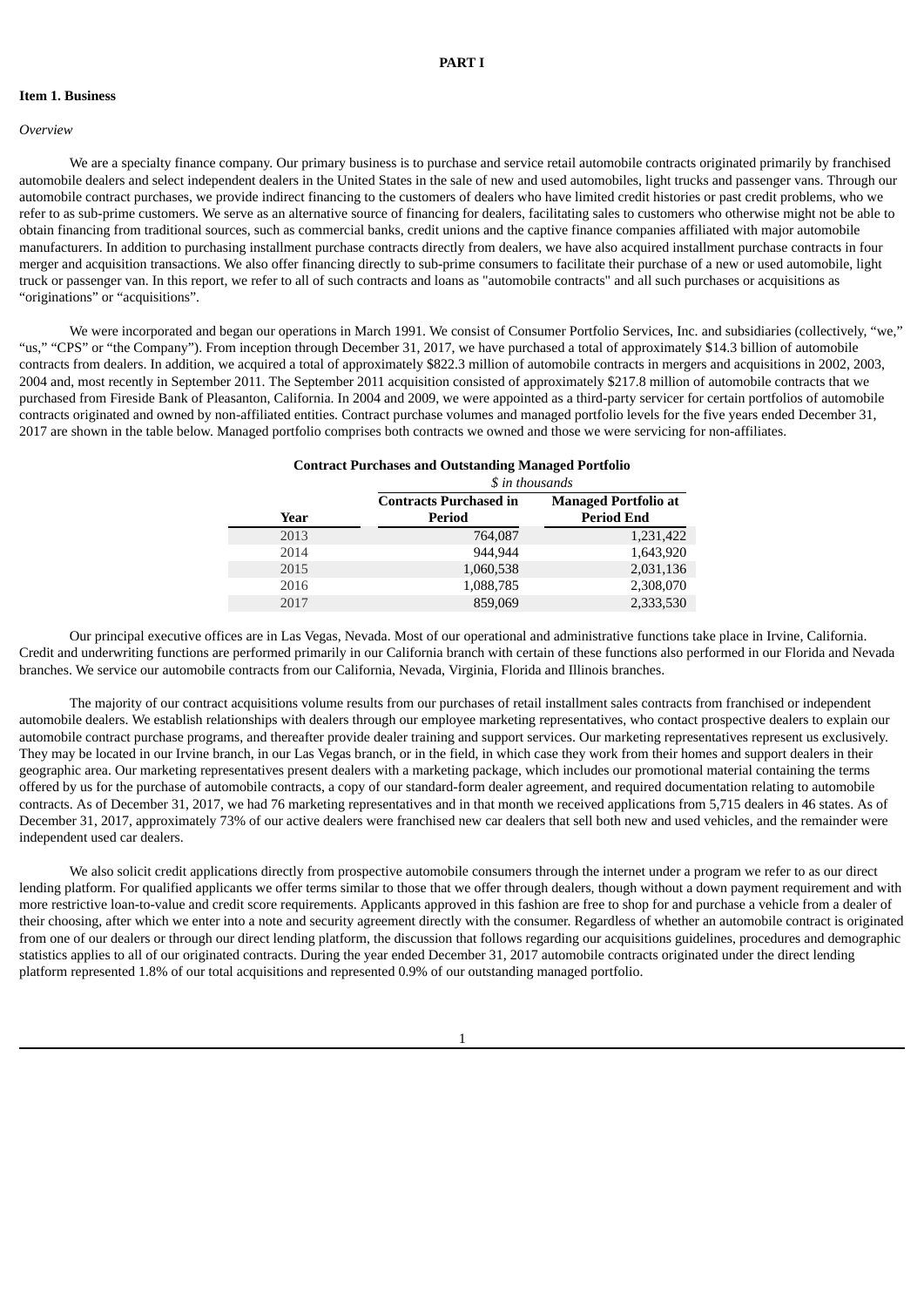# PART I

## Item 1. Business

*Overview*

We are a specialty finance company. Our primary business is to purchase and service retail automobile contracts originated primarily by franchised automobile dealers and select independent dealers in the United States in the sale of new and used automobiles, light trucks and passenger vans. Through our automobile contract purchases, we provide indirect financing to the customers of dealers who have limited credit histories or past credit problems, who we refer to as sub-prime customers. We serve as an alternative source of financing for dealers, facilitating sales to customers who otherwise might not be able to obtain financing from traditional sources, such as commercial banks, credit unions and the captive finance companies affiliated with major automobile manufacturers. In addition to purchasing installment purchase contracts directly from dealers, we have also acquired installment purchase contracts in four merger and acquisition transactions. We also offer financing directly to sub-prime consumers to facilitate their purchase of a new or used automobile, light truck or passenger van. In this report, we refer to all of such contracts and loans as "automobile contracts" and all such purchases or acquisitions as "originations" or "acquisitions".

We were incorporated and began our operations in March 1991. We consist of Consumer Portfolio Services, Inc. and subsidiaries (collectively, "we," "us," "CPS" or "the Company"). From inception through December 31, 2017, we have purchased a total of approximately $14.3 billion of automobile contracts from dealers. In addition, we acquired a total of approximately $822.3 million of automobile contracts in mergers and acquisitions in 2002, 2003, 2004 and, most recently in September 2011. The September 2011 acquisition consisted of approximately $217.8 million of automobile contracts that we purchased from Fireside Bank of Pleasanton, California. In 2004 and 2009, we were appointed as a third-party servicer for certain portfolios of automobile contracts originated and owned by non-affiliated entities. Contract purchase volumes and managed portfolio levels for the five years ended December 31, 2017 are shown in the table below. Managed portfolio comprises both contracts we owned and those we were servicing for non-affiliates.

**Contract Purchases and Outstanding Managed Portfolio**

| | *$ in thousands* | |
|---|---|---|
| **Year** | **Contracts Purchased in Period** | **Managed Portfolio at Period End** |
| 2013 | 764,087 | 1,231,422 |
| 2014 | 944,944 | 1,643,920 |
| 2015 | 1,060,538 | 2,031,136 |
| 2016 | 1,088,785 | 2,308,070 |
| 2017 | 859,069 | 2,333,530 |

Our principal executive offices are in Las Vegas, Nevada. Most of our operational and administrative functions take place in Irvine, California. Credit and underwriting functions are performed primarily in our California branch with certain of these functions also performed in our Florida and Nevada branches. We service our automobile contracts from our California, Nevada, Virginia, Florida and Illinois branches.

The majority of our contract acquisitions volume results from our purchases of retail installment sales contracts from franchised or independent automobile dealers. We establish relationships with dealers through our employee marketing representatives, who contact prospective dealers to explain our automobile contract purchase programs, and thereafter provide dealer training and support services. Our marketing representatives represent us exclusively. They may be located in our Irvine branch, in our Las Vegas branch, or in the field, in which case they work from their homes and support dealers in their geographic area. Our marketing representatives present dealers with a marketing package, which includes our promotional material containing the terms offered by us for the purchase of automobile contracts, a copy of our standard-form dealer agreement, and required documentation relating to automobile contracts. As of December 31, 2017, we had 76 marketing representatives and in that month we received applications from 5,715 dealers in 46 states. As of December 31, 2017, approximately 73% of our active dealers were franchised new car dealers that sell both new and used vehicles, and the remainder were independent used car dealers.

We also solicit credit applications directly from prospective automobile consumers through the internet under a program we refer to as our direct lending platform. For qualified applicants we offer terms similar to those that we offer through dealers, though without a down payment requirement and with more restrictive loan-to-value and credit score requirements. Applicants approved in this fashion are free to shop for and purchase a vehicle from a dealer of their choosing, after which we enter into a note and security agreement directly with the consumer. Regardless of whether an automobile contract is originated from one of our dealers or through our direct lending platform, the discussion that follows regarding our acquisitions guidelines, procedures and demographic statistics applies to all of our originated contracts. During the year ended December 31, 2017 automobile contracts originated under the direct lending platform represented 1.8% of our total acquisitions and represented 0.9% of our outstanding managed portfolio.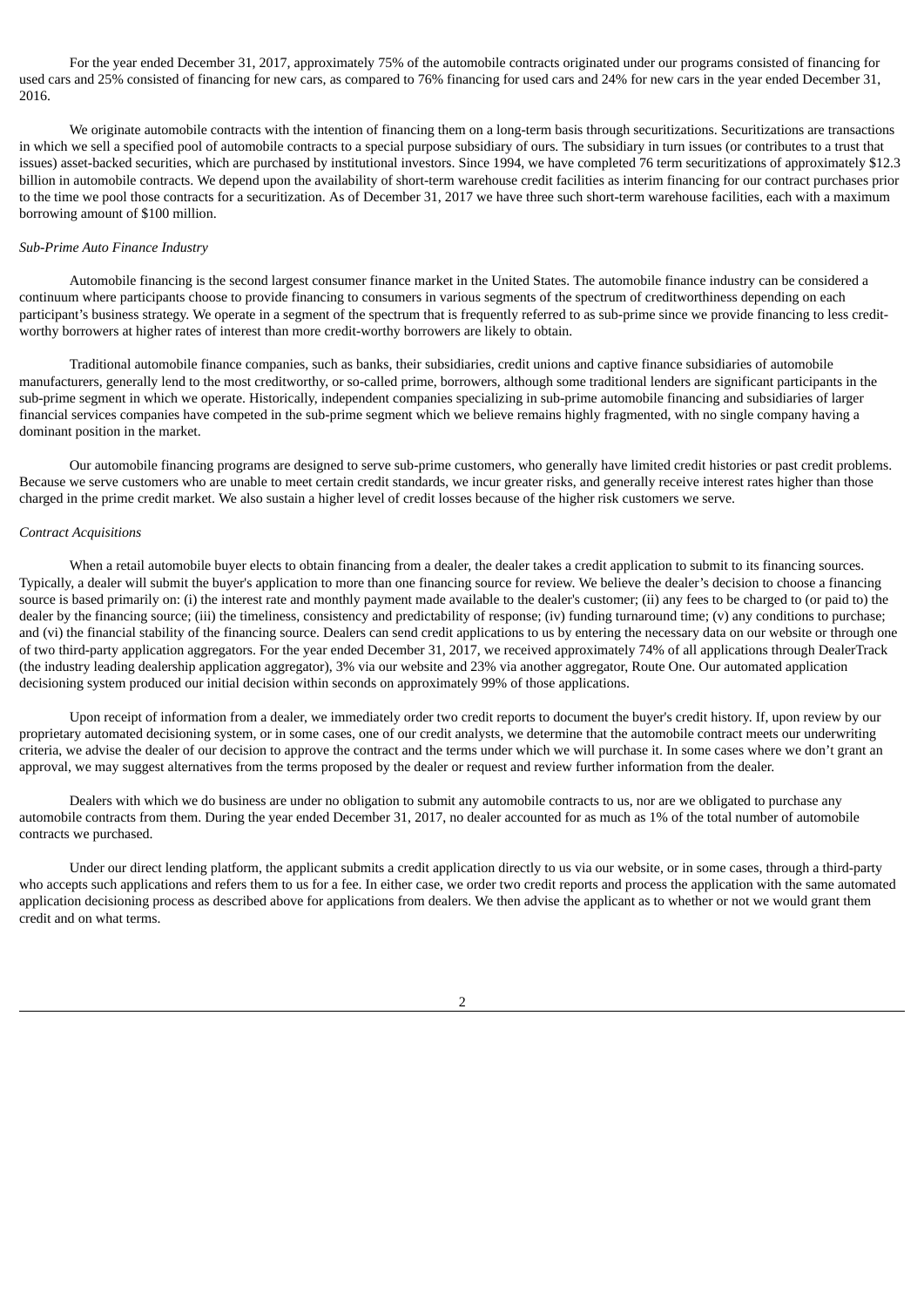For the year ended December 31, 2017, approximately 75% of the automobile contracts originated under our programs consisted of financing for used cars and 25% consisted of financing for new cars, as compared to 76% financing for used cars and 24% for new cars in the year ended December 31, 2016.

We originate automobile contracts with the intention of financing them on a long-term basis through securitizations. Securitizations are transactions in which we sell a specified pool of automobile contracts to a special purpose subsidiary of ours. The subsidiary in turn issues (or contributes to a trust that issues) asset-backed securities, which are purchased by institutional investors. Since 1994, we have completed 76 term securitizations of approximately $12.3 billion in automobile contracts. We depend upon the availability of short-term warehouse credit facilities as interim financing for our contract purchases prior to the time we pool those contracts for a securitization. As of December 31, 2017 we have three such short-term warehouse facilities, each with a maximum borrowing amount of $100 million.

*Sub-Prime Auto Finance Industry*

Automobile financing is the second largest consumer finance market in the United States. The automobile finance industry can be considered a continuum where participants choose to provide financing to consumers in various segments of the spectrum of creditworthiness depending on each participant's business strategy. We operate in a segment of the spectrum that is frequently referred to as sub-prime since we provide financing to less credit-worthy borrowers at higher rates of interest than more credit-worthy borrowers are likely to obtain.

Traditional automobile finance companies, such as banks, their subsidiaries, credit unions and captive finance subsidiaries of automobile manufacturers, generally lend to the most creditworthy, or so-called prime, borrowers, although some traditional lenders are significant participants in the sub-prime segment in which we operate. Historically, independent companies specializing in sub-prime automobile financing and subsidiaries of larger financial services companies have competed in the sub-prime segment which we believe remains highly fragmented, with no single company having a dominant position in the market.

Our automobile financing programs are designed to serve sub-prime customers, who generally have limited credit histories or past credit problems. Because we serve customers who are unable to meet certain credit standards, we incur greater risks, and generally receive interest rates higher than those charged in the prime credit market. We also sustain a higher level of credit losses because of the higher risk customers we serve.

*Contract Acquisitions*

When a retail automobile buyer elects to obtain financing from a dealer, the dealer takes a credit application to submit to its financing sources. Typically, a dealer will submit the buyer's application to more than one financing source for review. We believe the dealer's decision to choose a financing source is based primarily on: (i) the interest rate and monthly payment made available to the dealer's customer; (ii) any fees to be charged to (or paid to) the dealer by the financing source; (iii) the timeliness, consistency and predictability of response; (iv) funding turnaround time; (v) any conditions to purchase; and (vi) the financial stability of the financing source. Dealers can send credit applications to us by entering the necessary data on our website or through one of two third-party application aggregators. For the year ended December 31, 2017, we received approximately 74% of all applications through DealerTrack (the industry leading dealership application aggregator), 3% via our website and 23% via another aggregator, Route One. Our automated application decisioning system produced our initial decision within seconds on approximately 99% of those applications.

Upon receipt of information from a dealer, we immediately order two credit reports to document the buyer's credit history. If, upon review by our proprietary automated decisioning system, or in some cases, one of our credit analysts, we determine that the automobile contract meets our underwriting criteria, we advise the dealer of our decision to approve the contract and the terms under which we will purchase it. In some cases where we don't grant an approval, we may suggest alternatives from the terms proposed by the dealer or request and review further information from the dealer.

Dealers with which we do business are under no obligation to submit any automobile contracts to us, nor are we obligated to purchase any automobile contracts from them. During the year ended December 31, 2017, no dealer accounted for as much as 1% of the total number of automobile contracts we purchased.

Under our direct lending platform, the applicant submits a credit application directly to us via our website, or in some cases, through a third-party who accepts such applications and refers them to us for a fee. In either case, we order two credit reports and process the application with the same automated application decisioning process as described above for applications from dealers. We then advise the applicant as to whether or not we would grant them credit and on what terms.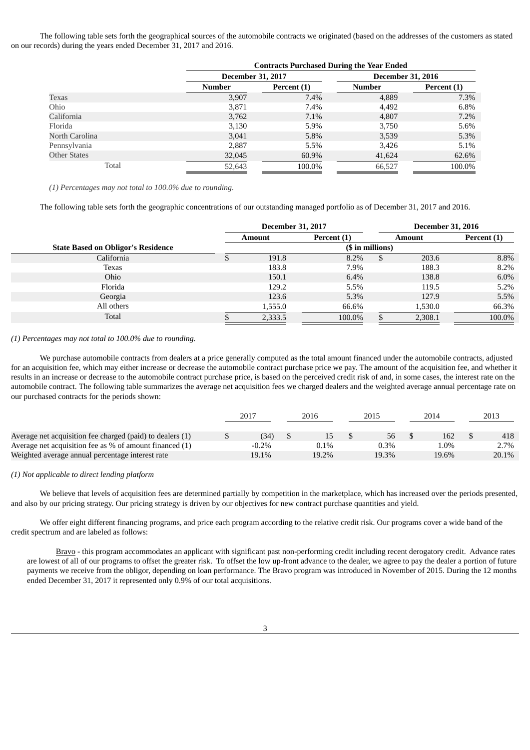The following table sets forth the geographical sources of the automobile contracts we originated (based on the addresses of the customers as stated on our records) during the years ended December 31, 2017 and 2016.

| | Contracts Purchased During the Year Ended | | | |
|---|---|---|---|---|
| | December 31, 2017 | | December 31, 2016 | |
| | Number | Percent (1) | Number | Percent (1) |
| Texas | 3,907 | 7.4% | 4,889 | 7.3% |
| Ohio | 3,871 | 7.4% | 4,492 | 6.8% |
| California | 3,762 | 7.1% | 4,807 | 7.2% |
| Florida | 3,130 | 5.9% | 3,750 | 5.6% |
| North Carolina | 3,041 | 5.8% | 3,539 | 5.3% |
| Pennsylvania | 2,887 | 5.5% | 3,426 | 5.1% |
| Other States | 32,045 | 60.9% | 41,624 | 62.6% |
| Total | 52,643 | 100.0% | 66,527 | 100.0% |

*(1) Percentages may not total to 100.0% due to rounding.*

The following table sets forth the geographic concentrations of our outstanding managed portfolio as of December 31, 2017 and 2016.

| | December 31, 2017 | | December 31, 2016 | |
|---|---|---|---|---|
| | Amount | Percent (1) | Amount | Percent (1) |
| State Based on Obligor's Residence | ($ in millions) | | | |
| California | $ 191.8 | 8.2% | $ 203.6 | 8.8% |
| Texas | 183.8 | 7.9% | 188.3 | 8.2% |
| Ohio | 150.1 | 6.4% | 138.8 | 6.0% |
| Florida | 129.2 | 5.5% | 119.5 | 5.2% |
| Georgia | 123.6 | 5.3% | 127.9 | 5.5% |
| All others | 1,555.0 | 66.6% | 1,530.0 | 66.3% |
| Total | $ 2,333.5 | 100.0% | $ 2,308.1 | 100.0% |

*(1) Percentages may not total to 100.0% due to rounding.*

We purchase automobile contracts from dealers at a price generally computed as the total amount financed under the automobile contracts, adjusted for an acquisition fee, which may either increase or decrease the automobile contract purchase price we pay. The amount of the acquisition fee, and whether it results in an increase or decrease to the automobile contract purchase price, is based on the perceived credit risk of and, in some cases, the interest rate on the automobile contract. The following table summarizes the average net acquisition fees we charged dealers and the weighted average annual percentage rate on our purchased contracts for the periods shown:

| | 2017 | 2016 | 2015 | 2014 | 2013 |
|---|---|---|---|---|---|
| Average net acquisition fee charged (paid) to dealers (1) | $ (34) | $ 15 | $ 56 | $ 162 | $ 418 |
| Average net acquisition fee as % of amount financed (1) | -0.2% | 0.1% | 0.3% | 1.0% | 2.7% |
| Weighted average annual percentage interest rate | 19.1% | 19.2% | 19.3% | 19.6% | 20.1% |

*(1) Not applicable to direct lending platform*

We believe that levels of acquisition fees are determined partially by competition in the marketplace, which has increased over the periods presented, and also by our pricing strategy. Our pricing strategy is driven by our objectives for new contract purchase quantities and yield.

We offer eight different financing programs, and price each program according to the relative credit risk. Our programs cover a wide band of the credit spectrum and are labeled as follows:

Bravo - this program accommodates an applicant with significant past non-performing credit including recent derogatory credit. Advance rates are lowest of all of our programs to offset the greater risk. To offset the low up-front advance to the dealer, we agree to pay the dealer a portion of future payments we receive from the obligor, depending on loan performance. The Bravo program was introduced in November of 2015. During the 12 months ended December 31, 2017 it represented only 0.9% of our total acquisitions.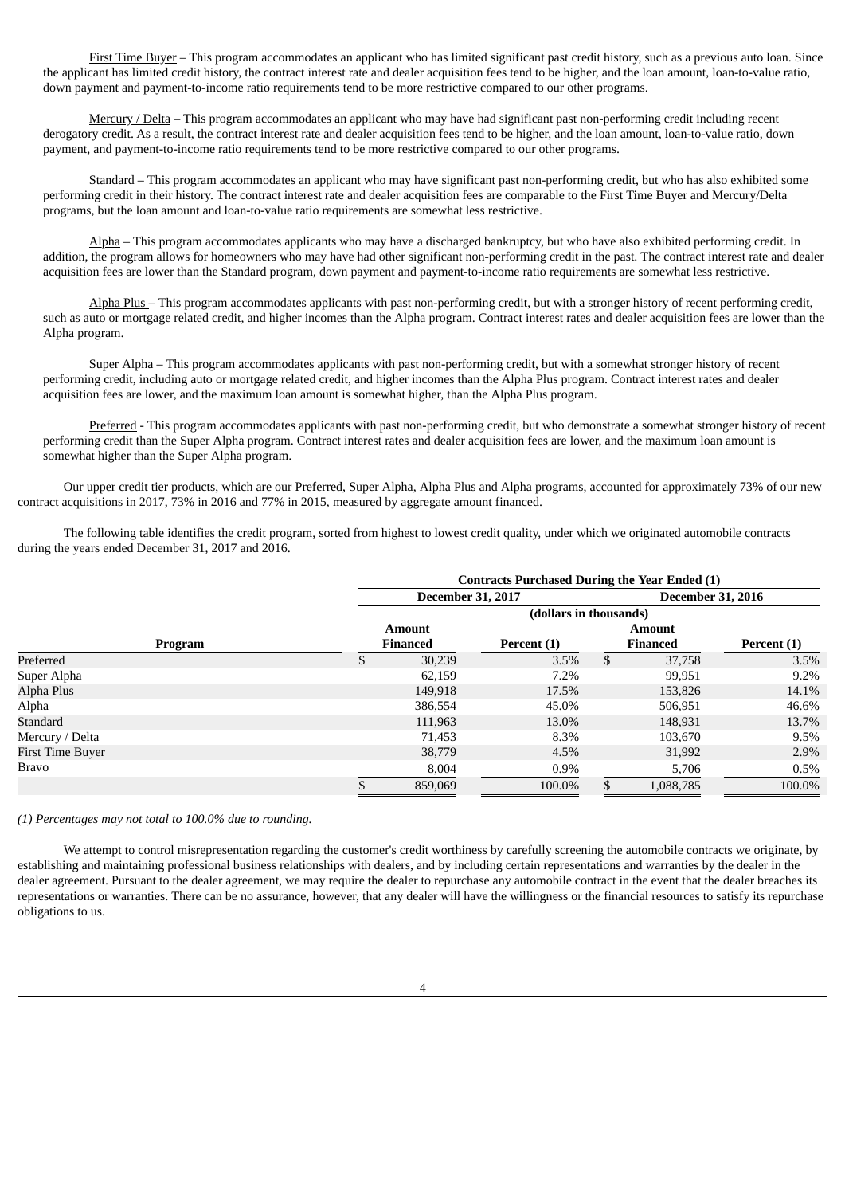First Time Buyer – This program accommodates an applicant who has limited significant past credit history, such as a previous auto loan. Since the applicant has limited credit history, the contract interest rate and dealer acquisition fees tend to be higher, and the loan amount, loan-to-value ratio, down payment and payment-to-income ratio requirements tend to be more restrictive compared to our other programs.

Mercury / Delta – This program accommodates an applicant who may have had significant past non-performing credit including recent derogatory credit. As a result, the contract interest rate and dealer acquisition fees tend to be higher, and the loan amount, loan-to-value ratio, down payment, and payment-to-income ratio requirements tend to be more restrictive compared to our other programs.

Standard – This program accommodates an applicant who may have significant past non-performing credit, but who has also exhibited some performing credit in their history. The contract interest rate and dealer acquisition fees are comparable to the First Time Buyer and Mercury/Delta programs, but the loan amount and loan-to-value ratio requirements are somewhat less restrictive.

Alpha – This program accommodates applicants who may have a discharged bankruptcy, but who have also exhibited performing credit. In addition, the program allows for homeowners who may have had other significant non-performing credit in the past. The contract interest rate and dealer acquisition fees are lower than the Standard program, down payment and payment-to-income ratio requirements are somewhat less restrictive.

Alpha Plus – This program accommodates applicants with past non-performing credit, but with a stronger history of recent performing credit, such as auto or mortgage related credit, and higher incomes than the Alpha program. Contract interest rates and dealer acquisition fees are lower than the Alpha program.

Super Alpha – This program accommodates applicants with past non-performing credit, but with a somewhat stronger history of recent performing credit, including auto or mortgage related credit, and higher incomes than the Alpha Plus program. Contract interest rates and dealer acquisition fees are lower, and the maximum loan amount is somewhat higher, than the Alpha Plus program.

Preferred - This program accommodates applicants with past non-performing credit, but who demonstrate a somewhat stronger history of recent performing credit than the Super Alpha program. Contract interest rates and dealer acquisition fees are lower, and the maximum loan amount is somewhat higher than the Super Alpha program.

Our upper credit tier products, which are our Preferred, Super Alpha, Alpha Plus and Alpha programs, accounted for approximately 73% of our new contract acquisitions in 2017, 73% in 2016 and 77% in 2015, measured by aggregate amount financed.

The following table identifies the credit program, sorted from highest to lowest credit quality, under which we originated automobile contracts during the years ended December 31, 2017 and 2016.

| | Contracts Purchased During the Year Ended (1) | | | |
|---|---|---|---|---|
| | December 31, 2017 | | December 31, 2016 | |
| | (dollars in thousands) | | | |
| Program | Amount Financed | Percent (1) | Amount Financed | Percent (1) |
| Preferred | $ 30,239 | 3.5% | $ 37,758 | 3.5% |
| Super Alpha | 62,159 | 7.2% | 99,951 | 9.2% |
| Alpha Plus | 149,918 | 17.5% | 153,826 | 14.1% |
| Alpha | 386,554 | 45.0% | 506,951 | 46.6% |
| Standard | 111,963 | 13.0% | 148,931 | 13.7% |
| Mercury / Delta | 71,453 | 8.3% | 103,670 | 9.5% |
| First Time Buyer | 38,779 | 4.5% | 31,992 | 2.9% |
| Bravo | 8,004 | 0.9% | 5,706 | 0.5% |
| | $ 859,069 | 100.0% | $ 1,088,785 | 100.0% |

*(1) Percentages may not total to 100.0% due to rounding.*

We attempt to control misrepresentation regarding the customer's credit worthiness by carefully screening the automobile contracts we originate, by establishing and maintaining professional business relationships with dealers, and by including certain representations and warranties by the dealer in the dealer agreement. Pursuant to the dealer agreement, we may require the dealer to repurchase any automobile contract in the event that the dealer breaches its representations or warranties. There can be no assurance, however, that any dealer will have the willingness or the financial resources to satisfy its repurchase obligations to us.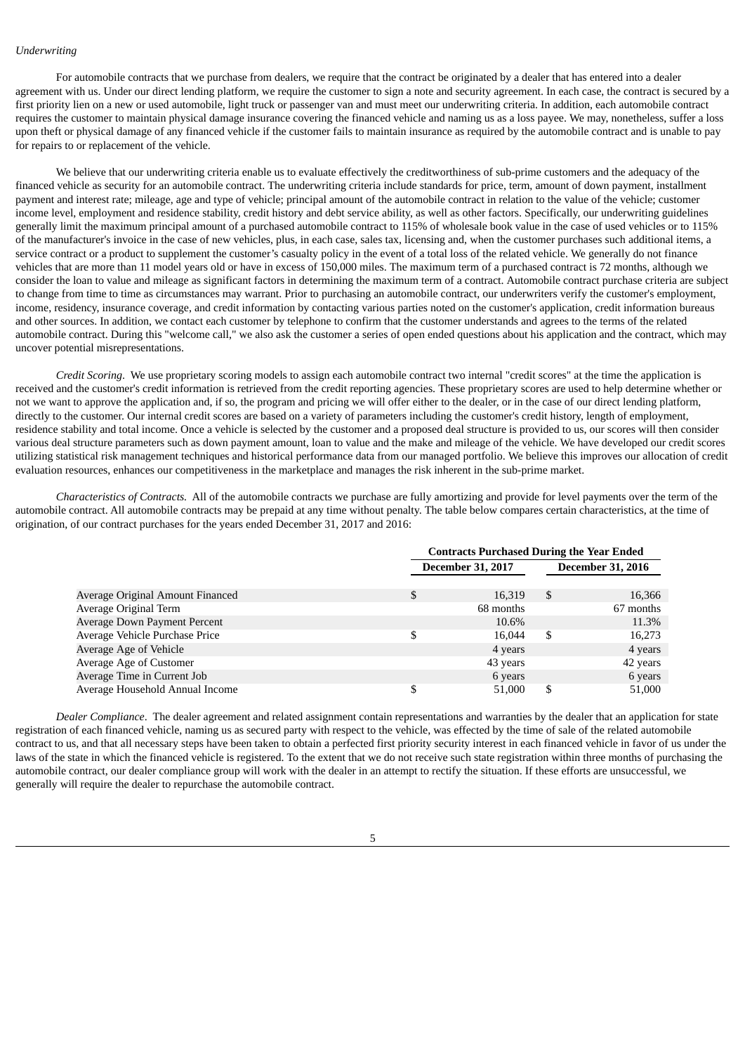*Underwriting*

For automobile contracts that we purchase from dealers, we require that the contract be originated by a dealer that has entered into a dealer agreement with us. Under our direct lending platform, we require the customer to sign a note and security agreement. In each case, the contract is secured by a first priority lien on a new or used automobile, light truck or passenger van and must meet our underwriting criteria. In addition, each automobile contract requires the customer to maintain physical damage insurance covering the financed vehicle and naming us as a loss payee. We may, nonetheless, suffer a loss upon theft or physical damage of any financed vehicle if the customer fails to maintain insurance as required by the automobile contract and is unable to pay for repairs to or replacement of the vehicle.

We believe that our underwriting criteria enable us to evaluate effectively the creditworthiness of sub-prime customers and the adequacy of the financed vehicle as security for an automobile contract. The underwriting criteria include standards for price, term, amount of down payment, installment payment and interest rate; mileage, age and type of vehicle; principal amount of the automobile contract in relation to the value of the vehicle; customer income level, employment and residence stability, credit history and debt service ability, as well as other factors. Specifically, our underwriting guidelines generally limit the maximum principal amount of a purchased automobile contract to 115% of wholesale book value in the case of used vehicles or to 115% of the manufacturer's invoice in the case of new vehicles, plus, in each case, sales tax, licensing and, when the customer purchases such additional items, a service contract or a product to supplement the customer's casualty policy in the event of a total loss of the related vehicle. We generally do not finance vehicles that are more than 11 model years old or have in excess of 150,000 miles. The maximum term of a purchased contract is 72 months, although we consider the loan to value and mileage as significant factors in determining the maximum term of a contract. Automobile contract purchase criteria are subject to change from time to time as circumstances may warrant. Prior to purchasing an automobile contract, our underwriters verify the customer's employment, income, residency, insurance coverage, and credit information by contacting various parties noted on the customer's application, credit information bureaus and other sources. In addition, we contact each customer by telephone to confirm that the customer understands and agrees to the terms of the related automobile contract. During this "welcome call," we also ask the customer a series of open ended questions about his application and the contract, which may uncover potential misrepresentations.

*Credit Scoring*. We use proprietary scoring models to assign each automobile contract two internal "credit scores" at the time the application is received and the customer's credit information is retrieved from the credit reporting agencies. These proprietary scores are used to help determine whether or not we want to approve the application and, if so, the program and pricing we will offer either to the dealer, or in the case of our direct lending platform, directly to the customer. Our internal credit scores are based on a variety of parameters including the customer's credit history, length of employment, residence stability and total income. Once a vehicle is selected by the customer and a proposed deal structure is provided to us, our scores will then consider various deal structure parameters such as down payment amount, loan to value and the make and mileage of the vehicle. We have developed our credit scores utilizing statistical risk management techniques and historical performance data from our managed portfolio. We believe this improves our allocation of credit evaluation resources, enhances our competitiveness in the marketplace and manages the risk inherent in the sub-prime market.

*Characteristics of Contracts.* All of the automobile contracts we purchase are fully amortizing and provide for level payments over the term of the automobile contract. All automobile contracts may be prepaid at any time without penalty. The table below compares certain characteristics, at the time of origination, of our contract purchases for the years ended December 31, 2017 and 2016:

| | Contracts Purchased During the Year Ended | |
|---|---|---|
| | December 31, 2017 | December 31, 2016 |
| Average Original Amount Financed | $ 16,319 | $ 16,366 |
| Average Original Term | 68 months | 67 months |
| Average Down Payment Percent | 10.6% | 11.3% |
| Average Vehicle Purchase Price | $ 16,044 | $ 16,273 |
| Average Age of Vehicle | 4 years | 4 years |
| Average Age of Customer | 43 years | 42 years |
| Average Time in Current Job | 6 years | 6 years |
| Average Household Annual Income | $ 51,000 | $ 51,000 |

*Dealer Compliance*. The dealer agreement and related assignment contain representations and warranties by the dealer that an application for state registration of each financed vehicle, naming us as secured party with respect to the vehicle, was effected by the time of sale of the related automobile contract to us, and that all necessary steps have been taken to obtain a perfected first priority security interest in each financed vehicle in favor of us under the laws of the state in which the financed vehicle is registered. To the extent that we do not receive such state registration within three months of purchasing the automobile contract, our dealer compliance group will work with the dealer in an attempt to rectify the situation. If these efforts are unsuccessful, we generally will require the dealer to repurchase the automobile contract.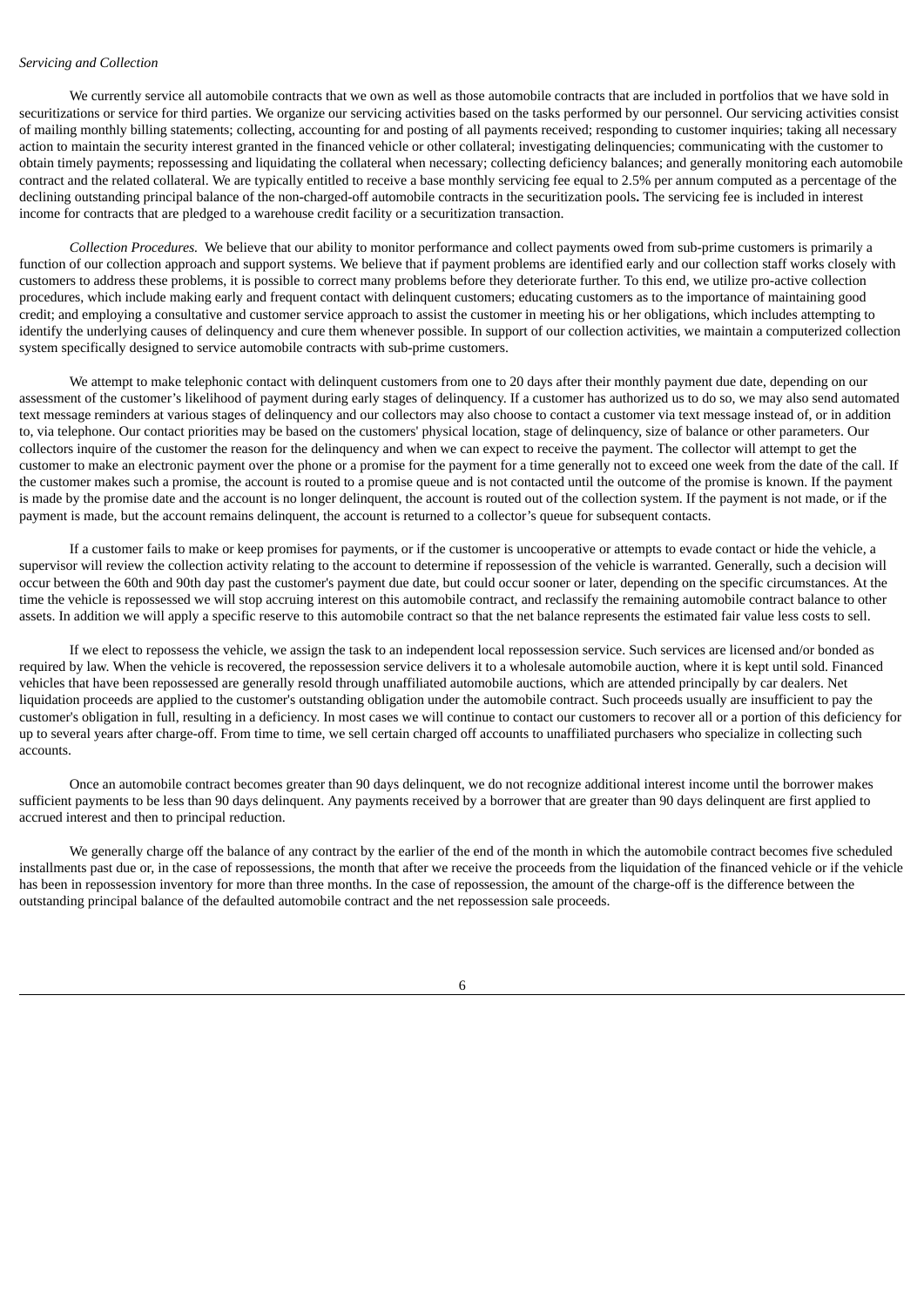*Servicing and Collection*

We currently service all automobile contracts that we own as well as those automobile contracts that are included in portfolios that we have sold in securitizations or service for third parties. We organize our servicing activities based on the tasks performed by our personnel. Our servicing activities consist of mailing monthly billing statements; collecting, accounting for and posting of all payments received; responding to customer inquiries; taking all necessary action to maintain the security interest granted in the financed vehicle or other collateral; investigating delinquencies; communicating with the customer to obtain timely payments; repossessing and liquidating the collateral when necessary; collecting deficiency balances; and generally monitoring each automobile contract and the related collateral. We are typically entitled to receive a base monthly servicing fee equal to 2.5% per annum computed as a percentage of the declining outstanding principal balance of the non-charged-off automobile contracts in the securitization pools**.** The servicing fee is included in interest income for contracts that are pledged to a warehouse credit facility or a securitization transaction.

*Collection Procedures.* We believe that our ability to monitor performance and collect payments owed from sub-prime customers is primarily a function of our collection approach and support systems. We believe that if payment problems are identified early and our collection staff works closely with customers to address these problems, it is possible to correct many problems before they deteriorate further. To this end, we utilize pro-active collection procedures, which include making early and frequent contact with delinquent customers; educating customers as to the importance of maintaining good credit; and employing a consultative and customer service approach to assist the customer in meeting his or her obligations, which includes attempting to identify the underlying causes of delinquency and cure them whenever possible. In support of our collection activities, we maintain a computerized collection system specifically designed to service automobile contracts with sub-prime customers.

We attempt to make telephonic contact with delinquent customers from one to 20 days after their monthly payment due date, depending on our assessment of the customer's likelihood of payment during early stages of delinquency. If a customer has authorized us to do so, we may also send automated text message reminders at various stages of delinquency and our collectors may also choose to contact a customer via text message instead of, or in addition to, via telephone. Our contact priorities may be based on the customers' physical location, stage of delinquency, size of balance or other parameters. Our collectors inquire of the customer the reason for the delinquency and when we can expect to receive the payment. The collector will attempt to get the customer to make an electronic payment over the phone or a promise for the payment for a time generally not to exceed one week from the date of the call. If the customer makes such a promise, the account is routed to a promise queue and is not contacted until the outcome of the promise is known. If the payment is made by the promise date and the account is no longer delinquent, the account is routed out of the collection system. If the payment is not made, or if the payment is made, but the account remains delinquent, the account is returned to a collector's queue for subsequent contacts.

If a customer fails to make or keep promises for payments, or if the customer is uncooperative or attempts to evade contact or hide the vehicle, a supervisor will review the collection activity relating to the account to determine if repossession of the vehicle is warranted. Generally, such a decision will occur between the 60th and 90th day past the customer's payment due date, but could occur sooner or later, depending on the specific circumstances. At the time the vehicle is repossessed we will stop accruing interest on this automobile contract, and reclassify the remaining automobile contract balance to other assets. In addition we will apply a specific reserve to this automobile contract so that the net balance represents the estimated fair value less costs to sell.

If we elect to repossess the vehicle, we assign the task to an independent local repossession service. Such services are licensed and/or bonded as required by law. When the vehicle is recovered, the repossession service delivers it to a wholesale automobile auction, where it is kept until sold. Financed vehicles that have been repossessed are generally resold through unaffiliated automobile auctions, which are attended principally by car dealers. Net liquidation proceeds are applied to the customer's outstanding obligation under the automobile contract. Such proceeds usually are insufficient to pay the customer's obligation in full, resulting in a deficiency. In most cases we will continue to contact our customers to recover all or a portion of this deficiency for up to several years after charge-off. From time to time, we sell certain charged off accounts to unaffiliated purchasers who specialize in collecting such accounts.

Once an automobile contract becomes greater than 90 days delinquent, we do not recognize additional interest income until the borrower makes sufficient payments to be less than 90 days delinquent. Any payments received by a borrower that are greater than 90 days delinquent are first applied to accrued interest and then to principal reduction.

We generally charge off the balance of any contract by the earlier of the end of the month in which the automobile contract becomes five scheduled installments past due or, in the case of repossessions, the month that after we receive the proceeds from the liquidation of the financed vehicle or if the vehicle has been in repossession inventory for more than three months. In the case of repossession, the amount of the charge-off is the difference between the outstanding principal balance of the defaulted automobile contract and the net repossession sale proceeds.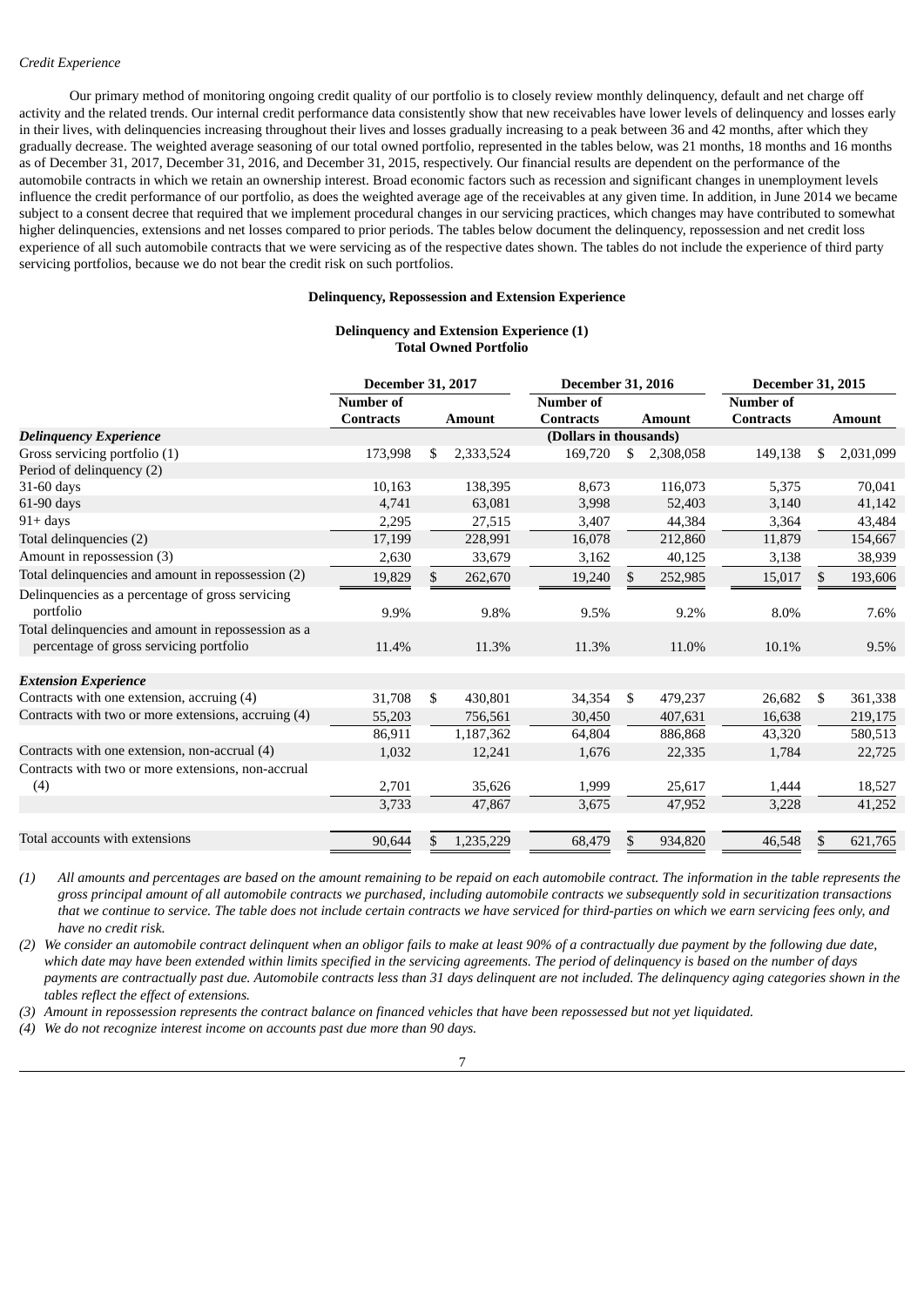*Credit Experience*

Our primary method of monitoring ongoing credit quality of our portfolio is to closely review monthly delinquency, default and net charge off activity and the related trends. Our internal credit performance data consistently show that new receivables have lower levels of delinquency and losses early in their lives, with delinquencies increasing throughout their lives and losses gradually increasing to a peak between 36 and 42 months, after which they gradually decrease. The weighted average seasoning of our total owned portfolio, represented in the tables below, was 21 months, 18 months and 16 months as of December 31, 2017, December 31, 2016, and December 31, 2015, respectively. Our financial results are dependent on the performance of the automobile contracts in which we retain an ownership interest. Broad economic factors such as recession and significant changes in unemployment levels influence the credit performance of our portfolio, as does the weighted average age of the receivables at any given time. In addition, in June 2014 we became subject to a consent decree that required that we implement procedural changes in our servicing practices, which changes may have contributed to somewhat higher delinquencies, extensions and net losses compared to prior periods. The tables below document the delinquency, repossession and net credit loss experience of all such automobile contracts that we were servicing as of the respective dates shown. The tables do not include the experience of third party servicing portfolios, because we do not bear the credit risk on such portfolios.

**Delinquency, Repossession and Extension Experience**

**Delinquency and Extension Experience (1)**
**Total Owned Portfolio**

| | December 31, 2017 | | December 31, 2016 | | December 31, 2015 | |
|---|---|---|---|---|---|---|
| | Number of Contracts | Amount | Number of Contracts | Amount | Number of Contracts | Amount |
| ***Delinquency Experience*** | | | (Dollars in thousands) | | | |
| Gross servicing portfolio (1) | 173,998 | $ 2,333,524 | 169,720 | $ 2,308,058 | 149,138 | $ 2,031,099 |
| Period of delinquency (2) | | | | | | |
| 31-60 days | 10,163 | 138,395 | 8,673 | 116,073 | 5,375 | 70,041 |
| 61-90 days | 4,741 | 63,081 | 3,998 | 52,403 | 3,140 | 41,142 |
| 91+ days | 2,295 | 27,515 | 3,407 | 44,384 | 3,364 | 43,484 |
| Total delinquencies (2) | 17,199 | 228,991 | 16,078 | 212,860 | 11,879 | 154,667 |
| Amount in repossession (3) | 2,630 | 33,679 | 3,162 | 40,125 | 3,138 | 38,939 |
| Total delinquencies and amount in repossession (2) | 19,829 | $ 262,670 | 19,240 | $ 252,985 | 15,017 | $ 193,606 |
| Delinquencies as a percentage of gross servicing portfolio | 9.9% | 9.8% | 9.5% | 9.2% | 8.0% | 7.6% |
| Total delinquencies and amount in repossession as a percentage of gross servicing portfolio | 11.4% | 11.3% | 11.3% | 11.0% | 10.1% | 9.5% |
| ***Extension Experience*** | | | | | | |
| Contracts with one extension, accruing (4) | 31,708 | $ 430,801 | 34,354 | $ 479,237 | 26,682 | $ 361,338 |
| Contracts with two or more extensions, accruing (4) | 55,203 | 756,561 | 30,450 | 407,631 | 16,638 | 219,175 |
| | 86,911 | 1,187,362 | 64,804 | 886,868 | 43,320 | 580,513 |
| Contracts with one extension, non-accrual (4) | 1,032 | 12,241 | 1,676 | 22,335 | 1,784 | 22,725 |
| Contracts with two or more extensions, non-accrual (4) | 2,701 | 35,626 | 1,999 | 25,617 | 1,444 | 18,527 |
| | 3,733 | 47,867 | 3,675 | 47,952 | 3,228 | 41,252 |
| Total accounts with extensions | 90,644 | $ 1,235,229 | 68,479 | $ 934,820 | 46,548 | $ 621,765 |

*(1) All amounts and percentages are based on the amount remaining to be repaid on each automobile contract. The information in the table represents the gross principal amount of all automobile contracts we purchased, including automobile contracts we subsequently sold in securitization transactions that we continue to service. The table does not include certain contracts we have serviced for third-parties on which we earn servicing fees only, and have no credit risk.*

*(2) We consider an automobile contract delinquent when an obligor fails to make at least 90% of a contractually due payment by the following due date, which date may have been extended within limits specified in the servicing agreements. The period of delinquency is based on the number of days payments are contractually past due. Automobile contracts less than 31 days delinquent are not included. The delinquency aging categories shown in the tables reflect the effect of extensions.*

*(3) Amount in repossession represents the contract balance on financed vehicles that have been repossessed but not yet liquidated.*

*(4) We do not recognize interest income on accounts past due more than 90 days.*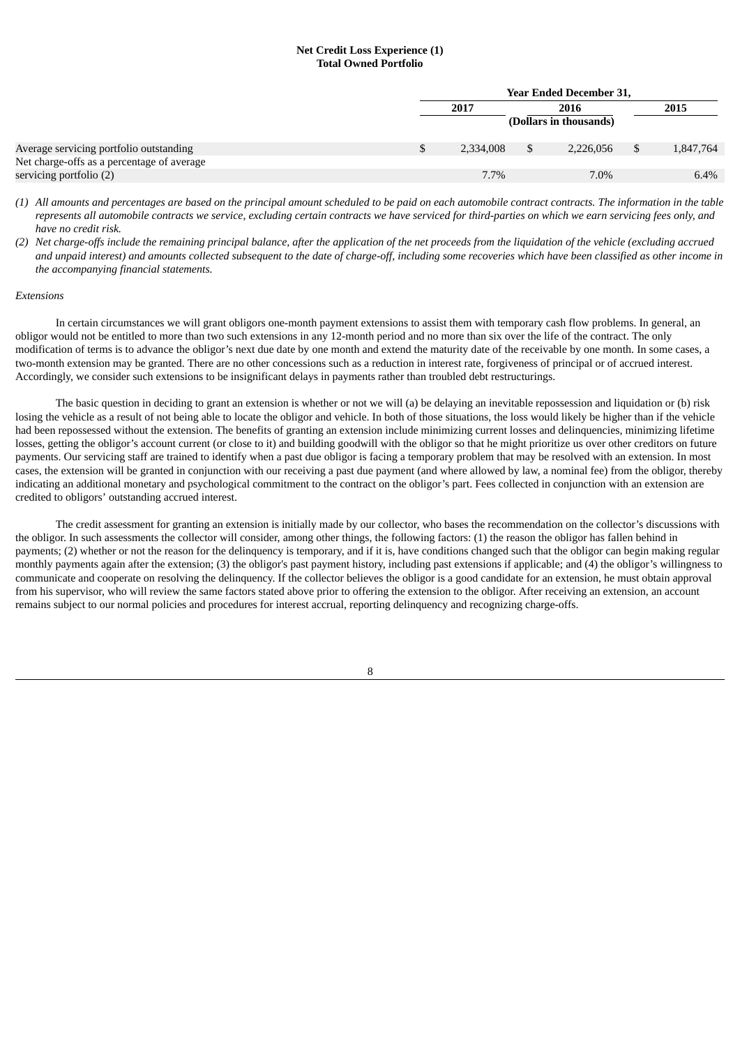**Net Credit Loss Experience (1)**
**Total Owned Portfolio**

| | Year Ended December 31, | | |
|---|---|---|---|
| | 2017 | 2016 | 2015 |
| | (Dollars in thousands) | | |
| Average servicing portfolio outstanding | $ 2,334,008 | $ 2,226,056 | $ 1,847,764 |
| Net charge-offs as a percentage of average servicing portfolio (2) | 7.7% | 7.0% | 6.4% |

*(1) All amounts and percentages are based on the principal amount scheduled to be paid on each automobile contract contracts. The information in the table represents all automobile contracts we service, excluding certain contracts we have serviced for third-parties on which we earn servicing fees only, and have no credit risk.*

*(2) Net charge-offs include the remaining principal balance, after the application of the net proceeds from the liquidation of the vehicle (excluding accrued and unpaid interest) and amounts collected subsequent to the date of charge-off, including some recoveries which have been classified as other income in the accompanying financial statements.*

*Extensions*

In certain circumstances we will grant obligors one-month payment extensions to assist them with temporary cash flow problems. In general, an obligor would not be entitled to more than two such extensions in any 12-month period and no more than six over the life of the contract. The only modification of terms is to advance the obligor's next due date by one month and extend the maturity date of the receivable by one month. In some cases, a two-month extension may be granted. There are no other concessions such as a reduction in interest rate, forgiveness of principal or of accrued interest. Accordingly, we consider such extensions to be insignificant delays in payments rather than troubled debt restructurings.

The basic question in deciding to grant an extension is whether or not we will (a) be delaying an inevitable repossession and liquidation or (b) risk losing the vehicle as a result of not being able to locate the obligor and vehicle. In both of those situations, the loss would likely be higher than if the vehicle had been repossessed without the extension. The benefits of granting an extension include minimizing current losses and delinquencies, minimizing lifetime losses, getting the obligor's account current (or close to it) and building goodwill with the obligor so that he might prioritize us over other creditors on future payments. Our servicing staff are trained to identify when a past due obligor is facing a temporary problem that may be resolved with an extension. In most cases, the extension will be granted in conjunction with our receiving a past due payment (and where allowed by law, a nominal fee) from the obligor, thereby indicating an additional monetary and psychological commitment to the contract on the obligor's part. Fees collected in conjunction with an extension are credited to obligors' outstanding accrued interest.

The credit assessment for granting an extension is initially made by our collector, who bases the recommendation on the collector's discussions with the obligor. In such assessments the collector will consider, among other things, the following factors: (1) the reason the obligor has fallen behind in payments; (2) whether or not the reason for the delinquency is temporary, and if it is, have conditions changed such that the obligor can begin making regular monthly payments again after the extension; (3) the obligor's past payment history, including past extensions if applicable; and (4) the obligor's willingness to communicate and cooperate on resolving the delinquency. If the collector believes the obligor is a good candidate for an extension, he must obtain approval from his supervisor, who will review the same factors stated above prior to offering the extension to the obligor. After receiving an extension, an account remains subject to our normal policies and procedures for interest accrual, reporting delinquency and recognizing charge-offs.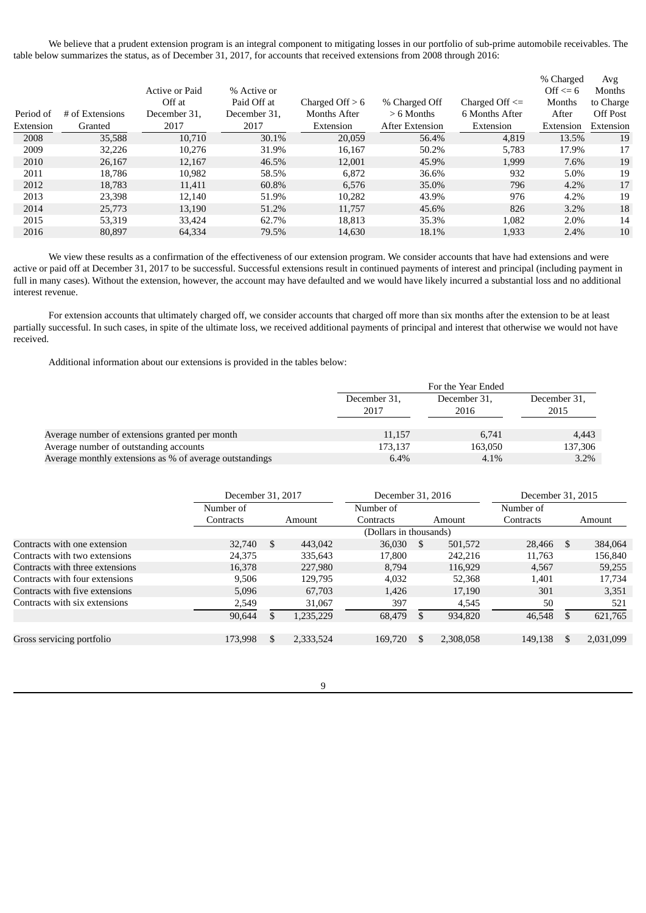We believe that a prudent extension program is an integral component to mitigating losses in our portfolio of sub-prime automobile receivables. The table below summarizes the status, as of December 31, 2017, for accounts that received extensions from 2008 through 2016:

| Period of Extension | # of Extensions Granted | Active or Paid Off at December 31, 2017 | % Active or Paid Off at December 31, 2017 | Charged Off > 6 Months After Extension | % Charged Off > 6 Months After Extension | Charged Off <= 6 Months After Extension | % Charged Off <= 6 Months After Extension | Avg Months to Charge Off Post Extension |
|---|---|---|---|---|---|---|---|---|
| 2008 | 35,588 | 10,710 | 30.1% | 20,059 | 56.4% | 4,819 | 13.5% | 19 |
| 2009 | 32,226 | 10,276 | 31.9% | 16,167 | 50.2% | 5,783 | 17.9% | 17 |
| 2010 | 26,167 | 12,167 | 46.5% | 12,001 | 45.9% | 1,999 | 7.6% | 19 |
| 2011 | 18,786 | 10,982 | 58.5% | 6,872 | 36.6% | 932 | 5.0% | 19 |
| 2012 | 18,783 | 11,411 | 60.8% | 6,576 | 35.0% | 796 | 4.2% | 17 |
| 2013 | 23,398 | 12,140 | 51.9% | 10,282 | 43.9% | 976 | 4.2% | 19 |
| 2014 | 25,773 | 13,190 | 51.2% | 11,757 | 45.6% | 826 | 3.2% | 18 |
| 2015 | 53,319 | 33,424 | 62.7% | 18,813 | 35.3% | 1,082 | 2.0% | 14 |
| 2016 | 80,897 | 64,334 | 79.5% | 14,630 | 18.1% | 1,933 | 2.4% | 10 |

We view these results as a confirmation of the effectiveness of our extension program. We consider accounts that have had extensions and were active or paid off at December 31, 2017 to be successful. Successful extensions result in continued payments of interest and principal (including payment in full in many cases). Without the extension, however, the account may have defaulted and we would have likely incurred a substantial loss and no additional interest revenue.

For extension accounts that ultimately charged off, we consider accounts that charged off more than six months after the extension to be at least partially successful. In such cases, in spite of the ultimate loss, we received additional payments of principal and interest that otherwise we would not have received.

Additional information about our extensions is provided in the tables below:

| | For the Year Ended | | |
|---|---|---|---|
| | December 31, 2017 | December 31, 2016 | December 31, 2015 |
| Average number of extensions granted per month | 11,157 | 6,741 | 4,443 |
| Average number of outstanding accounts | 173,137 | 163,050 | 137,306 |
| Average monthly extensions as % of average outstandings | 6.4% | 4.1% | 3.2% |

| | December 31, 2017 | | December 31, 2016 | | December 31, 2015 | |
|---|---|---|---|---|---|---|
| | Number of Contracts | Amount | Number of Contracts | Amount | Number of Contracts | Amount |
| | | | (Dollars in thousands) | | | |
| Contracts with one extension | 32,740 | $ 443,042 | 36,030 | $ 501,572 | 28,466 | $ 384,064 |
| Contracts with two extensions | 24,375 | 335,643 | 17,800 | 242,216 | 11,763 | 156,840 |
| Contracts with three extensions | 16,378 | 227,980 | 8,794 | 116,929 | 4,567 | 59,255 |
| Contracts with four extensions | 9,506 | 129,795 | 4,032 | 52,368 | 1,401 | 17,734 |
| Contracts with five extensions | 5,096 | 67,703 | 1,426 | 17,190 | 301 | 3,351 |
| Contracts with six extensions | 2,549 | 31,067 | 397 | 4,545 | 50 | 521 |
| | 90,644 | $ 1,235,229 | 68,479 | $ 934,820 | 46,548 | $ 621,765 |
| Gross servicing portfolio | 173,998 | $ 2,333,524 | 169,720 | $ 2,308,058 | 149,138 | $ 2,031,099 |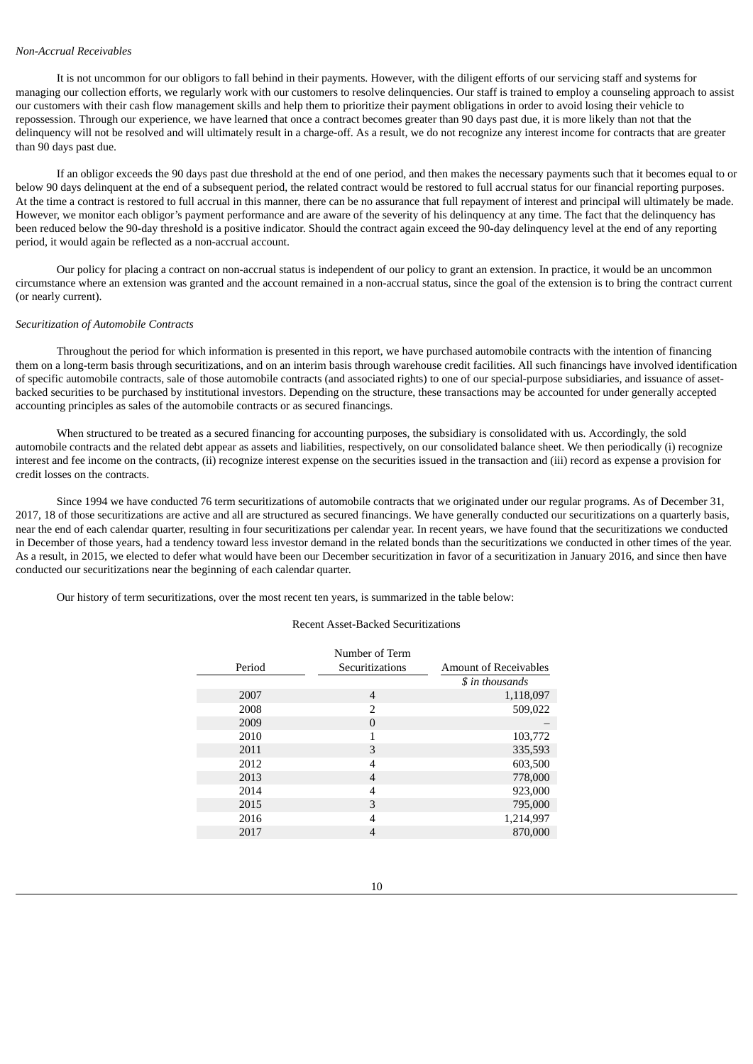*Non-Accrual Receivables*

It is not uncommon for our obligors to fall behind in their payments. However, with the diligent efforts of our servicing staff and systems for managing our collection efforts, we regularly work with our customers to resolve delinquencies. Our staff is trained to employ a counseling approach to assist our customers with their cash flow management skills and help them to prioritize their payment obligations in order to avoid losing their vehicle to repossession. Through our experience, we have learned that once a contract becomes greater than 90 days past due, it is more likely than not that the delinquency will not be resolved and will ultimately result in a charge-off. As a result, we do not recognize any interest income for contracts that are greater than 90 days past due.

If an obligor exceeds the 90 days past due threshold at the end of one period, and then makes the necessary payments such that it becomes equal to or below 90 days delinquent at the end of a subsequent period, the related contract would be restored to full accrual status for our financial reporting purposes. At the time a contract is restored to full accrual in this manner, there can be no assurance that full repayment of interest and principal will ultimately be made. However, we monitor each obligor's payment performance and are aware of the severity of his delinquency at any time. The fact that the delinquency has been reduced below the 90-day threshold is a positive indicator. Should the contract again exceed the 90-day delinquency level at the end of any reporting period, it would again be reflected as a non-accrual account.

Our policy for placing a contract on non-accrual status is independent of our policy to grant an extension. In practice, it would be an uncommon circumstance where an extension was granted and the account remained in a non-accrual status, since the goal of the extension is to bring the contract current (or nearly current).

*Securitization of Automobile Contracts*

Throughout the period for which information is presented in this report, we have purchased automobile contracts with the intention of financing them on a long-term basis through securitizations, and on an interim basis through warehouse credit facilities. All such financings have involved identification of specific automobile contracts, sale of those automobile contracts (and associated rights) to one of our special-purpose subsidiaries, and issuance of asset-backed securities to be purchased by institutional investors. Depending on the structure, these transactions may be accounted for under generally accepted accounting principles as sales of the automobile contracts or as secured financings.

When structured to be treated as a secured financing for accounting purposes, the subsidiary is consolidated with us. Accordingly, the sold automobile contracts and the related debt appear as assets and liabilities, respectively, on our consolidated balance sheet. We then periodically (i) recognize interest and fee income on the contracts, (ii) recognize interest expense on the securities issued in the transaction and (iii) record as expense a provision for credit losses on the contracts.

Since 1994 we have conducted 76 term securitizations of automobile contracts that we originated under our regular programs. As of December 31, 2017, 18 of those securitizations are active and all are structured as secured financings. We have generally conducted our securitizations on a quarterly basis, near the end of each calendar quarter, resulting in four securitizations per calendar year. In recent years, we have found that the securitizations we conducted in December of those years, had a tendency toward less investor demand in the related bonds than the securitizations we conducted in other times of the year. As a result, in 2015, we elected to defer what would have been our December securitization in favor of a securitization in January 2016, and since then have conducted our securitizations near the beginning of each calendar quarter.

Our history of term securitizations, over the most recent ten years, is summarized in the table below:

Recent Asset-Backed Securitizations

| Period | Number of Term Securitizations | Amount of Receivables |
|---|---|---|
| | | *$ in thousands* |
| 2007 | 4 | 1,118,097 |
| 2008 | 2 | 509,022 |
| 2009 | 0 | – |
| 2010 | 1 | 103,772 |
| 2011 | 3 | 335,593 |
| 2012 | 4 | 603,500 |
| 2013 | 4 | 778,000 |
| 2014 | 4 | 923,000 |
| 2015 | 3 | 795,000 |
| 2016 | 4 | 1,214,997 |
| 2017 | 4 | 870,000 |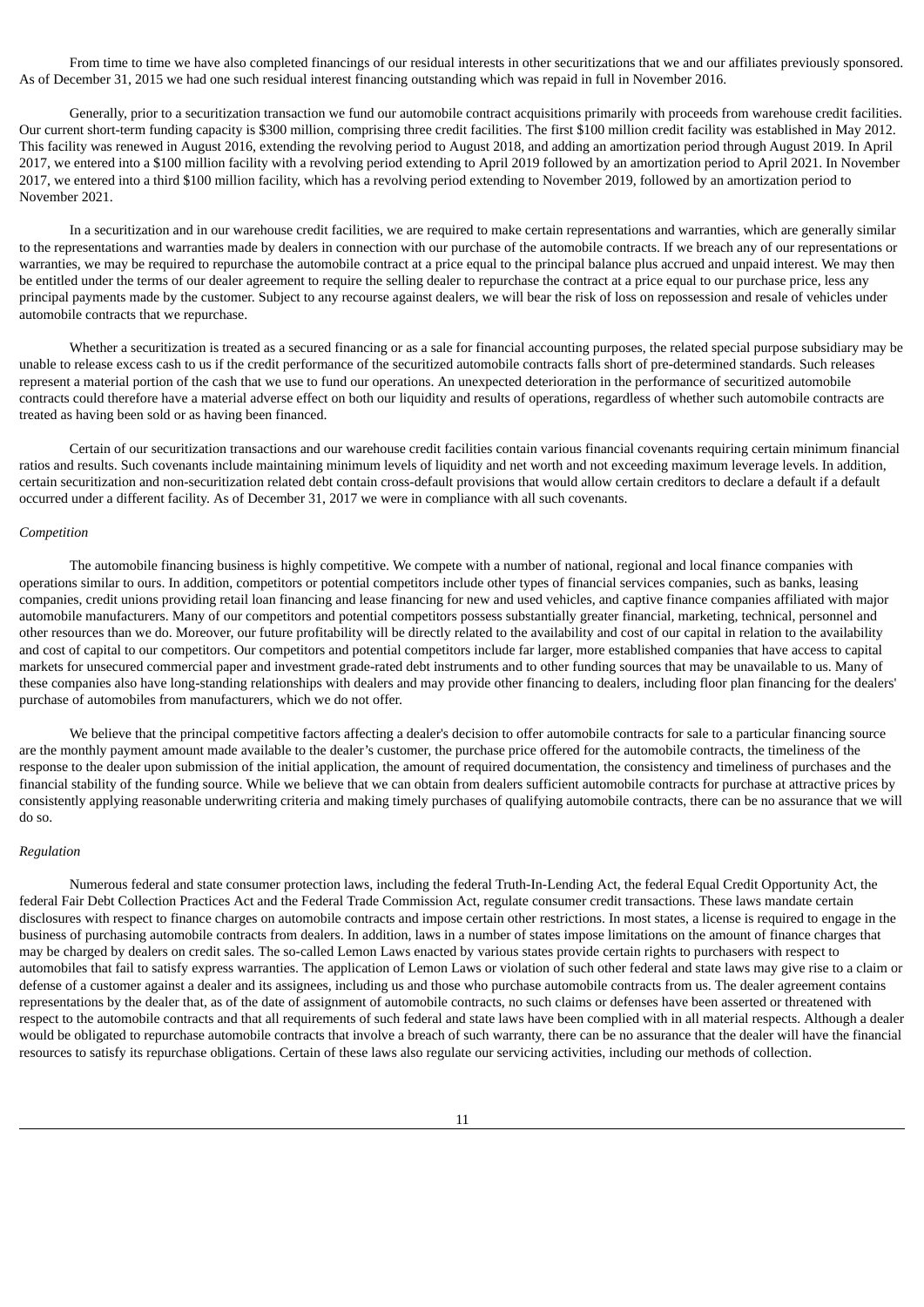From time to time we have also completed financings of our residual interests in other securitizations that we and our affiliates previously sponsored. As of December 31, 2015 we had one such residual interest financing outstanding which was repaid in full in November 2016.

Generally, prior to a securitization transaction we fund our automobile contract acquisitions primarily with proceeds from warehouse credit facilities. Our current short-term funding capacity is $300 million, comprising three credit facilities. The first $100 million credit facility was established in May 2012. This facility was renewed in August 2016, extending the revolving period to August 2018, and adding an amortization period through August 2019. In April 2017, we entered into a $100 million facility with a revolving period extending to April 2019 followed by an amortization period to April 2021. In November 2017, we entered into a third $100 million facility, which has a revolving period extending to November 2019, followed by an amortization period to November 2021.

In a securitization and in our warehouse credit facilities, we are required to make certain representations and warranties, which are generally similar to the representations and warranties made by dealers in connection with our purchase of the automobile contracts. If we breach any of our representations or warranties, we may be required to repurchase the automobile contract at a price equal to the principal balance plus accrued and unpaid interest. We may then be entitled under the terms of our dealer agreement to require the selling dealer to repurchase the contract at a price equal to our purchase price, less any principal payments made by the customer. Subject to any recourse against dealers, we will bear the risk of loss on repossession and resale of vehicles under automobile contracts that we repurchase.

Whether a securitization is treated as a secured financing or as a sale for financial accounting purposes, the related special purpose subsidiary may be unable to release excess cash to us if the credit performance of the securitized automobile contracts falls short of pre-determined standards. Such releases represent a material portion of the cash that we use to fund our operations. An unexpected deterioration in the performance of securitized automobile contracts could therefore have a material adverse effect on both our liquidity and results of operations, regardless of whether such automobile contracts are treated as having been sold or as having been financed.

Certain of our securitization transactions and our warehouse credit facilities contain various financial covenants requiring certain minimum financial ratios and results. Such covenants include maintaining minimum levels of liquidity and net worth and not exceeding maximum leverage levels. In addition, certain securitization and non-securitization related debt contain cross-default provisions that would allow certain creditors to declare a default if a default occurred under a different facility. As of December 31, 2017 we were in compliance with all such covenants.

*Competition*

The automobile financing business is highly competitive. We compete with a number of national, regional and local finance companies with operations similar to ours. In addition, competitors or potential competitors include other types of financial services companies, such as banks, leasing companies, credit unions providing retail loan financing and lease financing for new and used vehicles, and captive finance companies affiliated with major automobile manufacturers. Many of our competitors and potential competitors possess substantially greater financial, marketing, technical, personnel and other resources than we do. Moreover, our future profitability will be directly related to the availability and cost of our capital in relation to the availability and cost of capital to our competitors. Our competitors and potential competitors include far larger, more established companies that have access to capital markets for unsecured commercial paper and investment grade-rated debt instruments and to other funding sources that may be unavailable to us. Many of these companies also have long-standing relationships with dealers and may provide other financing to dealers, including floor plan financing for the dealers' purchase of automobiles from manufacturers, which we do not offer.

We believe that the principal competitive factors affecting a dealer's decision to offer automobile contracts for sale to a particular financing source are the monthly payment amount made available to the dealer's customer, the purchase price offered for the automobile contracts, the timeliness of the response to the dealer upon submission of the initial application, the amount of required documentation, the consistency and timeliness of purchases and the financial stability of the funding source. While we believe that we can obtain from dealers sufficient automobile contracts for purchase at attractive prices by consistently applying reasonable underwriting criteria and making timely purchases of qualifying automobile contracts, there can be no assurance that we will do so.

*Regulation*

Numerous federal and state consumer protection laws, including the federal Truth-In-Lending Act, the federal Equal Credit Opportunity Act, the federal Fair Debt Collection Practices Act and the Federal Trade Commission Act, regulate consumer credit transactions. These laws mandate certain disclosures with respect to finance charges on automobile contracts and impose certain other restrictions. In most states, a license is required to engage in the business of purchasing automobile contracts from dealers. In addition, laws in a number of states impose limitations on the amount of finance charges that may be charged by dealers on credit sales. The so-called Lemon Laws enacted by various states provide certain rights to purchasers with respect to automobiles that fail to satisfy express warranties. The application of Lemon Laws or violation of such other federal and state laws may give rise to a claim or defense of a customer against a dealer and its assignees, including us and those who purchase automobile contracts from us. The dealer agreement contains representations by the dealer that, as of the date of assignment of automobile contracts, no such claims or defenses have been asserted or threatened with respect to the automobile contracts and that all requirements of such federal and state laws have been complied with in all material respects. Although a dealer would be obligated to repurchase automobile contracts that involve a breach of such warranty, there can be no assurance that the dealer will have the financial resources to satisfy its repurchase obligations. Certain of these laws also regulate our servicing activities, including our methods of collection.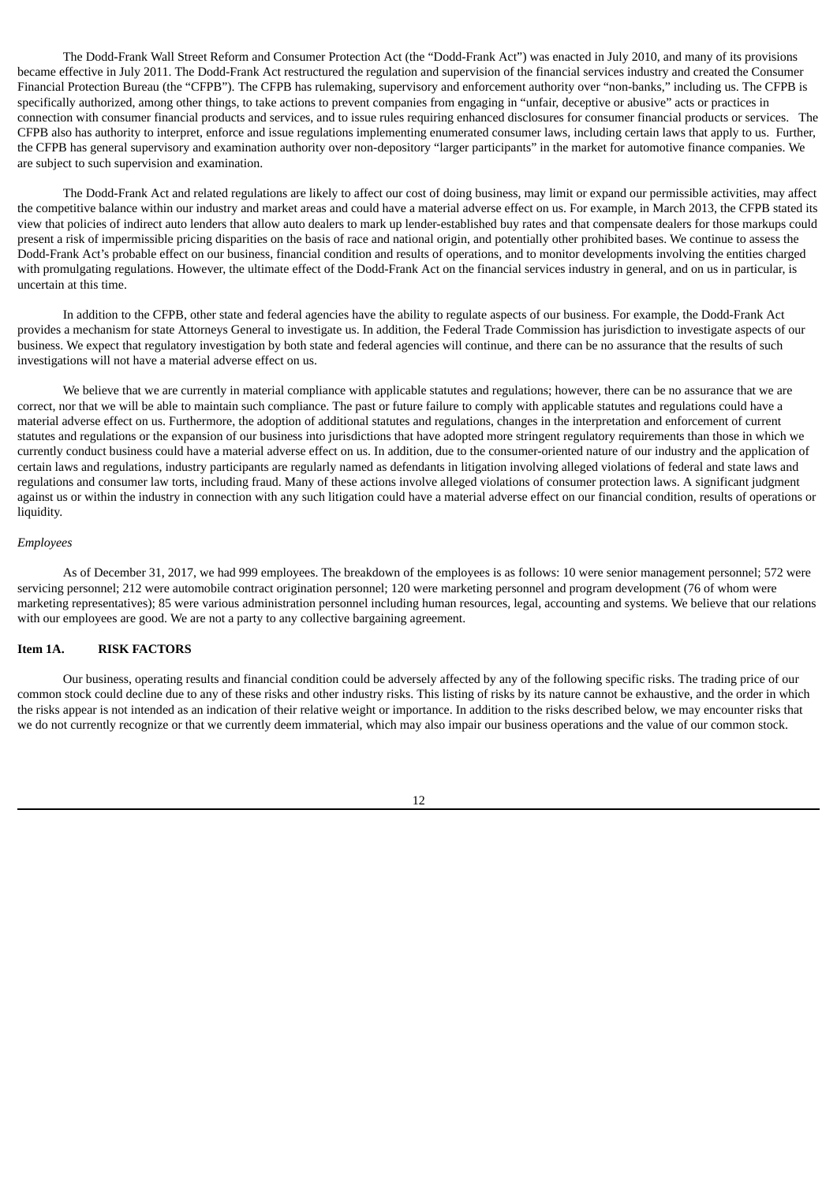The Dodd-Frank Wall Street Reform and Consumer Protection Act (the "Dodd-Frank Act") was enacted in July 2010, and many of its provisions became effective in July 2011. The Dodd-Frank Act restructured the regulation and supervision of the financial services industry and created the Consumer Financial Protection Bureau (the "CFPB"). The CFPB has rulemaking, supervisory and enforcement authority over "non-banks," including us. The CFPB is specifically authorized, among other things, to take actions to prevent companies from engaging in "unfair, deceptive or abusive" acts or practices in connection with consumer financial products and services, and to issue rules requiring enhanced disclosures for consumer financial products or services. The CFPB also has authority to interpret, enforce and issue regulations implementing enumerated consumer laws, including certain laws that apply to us. Further, the CFPB has general supervisory and examination authority over non-depository "larger participants" in the market for automotive finance companies. We are subject to such supervision and examination.

The Dodd-Frank Act and related regulations are likely to affect our cost of doing business, may limit or expand our permissible activities, may affect the competitive balance within our industry and market areas and could have a material adverse effect on us. For example, in March 2013, the CFPB stated its view that policies of indirect auto lenders that allow auto dealers to mark up lender-established buy rates and that compensate dealers for those markups could present a risk of impermissible pricing disparities on the basis of race and national origin, and potentially other prohibited bases. We continue to assess the Dodd-Frank Act's probable effect on our business, financial condition and results of operations, and to monitor developments involving the entities charged with promulgating regulations. However, the ultimate effect of the Dodd-Frank Act on the financial services industry in general, and on us in particular, is uncertain at this time.

In addition to the CFPB, other state and federal agencies have the ability to regulate aspects of our business. For example, the Dodd-Frank Act provides a mechanism for state Attorneys General to investigate us. In addition, the Federal Trade Commission has jurisdiction to investigate aspects of our business. We expect that regulatory investigation by both state and federal agencies will continue, and there can be no assurance that the results of such investigations will not have a material adverse effect on us.

We believe that we are currently in material compliance with applicable statutes and regulations; however, there can be no assurance that we are correct, nor that we will be able to maintain such compliance. The past or future failure to comply with applicable statutes and regulations could have a material adverse effect on us. Furthermore, the adoption of additional statutes and regulations, changes in the interpretation and enforcement of current statutes and regulations or the expansion of our business into jurisdictions that have adopted more stringent regulatory requirements than those in which we currently conduct business could have a material adverse effect on us. In addition, due to the consumer-oriented nature of our industry and the application of certain laws and regulations, industry participants are regularly named as defendants in litigation involving alleged violations of federal and state laws and regulations and consumer law torts, including fraud. Many of these actions involve alleged violations of consumer protection laws. A significant judgment against us or within the industry in connection with any such litigation could have a material adverse effect on our financial condition, results of operations or liquidity.

*Employees*

As of December 31, 2017, we had 999 employees. The breakdown of the employees is as follows: 10 were senior management personnel; 572 were servicing personnel; 212 were automobile contract origination personnel; 120 were marketing personnel and program development (76 of whom were marketing representatives); 85 were various administration personnel including human resources, legal, accounting and systems. We believe that our relations with our employees are good. We are not a party to any collective bargaining agreement.

## Item 1A. RISK FACTORS

Our business, operating results and financial condition could be adversely affected by any of the following specific risks. The trading price of our common stock could decline due to any of these risks and other industry risks. This listing of risks by its nature cannot be exhaustive, and the order in which the risks appear is not intended as an indication of their relative weight or importance. In addition to the risks described below, we may encounter risks that we do not currently recognize or that we currently deem immaterial, which may also impair our business operations and the value of our common stock.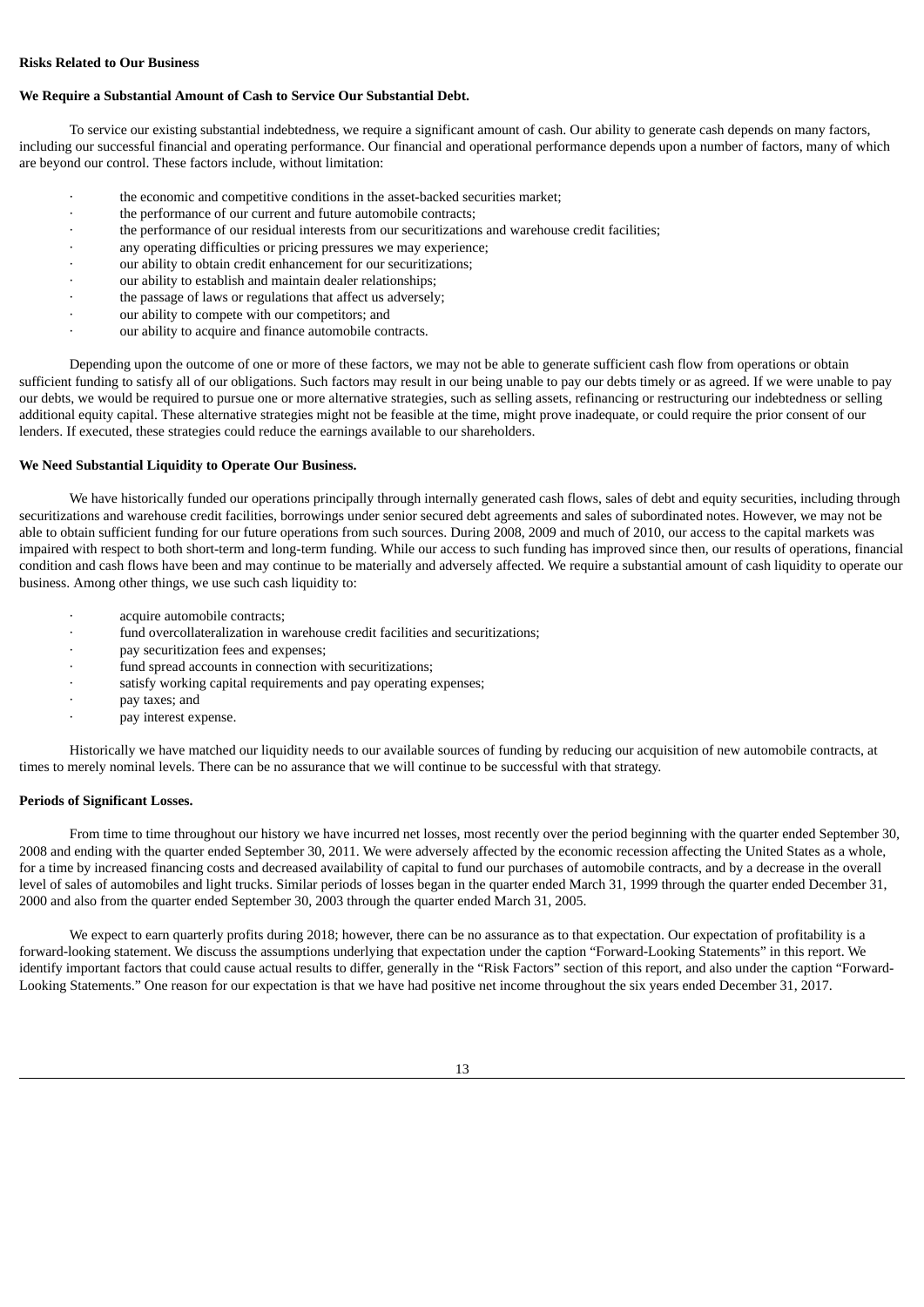### Risks Related to Our Business

#### We Require a Substantial Amount of Cash to Service Our Substantial Debt.

To service our existing substantial indebtedness, we require a significant amount of cash. Our ability to generate cash depends on many factors, including our successful financial and operating performance. Our financial and operational performance depends upon a number of factors, many of which are beyond our control. These factors include, without limitation:

- the economic and competitive conditions in the asset-backed securities market;
- the performance of our current and future automobile contracts;
- the performance of our residual interests from our securitizations and warehouse credit facilities;
- any operating difficulties or pricing pressures we may experience;
- our ability to obtain credit enhancement for our securitizations;
- our ability to establish and maintain dealer relationships;
- the passage of laws or regulations that affect us adversely;
- our ability to compete with our competitors; and
- our ability to acquire and finance automobile contracts.

Depending upon the outcome of one or more of these factors, we may not be able to generate sufficient cash flow from operations or obtain sufficient funding to satisfy all of our obligations. Such factors may result in our being unable to pay our debts timely or as agreed. If we were unable to pay our debts, we would be required to pursue one or more alternative strategies, such as selling assets, refinancing or restructuring our indebtedness or selling additional equity capital. These alternative strategies might not be feasible at the time, might prove inadequate, or could require the prior consent of our lenders. If executed, these strategies could reduce the earnings available to our shareholders.

#### We Need Substantial Liquidity to Operate Our Business.

We have historically funded our operations principally through internally generated cash flows, sales of debt and equity securities, including through securitizations and warehouse credit facilities, borrowings under senior secured debt agreements and sales of subordinated notes. However, we may not be able to obtain sufficient funding for our future operations from such sources. During 2008, 2009 and much of 2010, our access to the capital markets was impaired with respect to both short-term and long-term funding. While our access to such funding has improved since then, our results of operations, financial condition and cash flows have been and may continue to be materially and adversely affected. We require a substantial amount of cash liquidity to operate our business. Among other things, we use such cash liquidity to:

- acquire automobile contracts;
- fund overcollateralization in warehouse credit facilities and securitizations;
- pay securitization fees and expenses;
- fund spread accounts in connection with securitizations;
- satisfy working capital requirements and pay operating expenses;
- pay taxes; and
- pay interest expense.

Historically we have matched our liquidity needs to our available sources of funding by reducing our acquisition of new automobile contracts, at times to merely nominal levels. There can be no assurance that we will continue to be successful with that strategy.

#### Periods of Significant Losses.

From time to time throughout our history we have incurred net losses, most recently over the period beginning with the quarter ended September 30, 2008 and ending with the quarter ended September 30, 2011. We were adversely affected by the economic recession affecting the United States as a whole, for a time by increased financing costs and decreased availability of capital to fund our purchases of automobile contracts, and by a decrease in the overall level of sales of automobiles and light trucks. Similar periods of losses began in the quarter ended March 31, 1999 through the quarter ended December 31, 2000 and also from the quarter ended September 30, 2003 through the quarter ended March 31, 2005.

We expect to earn quarterly profits during 2018; however, there can be no assurance as to that expectation. Our expectation of profitability is a forward-looking statement. We discuss the assumptions underlying that expectation under the caption "Forward-Looking Statements" in this report. We identify important factors that could cause actual results to differ, generally in the "Risk Factors" section of this report, and also under the caption "Forward-Looking Statements." One reason for our expectation is that we have had positive net income throughout the six years ended December 31, 2017.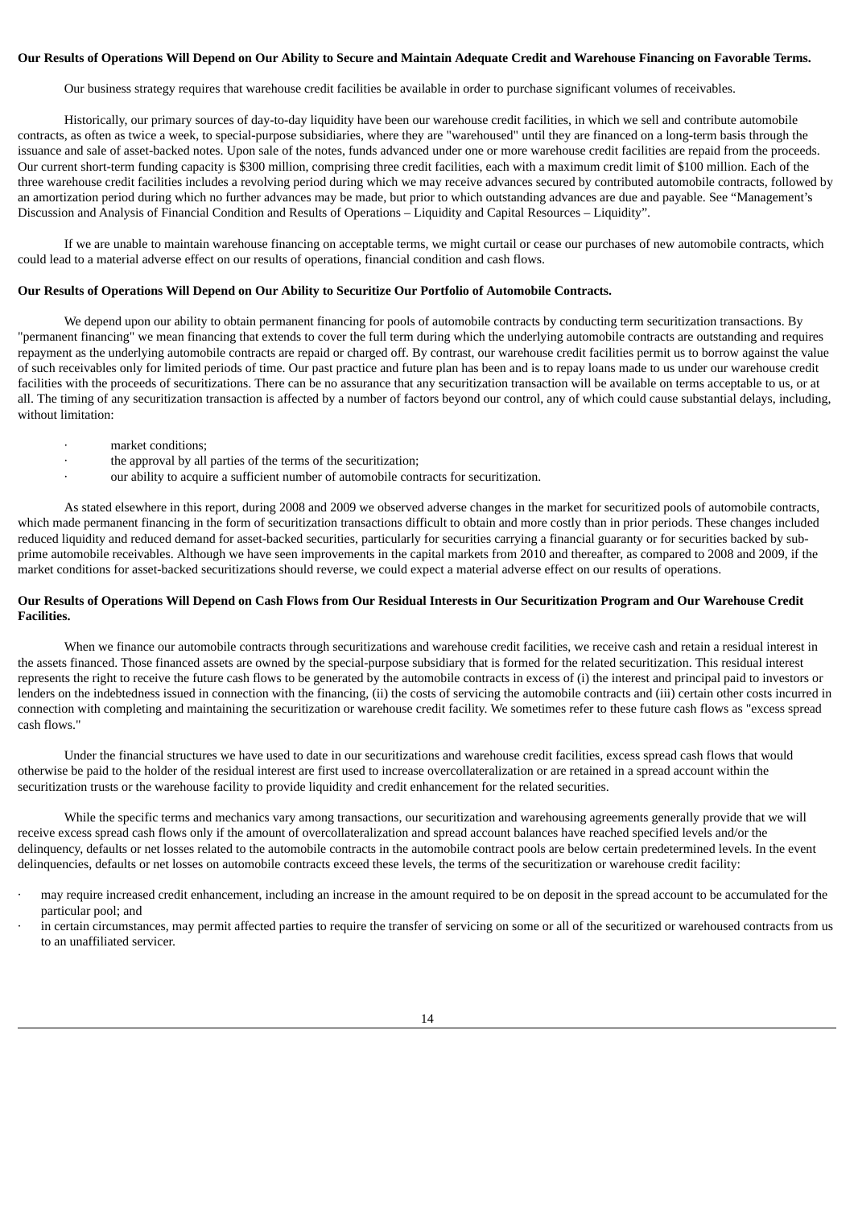**Our Results of Operations Will Depend on Our Ability to Secure and Maintain Adequate Credit and Warehouse Financing on Favorable Terms.**

Our business strategy requires that warehouse credit facilities be available in order to purchase significant volumes of receivables.

Historically, our primary sources of day-to-day liquidity have been our warehouse credit facilities, in which we sell and contribute automobile contracts, as often as twice a week, to special-purpose subsidiaries, where they are "warehoused" until they are financed on a long-term basis through the issuance and sale of asset-backed notes. Upon sale of the notes, funds advanced under one or more warehouse credit facilities are repaid from the proceeds. Our current short-term funding capacity is $300 million, comprising three credit facilities, each with a maximum credit limit of $100 million. Each of the three warehouse credit facilities includes a revolving period during which we may receive advances secured by contributed automobile contracts, followed by an amortization period during which no further advances may be made, but prior to which outstanding advances are due and payable. See "Management's Discussion and Analysis of Financial Condition and Results of Operations – Liquidity and Capital Resources – Liquidity".

If we are unable to maintain warehouse financing on acceptable terms, we might curtail or cease our purchases of new automobile contracts, which could lead to a material adverse effect on our results of operations, financial condition and cash flows.

**Our Results of Operations Will Depend on Our Ability to Securitize Our Portfolio of Automobile Contracts.**

We depend upon our ability to obtain permanent financing for pools of automobile contracts by conducting term securitization transactions. By "permanent financing" we mean financing that extends to cover the full term during which the underlying automobile contracts are outstanding and requires repayment as the underlying automobile contracts are repaid or charged off. By contrast, our warehouse credit facilities permit us to borrow against the value of such receivables only for limited periods of time. Our past practice and future plan has been and is to repay loans made to us under our warehouse credit facilities with the proceeds of securitizations. There can be no assurance that any securitization transaction will be available on terms acceptable to us, or at all. The timing of any securitization transaction is affected by a number of factors beyond our control, any of which could cause substantial delays, including, without limitation:

- market conditions;
- the approval by all parties of the terms of the securitization;
- our ability to acquire a sufficient number of automobile contracts for securitization.

As stated elsewhere in this report, during 2008 and 2009 we observed adverse changes in the market for securitized pools of automobile contracts, which made permanent financing in the form of securitization transactions difficult to obtain and more costly than in prior periods. These changes included reduced liquidity and reduced demand for asset-backed securities, particularly for securities carrying a financial guaranty or for securities backed by sub-prime automobile receivables. Although we have seen improvements in the capital markets from 2010 and thereafter, as compared to 2008 and 2009, if the market conditions for asset-backed securitizations should reverse, we could expect a material adverse effect on our results of operations.

**Our Results of Operations Will Depend on Cash Flows from Our Residual Interests in Our Securitization Program and Our Warehouse Credit Facilities.**

When we finance our automobile contracts through securitizations and warehouse credit facilities, we receive cash and retain a residual interest in the assets financed. Those financed assets are owned by the special-purpose subsidiary that is formed for the related securitization. This residual interest represents the right to receive the future cash flows to be generated by the automobile contracts in excess of (i) the interest and principal paid to investors or lenders on the indebtedness issued in connection with the financing, (ii) the costs of servicing the automobile contracts and (iii) certain other costs incurred in connection with completing and maintaining the securitization or warehouse credit facility. We sometimes refer to these future cash flows as "excess spread cash flows."

Under the financial structures we have used to date in our securitizations and warehouse credit facilities, excess spread cash flows that would otherwise be paid to the holder of the residual interest are first used to increase overcollateralization or are retained in a spread account within the securitization trusts or the warehouse facility to provide liquidity and credit enhancement for the related securities.

While the specific terms and mechanics vary among transactions, our securitization and warehousing agreements generally provide that we will receive excess spread cash flows only if the amount of overcollateralization and spread account balances have reached specified levels and/or the delinquency, defaults or net losses related to the automobile contracts in the automobile contract pools are below certain predetermined levels. In the event delinquencies, defaults or net losses on automobile contracts exceed these levels, the terms of the securitization or warehouse credit facility:

- may require increased credit enhancement, including an increase in the amount required to be on deposit in the spread account to be accumulated for the particular pool; and
- in certain circumstances, may permit affected parties to require the transfer of servicing on some or all of the securitized or warehoused contracts from us to an unaffiliated servicer.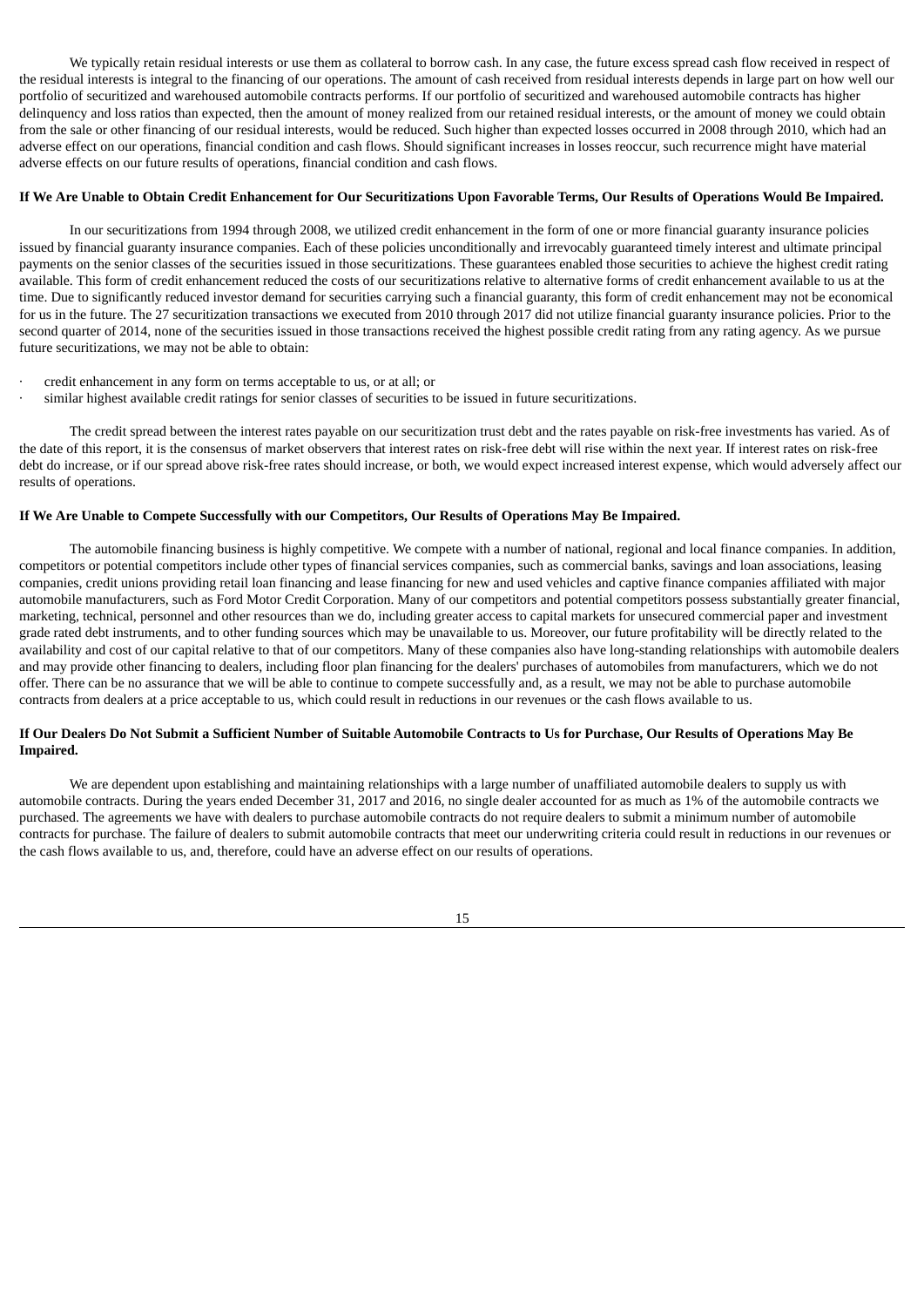We typically retain residual interests or use them as collateral to borrow cash. In any case, the future excess spread cash flow received in respect of the residual interests is integral to the financing of our operations. The amount of cash received from residual interests depends in large part on how well our portfolio of securitized and warehoused automobile contracts performs. If our portfolio of securitized and warehoused automobile contracts has higher delinquency and loss ratios than expected, then the amount of money realized from our retained residual interests, or the amount of money we could obtain from the sale or other financing of our residual interests, would be reduced. Such higher than expected losses occurred in 2008 through 2010, which had an adverse effect on our operations, financial condition and cash flows. Should significant increases in losses reoccur, such recurrence might have material adverse effects on our future results of operations, financial condition and cash flows.

**If We Are Unable to Obtain Credit Enhancement for Our Securitizations Upon Favorable Terms, Our Results of Operations Would Be Impaired.**

In our securitizations from 1994 through 2008, we utilized credit enhancement in the form of one or more financial guaranty insurance policies issued by financial guaranty insurance companies. Each of these policies unconditionally and irrevocably guaranteed timely interest and ultimate principal payments on the senior classes of the securities issued in those securitizations. These guarantees enabled those securities to achieve the highest credit rating available. This form of credit enhancement reduced the costs of our securitizations relative to alternative forms of credit enhancement available to us at the time. Due to significantly reduced investor demand for securities carrying such a financial guaranty, this form of credit enhancement may not be economical for us in the future. The 27 securitization transactions we executed from 2010 through 2017 did not utilize financial guaranty insurance policies. Prior to the second quarter of 2014, none of the securities issued in those transactions received the highest possible credit rating from any rating agency. As we pursue future securitizations, we may not be able to obtain:

- credit enhancement in any form on terms acceptable to us, or at all; or
- similar highest available credit ratings for senior classes of securities to be issued in future securitizations.

The credit spread between the interest rates payable on our securitization trust debt and the rates payable on risk-free investments has varied. As of the date of this report, it is the consensus of market observers that interest rates on risk-free debt will rise within the next year. If interest rates on risk-free debt do increase, or if our spread above risk-free rates should increase, or both, we would expect increased interest expense, which would adversely affect our results of operations.

**If We Are Unable to Compete Successfully with our Competitors, Our Results of Operations May Be Impaired.**

The automobile financing business is highly competitive. We compete with a number of national, regional and local finance companies. In addition, competitors or potential competitors include other types of financial services companies, such as commercial banks, savings and loan associations, leasing companies, credit unions providing retail loan financing and lease financing for new and used vehicles and captive finance companies affiliated with major automobile manufacturers, such as Ford Motor Credit Corporation. Many of our competitors and potential competitors possess substantially greater financial, marketing, technical, personnel and other resources than we do, including greater access to capital markets for unsecured commercial paper and investment grade rated debt instruments, and to other funding sources which may be unavailable to us. Moreover, our future profitability will be directly related to the availability and cost of our capital relative to that of our competitors. Many of these companies also have long-standing relationships with automobile dealers and may provide other financing to dealers, including floor plan financing for the dealers' purchases of automobiles from manufacturers, which we do not offer. There can be no assurance that we will be able to continue to compete successfully and, as a result, we may not be able to purchase automobile contracts from dealers at a price acceptable to us, which could result in reductions in our revenues or the cash flows available to us.

**If Our Dealers Do Not Submit a Sufficient Number of Suitable Automobile Contracts to Us for Purchase, Our Results of Operations May Be Impaired.**

We are dependent upon establishing and maintaining relationships with a large number of unaffiliated automobile dealers to supply us with automobile contracts. During the years ended December 31, 2017 and 2016, no single dealer accounted for as much as 1% of the automobile contracts we purchased. The agreements we have with dealers to purchase automobile contracts do not require dealers to submit a minimum number of automobile contracts for purchase. The failure of dealers to submit automobile contracts that meet our underwriting criteria could result in reductions in our revenues or the cash flows available to us, and, therefore, could have an adverse effect on our results of operations.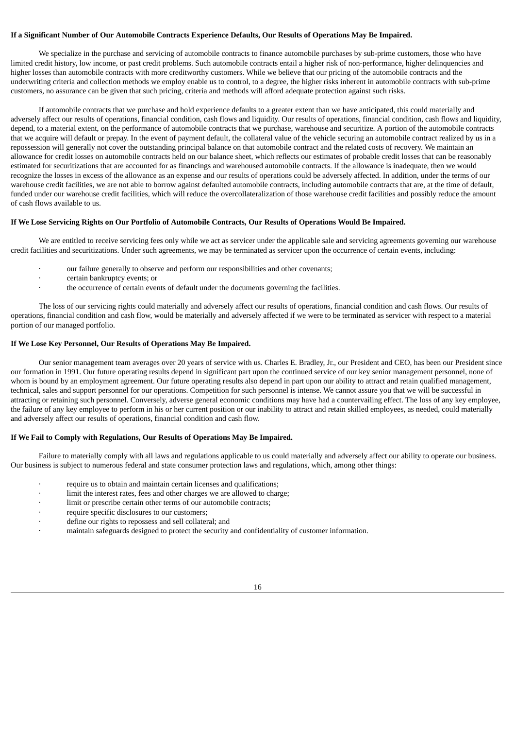**If a Significant Number of Our Automobile Contracts Experience Defaults, Our Results of Operations May Be Impaired.**

We specialize in the purchase and servicing of automobile contracts to finance automobile purchases by sub-prime customers, those who have limited credit history, low income, or past credit problems. Such automobile contracts entail a higher risk of non-performance, higher delinquencies and higher losses than automobile contracts with more creditworthy customers. While we believe that our pricing of the automobile contracts and the underwriting criteria and collection methods we employ enable us to control, to a degree, the higher risks inherent in automobile contracts with sub-prime customers, no assurance can be given that such pricing, criteria and methods will afford adequate protection against such risks.

If automobile contracts that we purchase and hold experience defaults to a greater extent than we have anticipated, this could materially and adversely affect our results of operations, financial condition, cash flows and liquidity. Our results of operations, financial condition, cash flows and liquidity, depend, to a material extent, on the performance of automobile contracts that we purchase, warehouse and securitize. A portion of the automobile contracts that we acquire will default or prepay. In the event of payment default, the collateral value of the vehicle securing an automobile contract realized by us in a repossession will generally not cover the outstanding principal balance on that automobile contract and the related costs of recovery. We maintain an allowance for credit losses on automobile contracts held on our balance sheet, which reflects our estimates of probable credit losses that can be reasonably estimated for securitizations that are accounted for as financings and warehoused automobile contracts. If the allowance is inadequate, then we would recognize the losses in excess of the allowance as an expense and our results of operations could be adversely affected. In addition, under the terms of our warehouse credit facilities, we are not able to borrow against defaulted automobile contracts, including automobile contracts that are, at the time of default, funded under our warehouse credit facilities, which will reduce the overcollateralization of those warehouse credit facilities and possibly reduce the amount of cash flows available to us.

**If We Lose Servicing Rights on Our Portfolio of Automobile Contracts, Our Results of Operations Would Be Impaired.**

We are entitled to receive servicing fees only while we act as servicer under the applicable sale and servicing agreements governing our warehouse credit facilities and securitizations. Under such agreements, we may be terminated as servicer upon the occurrence of certain events, including:

- our failure generally to observe and perform our responsibilities and other covenants;
- certain bankruptcy events; or
- the occurrence of certain events of default under the documents governing the facilities.

The loss of our servicing rights could materially and adversely affect our results of operations, financial condition and cash flows. Our results of operations, financial condition and cash flow, would be materially and adversely affected if we were to be terminated as servicer with respect to a material portion of our managed portfolio.

**If We Lose Key Personnel, Our Results of Operations May Be Impaired.**

Our senior management team averages over 20 years of service with us. Charles E. Bradley, Jr., our President and CEO, has been our President since our formation in 1991. Our future operating results depend in significant part upon the continued service of our key senior management personnel, none of whom is bound by an employment agreement. Our future operating results also depend in part upon our ability to attract and retain qualified management, technical, sales and support personnel for our operations. Competition for such personnel is intense. We cannot assure you that we will be successful in attracting or retaining such personnel. Conversely, adverse general economic conditions may have had a countervailing effect. The loss of any key employee, the failure of any key employee to perform in his or her current position or our inability to attract and retain skilled employees, as needed, could materially and adversely affect our results of operations, financial condition and cash flow.

**If We Fail to Comply with Regulations, Our Results of Operations May Be Impaired.**

Failure to materially comply with all laws and regulations applicable to us could materially and adversely affect our ability to operate our business. Our business is subject to numerous federal and state consumer protection laws and regulations, which, among other things:

- require us to obtain and maintain certain licenses and qualifications;
- limit the interest rates, fees and other charges we are allowed to charge;
- limit or prescribe certain other terms of our automobile contracts;
- require specific disclosures to our customers;
- define our rights to repossess and sell collateral; and
- maintain safeguards designed to protect the security and confidentiality of customer information.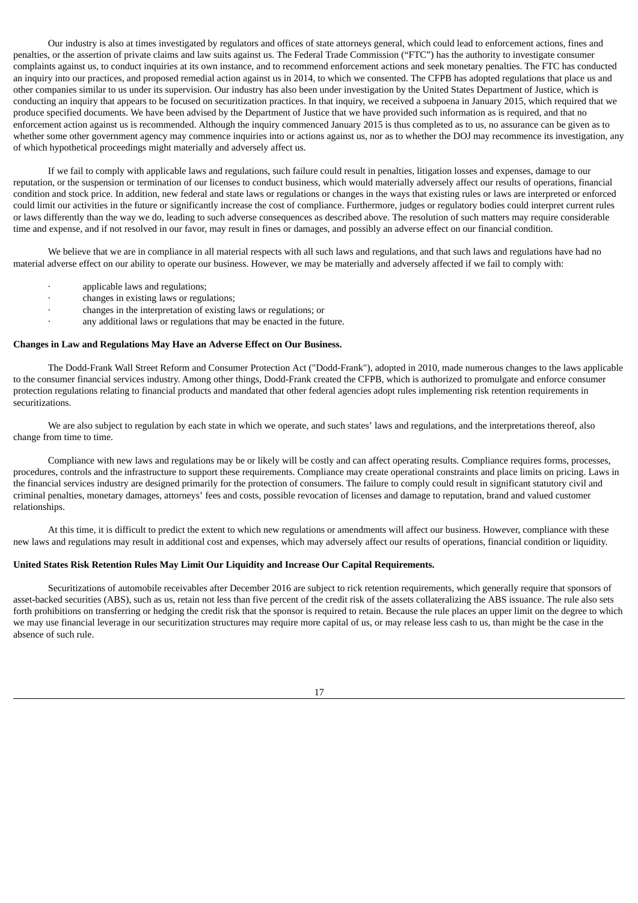Our industry is also at times investigated by regulators and offices of state attorneys general, which could lead to enforcement actions, fines and penalties, or the assertion of private claims and law suits against us. The Federal Trade Commission ("FTC") has the authority to investigate consumer complaints against us, to conduct inquiries at its own instance, and to recommend enforcement actions and seek monetary penalties. The FTC has conducted an inquiry into our practices, and proposed remedial action against us in 2014, to which we consented. The CFPB has adopted regulations that place us and other companies similar to us under its supervision. Our industry has also been under investigation by the United States Department of Justice, which is conducting an inquiry that appears to be focused on securitization practices. In that inquiry, we received a subpoena in January 2015, which required that we produce specified documents. We have been advised by the Department of Justice that we have provided such information as is required, and that no enforcement action against us is recommended. Although the inquiry commenced January 2015 is thus completed as to us, no assurance can be given as to whether some other government agency may commence inquiries into or actions against us, nor as to whether the DOJ may recommence its investigation, any of which hypothetical proceedings might materially and adversely affect us.

If we fail to comply with applicable laws and regulations, such failure could result in penalties, litigation losses and expenses, damage to our reputation, or the suspension or termination of our licenses to conduct business, which would materially adversely affect our results of operations, financial condition and stock price. In addition, new federal and state laws or regulations or changes in the ways that existing rules or laws are interpreted or enforced could limit our activities in the future or significantly increase the cost of compliance. Furthermore, judges or regulatory bodies could interpret current rules or laws differently than the way we do, leading to such adverse consequences as described above. The resolution of such matters may require considerable time and expense, and if not resolved in our favor, may result in fines or damages, and possibly an adverse effect on our financial condition.

We believe that we are in compliance in all material respects with all such laws and regulations, and that such laws and regulations have had no material adverse effect on our ability to operate our business. However, we may be materially and adversely affected if we fail to comply with:

- applicable laws and regulations;
- changes in existing laws or regulations;
- changes in the interpretation of existing laws or regulations; or
- any additional laws or regulations that may be enacted in the future.

**Changes in Law and Regulations May Have an Adverse Effect on Our Business.**

The Dodd-Frank Wall Street Reform and Consumer Protection Act ("Dodd-Frank"), adopted in 2010, made numerous changes to the laws applicable to the consumer financial services industry. Among other things, Dodd-Frank created the CFPB, which is authorized to promulgate and enforce consumer protection regulations relating to financial products and mandated that other federal agencies adopt rules implementing risk retention requirements in securitizations.

We are also subject to regulation by each state in which we operate, and such states' laws and regulations, and the interpretations thereof, also change from time to time.

Compliance with new laws and regulations may be or likely will be costly and can affect operating results. Compliance requires forms, processes, procedures, controls and the infrastructure to support these requirements. Compliance may create operational constraints and place limits on pricing. Laws in the financial services industry are designed primarily for the protection of consumers. The failure to comply could result in significant statutory civil and criminal penalties, monetary damages, attorneys' fees and costs, possible revocation of licenses and damage to reputation, brand and valued customer relationships.

At this time, it is difficult to predict the extent to which new regulations or amendments will affect our business. However, compliance with these new laws and regulations may result in additional cost and expenses, which may adversely affect our results of operations, financial condition or liquidity.

**United States Risk Retention Rules May Limit Our Liquidity and Increase Our Capital Requirements.**

Securitizations of automobile receivables after December 2016 are subject to rick retention requirements, which generally require that sponsors of asset-backed securities (ABS), such as us, retain not less than five percent of the credit risk of the assets collateralizing the ABS issuance. The rule also sets forth prohibitions on transferring or hedging the credit risk that the sponsor is required to retain. Because the rule places an upper limit on the degree to which we may use financial leverage in our securitization structures may require more capital of us, or may release less cash to us, than might be the case in the absence of such rule.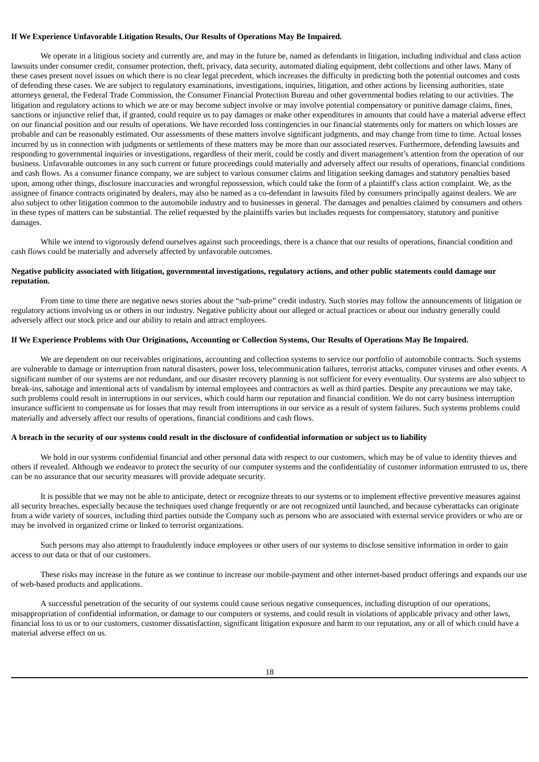**If We Experience Unfavorable Litigation Results, Our Results of Operations May Be Impaired.**

We operate in a litigious society and currently are, and may in the future be, named as defendants in litigation, including individual and class action lawsuits under consumer credit, consumer protection, theft, privacy, data security, automated dialing equipment, debt collections and other laws. Many of these cases present novel issues on which there is no clear legal precedent, which increases the difficulty in predicting both the potential outcomes and costs of defending these cases. We are subject to regulatory examinations, investigations, inquiries, litigation, and other actions by licensing authorities, state attorneys general, the Federal Trade Commission, the Consumer Financial Protection Bureau and other governmental bodies relating to our activities. The litigation and regulatory actions to which we are or may become subject involve or may involve potential compensatory or punitive damage claims, fines, sanctions or injunctive relief that, if granted, could require us to pay damages or make other expenditures in amounts that could have a material adverse effect on our financial position and our results of operations. We have recorded loss contingencies in our financial statements only for matters on which losses are probable and can be reasonably estimated. Our assessments of these matters involve significant judgments, and may change from time to time. Actual losses incurred by us in connection with judgments or settlements of these matters may be more than our associated reserves. Furthermore, defending lawsuits and responding to governmental inquiries or investigations, regardless of their merit, could be costly and divert management's attention from the operation of our business. Unfavorable outcomes in any such current or future proceedings could materially and adversely affect our results of operations, financial conditions and cash flows. As a consumer finance company, we are subject to various consumer claims and litigation seeking damages and statutory penalties based upon, among other things, disclosure inaccuracies and wrongful repossession, which could take the form of a plaintiff's class action complaint. We, as the assignee of finance contracts originated by dealers, may also be named as a co-defendant in lawsuits filed by consumers principally against dealers. We are also subject to other litigation common to the automobile industry and to businesses in general. The damages and penalties claimed by consumers and others in these types of matters can be substantial. The relief requested by the plaintiffs varies but includes requests for compensatory, statutory and punitive damages.

While we intend to vigorously defend ourselves against such proceedings, there is a chance that our results of operations, financial condition and cash flows could be materially and adversely affected by unfavorable outcomes.

**Negative publicity associated with litigation, governmental investigations, regulatory actions, and other public statements could damage our reputation.**

From time to time there are negative news stories about the "sub-prime" credit industry. Such stories may follow the announcements of litigation or regulatory actions involving us or others in our industry. Negative publicity about our alleged or actual practices or about our industry generally could adversely affect our stock price and our ability to retain and attract employees.

**If We Experience Problems with Our Originations, Accounting or Collection Systems, Our Results of Operations May Be Impaired.**

We are dependent on our receivables originations, accounting and collection systems to service our portfolio of automobile contracts. Such systems are vulnerable to damage or interruption from natural disasters, power loss, telecommunication failures, terrorist attacks, computer viruses and other events. A significant number of our systems are not redundant, and our disaster recovery planning is not sufficient for every eventuality. Our systems are also subject to break-ins, sabotage and intentional acts of vandalism by internal employees and contractors as well as third parties. Despite any precautions we may take, such problems could result in interruptions in our services, which could harm our reputation and financial condition. We do not carry business interruption insurance sufficient to compensate us for losses that may result from interruptions in our service as a result of system failures. Such systems problems could materially and adversely affect our results of operations, financial conditions and cash flows.

**A breach in the security of our systems could result in the disclosure of confidential information or subject us to liability**

We hold in our systems confidential financial and other personal data with respect to our customers, which may be of value to identity thieves and others if revealed. Although we endeavor to protect the security of our computer systems and the confidentiality of customer information entrusted to us, there can be no assurance that our security measures will provide adequate security.

It is possible that we may not be able to anticipate, detect or recognize threats to our systems or to implement effective preventive measures against all security breaches, especially because the techniques used change frequently or are not recognized until launched, and because cyberattacks can originate from a wide variety of sources, including third parties outside the Company such as persons who are associated with external service providers or who are or may be involved in organized crime or linked to terrorist organizations.

Such persons may also attempt to fraudulently induce employees or other users of our systems to disclose sensitive information in order to gain access to our data or that of our customers.

These risks may increase in the future as we continue to increase our mobile-payment and other internet-based product offerings and expands our use of web-based products and applications.

A successful penetration of the security of our systems could cause serious negative consequences, including disruption of our operations, misappropriation of confidential information, or damage to our computers or systems, and could result in violations of applicable privacy and other laws, financial loss to us or to our customers, customer dissatisfaction, significant litigation exposure and harm to our reputation, any or all of which could have a material adverse effect on us.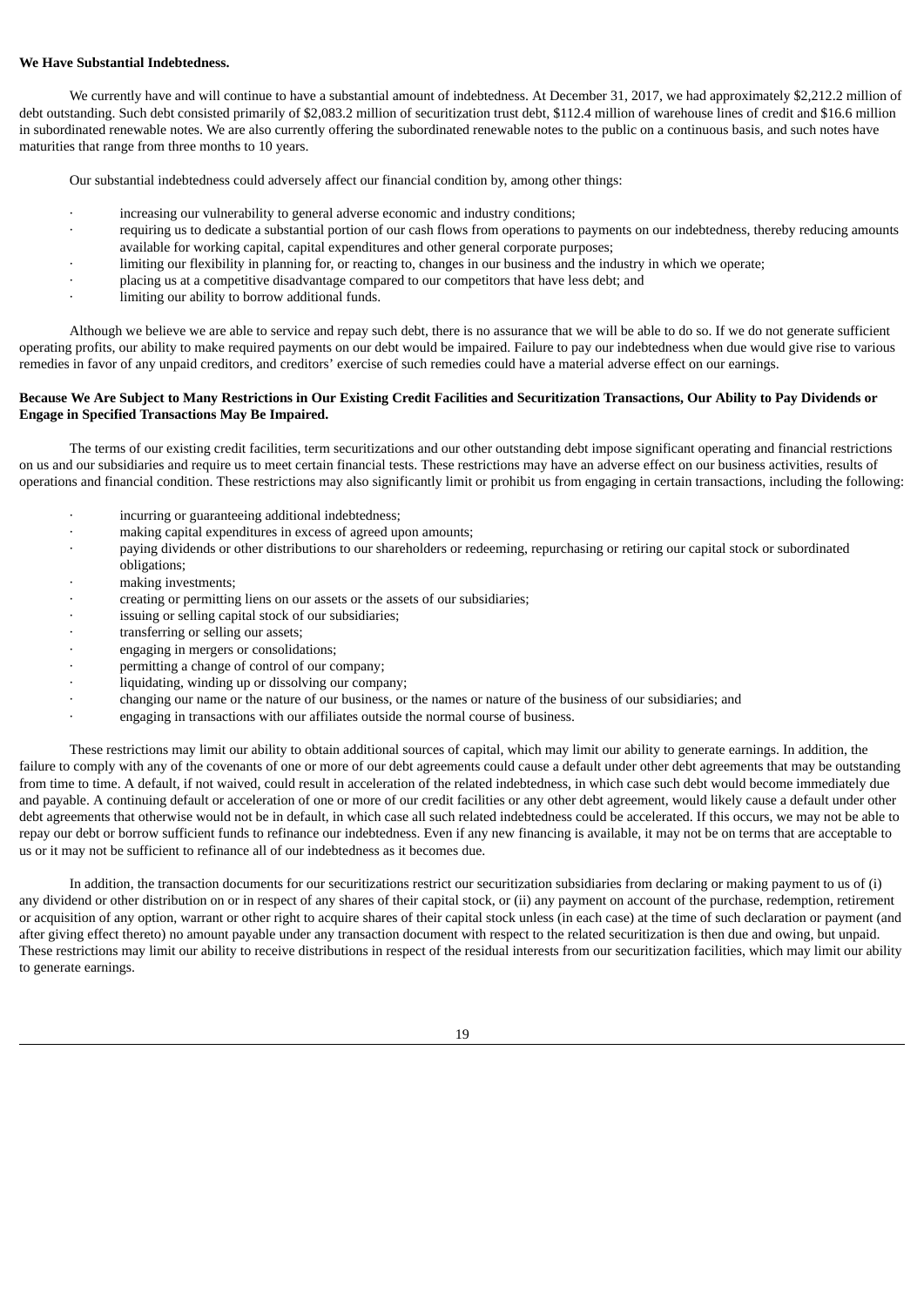**We Have Substantial Indebtedness.**

We currently have and will continue to have a substantial amount of indebtedness. At December 31, 2017, we had approximately $2,212.2 million of debt outstanding. Such debt consisted primarily of $2,083.2 million of securitization trust debt, $112.4 million of warehouse lines of credit and $16.6 million in subordinated renewable notes. We are also currently offering the subordinated renewable notes to the public on a continuous basis, and such notes have maturities that range from three months to 10 years.

Our substantial indebtedness could adversely affect our financial condition by, among other things:

- increasing our vulnerability to general adverse economic and industry conditions;
- requiring us to dedicate a substantial portion of our cash flows from operations to payments on our indebtedness, thereby reducing amounts available for working capital, capital expenditures and other general corporate purposes;
- limiting our flexibility in planning for, or reacting to, changes in our business and the industry in which we operate;
- placing us at a competitive disadvantage compared to our competitors that have less debt; and
- limiting our ability to borrow additional funds.

Although we believe we are able to service and repay such debt, there is no assurance that we will be able to do so. If we do not generate sufficient operating profits, our ability to make required payments on our debt would be impaired. Failure to pay our indebtedness when due would give rise to various remedies in favor of any unpaid creditors, and creditors' exercise of such remedies could have a material adverse effect on our earnings.

**Because We Are Subject to Many Restrictions in Our Existing Credit Facilities and Securitization Transactions, Our Ability to Pay Dividends or Engage in Specified Transactions May Be Impaired.**

The terms of our existing credit facilities, term securitizations and our other outstanding debt impose significant operating and financial restrictions on us and our subsidiaries and require us to meet certain financial tests. These restrictions may have an adverse effect on our business activities, results of operations and financial condition. These restrictions may also significantly limit or prohibit us from engaging in certain transactions, including the following:

- incurring or guaranteeing additional indebtedness;
- making capital expenditures in excess of agreed upon amounts;
- paying dividends or other distributions to our shareholders or redeeming, repurchasing or retiring our capital stock or subordinated obligations;
- making investments;
- creating or permitting liens on our assets or the assets of our subsidiaries;
- issuing or selling capital stock of our subsidiaries;
- transferring or selling our assets;
- engaging in mergers or consolidations;
- permitting a change of control of our company;
- liquidating, winding up or dissolving our company;
- changing our name or the nature of our business, or the names or nature of the business of our subsidiaries; and
- engaging in transactions with our affiliates outside the normal course of business.

These restrictions may limit our ability to obtain additional sources of capital, which may limit our ability to generate earnings. In addition, the failure to comply with any of the covenants of one or more of our debt agreements could cause a default under other debt agreements that may be outstanding from time to time. A default, if not waived, could result in acceleration of the related indebtedness, in which case such debt would become immediately due and payable. A continuing default or acceleration of one or more of our credit facilities or any other debt agreement, would likely cause a default under other debt agreements that otherwise would not be in default, in which case all such related indebtedness could be accelerated. If this occurs, we may not be able to repay our debt or borrow sufficient funds to refinance our indebtedness. Even if any new financing is available, it may not be on terms that are acceptable to us or it may not be sufficient to refinance all of our indebtedness as it becomes due.

In addition, the transaction documents for our securitizations restrict our securitization subsidiaries from declaring or making payment to us of (i) any dividend or other distribution on or in respect of any shares of their capital stock, or (ii) any payment on account of the purchase, redemption, retirement or acquisition of any option, warrant or other right to acquire shares of their capital stock unless (in each case) at the time of such declaration or payment (and after giving effect thereto) no amount payable under any transaction document with respect to the related securitization is then due and owing, but unpaid. These restrictions may limit our ability to receive distributions in respect of the residual interests from our securitization facilities, which may limit our ability to generate earnings.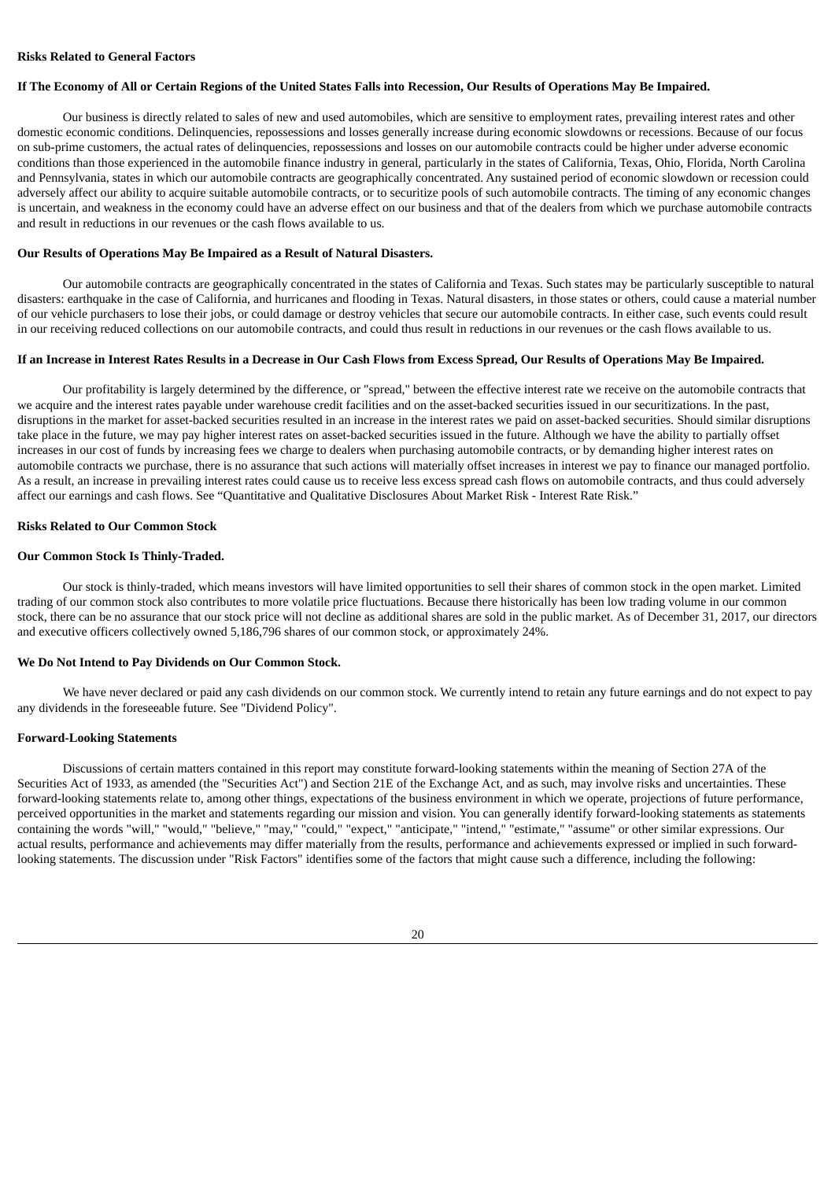**Risks Related to General Factors**

**If The Economy of All or Certain Regions of the United States Falls into Recession, Our Results of Operations May Be Impaired.**

Our business is directly related to sales of new and used automobiles, which are sensitive to employment rates, prevailing interest rates and other domestic economic conditions. Delinquencies, repossessions and losses generally increase during economic slowdowns or recessions. Because of our focus on sub-prime customers, the actual rates of delinquencies, repossessions and losses on our automobile contracts could be higher under adverse economic conditions than those experienced in the automobile finance industry in general, particularly in the states of California, Texas, Ohio, Florida, North Carolina and Pennsylvania, states in which our automobile contracts are geographically concentrated. Any sustained period of economic slowdown or recession could adversely affect our ability to acquire suitable automobile contracts, or to securitize pools of such automobile contracts. The timing of any economic changes is uncertain, and weakness in the economy could have an adverse effect on our business and that of the dealers from which we purchase automobile contracts and result in reductions in our revenues or the cash flows available to us.

**Our Results of Operations May Be Impaired as a Result of Natural Disasters.**

Our automobile contracts are geographically concentrated in the states of California and Texas. Such states may be particularly susceptible to natural disasters: earthquake in the case of California, and hurricanes and flooding in Texas. Natural disasters, in those states or others, could cause a material number of our vehicle purchasers to lose their jobs, or could damage or destroy vehicles that secure our automobile contracts. In either case, such events could result in our receiving reduced collections on our automobile contracts, and could thus result in reductions in our revenues or the cash flows available to us.

**If an Increase in Interest Rates Results in a Decrease in Our Cash Flows from Excess Spread, Our Results of Operations May Be Impaired.**

Our profitability is largely determined by the difference, or "spread," between the effective interest rate we receive on the automobile contracts that we acquire and the interest rates payable under warehouse credit facilities and on the asset-backed securities issued in our securitizations. In the past, disruptions in the market for asset-backed securities resulted in an increase in the interest rates we paid on asset-backed securities. Should similar disruptions take place in the future, we may pay higher interest rates on asset-backed securities issued in the future. Although we have the ability to partially offset increases in our cost of funds by increasing fees we charge to dealers when purchasing automobile contracts, or by demanding higher interest rates on automobile contracts we purchase, there is no assurance that such actions will materially offset increases in interest we pay to finance our managed portfolio. As a result, an increase in prevailing interest rates could cause us to receive less excess spread cash flows on automobile contracts, and thus could adversely affect our earnings and cash flows. See "Quantitative and Qualitative Disclosures About Market Risk - Interest Rate Risk."

**Risks Related to Our Common Stock**

**Our Common Stock Is Thinly-Traded.**

Our stock is thinly-traded, which means investors will have limited opportunities to sell their shares of common stock in the open market. Limited trading of our common stock also contributes to more volatile price fluctuations. Because there historically has been low trading volume in our common stock, there can be no assurance that our stock price will not decline as additional shares are sold in the public market. As of December 31, 2017, our directors and executive officers collectively owned 5,186,796 shares of our common stock, or approximately 24%.

**We Do Not Intend to Pay Dividends on Our Common Stock.**

We have never declared or paid any cash dividends on our common stock. We currently intend to retain any future earnings and do not expect to pay any dividends in the foreseeable future. See "Dividend Policy".

**Forward-Looking Statements**

Discussions of certain matters contained in this report may constitute forward-looking statements within the meaning of Section 27A of the Securities Act of 1933, as amended (the "Securities Act") and Section 21E of the Exchange Act, and as such, may involve risks and uncertainties. These forward-looking statements relate to, among other things, expectations of the business environment in which we operate, projections of future performance, perceived opportunities in the market and statements regarding our mission and vision. You can generally identify forward-looking statements as statements containing the words "will," "would," "believe," "may," "could," "expect," "anticipate," "intend," "estimate," "assume" or other similar expressions. Our actual results, performance and achievements may differ materially from the results, performance and achievements expressed or implied in such forward-looking statements. The discussion under "Risk Factors" identifies some of the factors that might cause such a difference, including the following: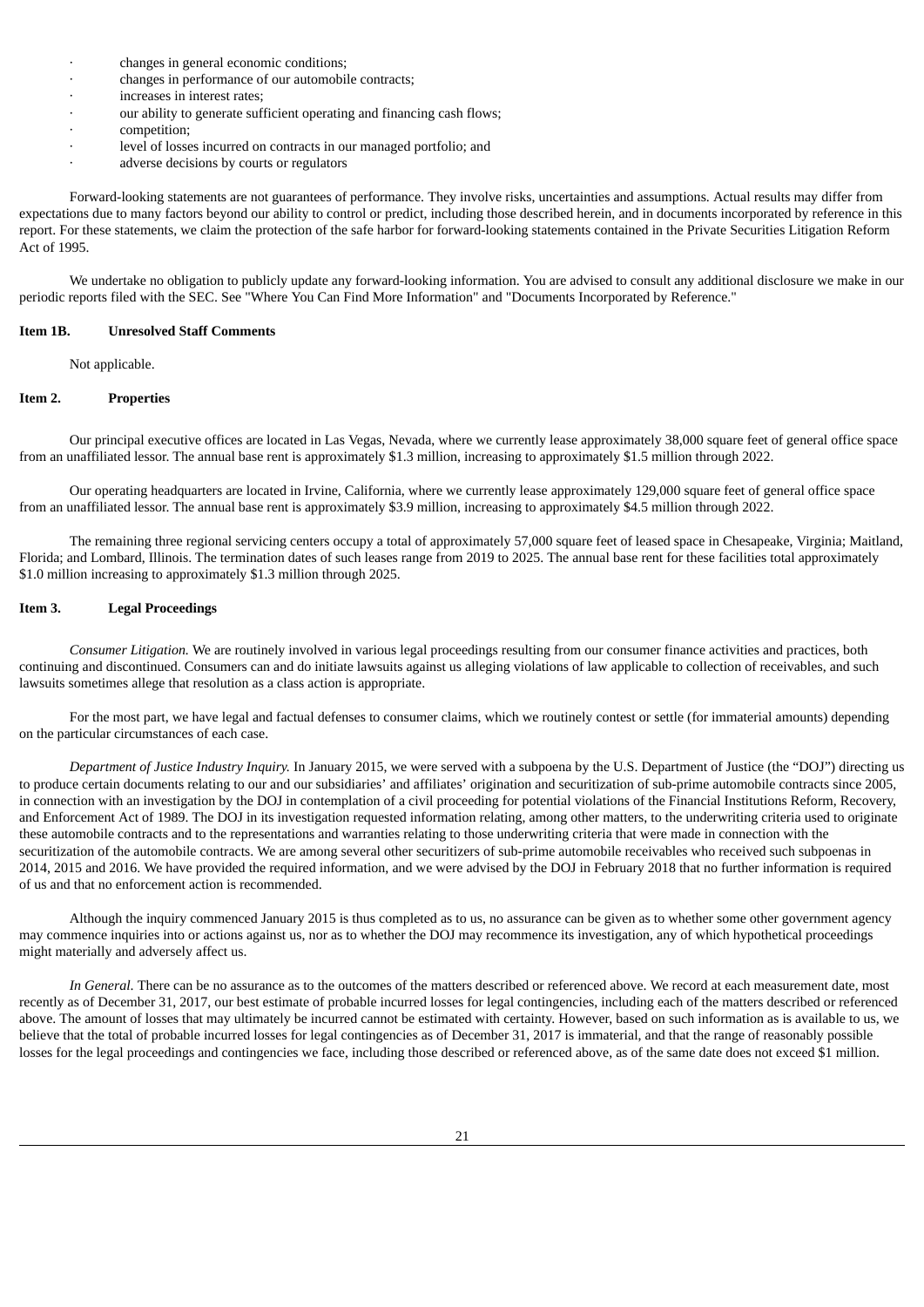- changes in general economic conditions;
- changes in performance of our automobile contracts;
- increases in interest rates;
- our ability to generate sufficient operating and financing cash flows;
- competition;
- level of losses incurred on contracts in our managed portfolio; and
- adverse decisions by courts or regulators

Forward-looking statements are not guarantees of performance. They involve risks, uncertainties and assumptions. Actual results may differ from expectations due to many factors beyond our ability to control or predict, including those described herein, and in documents incorporated by reference in this report. For these statements, we claim the protection of the safe harbor for forward-looking statements contained in the Private Securities Litigation Reform Act of 1995.

We undertake no obligation to publicly update any forward-looking information. You are advised to consult any additional disclosure we make in our periodic reports filed with the SEC. See "Where You Can Find More Information" and "Documents Incorporated by Reference."

**Item 1B. Unresolved Staff Comments**

Not applicable.

**Item 2. Properties**

Our principal executive offices are located in Las Vegas, Nevada, where we currently lease approximately 38,000 square feet of general office space from an unaffiliated lessor. The annual base rent is approximately $1.3 million, increasing to approximately $1.5 million through 2022.

Our operating headquarters are located in Irvine, California, where we currently lease approximately 129,000 square feet of general office space from an unaffiliated lessor. The annual base rent is approximately $3.9 million, increasing to approximately $4.5 million through 2022.

The remaining three regional servicing centers occupy a total of approximately 57,000 square feet of leased space in Chesapeake, Virginia; Maitland, Florida; and Lombard, Illinois. The termination dates of such leases range from 2019 to 2025. The annual base rent for these facilities total approximately $1.0 million increasing to approximately $1.3 million through 2025.

**Item 3. Legal Proceedings**

*Consumer Litigation.* We are routinely involved in various legal proceedings resulting from our consumer finance activities and practices, both continuing and discontinued. Consumers can and do initiate lawsuits against us alleging violations of law applicable to collection of receivables, and such lawsuits sometimes allege that resolution as a class action is appropriate.

For the most part, we have legal and factual defenses to consumer claims, which we routinely contest or settle (for immaterial amounts) depending on the particular circumstances of each case.

*Department of Justice Industry Inquiry.* In January 2015, we were served with a subpoena by the U.S. Department of Justice (the "DOJ") directing us to produce certain documents relating to our and our subsidiaries' and affiliates' origination and securitization of sub-prime automobile contracts since 2005, in connection with an investigation by the DOJ in contemplation of a civil proceeding for potential violations of the Financial Institutions Reform, Recovery, and Enforcement Act of 1989. The DOJ in its investigation requested information relating, among other matters, to the underwriting criteria used to originate these automobile contracts and to the representations and warranties relating to those underwriting criteria that were made in connection with the securitization of the automobile contracts. We are among several other securitizers of sub-prime automobile receivables who received such subpoenas in 2014, 2015 and 2016. We have provided the required information, and we were advised by the DOJ in February 2018 that no further information is required of us and that no enforcement action is recommended.

Although the inquiry commenced January 2015 is thus completed as to us, no assurance can be given as to whether some other government agency may commence inquiries into or actions against us, nor as to whether the DOJ may recommence its investigation, any of which hypothetical proceedings might materially and adversely affect us.

*In General.* There can be no assurance as to the outcomes of the matters described or referenced above. We record at each measurement date, most recently as of December 31, 2017, our best estimate of probable incurred losses for legal contingencies, including each of the matters described or referenced above. The amount of losses that may ultimately be incurred cannot be estimated with certainty. However, based on such information as is available to us, we believe that the total of probable incurred losses for legal contingencies as of December 31, 2017 is immaterial, and that the range of reasonably possible losses for the legal proceedings and contingencies we face, including those described or referenced above, as of the same date does not exceed $1 million.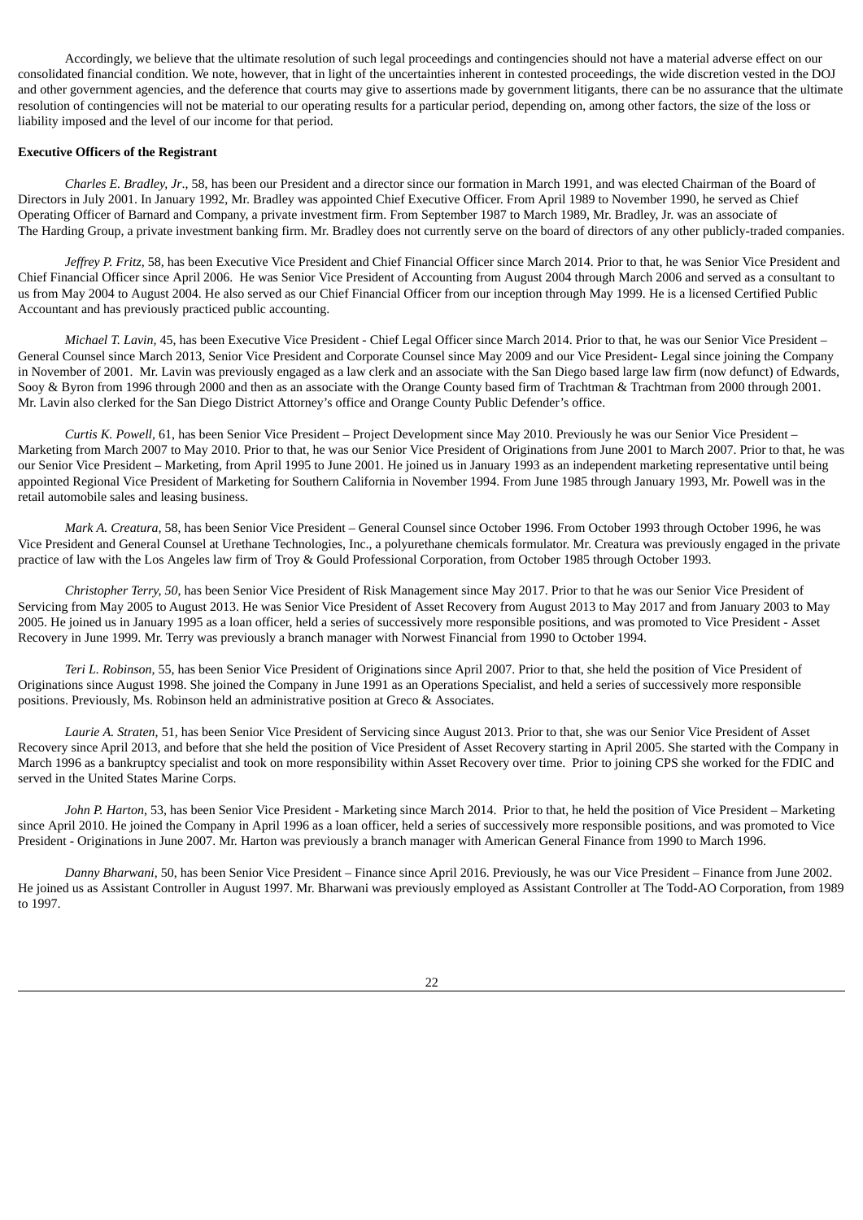Accordingly, we believe that the ultimate resolution of such legal proceedings and contingencies should not have a material adverse effect on our consolidated financial condition. We note, however, that in light of the uncertainties inherent in contested proceedings, the wide discretion vested in the DOJ and other government agencies, and the deference that courts may give to assertions made by government litigants, there can be no assurance that the ultimate resolution of contingencies will not be material to our operating results for a particular period, depending on, among other factors, the size of the loss or liability imposed and the level of our income for that period.

**Executive Officers of the Registrant**

*Charles E. Bradley, Jr*., 58, has been our President and a director since our formation in March 1991, and was elected Chairman of the Board of Directors in July 2001. In January 1992, Mr. Bradley was appointed Chief Executive Officer. From April 1989 to November 1990, he served as Chief Operating Officer of Barnard and Company, a private investment firm. From September 1987 to March 1989, Mr. Bradley, Jr. was an associate of The Harding Group, a private investment banking firm. Mr. Bradley does not currently serve on the board of directors of any other publicly-traded companies.

*Jeffrey P. Fritz,* 58, has been Executive Vice President and Chief Financial Officer since March 2014. Prior to that, he was Senior Vice President and Chief Financial Officer since April 2006. He was Senior Vice President of Accounting from August 2004 through March 2006 and served as a consultant to us from May 2004 to August 2004. He also served as our Chief Financial Officer from our inception through May 1999. He is a licensed Certified Public Accountant and has previously practiced public accounting.

*Michael T. Lavin,* 45, has been Executive Vice President - Chief Legal Officer since March 2014. Prior to that, he was our Senior Vice President – General Counsel since March 2013, Senior Vice President and Corporate Counsel since May 2009 and our Vice President- Legal since joining the Company in November of 2001. Mr. Lavin was previously engaged as a law clerk and an associate with the San Diego based large law firm (now defunct) of Edwards, Sooy & Byron from 1996 through 2000 and then as an associate with the Orange County based firm of Trachtman & Trachtman from 2000 through 2001. Mr. Lavin also clerked for the San Diego District Attorney's office and Orange County Public Defender's office.

*Curtis K. Powell,* 61, has been Senior Vice President – Project Development since May 2010. Previously he was our Senior Vice President – Marketing from March 2007 to May 2010. Prior to that, he was our Senior Vice President of Originations from June 2001 to March 2007. Prior to that, he was our Senior Vice President – Marketing, from April 1995 to June 2001. He joined us in January 1993 as an independent marketing representative until being appointed Regional Vice President of Marketing for Southern California in November 1994. From June 1985 through January 1993, Mr. Powell was in the retail automobile sales and leasing business.

*Mark A. Creatura,* 58, has been Senior Vice President – General Counsel since October 1996. From October 1993 through October 1996, he was Vice President and General Counsel at Urethane Technologies, Inc., a polyurethane chemicals formulator. Mr. Creatura was previously engaged in the private practice of law with the Los Angeles law firm of Troy & Gould Professional Corporation, from October 1985 through October 1993.

*Christopher Terry, 50*, has been Senior Vice President of Risk Management since May 2017. Prior to that he was our Senior Vice President of Servicing from May 2005 to August 2013. He was Senior Vice President of Asset Recovery from August 2013 to May 2017 and from January 2003 to May 2005. He joined us in January 1995 as a loan officer, held a series of successively more responsible positions, and was promoted to Vice President - Asset Recovery in June 1999. Mr. Terry was previously a branch manager with Norwest Financial from 1990 to October 1994.

*Teri L. Robinson,* 55, has been Senior Vice President of Originations since April 2007. Prior to that, she held the position of Vice President of Originations since August 1998. She joined the Company in June 1991 as an Operations Specialist, and held a series of successively more responsible positions. Previously, Ms. Robinson held an administrative position at Greco & Associates.

*Laurie A. Straten,* 51, has been Senior Vice President of Servicing since August 2013. Prior to that, she was our Senior Vice President of Asset Recovery since April 2013, and before that she held the position of Vice President of Asset Recovery starting in April 2005. She started with the Company in March 1996 as a bankruptcy specialist and took on more responsibility within Asset Recovery over time. Prior to joining CPS she worked for the FDIC and served in the United States Marine Corps.

*John P. Harton*, 53, has been Senior Vice President - Marketing since March 2014. Prior to that, he held the position of Vice President – Marketing since April 2010. He joined the Company in April 1996 as a loan officer, held a series of successively more responsible positions, and was promoted to Vice President - Originations in June 2007. Mr. Harton was previously a branch manager with American General Finance from 1990 to March 1996.

*Danny Bharwani,* 50, has been Senior Vice President – Finance since April 2016. Previously, he was our Vice President – Finance from June 2002. He joined us as Assistant Controller in August 1997. Mr. Bharwani was previously employed as Assistant Controller at The Todd-AO Corporation, from 1989 to 1997.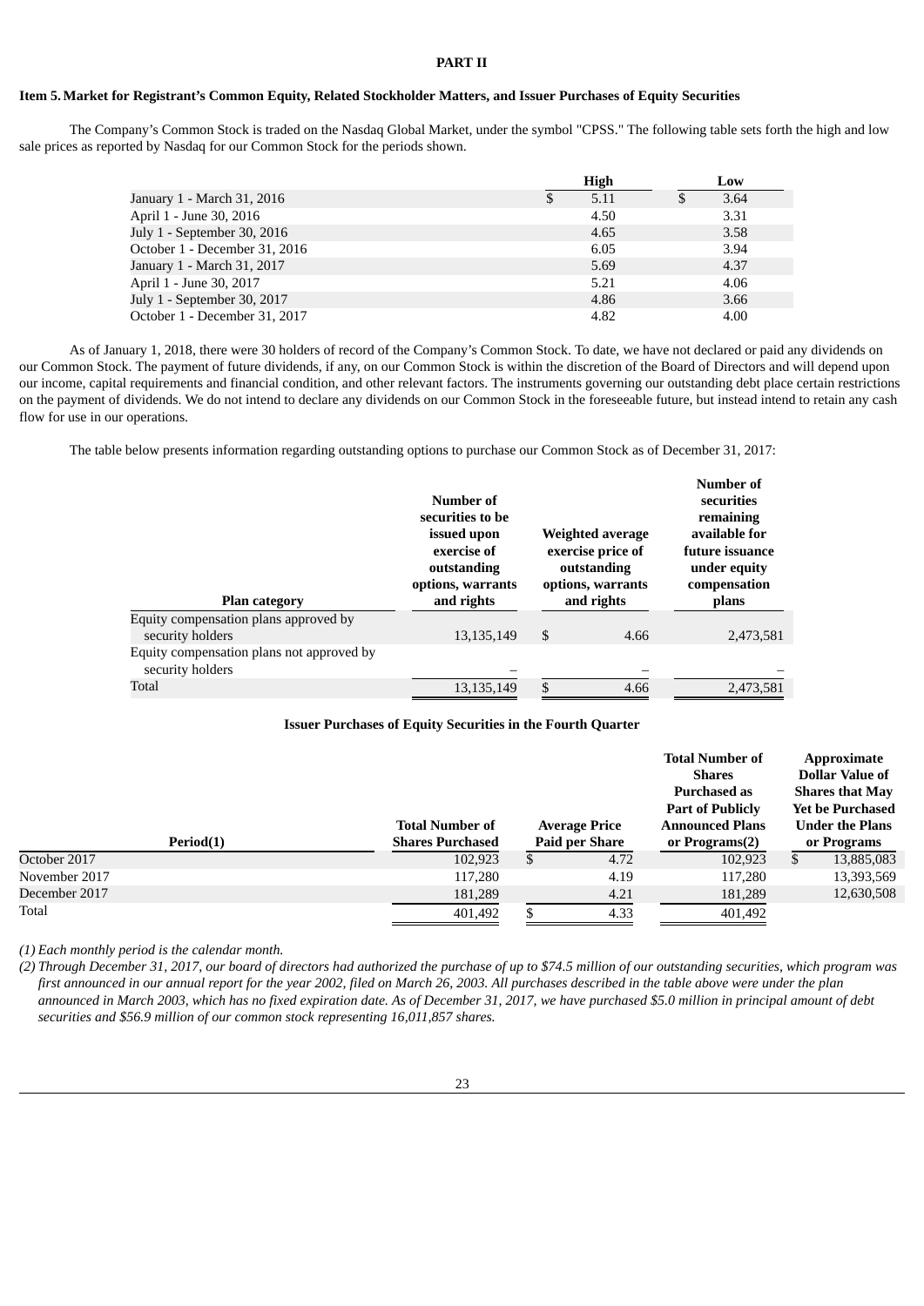## PART II

### Item 5. Market for Registrant's Common Equity, Related Stockholder Matters, and Issuer Purchases of Equity Securities

The Company's Common Stock is traded on the Nasdaq Global Market, under the symbol "CPSS." The following table sets forth the high and low sale prices as reported by Nasdaq for our Common Stock for the periods shown.

| | High | Low |
|---|---|---|
| January 1 - March 31, 2016 | $ 5.11 | $ 3.64 |
| April 1 - June 30, 2016 | 4.50 | 3.31 |
| July 1 - September 30, 2016 | 4.65 | 3.58 |
| October 1 - December 31, 2016 | 6.05 | 3.94 |
| January 1 - March 31, 2017 | 5.69 | 4.37 |
| April 1 - June 30, 2017 | 5.21 | 4.06 |
| July 1 - September 30, 2017 | 4.86 | 3.66 |
| October 1 - December 31, 2017 | 4.82 | 4.00 |

As of January 1, 2018, there were 30 holders of record of the Company's Common Stock. To date, we have not declared or paid any dividends on our Common Stock. The payment of future dividends, if any, on our Common Stock is within the discretion of the Board of Directors and will depend upon our income, capital requirements and financial condition, and other relevant factors. The instruments governing our outstanding debt place certain restrictions on the payment of dividends. We do not intend to declare any dividends on our Common Stock in the foreseeable future, but instead intend to retain any cash flow for use in our operations.

The table below presents information regarding outstanding options to purchase our Common Stock as of December 31, 2017:

| Plan category | Number of securities to be issued upon exercise of outstanding options, warrants and rights | Weighted average exercise price of outstanding options, warrants and rights | Number of securities remaining available for future issuance under equity compensation plans |
|---|---|---|---|
| Equity compensation plans approved by security holders | 13,135,149 | $ 4.66 | 2,473,581 |
| Equity compensation plans not approved by security holders | – | – | – |
| Total | 13,135,149 | $ 4.66 | 2,473,581 |

**Issuer Purchases of Equity Securities in the Fourth Quarter**

| Period(1) | Total Number of Shares Purchased | Average Price Paid per Share | Total Number of Shares Purchased as Part of Publicly Announced Plans or Programs(2) | Approximate Dollar Value of Shares that May Yet be Purchased Under the Plans or Programs |
|---|---|---|---|---|
| October 2017 | 102,923 | $ 4.72 | 102,923 | $ 13,885,083 |
| November 2017 | 117,280 | 4.19 | 117,280 | 13,393,569 |
| December 2017 | 181,289 | 4.21 | 181,289 | 12,630,508 |
| Total | 401,492 | $ 4.33 | 401,492 | |

*(1) Each monthly period is the calendar month.*

*(2) Through December 31, 2017, our board of directors had authorized the purchase of up to $74.5 million of our outstanding securities, which program was first announced in our annual report for the year 2002, filed on March 26, 2003. All purchases described in the table above were under the plan announced in March 2003, which has no fixed expiration date. As of December 31, 2017, we have purchased $5.0 million in principal amount of debt securities and $56.9 million of our common stock representing 16,011,857 shares.*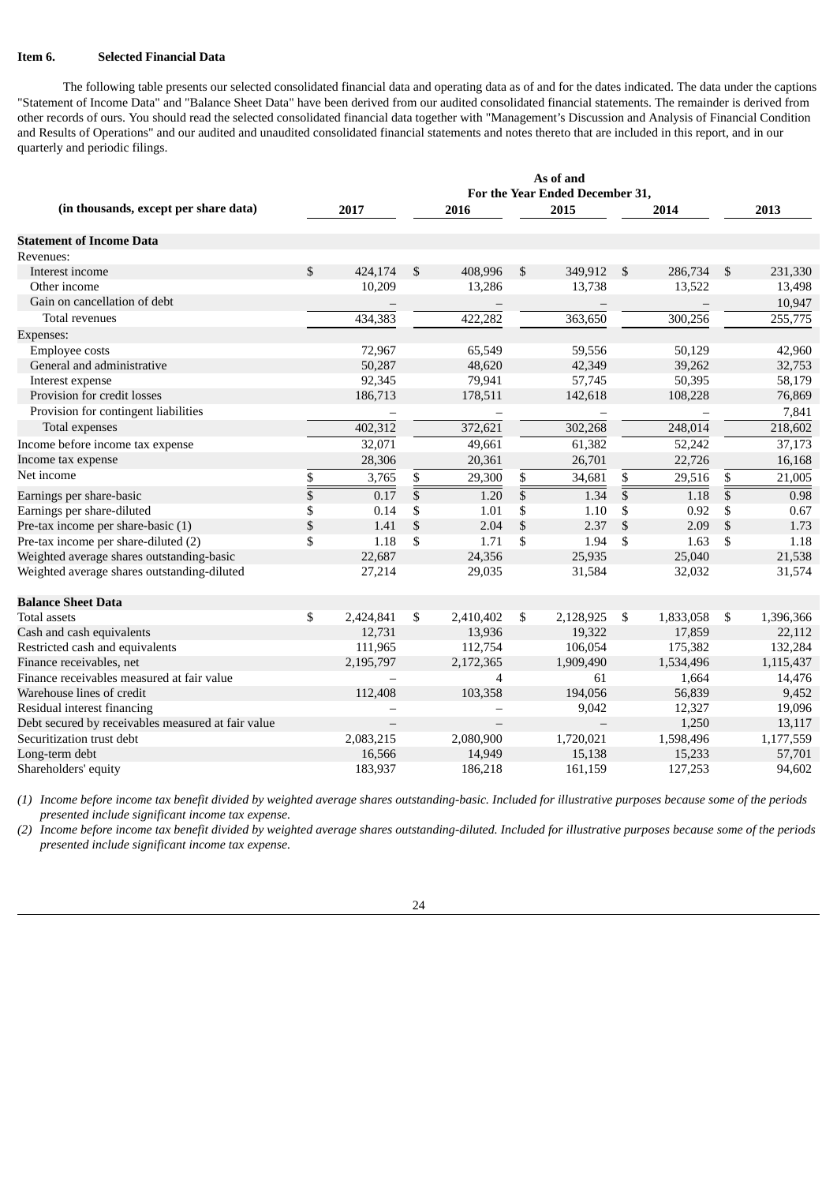**Item 6. Selected Financial Data**

The following table presents our selected consolidated financial data and operating data as of and for the dates indicated. The data under the captions "Statement of Income Data" and "Balance Sheet Data" have been derived from our audited consolidated financial statements. The remainder is derived from other records of ours. You should read the selected consolidated financial data together with "Management's Discussion and Analysis of Financial Condition and Results of Operations" and our audited and unaudited consolidated financial statements and notes thereto that are included in this report, and in our quarterly and periodic filings.

| (in thousands, except per share data) | As of and For the Year Ended December 31, 2017 | 2016 | 2015 | 2014 | 2013 |
|---|---|---|---|---|---|
| **Statement of Income Data** | | | | | |
| Revenues: | | | | | |
| Interest income | $ 424,174 | $ 408,996 | $ 349,912 | $ 286,734 | $ 231,330 |
| Other income | 10,209 | 13,286 | 13,738 | 13,522 | 13,498 |
| Gain on cancellation of debt | – | – | – | – | 10,947 |
| Total revenues | 434,383 | 422,282 | 363,650 | 300,256 | 255,775 |
| Expenses: | | | | | |
| Employee costs | 72,967 | 65,549 | 59,556 | 50,129 | 42,960 |
| General and administrative | 50,287 | 48,620 | 42,349 | 39,262 | 32,753 |
| Interest expense | 92,345 | 79,941 | 57,745 | 50,395 | 58,179 |
| Provision for credit losses | 186,713 | 178,511 | 142,618 | 108,228 | 76,869 |
| Provision for contingent liabilities | – | – | – | – | 7,841 |
| Total expenses | 402,312 | 372,621 | 302,268 | 248,014 | 218,602 |
| Income before income tax expense | 32,071 | 49,661 | 61,382 | 52,242 | 37,173 |
| Income tax expense | 28,306 | 20,361 | 26,701 | 22,726 | 16,168 |
| Net income | $ 3,765 | $ 29,300 | $ 34,681 | $ 29,516 | $ 21,005 |
| Earnings per share-basic | $ 0.17 | $ 1.20 | $ 1.34 | $ 1.18 | $ 0.98 |
| Earnings per share-diluted | $ 0.14 | $ 1.01 | $ 1.10 | $ 0.92 | $ 0.67 |
| Pre-tax income per share-basic (1) | $ 1.41 | $ 2.04 | $ 2.37 | $ 2.09 | $ 1.73 |
| Pre-tax income per share-diluted (2) | $ 1.18 | $ 1.71 | $ 1.94 | $ 1.63 | $ 1.18 |
| Weighted average shares outstanding-basic | 22,687 | 24,356 | 25,935 | 25,040 | 21,538 |
| Weighted average shares outstanding-diluted | 27,214 | 29,035 | 31,584 | 32,032 | 31,574 |
| **Balance Sheet Data** | | | | | |
| Total assets | $ 2,424,841 | $ 2,410,402 | $ 2,128,925 | $ 1,833,058 | $ 1,396,366 |
| Cash and cash equivalents | 12,731 | 13,936 | 19,322 | 17,859 | 22,112 |
| Restricted cash and equivalents | 111,965 | 112,754 | 106,054 | 175,382 | 132,284 |
| Finance receivables, net | 2,195,797 | 2,172,365 | 1,909,490 | 1,534,496 | 1,115,437 |
| Finance receivables measured at fair value | – | 4 | 61 | 1,664 | 14,476 |
| Warehouse lines of credit | 112,408 | 103,358 | 194,056 | 56,839 | 9,452 |
| Residual interest financing | – | – | 9,042 | 12,327 | 19,096 |
| Debt secured by receivables measured at fair value | – | – | – | 1,250 | 13,117 |
| Securitization trust debt | 2,083,215 | 2,080,900 | 1,720,021 | 1,598,496 | 1,177,559 |
| Long-term debt | 16,566 | 14,949 | 15,138 | 15,233 | 57,701 |
| Shareholders' equity | 183,937 | 186,218 | 161,159 | 127,253 | 94,602 |

*(1) Income before income tax benefit divided by weighted average shares outstanding-basic. Included for illustrative purposes because some of the periods presented include significant income tax expense.*

*(2) Income before income tax benefit divided by weighted average shares outstanding-diluted. Included for illustrative purposes because some of the periods presented include significant income tax expense.*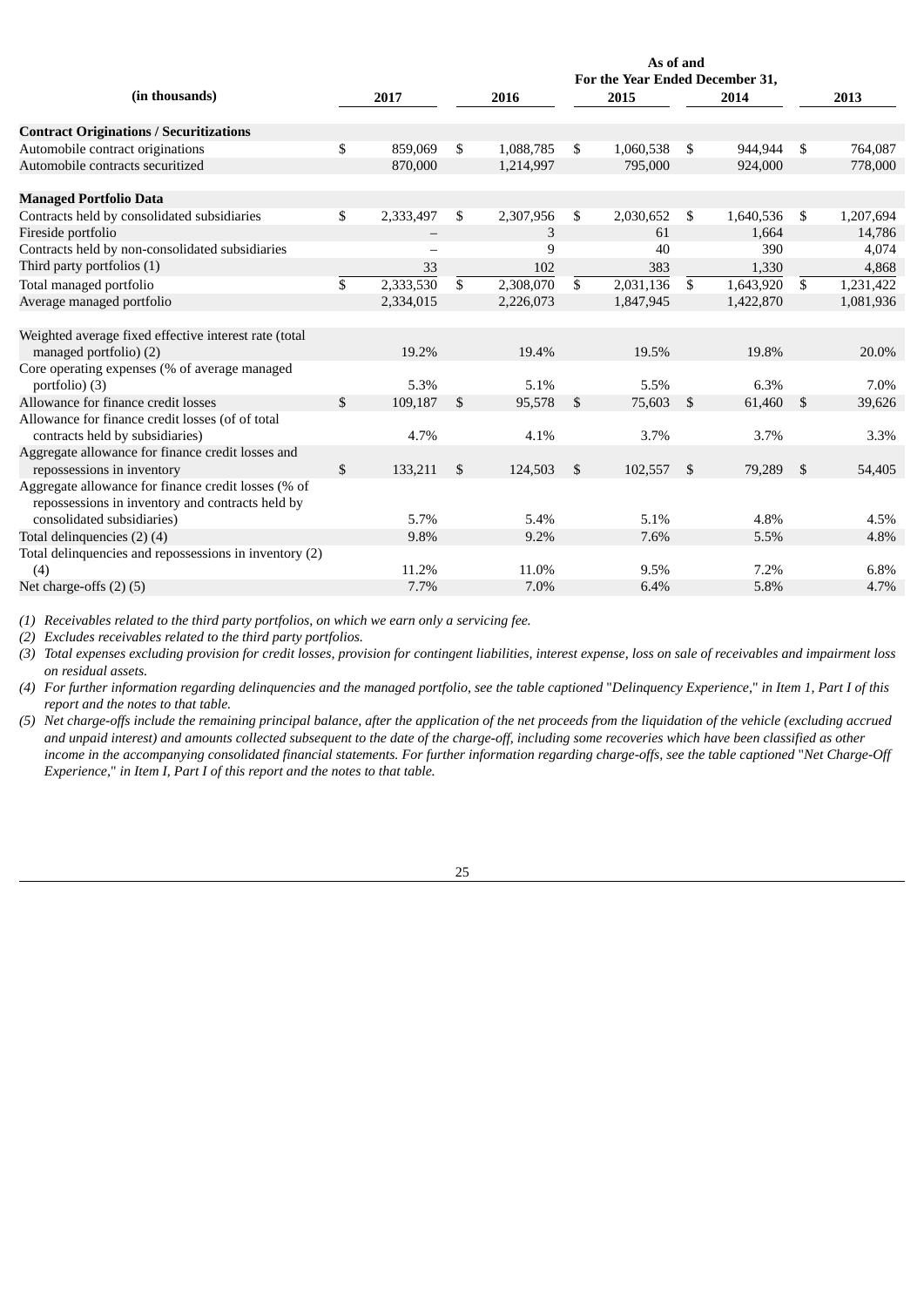| (in thousands) | As of and For the Year Ended December 31, 2017 | 2016 | 2015 | 2014 | 2013 |
|---|---|---|---|---|---|
| **Contract Originations / Securitizations** | | | | | |
| Automobile contract originations | $ 859,069 | $ 1,088,785 | $ 1,060,538 | $ 944,944 | $ 764,087 |
| Automobile contracts securitized | 870,000 | 1,214,997 | 795,000 | 924,000 | 778,000 |
| **Managed Portfolio Data** | | | | | |
| Contracts held by consolidated subsidiaries | $ 2,333,497 | $ 2,307,956 | $ 2,030,652 | $ 1,640,536 | $ 1,207,694 |
| Fireside portfolio | – | 3 | 61 | 1,664 | 14,786 |
| Contracts held by non-consolidated subsidiaries | – | 9 | 40 | 390 | 4,074 |
| Third party portfolios (1) | 33 | 102 | 383 | 1,330 | 4,868 |
| Total managed portfolio | $ 2,333,530 | $ 2,308,070 | $ 2,031,136 | $ 1,643,920 | $ 1,231,422 |
| Average managed portfolio | 2,334,015 | 2,226,073 | 1,847,945 | 1,422,870 | 1,081,936 |
| Weighted average fixed effective interest rate (total managed portfolio) (2) | 19.2% | 19.4% | 19.5% | 19.8% | 20.0% |
| Core operating expenses (% of average managed portfolio) (3) | 5.3% | 5.1% | 5.5% | 6.3% | 7.0% |
| Allowance for finance credit losses | $ 109,187 | $ 95,578 | $ 75,603 | $ 61,460 | $ 39,626 |
| Allowance for finance credit losses (of of total contracts held by subsidiaries) | 4.7% | 4.1% | 3.7% | 3.7% | 3.3% |
| Aggregate allowance for finance credit losses and repossessions in inventory | $ 133,211 | $ 124,503 | $ 102,557 | $ 79,289 | $ 54,405 |
| Aggregate allowance for finance credit losses (% of repossessions in inventory and contracts held by consolidated subsidiaries) | 5.7% | 5.4% | 5.1% | 4.8% | 4.5% |
| Total delinquencies (2) (4) | 9.8% | 9.2% | 7.6% | 5.5% | 4.8% |
| Total delinquencies and repossessions in inventory (2) (4) | 11.2% | 11.0% | 9.5% | 7.2% | 6.8% |
| Net charge-offs (2) (5) | 7.7% | 7.0% | 6.4% | 5.8% | 4.7% |

*(1) Receivables related to the third party portfolios, on which we earn only a servicing fee.*

*(2) Excludes receivables related to the third party portfolios.*

*(3) Total expenses excluding provision for credit losses, provision for contingent liabilities, interest expense, loss on sale of receivables and impairment loss on residual assets.*

*(4) For further information regarding delinquencies and the managed portfolio, see the table captioned "Delinquency Experience," in Item 1, Part I of this report and the notes to that table.*

*(5) Net charge-offs include the remaining principal balance, after the application of the net proceeds from the liquidation of the vehicle (excluding accrued and unpaid interest) and amounts collected subsequent to the date of the charge-off, including some recoveries which have been classified as other income in the accompanying consolidated financial statements. For further information regarding charge-offs, see the table captioned "Net Charge-Off Experience," in Item I, Part I of this report and the notes to that table.*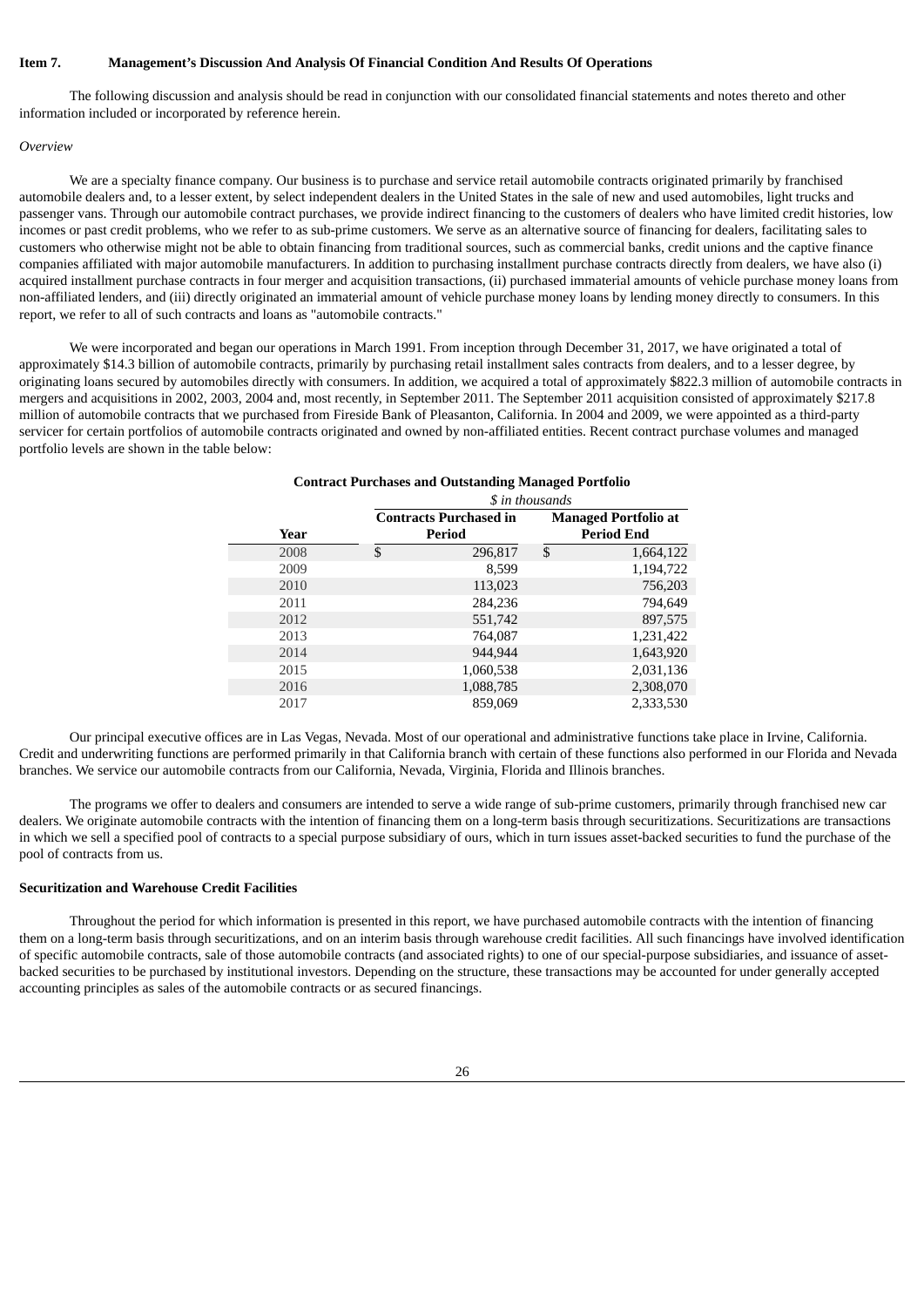## Item 7. Management's Discussion And Analysis Of Financial Condition And Results Of Operations

The following discussion and analysis should be read in conjunction with our consolidated financial statements and notes thereto and other information included or incorporated by reference herein.

*Overview*

We are a specialty finance company. Our business is to purchase and service retail automobile contracts originated primarily by franchised automobile dealers and, to a lesser extent, by select independent dealers in the United States in the sale of new and used automobiles, light trucks and passenger vans. Through our automobile contract purchases, we provide indirect financing to the customers of dealers who have limited credit histories, low incomes or past credit problems, who we refer to as sub-prime customers. We serve as an alternative source of financing for dealers, facilitating sales to customers who otherwise might not be able to obtain financing from traditional sources, such as commercial banks, credit unions and the captive finance companies affiliated with major automobile manufacturers. In addition to purchasing installment purchase contracts directly from dealers, we have also (i) acquired installment purchase contracts in four merger and acquisition transactions, (ii) purchased immaterial amounts of vehicle purchase money loans from non-affiliated lenders, and (iii) directly originated an immaterial amount of vehicle purchase money loans by lending money directly to consumers. In this report, we refer to all of such contracts and loans as "automobile contracts."

We were incorporated and began our operations in March 1991. From inception through December 31, 2017, we have originated a total of approximately $14.3 billion of automobile contracts, primarily by purchasing retail installment sales contracts from dealers, and to a lesser degree, by originating loans secured by automobiles directly with consumers. In addition, we acquired a total of approximately $822.3 million of automobile contracts in mergers and acquisitions in 2002, 2003, 2004 and, most recently, in September 2011. The September 2011 acquisition consisted of approximately $217.8 million of automobile contracts that we purchased from Fireside Bank of Pleasanton, California. In 2004 and 2009, we were appointed as a third-party servicer for certain portfolios of automobile contracts originated and owned by non-affiliated entities. Recent contract purchase volumes and managed portfolio levels are shown in the table below:

**Contract Purchases and Outstanding Managed Portfolio**

*$ in thousands*

| Year | Contracts Purchased in Period | Managed Portfolio at Period End |
|---|---|---|
| 2008 | $ 296,817 | $ 1,664,122 |
| 2009 | 8,599 | 1,194,722 |
| 2010 | 113,023 | 756,203 |
| 2011 | 284,236 | 794,649 |
| 2012 | 551,742 | 897,575 |
| 2013 | 764,087 | 1,231,422 |
| 2014 | 944,944 | 1,643,920 |
| 2015 | 1,060,538 | 2,031,136 |
| 2016 | 1,088,785 | 2,308,070 |
| 2017 | 859,069 | 2,333,530 |

Our principal executive offices are in Las Vegas, Nevada. Most of our operational and administrative functions take place in Irvine, California. Credit and underwriting functions are performed primarily in that California branch with certain of these functions also performed in our Florida and Nevada branches. We service our automobile contracts from our California, Nevada, Virginia, Florida and Illinois branches.

The programs we offer to dealers and consumers are intended to serve a wide range of sub-prime customers, primarily through franchised new car dealers. We originate automobile contracts with the intention of financing them on a long-term basis through securitizations. Securitizations are transactions in which we sell a specified pool of contracts to a special purpose subsidiary of ours, which in turn issues asset-backed securities to fund the purchase of the pool of contracts from us.

### Securitization and Warehouse Credit Facilities

Throughout the period for which information is presented in this report, we have purchased automobile contracts with the intention of financing them on a long-term basis through securitizations, and on an interim basis through warehouse credit facilities. All such financings have involved identification of specific automobile contracts, sale of those automobile contracts (and associated rights) to one of our special-purpose subsidiaries, and issuance of asset-backed securities to be purchased by institutional investors. Depending on the structure, these transactions may be accounted for under generally accepted accounting principles as sales of the automobile contracts or as secured financings.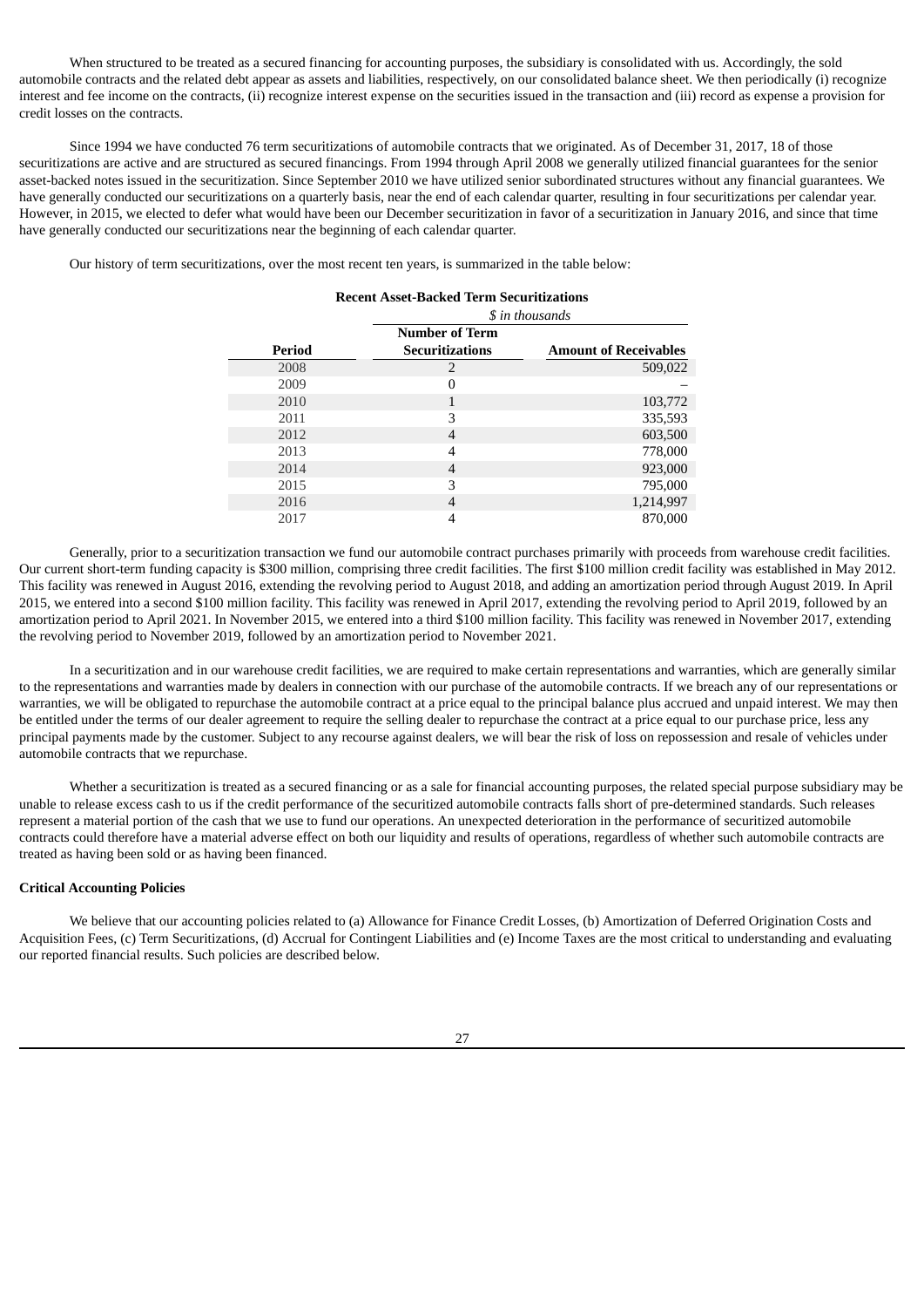When structured to be treated as a secured financing for accounting purposes, the subsidiary is consolidated with us. Accordingly, the sold automobile contracts and the related debt appear as assets and liabilities, respectively, on our consolidated balance sheet. We then periodically (i) recognize interest and fee income on the contracts, (ii) recognize interest expense on the securities issued in the transaction and (iii) record as expense a provision for credit losses on the contracts.

Since 1994 we have conducted 76 term securitizations of automobile contracts that we originated. As of December 31, 2017, 18 of those securitizations are active and are structured as secured financings. From 1994 through April 2008 we generally utilized financial guarantees for the senior asset-backed notes issued in the securitization. Since September 2010 we have utilized senior subordinated structures without any financial guarantees. We have generally conducted our securitizations on a quarterly basis, near the end of each calendar quarter, resulting in four securitizations per calendar year. However, in 2015, we elected to defer what would have been our December securitization in favor of a securitization in January 2016, and since that time have generally conducted our securitizations near the beginning of each calendar quarter.

Our history of term securitizations, over the most recent ten years, is summarized in the table below:

**Recent Asset-Backed Term Securitizations**

| | *$ in thousands* | |
|---|---|---|
| **Period** | **Number of Term Securitizations** | **Amount of Receivables** |
| 2008 | 2 | 509,022 |
| 2009 | 0 | – |
| 2010 | 1 | 103,772 |
| 2011 | 3 | 335,593 |
| 2012 | 4 | 603,500 |
| 2013 | 4 | 778,000 |
| 2014 | 4 | 923,000 |
| 2015 | 3 | 795,000 |
| 2016 | 4 | 1,214,997 |
| 2017 | 4 | 870,000 |

Generally, prior to a securitization transaction we fund our automobile contract purchases primarily with proceeds from warehouse credit facilities. Our current short-term funding capacity is $300 million, comprising three credit facilities. The first $100 million credit facility was established in May 2012. This facility was renewed in August 2016, extending the revolving period to August 2018, and adding an amortization period through August 2019. In April 2015, we entered into a second $100 million facility. This facility was renewed in April 2017, extending the revolving period to April 2019, followed by an amortization period to April 2021. In November 2015, we entered into a third $100 million facility. This facility was renewed in November 2017, extending the revolving period to November 2019, followed by an amortization period to November 2021.

In a securitization and in our warehouse credit facilities, we are required to make certain representations and warranties, which are generally similar to the representations and warranties made by dealers in connection with our purchase of the automobile contracts. If we breach any of our representations or warranties, we will be obligated to repurchase the automobile contract at a price equal to the principal balance plus accrued and unpaid interest. We may then be entitled under the terms of our dealer agreement to require the selling dealer to repurchase the contract at a price equal to our purchase price, less any principal payments made by the customer. Subject to any recourse against dealers, we will bear the risk of loss on repossession and resale of vehicles under automobile contracts that we repurchase.

Whether a securitization is treated as a secured financing or as a sale for financial accounting purposes, the related special purpose subsidiary may be unable to release excess cash to us if the credit performance of the securitized automobile contracts falls short of pre-determined standards. Such releases represent a material portion of the cash that we use to fund our operations. An unexpected deterioration in the performance of securitized automobile contracts could therefore have a material adverse effect on both our liquidity and results of operations, regardless of whether such automobile contracts are treated as having been sold or as having been financed.

**Critical Accounting Policies**

We believe that our accounting policies related to (a) Allowance for Finance Credit Losses, (b) Amortization of Deferred Origination Costs and Acquisition Fees, (c) Term Securitizations, (d) Accrual for Contingent Liabilities and (e) Income Taxes are the most critical to understanding and evaluating our reported financial results. Such policies are described below.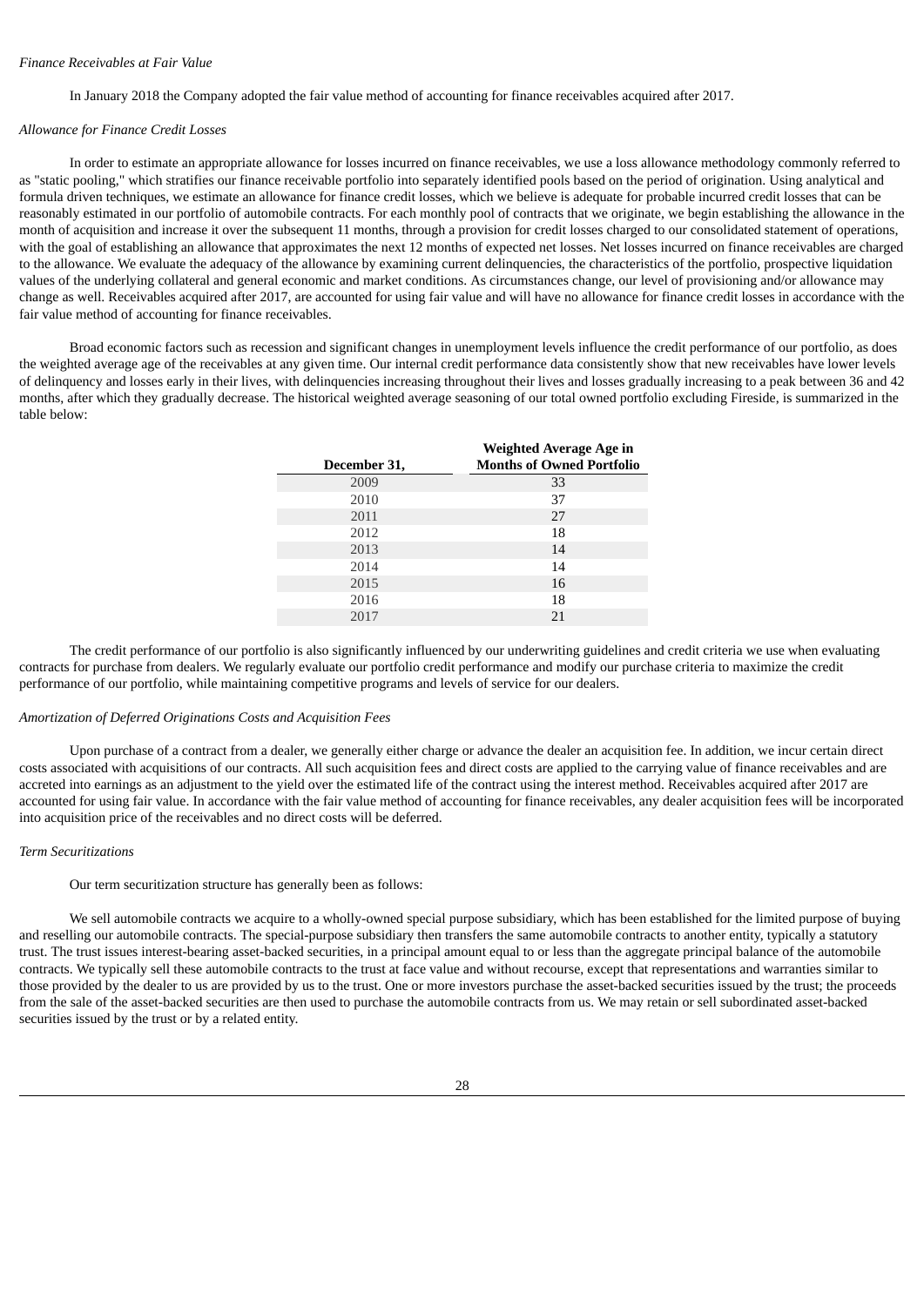*Finance Receivables at Fair Value*

In January 2018 the Company adopted the fair value method of accounting for finance receivables acquired after 2017.

*Allowance for Finance Credit Losses*

In order to estimate an appropriate allowance for losses incurred on finance receivables, we use a loss allowance methodology commonly referred to as "static pooling," which stratifies our finance receivable portfolio into separately identified pools based on the period of origination. Using analytical and formula driven techniques, we estimate an allowance for finance credit losses, which we believe is adequate for probable incurred credit losses that can be reasonably estimated in our portfolio of automobile contracts. For each monthly pool of contracts that we originate, we begin establishing the allowance in the month of acquisition and increase it over the subsequent 11 months, through a provision for credit losses charged to our consolidated statement of operations, with the goal of establishing an allowance that approximates the next 12 months of expected net losses. Net losses incurred on finance receivables are charged to the allowance. We evaluate the adequacy of the allowance by examining current delinquencies, the characteristics of the portfolio, prospective liquidation values of the underlying collateral and general economic and market conditions. As circumstances change, our level of provisioning and/or allowance may change as well. Receivables acquired after 2017, are accounted for using fair value and will have no allowance for finance credit losses in accordance with the fair value method of accounting for finance receivables.

Broad economic factors such as recession and significant changes in unemployment levels influence the credit performance of our portfolio, as does the weighted average age of the receivables at any given time. Our internal credit performance data consistently show that new receivables have lower levels of delinquency and losses early in their lives, with delinquencies increasing throughout their lives and losses gradually increasing to a peak between 36 and 42 months, after which they gradually decrease. The historical weighted average seasoning of our total owned portfolio excluding Fireside, is summarized in the table below:

| December 31, | Weighted Average Age in Months of Owned Portfolio |
|---|---|
| 2009 | 33 |
| 2010 | 37 |
| 2011 | 27 |
| 2012 | 18 |
| 2013 | 14 |
| 2014 | 14 |
| 2015 | 16 |
| 2016 | 18 |
| 2017 | 21 |

The credit performance of our portfolio is also significantly influenced by our underwriting guidelines and credit criteria we use when evaluating contracts for purchase from dealers. We regularly evaluate our portfolio credit performance and modify our purchase criteria to maximize the credit performance of our portfolio, while maintaining competitive programs and levels of service for our dealers.

*Amortization of Deferred Originations Costs and Acquisition Fees*

Upon purchase of a contract from a dealer, we generally either charge or advance the dealer an acquisition fee. In addition, we incur certain direct costs associated with acquisitions of our contracts. All such acquisition fees and direct costs are applied to the carrying value of finance receivables and are accreted into earnings as an adjustment to the yield over the estimated life of the contract using the interest method. Receivables acquired after 2017 are accounted for using fair value. In accordance with the fair value method of accounting for finance receivables, any dealer acquisition fees will be incorporated into acquisition price of the receivables and no direct costs will be deferred.

*Term Securitizations*

Our term securitization structure has generally been as follows:

We sell automobile contracts we acquire to a wholly-owned special purpose subsidiary, which has been established for the limited purpose of buying and reselling our automobile contracts. The special-purpose subsidiary then transfers the same automobile contracts to another entity, typically a statutory trust. The trust issues interest-bearing asset-backed securities, in a principal amount equal to or less than the aggregate principal balance of the automobile contracts. We typically sell these automobile contracts to the trust at face value and without recourse, except that representations and warranties similar to those provided by the dealer to us are provided by us to the trust. One or more investors purchase the asset-backed securities issued by the trust; the proceeds from the sale of the asset-backed securities are then used to purchase the automobile contracts from us. We may retain or sell subordinated asset-backed securities issued by the trust or by a related entity.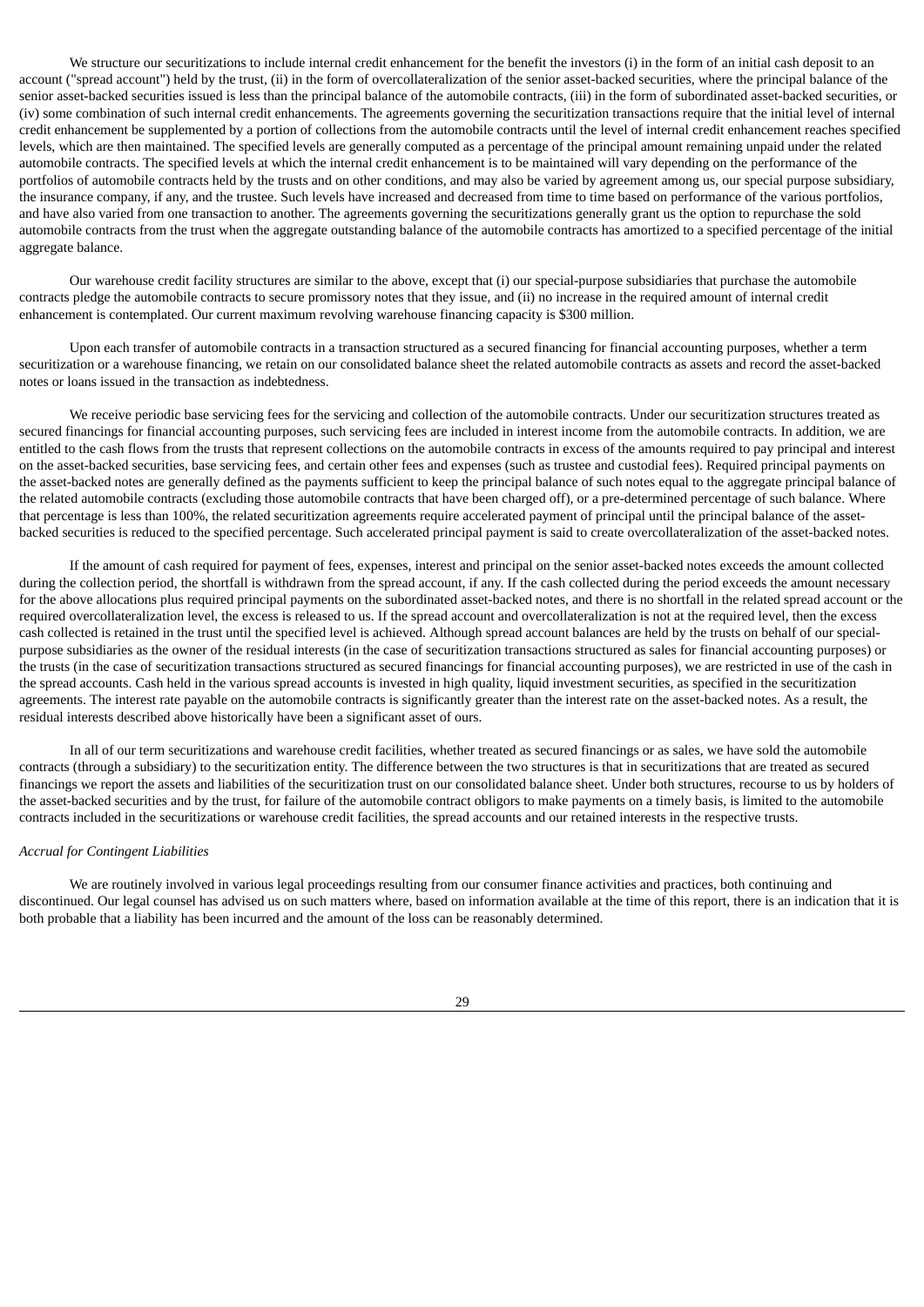We structure our securitizations to include internal credit enhancement for the benefit the investors (i) in the form of an initial cash deposit to an account ("spread account") held by the trust, (ii) in the form of overcollateralization of the senior asset-backed securities, where the principal balance of the senior asset-backed securities issued is less than the principal balance of the automobile contracts, (iii) in the form of subordinated asset-backed securities, or (iv) some combination of such internal credit enhancements. The agreements governing the securitization transactions require that the initial level of internal credit enhancement be supplemented by a portion of collections from the automobile contracts until the level of internal credit enhancement reaches specified levels, which are then maintained. The specified levels are generally computed as a percentage of the principal amount remaining unpaid under the related automobile contracts. The specified levels at which the internal credit enhancement is to be maintained will vary depending on the performance of the portfolios of automobile contracts held by the trusts and on other conditions, and may also be varied by agreement among us, our special purpose subsidiary, the insurance company, if any, and the trustee. Such levels have increased and decreased from time to time based on performance of the various portfolios, and have also varied from one transaction to another. The agreements governing the securitizations generally grant us the option to repurchase the sold automobile contracts from the trust when the aggregate outstanding balance of the automobile contracts has amortized to a specified percentage of the initial aggregate balance.

Our warehouse credit facility structures are similar to the above, except that (i) our special-purpose subsidiaries that purchase the automobile contracts pledge the automobile contracts to secure promissory notes that they issue, and (ii) no increase in the required amount of internal credit enhancement is contemplated. Our current maximum revolving warehouse financing capacity is $300 million.

Upon each transfer of automobile contracts in a transaction structured as a secured financing for financial accounting purposes, whether a term securitization or a warehouse financing, we retain on our consolidated balance sheet the related automobile contracts as assets and record the asset-backed notes or loans issued in the transaction as indebtedness.

We receive periodic base servicing fees for the servicing and collection of the automobile contracts. Under our securitization structures treated as secured financings for financial accounting purposes, such servicing fees are included in interest income from the automobile contracts. In addition, we are entitled to the cash flows from the trusts that represent collections on the automobile contracts in excess of the amounts required to pay principal and interest on the asset-backed securities, base servicing fees, and certain other fees and expenses (such as trustee and custodial fees). Required principal payments on the asset-backed notes are generally defined as the payments sufficient to keep the principal balance of such notes equal to the aggregate principal balance of the related automobile contracts (excluding those automobile contracts that have been charged off), or a pre-determined percentage of such balance. Where that percentage is less than 100%, the related securitization agreements require accelerated payment of principal until the principal balance of the asset-backed securities is reduced to the specified percentage. Such accelerated principal payment is said to create overcollateralization of the asset-backed notes.

If the amount of cash required for payment of fees, expenses, interest and principal on the senior asset-backed notes exceeds the amount collected during the collection period, the shortfall is withdrawn from the spread account, if any. If the cash collected during the period exceeds the amount necessary for the above allocations plus required principal payments on the subordinated asset-backed notes, and there is no shortfall in the related spread account or the required overcollateralization level, the excess is released to us. If the spread account and overcollateralization is not at the required level, then the excess cash collected is retained in the trust until the specified level is achieved. Although spread account balances are held by the trusts on behalf of our special-purpose subsidiaries as the owner of the residual interests (in the case of securitization transactions structured as sales for financial accounting purposes) or the trusts (in the case of securitization transactions structured as secured financings for financial accounting purposes), we are restricted in use of the cash in the spread accounts. Cash held in the various spread accounts is invested in high quality, liquid investment securities, as specified in the securitization agreements. The interest rate payable on the automobile contracts is significantly greater than the interest rate on the asset-backed notes. As a result, the residual interests described above historically have been a significant asset of ours.

In all of our term securitizations and warehouse credit facilities, whether treated as secured financings or as sales, we have sold the automobile contracts (through a subsidiary) to the securitization entity. The difference between the two structures is that in securitizations that are treated as secured financings we report the assets and liabilities of the securitization trust on our consolidated balance sheet. Under both structures, recourse to us by holders of the asset-backed securities and by the trust, for failure of the automobile contract obligors to make payments on a timely basis, is limited to the automobile contracts included in the securitizations or warehouse credit facilities, the spread accounts and our retained interests in the respective trusts.

*Accrual for Contingent Liabilities*

We are routinely involved in various legal proceedings resulting from our consumer finance activities and practices, both continuing and discontinued. Our legal counsel has advised us on such matters where, based on information available at the time of this report, there is an indication that it is both probable that a liability has been incurred and the amount of the loss can be reasonably determined.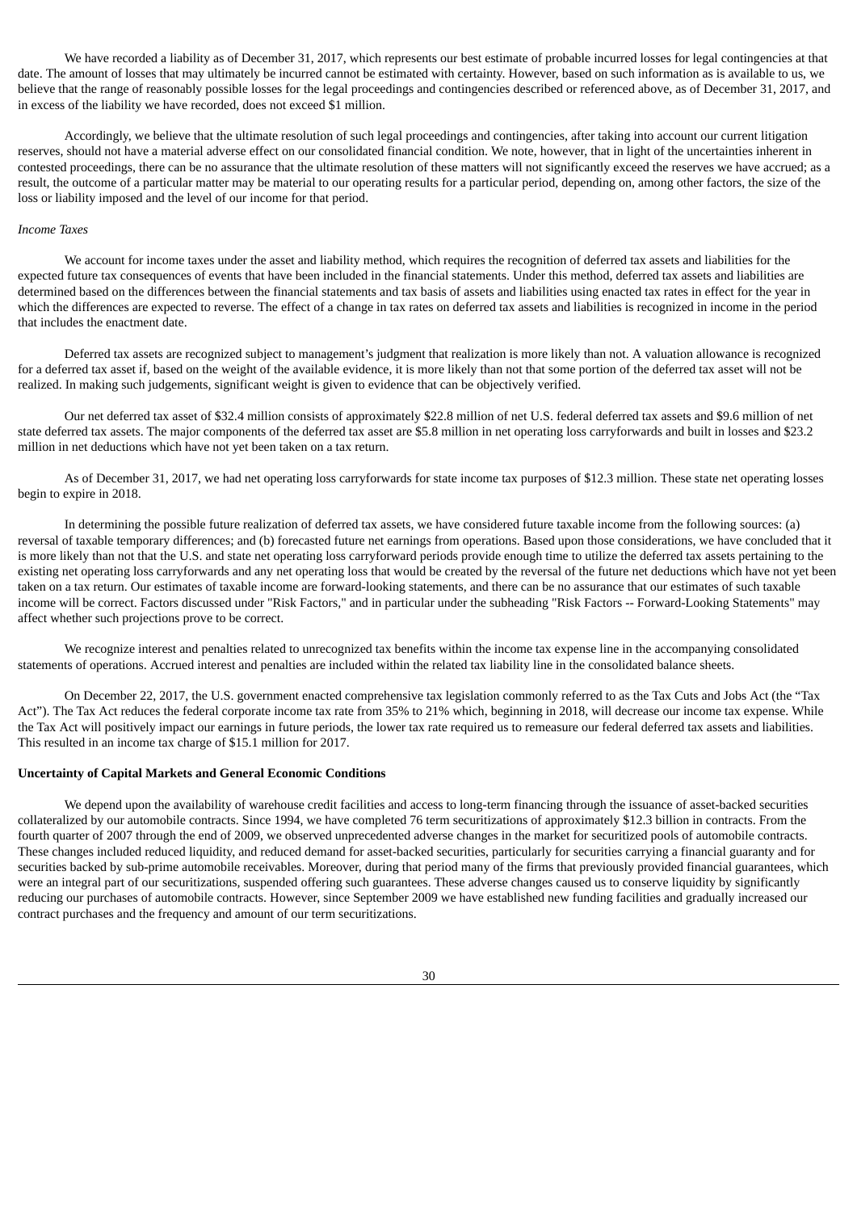We have recorded a liability as of December 31, 2017, which represents our best estimate of probable incurred losses for legal contingencies at that date. The amount of losses that may ultimately be incurred cannot be estimated with certainty. However, based on such information as is available to us, we believe that the range of reasonably possible losses for the legal proceedings and contingencies described or referenced above, as of December 31, 2017, and in excess of the liability we have recorded, does not exceed $1 million.

Accordingly, we believe that the ultimate resolution of such legal proceedings and contingencies, after taking into account our current litigation reserves, should not have a material adverse effect on our consolidated financial condition. We note, however, that in light of the uncertainties inherent in contested proceedings, there can be no assurance that the ultimate resolution of these matters will not significantly exceed the reserves we have accrued; as a result, the outcome of a particular matter may be material to our operating results for a particular period, depending on, among other factors, the size of the loss or liability imposed and the level of our income for that period.

*Income Taxes*

We account for income taxes under the asset and liability method, which requires the recognition of deferred tax assets and liabilities for the expected future tax consequences of events that have been included in the financial statements. Under this method, deferred tax assets and liabilities are determined based on the differences between the financial statements and tax basis of assets and liabilities using enacted tax rates in effect for the year in which the differences are expected to reverse. The effect of a change in tax rates on deferred tax assets and liabilities is recognized in income in the period that includes the enactment date.

Deferred tax assets are recognized subject to management's judgment that realization is more likely than not. A valuation allowance is recognized for a deferred tax asset if, based on the weight of the available evidence, it is more likely than not that some portion of the deferred tax asset will not be realized. In making such judgements, significant weight is given to evidence that can be objectively verified.

Our net deferred tax asset of $32.4 million consists of approximately $22.8 million of net U.S. federal deferred tax assets and $9.6 million of net state deferred tax assets. The major components of the deferred tax asset are $5.8 million in net operating loss carryforwards and built in losses and $23.2 million in net deductions which have not yet been taken on a tax return.

As of December 31, 2017, we had net operating loss carryforwards for state income tax purposes of $12.3 million. These state net operating losses begin to expire in 2018.

In determining the possible future realization of deferred tax assets, we have considered future taxable income from the following sources: (a) reversal of taxable temporary differences; and (b) forecasted future net earnings from operations. Based upon those considerations, we have concluded that it is more likely than not that the U.S. and state net operating loss carryforward periods provide enough time to utilize the deferred tax assets pertaining to the existing net operating loss carryforwards and any net operating loss that would be created by the reversal of the future net deductions which have not yet been taken on a tax return. Our estimates of taxable income are forward-looking statements, and there can be no assurance that our estimates of such taxable income will be correct. Factors discussed under "Risk Factors," and in particular under the subheading "Risk Factors -- Forward-Looking Statements" may affect whether such projections prove to be correct.

We recognize interest and penalties related to unrecognized tax benefits within the income tax expense line in the accompanying consolidated statements of operations. Accrued interest and penalties are included within the related tax liability line in the consolidated balance sheets.

On December 22, 2017, the U.S. government enacted comprehensive tax legislation commonly referred to as the Tax Cuts and Jobs Act (the "Tax Act"). The Tax Act reduces the federal corporate income tax rate from 35% to 21% which, beginning in 2018, will decrease our income tax expense. While the Tax Act will positively impact our earnings in future periods, the lower tax rate required us to remeasure our federal deferred tax assets and liabilities. This resulted in an income tax charge of $15.1 million for 2017.

**Uncertainty of Capital Markets and General Economic Conditions**

We depend upon the availability of warehouse credit facilities and access to long-term financing through the issuance of asset-backed securities collateralized by our automobile contracts. Since 1994, we have completed 76 term securitizations of approximately $12.3 billion in contracts. From the fourth quarter of 2007 through the end of 2009, we observed unprecedented adverse changes in the market for securitized pools of automobile contracts. These changes included reduced liquidity, and reduced demand for asset-backed securities, particularly for securities carrying a financial guaranty and for securities backed by sub-prime automobile receivables. Moreover, during that period many of the firms that previously provided financial guarantees, which were an integral part of our securitizations, suspended offering such guarantees. These adverse changes caused us to conserve liquidity by significantly reducing our purchases of automobile contracts. However, since September 2009 we have established new funding facilities and gradually increased our contract purchases and the frequency and amount of our term securitizations.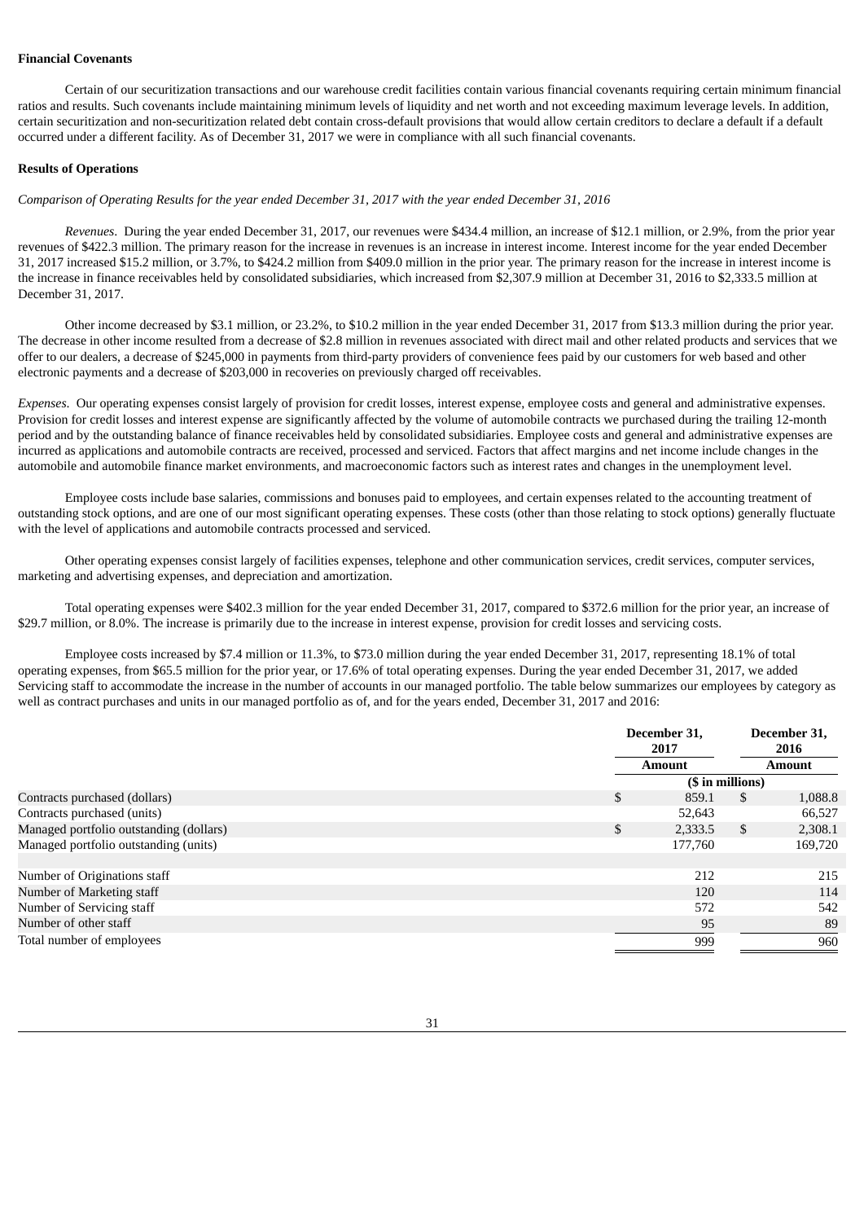**Financial Covenants**

Certain of our securitization transactions and our warehouse credit facilities contain various financial covenants requiring certain minimum financial ratios and results. Such covenants include maintaining minimum levels of liquidity and net worth and not exceeding maximum leverage levels. In addition, certain securitization and non-securitization related debt contain cross-default provisions that would allow certain creditors to declare a default if a default occurred under a different facility. As of December 31, 2017 we were in compliance with all such financial covenants.

**Results of Operations**

*Comparison of Operating Results for the year ended December 31, 2017 with the year ended December 31, 2016*

*Revenues*. During the year ended December 31, 2017, our revenues were $434.4 million, an increase of $12.1 million, or 2.9%, from the prior year revenues of $422.3 million. The primary reason for the increase in revenues is an increase in interest income. Interest income for the year ended December 31, 2017 increased $15.2 million, or 3.7%, to $424.2 million from $409.0 million in the prior year. The primary reason for the increase in interest income is the increase in finance receivables held by consolidated subsidiaries, which increased from $2,307.9 million at December 31, 2016 to $2,333.5 million at December 31, 2017.

Other income decreased by $3.1 million, or 23.2%, to $10.2 million in the year ended December 31, 2017 from $13.3 million during the prior year. The decrease in other income resulted from a decrease of $2.8 million in revenues associated with direct mail and other related products and services that we offer to our dealers, a decrease of $245,000 in payments from third-party providers of convenience fees paid by our customers for web based and other electronic payments and a decrease of $203,000 in recoveries on previously charged off receivables.

*Expenses.* Our operating expenses consist largely of provision for credit losses, interest expense, employee costs and general and administrative expenses. Provision for credit losses and interest expense are significantly affected by the volume of automobile contracts we purchased during the trailing 12-month period and by the outstanding balance of finance receivables held by consolidated subsidiaries. Employee costs and general and administrative expenses are incurred as applications and automobile contracts are received, processed and serviced. Factors that affect margins and net income include changes in the automobile and automobile finance market environments, and macroeconomic factors such as interest rates and changes in the unemployment level.

Employee costs include base salaries, commissions and bonuses paid to employees, and certain expenses related to the accounting treatment of outstanding stock options, and are one of our most significant operating expenses. These costs (other than those relating to stock options) generally fluctuate with the level of applications and automobile contracts processed and serviced.

Other operating expenses consist largely of facilities expenses, telephone and other communication services, credit services, computer services, marketing and advertising expenses, and depreciation and amortization.

Total operating expenses were $402.3 million for the year ended December 31, 2017, compared to $372.6 million for the prior year, an increase of $29.7 million, or 8.0%. The increase is primarily due to the increase in interest expense, provision for credit losses and servicing costs.

Employee costs increased by $7.4 million or 11.3%, to $73.0 million during the year ended December 31, 2017, representing 18.1% of total operating expenses, from $65.5 million for the prior year, or 17.6% of total operating expenses. During the year ended December 31, 2017, we added Servicing staff to accommodate the increase in the number of accounts in our managed portfolio. The table below summarizes our employees by category as well as contract purchases and units in our managed portfolio as of, and for the years ended, December 31, 2017 and 2016:

| | December 31, 2017 | December 31, 2016 |
|---|---|---|
| | Amount | Amount |
| | ($ in millions) | |
| Contracts purchased (dollars) | $ 859.1 | $ 1,088.8 |
| Contracts purchased (units) | 52,643 | 66,527 |
| Managed portfolio outstanding (dollars) | $ 2,333.5 | $ 2,308.1 |
| Managed portfolio outstanding (units) | 177,760 | 169,720 |
| | | |
| Number of Originations staff | 212 | 215 |
| Number of Marketing staff | 120 | 114 |
| Number of Servicing staff | 572 | 542 |
| Number of other staff | 95 | 89 |
| Total number of employees | 999 | 960 |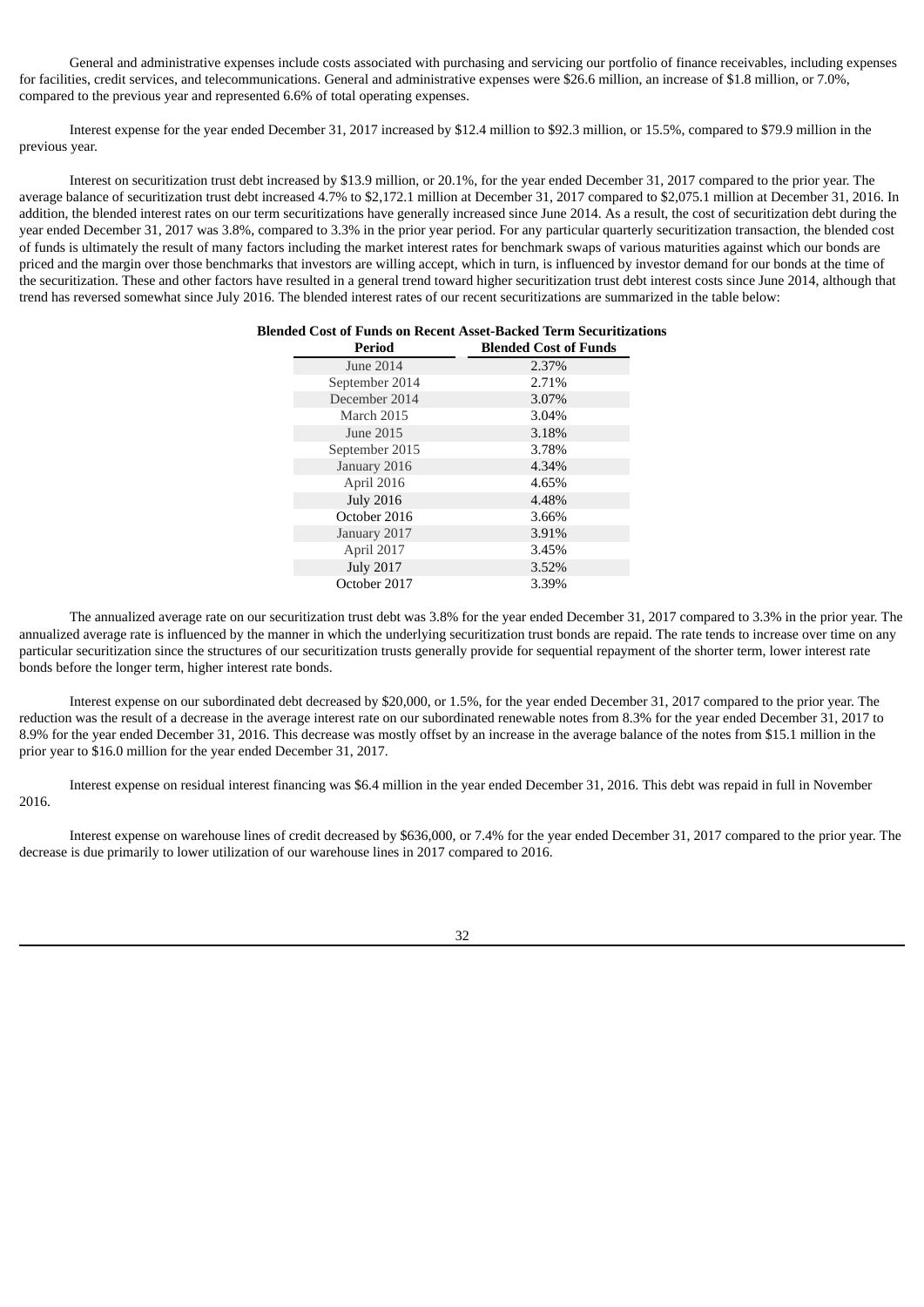General and administrative expenses include costs associated with purchasing and servicing our portfolio of finance receivables, including expenses for facilities, credit services, and telecommunications. General and administrative expenses were $26.6 million, an increase of $1.8 million, or 7.0%, compared to the previous year and represented 6.6% of total operating expenses.

Interest expense for the year ended December 31, 2017 increased by $12.4 million to $92.3 million, or 15.5%, compared to $79.9 million in the previous year.

Interest on securitization trust debt increased by $13.9 million, or 20.1%, for the year ended December 31, 2017 compared to the prior year. The average balance of securitization trust debt increased 4.7% to $2,172.1 million at December 31, 2017 compared to $2,075.1 million at December 31, 2016. In addition, the blended interest rates on our term securitizations have generally increased since June 2014. As a result, the cost of securitization debt during the year ended December 31, 2017 was 3.8%, compared to 3.3% in the prior year period. For any particular quarterly securitization transaction, the blended cost of funds is ultimately the result of many factors including the market interest rates for benchmark swaps of various maturities against which our bonds are priced and the margin over those benchmarks that investors are willing accept, which in turn, is influenced by investor demand for our bonds at the time of the securitization. These and other factors have resulted in a general trend toward higher securitization trust debt interest costs since June 2014, although that trend has reversed somewhat since July 2016. The blended interest rates of our recent securitizations are summarized in the table below:

**Blended Cost of Funds on Recent Asset-Backed Term Securitizations**

| Period | Blended Cost of Funds |
|---|---|
| June 2014 | 2.37% |
| September 2014 | 2.71% |
| December 2014 | 3.07% |
| March 2015 | 3.04% |
| June 2015 | 3.18% |
| September 2015 | 3.78% |
| January 2016 | 4.34% |
| April 2016 | 4.65% |
| July 2016 | 4.48% |
| October 2016 | 3.66% |
| January 2017 | 3.91% |
| April 2017 | 3.45% |
| July 2017 | 3.52% |
| October 2017 | 3.39% |

The annualized average rate on our securitization trust debt was 3.8% for the year ended December 31, 2017 compared to 3.3% in the prior year. The annualized average rate is influenced by the manner in which the underlying securitization trust bonds are repaid. The rate tends to increase over time on any particular securitization since the structures of our securitization trusts generally provide for sequential repayment of the shorter term, lower interest rate bonds before the longer term, higher interest rate bonds.

Interest expense on our subordinated debt decreased by $20,000, or 1.5%, for the year ended December 31, 2017 compared to the prior year. The reduction was the result of a decrease in the average interest rate on our subordinated renewable notes from 8.3% for the year ended December 31, 2017 to 8.9% for the year ended December 31, 2016. This decrease was mostly offset by an increase in the average balance of the notes from $15.1 million in the prior year to $16.0 million for the year ended December 31, 2017.

Interest expense on residual interest financing was $6.4 million in the year ended December 31, 2016. This debt was repaid in full in November 2016.

Interest expense on warehouse lines of credit decreased by $636,000, or 7.4% for the year ended December 31, 2017 compared to the prior year. The decrease is due primarily to lower utilization of our warehouse lines in 2017 compared to 2016.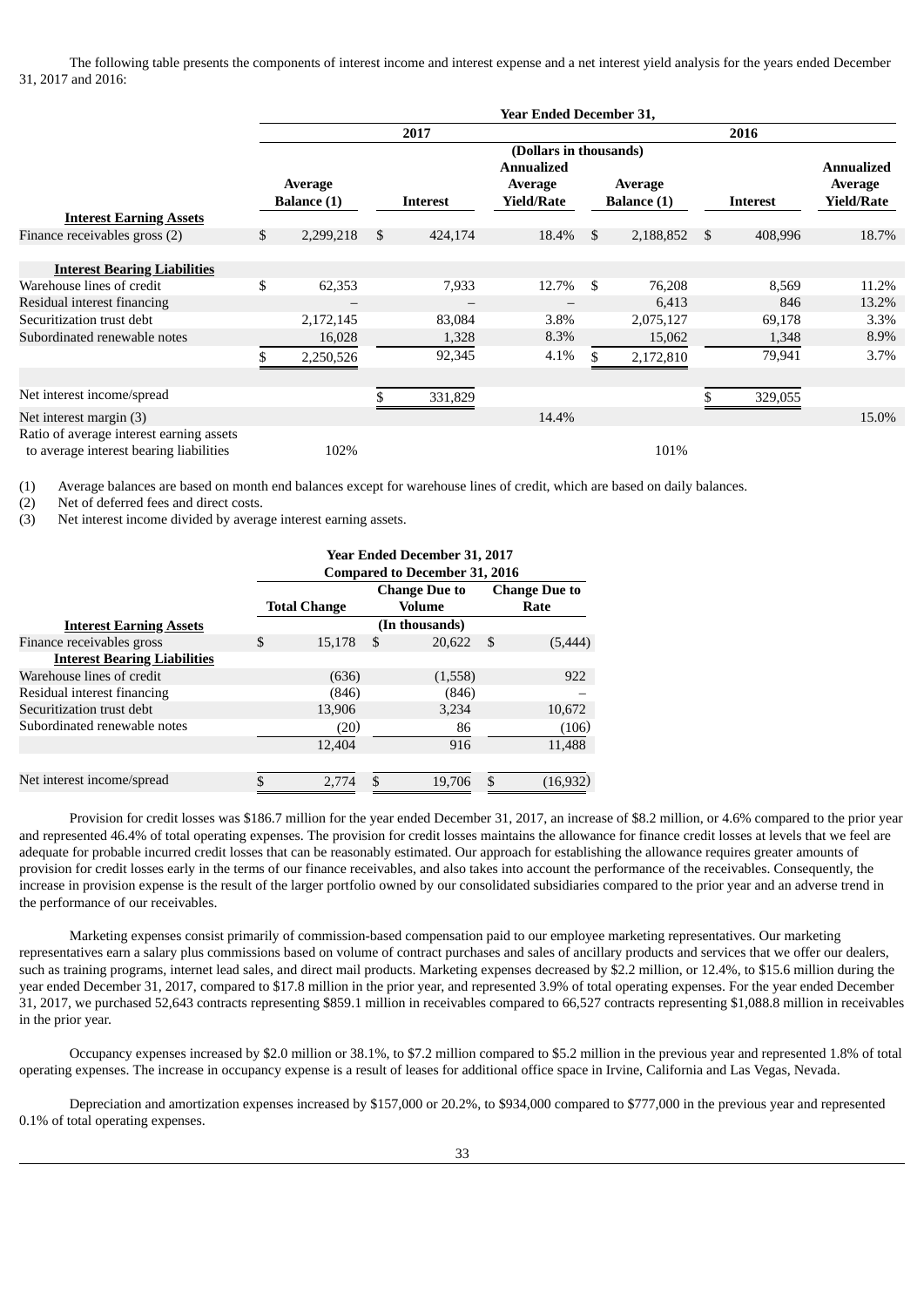The following table presents the components of interest income and interest expense and a net interest yield analysis for the years ended December 31, 2017 and 2016:

| | Year Ended December 31, | | | | | |
|---|---|---|---|---|---|---|
| | 2017 | | | 2016 | | |
| | (Dollars in thousands) | | | | | |
| | Average Balance (1) | Interest | Annualized Average Yield/Rate | Average Balance (1) | Interest | Annualized Average Yield/Rate |
| **Interest Earning Assets** | | | | | | |
| Finance receivables gross (2) | $ 2,299,218 | $ 424,174 | 18.4% | $ 2,188,852 | $ 408,996 | 18.7% |
| **Interest Bearing Liabilities** | | | | | | |
| Warehouse lines of credit | $ 62,353 | 7,933 | 12.7% | $ 76,208 | 8,569 | 11.2% |
| Residual interest financing | – | – | – | 6,413 | 846 | 13.2% |
| Securitization trust debt | 2,172,145 | 83,084 | 3.8% | 2,075,127 | 69,178 | 3.3% |
| Subordinated renewable notes | 16,028 | 1,328 | 8.3% | 15,062 | 1,348 | 8.9% |
| | $ 2,250,526 | 92,345 | 4.1% | $ 2,172,810 | 79,941 | 3.7% |
| Net interest income/spread | | $ 331,829 | | | $ 329,055 | |
| Net interest margin (3) | | | 14.4% | | | 15.0% |
| Ratio of average interest earning assets to average interest bearing liabilities | 102% | | | 101% | | |

(1) Average balances are based on month end balances except for warehouse lines of credit, which are based on daily balances.
(2) Net of deferred fees and direct costs.
(3) Net interest income divided by average interest earning assets.

| | Year Ended December 31, 2017 Compared to December 31, 2016 | | |
|---|---|---|---|
| | Total Change | Change Due to Volume | Change Due to Rate |
| **Interest Earning Assets** | (In thousands) | | |
| Finance receivables gross | $ 15,178 | $ 20,622 | $ (5,444) |
| **Interest Bearing Liabilities** | | | |
| Warehouse lines of credit | (636) | (1,558) | 922 |
| Residual interest financing | (846) | (846) | – |
| Securitization trust debt | 13,906 | 3,234 | 10,672 |
| Subordinated renewable notes | (20) | 86 | (106) |
| | 12,404 | 916 | 11,488 |
| Net interest income/spread | $ 2,774 | $ 19,706 | $ (16,932) |

Provision for credit losses was $186.7 million for the year ended December 31, 2017, an increase of $8.2 million, or 4.6% compared to the prior year and represented 46.4% of total operating expenses. The provision for credit losses maintains the allowance for finance credit losses at levels that we feel are adequate for probable incurred credit losses that can be reasonably estimated. Our approach for establishing the allowance requires greater amounts of provision for credit losses early in the terms of our finance receivables, and also takes into account the performance of the receivables. Consequently, the increase in provision expense is the result of the larger portfolio owned by our consolidated subsidiaries compared to the prior year and an adverse trend in the performance of our receivables.

Marketing expenses consist primarily of commission-based compensation paid to our employee marketing representatives. Our marketing representatives earn a salary plus commissions based on volume of contract purchases and sales of ancillary products and services that we offer our dealers, such as training programs, internet lead sales, and direct mail products. Marketing expenses decreased by $2.2 million, or 12.4%, to $15.6 million during the year ended December 31, 2017, compared to $17.8 million in the prior year, and represented 3.9% of total operating expenses. For the year ended December 31, 2017, we purchased 52,643 contracts representing $859.1 million in receivables compared to 66,527 contracts representing $1,088.8 million in receivables in the prior year.

Occupancy expenses increased by $2.0 million or 38.1%, to $7.2 million compared to $5.2 million in the previous year and represented 1.8% of total operating expenses. The increase in occupancy expense is a result of leases for additional office space in Irvine, California and Las Vegas, Nevada.

Depreciation and amortization expenses increased by $157,000 or 20.2%, to $934,000 compared to $777,000 in the previous year and represented 0.1% of total operating expenses.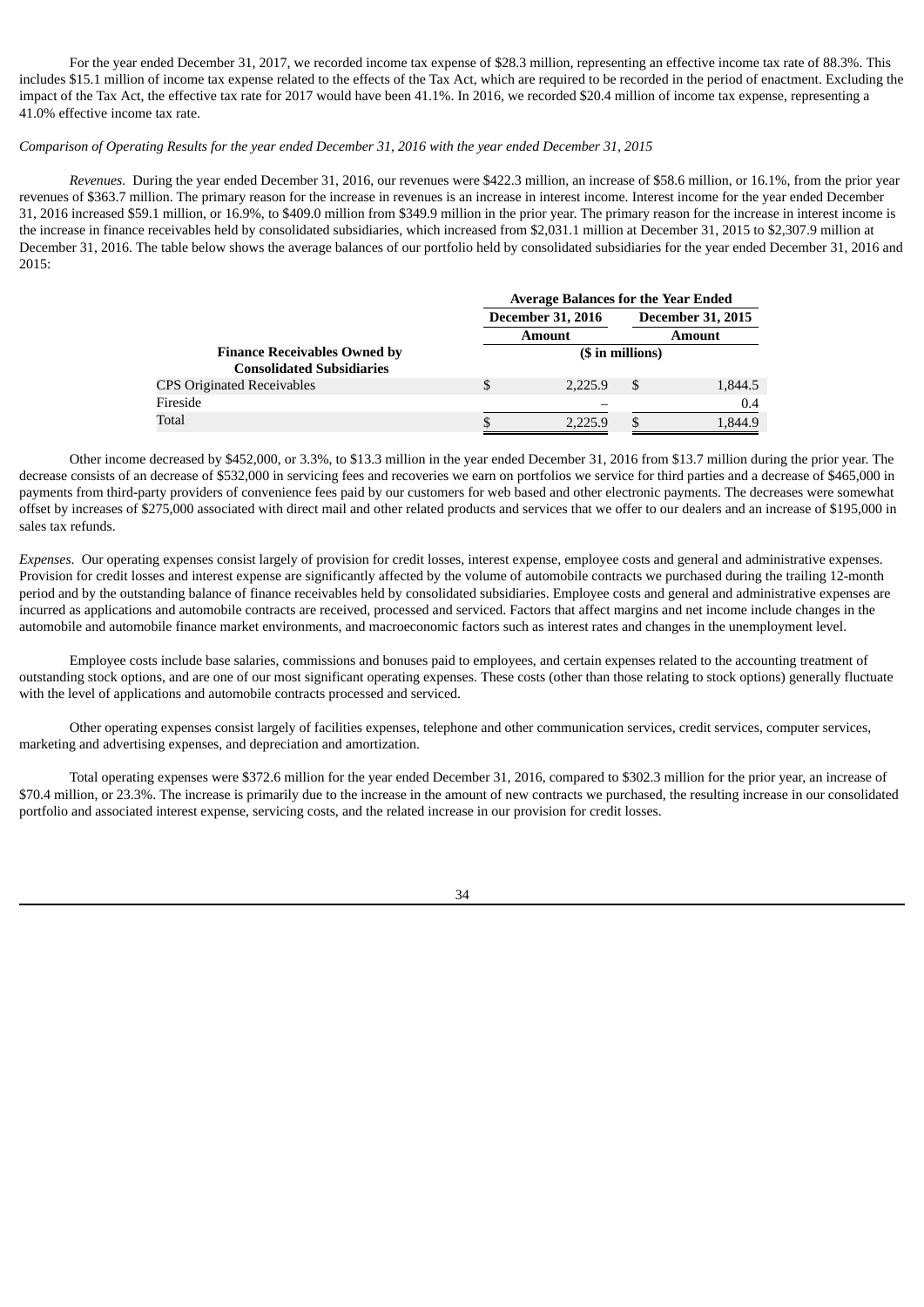For the year ended December 31, 2017, we recorded income tax expense of $28.3 million, representing an effective income tax rate of 88.3%. This includes $15.1 million of income tax expense related to the effects of the Tax Act, which are required to be recorded in the period of enactment. Excluding the impact of the Tax Act, the effective tax rate for 2017 would have been 41.1%. In 2016, we recorded $20.4 million of income tax expense, representing a 41.0% effective income tax rate.

*Comparison of Operating Results for the year ended December 31, 2016 with the year ended December 31, 2015*

*Revenues*. During the year ended December 31, 2016, our revenues were $422.3 million, an increase of $58.6 million, or 16.1%, from the prior year revenues of $363.7 million. The primary reason for the increase in revenues is an increase in interest income. Interest income for the year ended December 31, 2016 increased $59.1 million, or 16.9%, to $409.0 million from $349.9 million in the prior year. The primary reason for the increase in interest income is the increase in finance receivables held by consolidated subsidiaries, which increased from $2,031.1 million at December 31, 2015 to $2,307.9 million at December 31, 2016. The table below shows the average balances of our portfolio held by consolidated subsidiaries for the year ended December 31, 2016 and 2015:

| | Average Balances for the Year Ended | |
|---|---|---|
| | December 31, 2016 | December 31, 2015 |
| | Amount | Amount |
| **Finance Receivables Owned by Consolidated Subsidiaries** | ($ in millions) | |
| CPS Originated Receivables | $ 2,225.9 | $ 1,844.5 |
| Fireside | – | 0.4 |
| Total | $ 2,225.9 | $ 1,844.9 |

Other income decreased by $452,000, or 3.3%, to $13.3 million in the year ended December 31, 2016 from $13.7 million during the prior year. The decrease consists of an decrease of $532,000 in servicing fees and recoveries we earn on portfolios we service for third parties and a decrease of $465,000 in payments from third-party providers of convenience fees paid by our customers for web based and other electronic payments. The decreases were somewhat offset by increases of $275,000 associated with direct mail and other related products and services that we offer to our dealers and an increase of $195,000 in sales tax refunds.

*Expenses.* Our operating expenses consist largely of provision for credit losses, interest expense, employee costs and general and administrative expenses. Provision for credit losses and interest expense are significantly affected by the volume of automobile contracts we purchased during the trailing 12-month period and by the outstanding balance of finance receivables held by consolidated subsidiaries. Employee costs and general and administrative expenses are incurred as applications and automobile contracts are received, processed and serviced. Factors that affect margins and net income include changes in the automobile and automobile finance market environments, and macroeconomic factors such as interest rates and changes in the unemployment level.

Employee costs include base salaries, commissions and bonuses paid to employees, and certain expenses related to the accounting treatment of outstanding stock options, and are one of our most significant operating expenses. These costs (other than those relating to stock options) generally fluctuate with the level of applications and automobile contracts processed and serviced.

Other operating expenses consist largely of facilities expenses, telephone and other communication services, credit services, computer services, marketing and advertising expenses, and depreciation and amortization.

Total operating expenses were $372.6 million for the year ended December 31, 2016, compared to $302.3 million for the prior year, an increase of $70.4 million, or 23.3%. The increase is primarily due to the increase in the amount of new contracts we purchased, the resulting increase in our consolidated portfolio and associated interest expense, servicing costs, and the related increase in our provision for credit losses.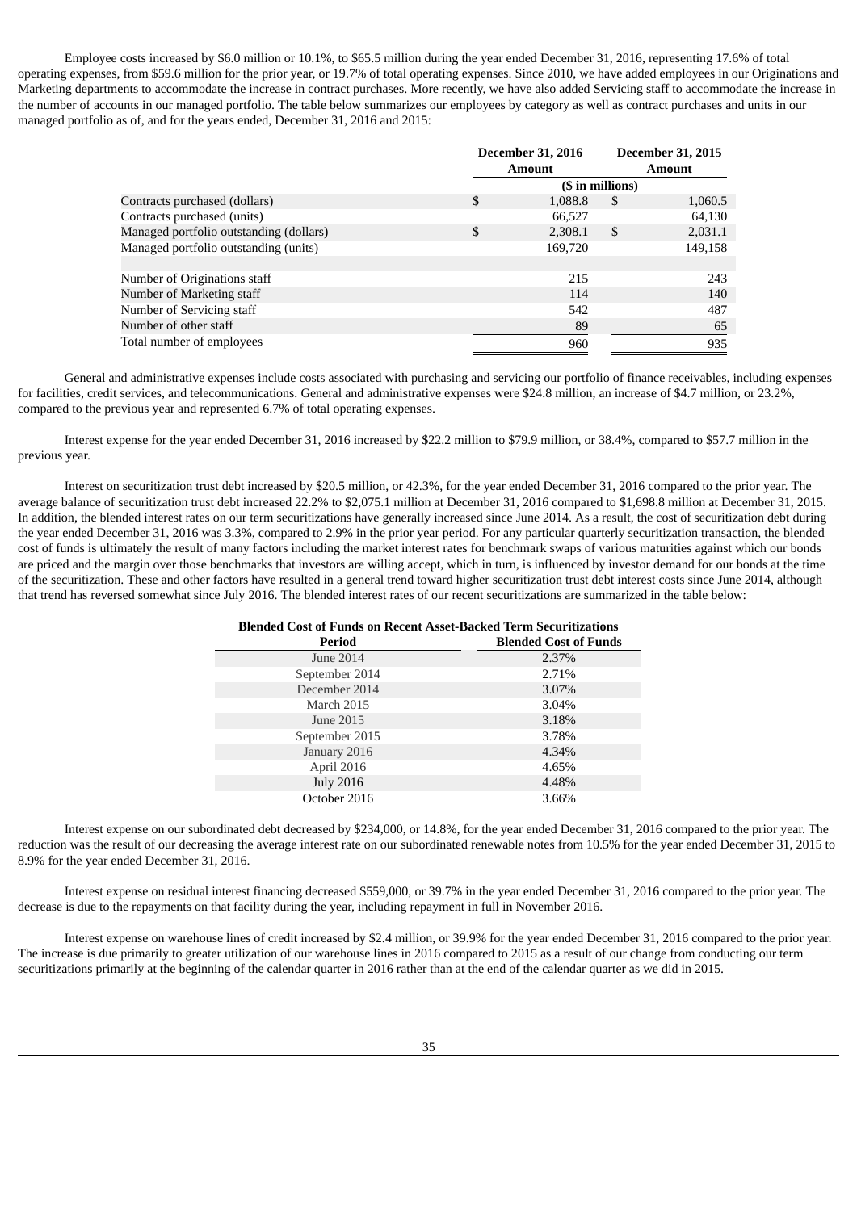Employee costs increased by $6.0 million or 10.1%, to $65.5 million during the year ended December 31, 2016, representing 17.6% of total operating expenses, from $59.6 million for the prior year, or 19.7% of total operating expenses. Since 2010, we have added employees in our Originations and Marketing departments to accommodate the increase in contract purchases. More recently, we have also added Servicing staff to accommodate the increase in the number of accounts in our managed portfolio. The table below summarizes our employees by category as well as contract purchases and units in our managed portfolio as of, and for the years ended, December 31, 2016 and 2015:

| | December 31, 2016 | December 31, 2015 |
|---|---|---|
| | Amount | Amount |
| | ($ in millions) | |
| Contracts purchased (dollars) | $ 1,088.8 | $ 1,060.5 |
| Contracts purchased (units) | 66,527 | 64,130 |
| Managed portfolio outstanding (dollars) | $ 2,308.1 | $ 2,031.1 |
| Managed portfolio outstanding (units) | 169,720 | 149,158 |
| | | |
| Number of Originations staff | 215 | 243 |
| Number of Marketing staff | 114 | 140 |
| Number of Servicing staff | 542 | 487 |
| Number of other staff | 89 | 65 |
| Total number of employees | 960 | 935 |

General and administrative expenses include costs associated with purchasing and servicing our portfolio of finance receivables, including expenses for facilities, credit services, and telecommunications. General and administrative expenses were $24.8 million, an increase of $4.7 million, or 23.2%, compared to the previous year and represented 6.7% of total operating expenses.

Interest expense for the year ended December 31, 2016 increased by $22.2 million to $79.9 million, or 38.4%, compared to $57.7 million in the previous year.

Interest on securitization trust debt increased by $20.5 million, or 42.3%, for the year ended December 31, 2016 compared to the prior year. The average balance of securitization trust debt increased 22.2% to $2,075.1 million at December 31, 2016 compared to $1,698.8 million at December 31, 2015. In addition, the blended interest rates on our term securitizations have generally increased since June 2014. As a result, the cost of securitization debt during the year ended December 31, 2016 was 3.3%, compared to 2.9% in the prior year period. For any particular quarterly securitization transaction, the blended cost of funds is ultimately the result of many factors including the market interest rates for benchmark swaps of various maturities against which our bonds are priced and the margin over those benchmarks that investors are willing accept, which in turn, is influenced by investor demand for our bonds at the time of the securitization. These and other factors have resulted in a general trend toward higher securitization trust debt interest costs since June 2014, although that trend has reversed somewhat since July 2016. The blended interest rates of our recent securitizations are summarized in the table below:

**Blended Cost of Funds on Recent Asset-Backed Term Securitizations**

| Period | Blended Cost of Funds |
|---|---|
| June 2014 | 2.37% |
| September 2014 | 2.71% |
| December 2014 | 3.07% |
| March 2015 | 3.04% |
| June 2015 | 3.18% |
| September 2015 | 3.78% |
| January 2016 | 4.34% |
| April 2016 | 4.65% |
| July 2016 | 4.48% |
| October 2016 | 3.66% |

Interest expense on our subordinated debt decreased by $234,000, or 14.8%, for the year ended December 31, 2016 compared to the prior year. The reduction was the result of our decreasing the average interest rate on our subordinated renewable notes from 10.5% for the year ended December 31, 2015 to 8.9% for the year ended December 31, 2016.

Interest expense on residual interest financing decreased $559,000, or 39.7% in the year ended December 31, 2016 compared to the prior year. The decrease is due to the repayments on that facility during the year, including repayment in full in November 2016.

Interest expense on warehouse lines of credit increased by $2.4 million, or 39.9% for the year ended December 31, 2016 compared to the prior year. The increase is due primarily to greater utilization of our warehouse lines in 2016 compared to 2015 as a result of our change from conducting our term securitizations primarily at the beginning of the calendar quarter in 2016 rather than at the end of the calendar quarter as we did in 2015.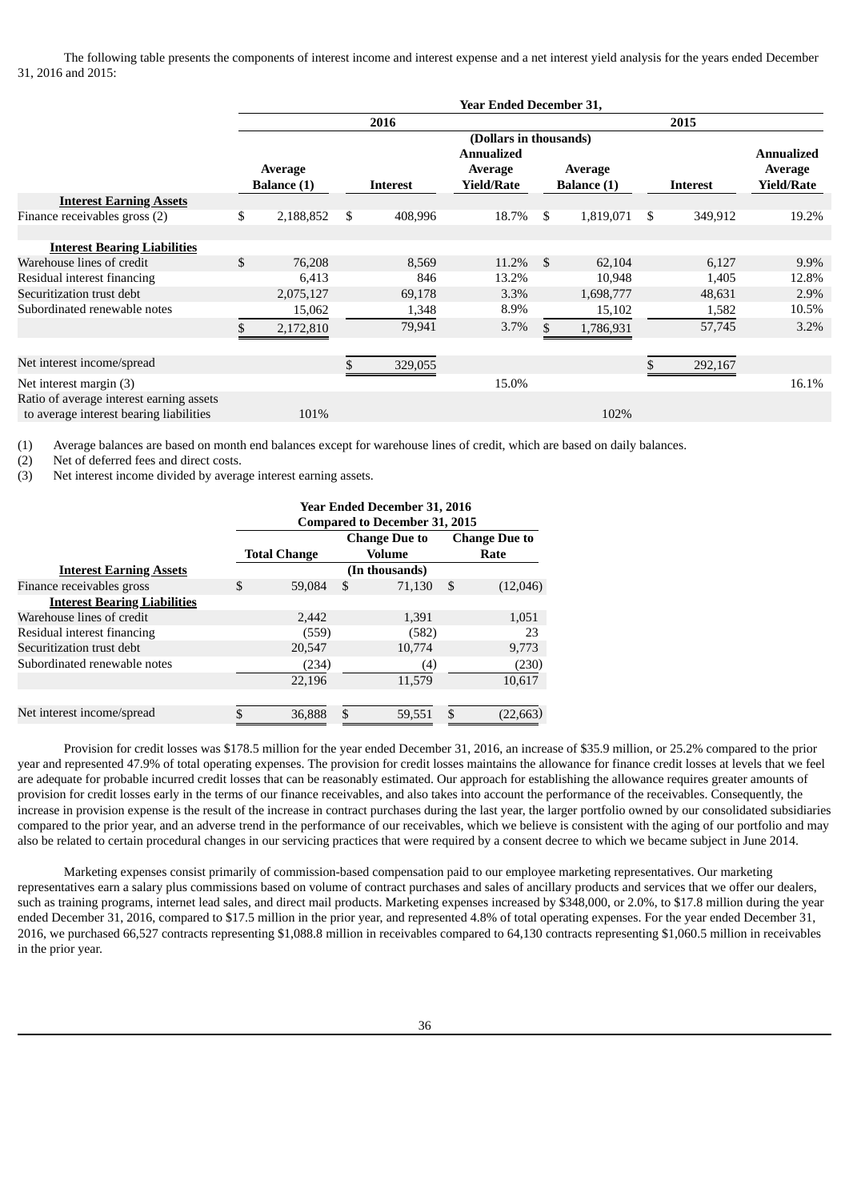The following table presents the components of interest income and interest expense and a net interest yield analysis for the years ended December 31, 2016 and 2015:

| | Year Ended December 31, | | | | | |
|---|---|---|---|---|---|---|
| | 2016 | | | 2015 | | |
| | (Dollars in thousands) | | | | | |
| | Average Balance (1) | Interest | Annualized Average Yield/Rate | Average Balance (1) | Interest | Annualized Average Yield/Rate |
| **Interest Earning Assets** | | | | | | |
| Finance receivables gross (2) | $ 2,188,852 | $ 408,996 | 18.7% | $ 1,819,071 | $ 349,912 | 19.2% |
| **Interest Bearing Liabilities** | | | | | | |
| Warehouse lines of credit | $ 76,208 | 8,569 | 11.2% | $ 62,104 | 6,127 | 9.9% |
| Residual interest financing | 6,413 | 846 | 13.2% | 10,948 | 1,405 | 12.8% |
| Securitization trust debt | 2,075,127 | 69,178 | 3.3% | 1,698,777 | 48,631 | 2.9% |
| Subordinated renewable notes | 15,062 | 1,348 | 8.9% | 15,102 | 1,582 | 10.5% |
| | $ 2,172,810 | 79,941 | 3.7% | $ 1,786,931 | 57,745 | 3.2% |
| Net interest income/spread | | $ 329,055 | | | $ 292,167 | |
| Net interest margin (3) | | | 15.0% | | | 16.1% |
| Ratio of average interest earning assets to average interest bearing liabilities | 101% | | | 102% | | |

(1) Average balances are based on month end balances except for warehouse lines of credit, which are based on daily balances.
(2) Net of deferred fees and direct costs.
(3) Net interest income divided by average interest earning assets.

| | Year Ended December 31, 2016 Compared to December 31, 2015 | | |
|---|---|---|---|
| | Total Change | Change Due to Volume | Change Due to Rate |
| **Interest Earning Assets** | (In thousands) | | |
| Finance receivables gross | $ 59,084 | $ 71,130 | $ (12,046) |
| **Interest Bearing Liabilities** | | | |
| Warehouse lines of credit | 2,442 | 1,391 | 1,051 |
| Residual interest financing | (559) | (582) | 23 |
| Securitization trust debt | 20,547 | 10,774 | 9,773 |
| Subordinated renewable notes | (234) | (4) | (230) |
| | 22,196 | 11,579 | 10,617 |
| Net interest income/spread | $ 36,888 | $ 59,551 | $ (22,663) |

Provision for credit losses was $178.5 million for the year ended December 31, 2016, an increase of $35.9 million, or 25.2% compared to the prior year and represented 47.9% of total operating expenses. The provision for credit losses maintains the allowance for finance credit losses at levels that we feel are adequate for probable incurred credit losses that can be reasonably estimated. Our approach for establishing the allowance requires greater amounts of provision for credit losses early in the terms of our finance receivables, and also takes into account the performance of the receivables. Consequently, the increase in provision expense is the result of the increase in contract purchases during the last year, the larger portfolio owned by our consolidated subsidiaries compared to the prior year, and an adverse trend in the performance of our receivables, which we believe is consistent with the aging of our portfolio and may also be related to certain procedural changes in our servicing practices that were required by a consent decree to which we became subject in June 2014.

Marketing expenses consist primarily of commission-based compensation paid to our employee marketing representatives. Our marketing representatives earn a salary plus commissions based on volume of contract purchases and sales of ancillary products and services that we offer our dealers, such as training programs, internet lead sales, and direct mail products. Marketing expenses increased by $348,000, or 2.0%, to $17.8 million during the year ended December 31, 2016, compared to $17.5 million in the prior year, and represented 4.8% of total operating expenses. For the year ended December 31, 2016, we purchased 66,527 contracts representing $1,088.8 million in receivables compared to 64,130 contracts representing $1,060.5 million in receivables in the prior year.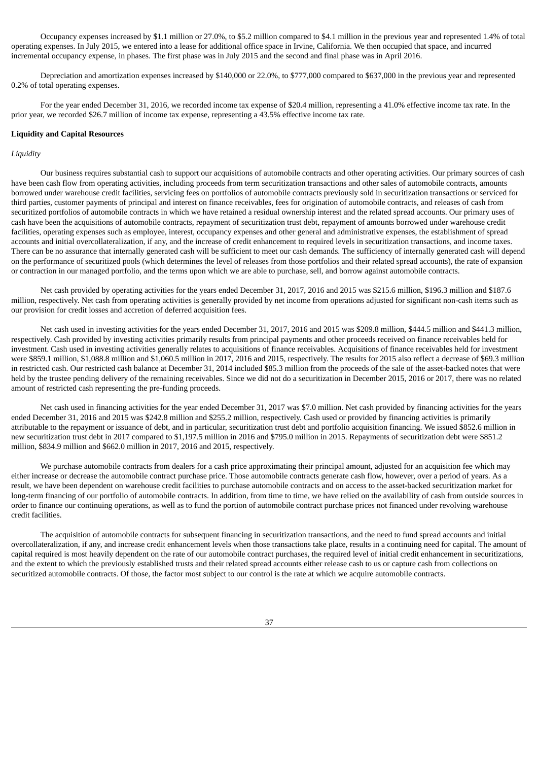Occupancy expenses increased by $1.1 million or 27.0%, to $5.2 million compared to $4.1 million in the previous year and represented 1.4% of total operating expenses. In July 2015, we entered into a lease for additional office space in Irvine, California. We then occupied that space, and incurred incremental occupancy expense, in phases. The first phase was in July 2015 and the second and final phase was in April 2016.

Depreciation and amortization expenses increased by $140,000 or 22.0%, to $777,000 compared to $637,000 in the previous year and represented 0.2% of total operating expenses.

For the year ended December 31, 2016, we recorded income tax expense of $20.4 million, representing a 41.0% effective income tax rate. In the prior year, we recorded $26.7 million of income tax expense, representing a 43.5% effective income tax rate.

**Liquidity and Capital Resources**

*Liquidity*

Our business requires substantial cash to support our acquisitions of automobile contracts and other operating activities. Our primary sources of cash have been cash flow from operating activities, including proceeds from term securitization transactions and other sales of automobile contracts, amounts borrowed under warehouse credit facilities, servicing fees on portfolios of automobile contracts previously sold in securitization transactions or serviced for third parties, customer payments of principal and interest on finance receivables, fees for origination of automobile contracts, and releases of cash from securitized portfolios of automobile contracts in which we have retained a residual ownership interest and the related spread accounts. Our primary uses of cash have been the acquisitions of automobile contracts, repayment of securitization trust debt, repayment of amounts borrowed under warehouse credit facilities, operating expenses such as employee, interest, occupancy expenses and other general and administrative expenses, the establishment of spread accounts and initial overcollateralization, if any, and the increase of credit enhancement to required levels in securitization transactions, and income taxes. There can be no assurance that internally generated cash will be sufficient to meet our cash demands. The sufficiency of internally generated cash will depend on the performance of securitized pools (which determines the level of releases from those portfolios and their related spread accounts), the rate of expansion or contraction in our managed portfolio, and the terms upon which we are able to purchase, sell, and borrow against automobile contracts.

Net cash provided by operating activities for the years ended December 31, 2017, 2016 and 2015 was $215.6 million, $196.3 million and $187.6 million, respectively. Net cash from operating activities is generally provided by net income from operations adjusted for significant non-cash items such as our provision for credit losses and accretion of deferred acquisition fees.

Net cash used in investing activities for the years ended December 31, 2017, 2016 and 2015 was $209.8 million, $444.5 million and $441.3 million, respectively. Cash provided by investing activities primarily results from principal payments and other proceeds received on finance receivables held for investment. Cash used in investing activities generally relates to acquisitions of finance receivables. Acquisitions of finance receivables held for investment were $859.1 million, $1,088.8 million and $1,060.5 million in 2017, 2016 and 2015, respectively. The results for 2015 also reflect a decrease of $69.3 million in restricted cash. Our restricted cash balance at December 31, 2014 included $85.3 million from the proceeds of the sale of the asset-backed notes that were held by the trustee pending delivery of the remaining receivables. Since we did not do a securitization in December 2015, 2016 or 2017, there was no related amount of restricted cash representing the pre-funding proceeds.

Net cash used in financing activities for the year ended December 31, 2017 was $7.0 million. Net cash provided by financing activities for the years ended December 31, 2016 and 2015 was $242.8 million and $255.2 million, respectively. Cash used or provided by financing activities is primarily attributable to the repayment or issuance of debt, and in particular, securitization trust debt and portfolio acquisition financing. We issued $852.6 million in new securitization trust debt in 2017 compared to $1,197.5 million in 2016 and $795.0 million in 2015. Repayments of securitization debt were $851.2 million, $834.9 million and $662.0 million in 2017, 2016 and 2015, respectively.

We purchase automobile contracts from dealers for a cash price approximating their principal amount, adjusted for an acquisition fee which may either increase or decrease the automobile contract purchase price. Those automobile contracts generate cash flow, however, over a period of years. As a result, we have been dependent on warehouse credit facilities to purchase automobile contracts and on access to the asset-backed securitization market for long-term financing of our portfolio of automobile contracts. In addition, from time to time, we have relied on the availability of cash from outside sources in order to finance our continuing operations, as well as to fund the portion of automobile contract purchase prices not financed under revolving warehouse credit facilities.

The acquisition of automobile contracts for subsequent financing in securitization transactions, and the need to fund spread accounts and initial overcollateralization, if any, and increase credit enhancement levels when those transactions take place, results in a continuing need for capital. The amount of capital required is most heavily dependent on the rate of our automobile contract purchases, the required level of initial credit enhancement in securitizations, and the extent to which the previously established trusts and their related spread accounts either release cash to us or capture cash from collections on securitized automobile contracts. Of those, the factor most subject to our control is the rate at which we acquire automobile contracts.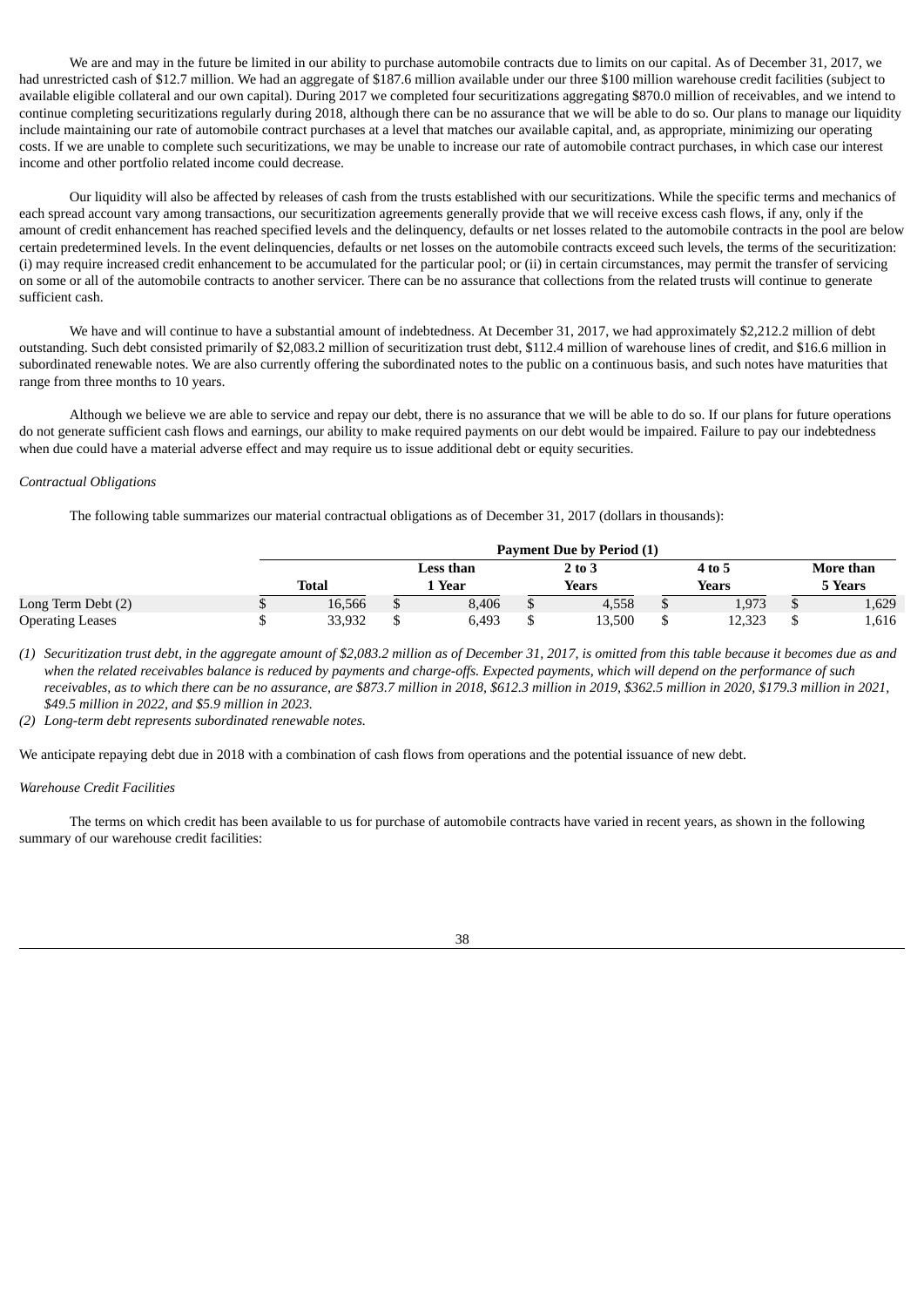We are and may in the future be limited in our ability to purchase automobile contracts due to limits on our capital. As of December 31, 2017, we had unrestricted cash of $12.7 million. We had an aggregate of $187.6 million available under our three $100 million warehouse credit facilities (subject to available eligible collateral and our own capital). During 2017 we completed four securitizations aggregating $870.0 million of receivables, and we intend to continue completing securitizations regularly during 2018, although there can be no assurance that we will be able to do so. Our plans to manage our liquidity include maintaining our rate of automobile contract purchases at a level that matches our available capital, and, as appropriate, minimizing our operating costs. If we are unable to complete such securitizations, we may be unable to increase our rate of automobile contract purchases, in which case our interest income and other portfolio related income could decrease.

Our liquidity will also be affected by releases of cash from the trusts established with our securitizations. While the specific terms and mechanics of each spread account vary among transactions, our securitization agreements generally provide that we will receive excess cash flows, if any, only if the amount of credit enhancement has reached specified levels and the delinquency, defaults or net losses related to the automobile contracts in the pool are below certain predetermined levels. In the event delinquencies, defaults or net losses on the automobile contracts exceed such levels, the terms of the securitization: (i) may require increased credit enhancement to be accumulated for the particular pool; or (ii) in certain circumstances, may permit the transfer of servicing on some or all of the automobile contracts to another servicer. There can be no assurance that collections from the related trusts will continue to generate sufficient cash.

We have and will continue to have a substantial amount of indebtedness. At December 31, 2017, we had approximately $2,212.2 million of debt outstanding. Such debt consisted primarily of $2,083.2 million of securitization trust debt, $112.4 million of warehouse lines of credit, and $16.6 million in subordinated renewable notes. We are also currently offering the subordinated notes to the public on a continuous basis, and such notes have maturities that range from three months to 10 years.

Although we believe we are able to service and repay our debt, there is no assurance that we will be able to do so. If our plans for future operations do not generate sufficient cash flows and earnings, our ability to make required payments on our debt would be impaired. Failure to pay our indebtedness when due could have a material adverse effect and may require us to issue additional debt or equity securities.

*Contractual Obligations*

The following table summarizes our material contractual obligations as of December 31, 2017 (dollars in thousands):

| | Payment Due by Period (1) | | | | |
|---|---|---|---|---|---|
| | Total | Less than 1 Year | 2 to 3 Years | 4 to 5 Years | More than 5 Years |
| Long Term Debt (2) | $ 16,566 | $ 8,406 | $ 4,558 | $ 1,973 | $ 1,629 |
| Operating Leases | $ 33,932 | $ 6,493 | $ 13,500 | $ 12,323 | $ 1,616 |

*(1) Securitization trust debt, in the aggregate amount of $2,083.2 million as of December 31, 2017, is omitted from this table because it becomes due as and when the related receivables balance is reduced by payments and charge-offs. Expected payments, which will depend on the performance of such receivables, as to which there can be no assurance, are $873.7 million in 2018, $612.3 million in 2019, $362.5 million in 2020, $179.3 million in 2021, $49.5 million in 2022, and $5.9 million in 2023.*

*(2) Long-term debt represents subordinated renewable notes.*

We anticipate repaying debt due in 2018 with a combination of cash flows from operations and the potential issuance of new debt.

*Warehouse Credit Facilities*

The terms on which credit has been available to us for purchase of automobile contracts have varied in recent years, as shown in the following summary of our warehouse credit facilities: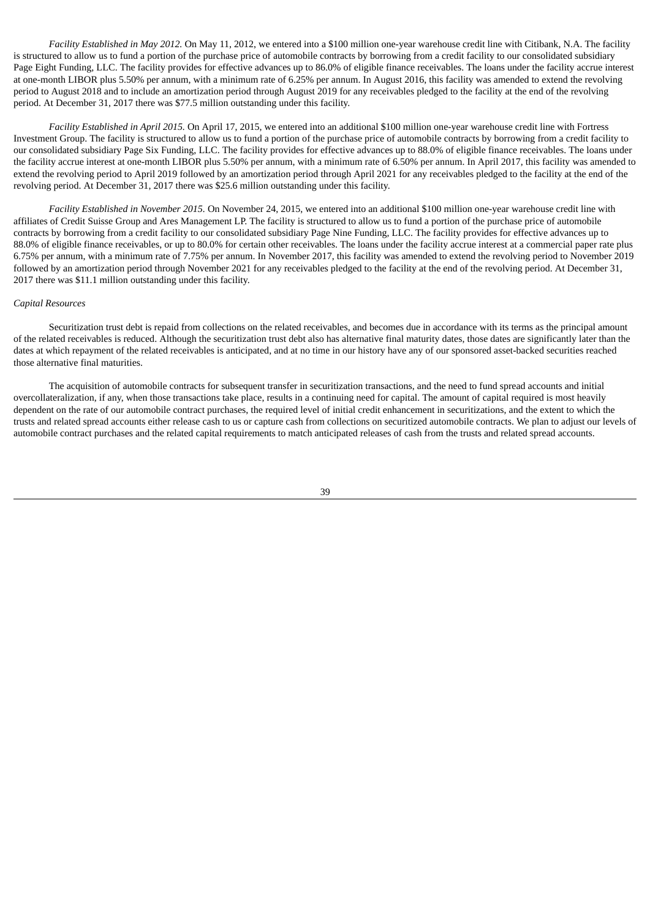*Facility Established in May 2012.* On May 11, 2012, we entered into a $100 million one-year warehouse credit line with Citibank, N.A. The facility is structured to allow us to fund a portion of the purchase price of automobile contracts by borrowing from a credit facility to our consolidated subsidiary Page Eight Funding, LLC. The facility provides for effective advances up to 86.0% of eligible finance receivables. The loans under the facility accrue interest at one-month LIBOR plus 5.50% per annum, with a minimum rate of 6.25% per annum. In August 2016, this facility was amended to extend the revolving period to August 2018 and to include an amortization period through August 2019 for any receivables pledged to the facility at the end of the revolving period. At December 31, 2017 there was $77.5 million outstanding under this facility.

*Facility Established in April 2015.* On April 17, 2015, we entered into an additional $100 million one-year warehouse credit line with Fortress Investment Group. The facility is structured to allow us to fund a portion of the purchase price of automobile contracts by borrowing from a credit facility to our consolidated subsidiary Page Six Funding, LLC. The facility provides for effective advances up to 88.0% of eligible finance receivables. The loans under the facility accrue interest at one-month LIBOR plus 5.50% per annum, with a minimum rate of 6.50% per annum. In April 2017, this facility was amended to extend the revolving period to April 2019 followed by an amortization period through April 2021 for any receivables pledged to the facility at the end of the revolving period. At December 31, 2017 there was $25.6 million outstanding under this facility.

*Facility Established in November 2015.* On November 24, 2015, we entered into an additional $100 million one-year warehouse credit line with affiliates of Credit Suisse Group and Ares Management LP. The facility is structured to allow us to fund a portion of the purchase price of automobile contracts by borrowing from a credit facility to our consolidated subsidiary Page Nine Funding, LLC. The facility provides for effective advances up to 88.0% of eligible finance receivables, or up to 80.0% for certain other receivables. The loans under the facility accrue interest at a commercial paper rate plus 6.75% per annum, with a minimum rate of 7.75% per annum. In November 2017, this facility was amended to extend the revolving period to November 2019 followed by an amortization period through November 2021 for any receivables pledged to the facility at the end of the revolving period. At December 31, 2017 there was $11.1 million outstanding under this facility.

*Capital Resources*

Securitization trust debt is repaid from collections on the related receivables, and becomes due in accordance with its terms as the principal amount of the related receivables is reduced. Although the securitization trust debt also has alternative final maturity dates, those dates are significantly later than the dates at which repayment of the related receivables is anticipated, and at no time in our history have any of our sponsored asset-backed securities reached those alternative final maturities.

The acquisition of automobile contracts for subsequent transfer in securitization transactions, and the need to fund spread accounts and initial overcollateralization, if any, when those transactions take place, results in a continuing need for capital. The amount of capital required is most heavily dependent on the rate of our automobile contract purchases, the required level of initial credit enhancement in securitizations, and the extent to which the trusts and related spread accounts either release cash to us or capture cash from collections on securitized automobile contracts. We plan to adjust our levels of automobile contract purchases and the related capital requirements to match anticipated releases of cash from the trusts and related spread accounts.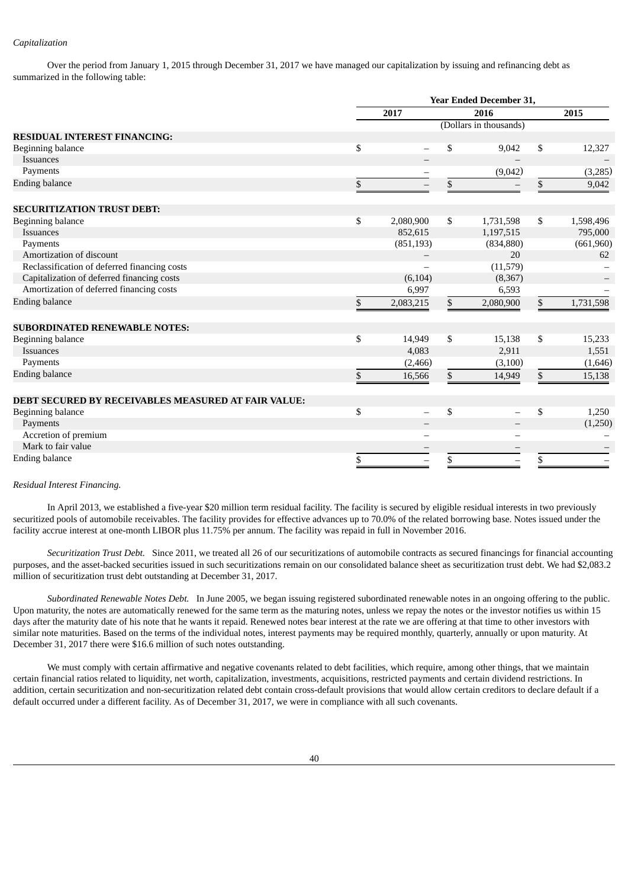*Capitalization*

Over the period from January 1, 2015 through December 31, 2017 we have managed our capitalization by issuing and refinancing debt as summarized in the following table:

| | Year Ended December 31, | | |
|---|---|---|---|
| | 2017 | 2016 | 2015 |
| | (Dollars in thousands) | | |
| **RESIDUAL INTEREST FINANCING:** | | | |
| Beginning balance | $ – | $ 9,042 | $ 12,327 |
| Issuances | – | – | – |
| Payments | – | (9,042) | (3,285) |
| Ending balance | $ – | $ – | $ 9,042 |
| **SECURITIZATION TRUST DEBT:** | | | |
| Beginning balance | $ 2,080,900 | $ 1,731,598 | $ 1,598,496 |
| Issuances | 852,615 | 1,197,515 | 795,000 |
| Payments | (851,193) | (834,880) | (661,960) |
| Amortization of discount | – | 20 | 62 |
| Reclassification of deferred financing costs | – | (11,579) | – |
| Capitalization of deferred financing costs | (6,104) | (8,367) | – |
| Amortization of deferred financing costs | 6,997 | 6,593 | – |
| Ending balance | $ 2,083,215 | $ 2,080,900 | $ 1,731,598 |
| **SUBORDINATED RENEWABLE NOTES:** | | | |
| Beginning balance | $ 14,949 | $ 15,138 | $ 15,233 |
| Issuances | 4,083 | 2,911 | 1,551 |
| Payments | (2,466) | (3,100) | (1,646) |
| Ending balance | $ 16,566 | $ 14,949 | $ 15,138 |
| **DEBT SECURED BY RECEIVABLES MEASURED AT FAIR VALUE:** | | | |
| Beginning balance | $ – | $ – | $ 1,250 |
| Payments | – | – | (1,250) |
| Accretion of premium | – | – | – |
| Mark to fair value | – | – | – |
| Ending balance | $ – | $ – | $ – |

*Residual Interest Financing.*

In April 2013, we established a five-year $20 million term residual facility. The facility is secured by eligible residual interests in two previously securitized pools of automobile receivables. The facility provides for effective advances up to 70.0% of the related borrowing base. Notes issued under the facility accrue interest at one-month LIBOR plus 11.75% per annum. The facility was repaid in full in November 2016.

*Securitization Trust Debt.* Since 2011, we treated all 26 of our securitizations of automobile contracts as secured financings for financial accounting purposes, and the asset-backed securities issued in such securitizations remain on our consolidated balance sheet as securitization trust debt. We had $2,083.2 million of securitization trust debt outstanding at December 31, 2017.

*Subordinated Renewable Notes Debt.* In June 2005, we began issuing registered subordinated renewable notes in an ongoing offering to the public. Upon maturity, the notes are automatically renewed for the same term as the maturing notes, unless we repay the notes or the investor notifies us within 15 days after the maturity date of his note that he wants it repaid. Renewed notes bear interest at the rate we are offering at that time to other investors with similar note maturities. Based on the terms of the individual notes, interest payments may be required monthly, quarterly, annually or upon maturity. At December 31, 2017 there were $16.6 million of such notes outstanding.

We must comply with certain affirmative and negative covenants related to debt facilities, which require, among other things, that we maintain certain financial ratios related to liquidity, net worth, capitalization, investments, acquisitions, restricted payments and certain dividend restrictions. In addition, certain securitization and non-securitization related debt contain cross-default provisions that would allow certain creditors to declare default if a default occurred under a different facility. As of December 31, 2017, we were in compliance with all such covenants.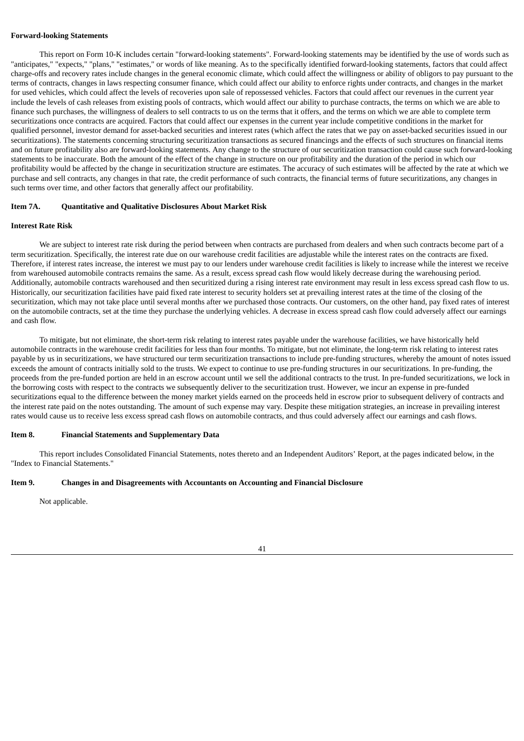**Forward-looking Statements**

This report on Form 10-K includes certain "forward-looking statements". Forward-looking statements may be identified by the use of words such as "anticipates," "expects," "plans," "estimates," or words of like meaning. As to the specifically identified forward-looking statements, factors that could affect charge-offs and recovery rates include changes in the general economic climate, which could affect the willingness or ability of obligors to pay pursuant to the terms of contracts, changes in laws respecting consumer finance, which could affect our ability to enforce rights under contracts, and changes in the market for used vehicles, which could affect the levels of recoveries upon sale of repossessed vehicles. Factors that could affect our revenues in the current year include the levels of cash releases from existing pools of contracts, which would affect our ability to purchase contracts, the terms on which we are able to finance such purchases, the willingness of dealers to sell contracts to us on the terms that it offers, and the terms on which we are able to complete term securitizations once contracts are acquired. Factors that could affect our expenses in the current year include competitive conditions in the market for qualified personnel, investor demand for asset-backed securities and interest rates (which affect the rates that we pay on asset-backed securities issued in our securitizations). The statements concerning structuring securitization transactions as secured financings and the effects of such structures on financial items and on future profitability also are forward-looking statements. Any change to the structure of our securitization transaction could cause such forward-looking statements to be inaccurate. Both the amount of the effect of the change in structure on our profitability and the duration of the period in which our profitability would be affected by the change in securitization structure are estimates. The accuracy of such estimates will be affected by the rate at which we purchase and sell contracts, any changes in that rate, the credit performance of such contracts, the financial terms of future securitizations, any changes in such terms over time, and other factors that generally affect our profitability.

## Item 7A. Quantitative and Qualitative Disclosures About Market Risk

**Interest Rate Risk**

We are subject to interest rate risk during the period between when contracts are purchased from dealers and when such contracts become part of a term securitization. Specifically, the interest rate due on our warehouse credit facilities are adjustable while the interest rates on the contracts are fixed. Therefore, if interest rates increase, the interest we must pay to our lenders under warehouse credit facilities is likely to increase while the interest we receive from warehoused automobile contracts remains the same. As a result, excess spread cash flow would likely decrease during the warehousing period. Additionally, automobile contracts warehoused and then securitized during a rising interest rate environment may result in less excess spread cash flow to us. Historically, our securitization facilities have paid fixed rate interest to security holders set at prevailing interest rates at the time of the closing of the securitization, which may not take place until several months after we purchased those contracts. Our customers, on the other hand, pay fixed rates of interest on the automobile contracts, set at the time they purchase the underlying vehicles. A decrease in excess spread cash flow could adversely affect our earnings and cash flow.

To mitigate, but not eliminate, the short-term risk relating to interest rates payable under the warehouse facilities, we have historically held automobile contracts in the warehouse credit facilities for less than four months. To mitigate, but not eliminate, the long-term risk relating to interest rates payable by us in securitizations, we have structured our term securitization transactions to include pre-funding structures, whereby the amount of notes issued exceeds the amount of contracts initially sold to the trusts. We expect to continue to use pre-funding structures in our securitizations. In pre-funding, the proceeds from the pre-funded portion are held in an escrow account until we sell the additional contracts to the trust. In pre-funded securitizations, we lock in the borrowing costs with respect to the contracts we subsequently deliver to the securitization trust. However, we incur an expense in pre-funded securitizations equal to the difference between the money market yields earned on the proceeds held in escrow prior to subsequent delivery of contracts and the interest rate paid on the notes outstanding. The amount of such expense may vary. Despite these mitigation strategies, an increase in prevailing interest rates would cause us to receive less excess spread cash flows on automobile contracts, and thus could adversely affect our earnings and cash flows.

## Item 8. Financial Statements and Supplementary Data

This report includes Consolidated Financial Statements, notes thereto and an Independent Auditors' Report, at the pages indicated below, in the "Index to Financial Statements."

## Item 9. Changes in and Disagreements with Accountants on Accounting and Financial Disclosure

Not applicable.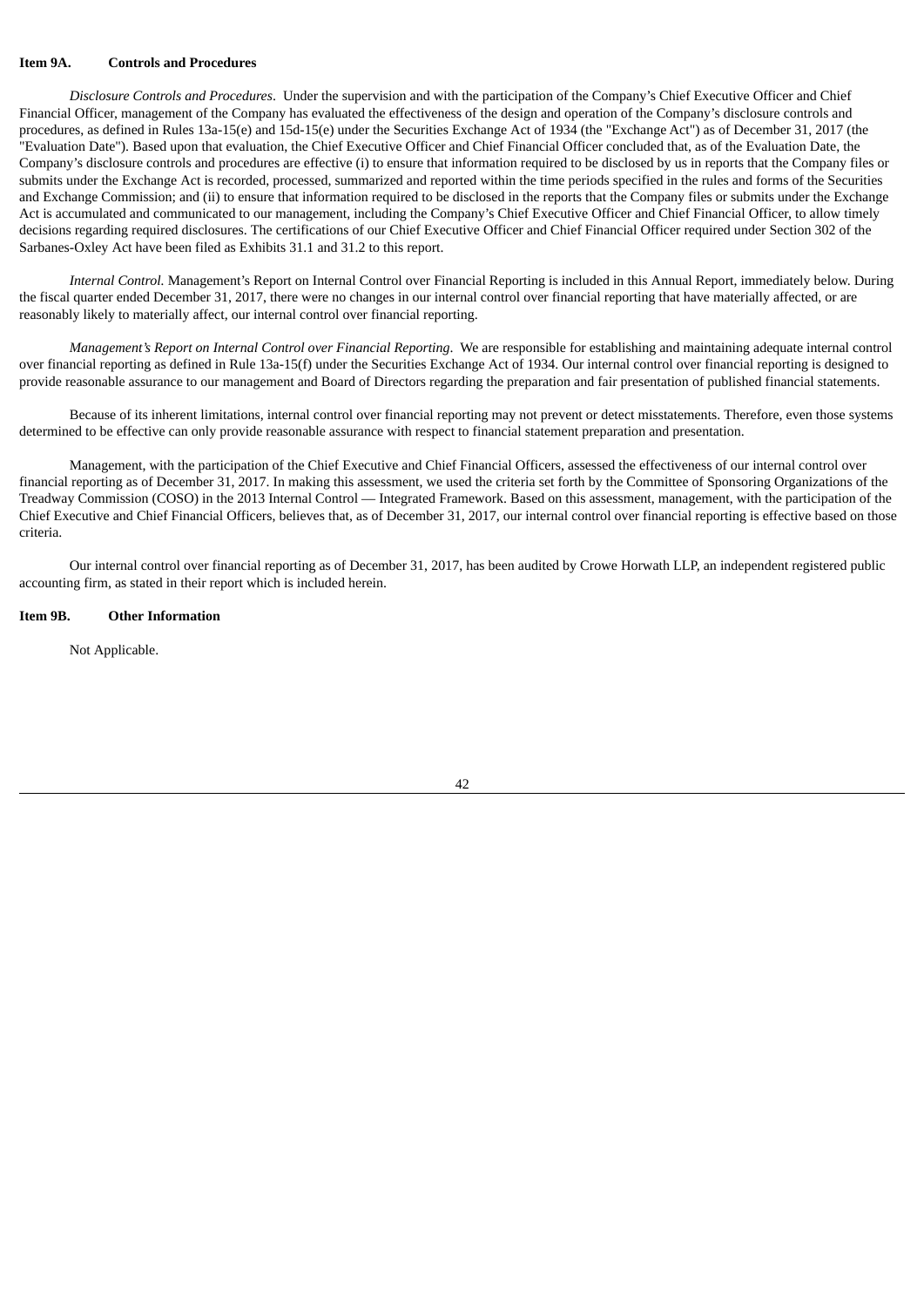## Item 9A. Controls and Procedures

*Disclosure Controls and Procedures*. Under the supervision and with the participation of the Company's Chief Executive Officer and Chief Financial Officer, management of the Company has evaluated the effectiveness of the design and operation of the Company's disclosure controls and procedures, as defined in Rules 13a-15(e) and 15d-15(e) under the Securities Exchange Act of 1934 (the "Exchange Act") as of December 31, 2017 (the "Evaluation Date"). Based upon that evaluation, the Chief Executive Officer and Chief Financial Officer concluded that, as of the Evaluation Date, the Company's disclosure controls and procedures are effective (i) to ensure that information required to be disclosed by us in reports that the Company files or submits under the Exchange Act is recorded, processed, summarized and reported within the time periods specified in the rules and forms of the Securities and Exchange Commission; and (ii) to ensure that information required to be disclosed in the reports that the Company files or submits under the Exchange Act is accumulated and communicated to our management, including the Company's Chief Executive Officer and Chief Financial Officer, to allow timely decisions regarding required disclosures. The certifications of our Chief Executive Officer and Chief Financial Officer required under Section 302 of the Sarbanes-Oxley Act have been filed as Exhibits 31.1 and 31.2 to this report.

*Internal Control.* Management's Report on Internal Control over Financial Reporting is included in this Annual Report, immediately below. During the fiscal quarter ended December 31, 2017, there were no changes in our internal control over financial reporting that have materially affected, or are reasonably likely to materially affect, our internal control over financial reporting.

*Management's Report on Internal Control over Financial Reporting*. We are responsible for establishing and maintaining adequate internal control over financial reporting as defined in Rule 13a-15(f) under the Securities Exchange Act of 1934. Our internal control over financial reporting is designed to provide reasonable assurance to our management and Board of Directors regarding the preparation and fair presentation of published financial statements.

Because of its inherent limitations, internal control over financial reporting may not prevent or detect misstatements. Therefore, even those systems determined to be effective can only provide reasonable assurance with respect to financial statement preparation and presentation.

Management, with the participation of the Chief Executive and Chief Financial Officers, assessed the effectiveness of our internal control over financial reporting as of December 31, 2017. In making this assessment, we used the criteria set forth by the Committee of Sponsoring Organizations of the Treadway Commission (COSO) in the 2013 Internal Control — Integrated Framework. Based on this assessment, management, with the participation of the Chief Executive and Chief Financial Officers, believes that, as of December 31, 2017, our internal control over financial reporting is effective based on those criteria.

Our internal control over financial reporting as of December 31, 2017, has been audited by Crowe Horwath LLP, an independent registered public accounting firm, as stated in their report which is included herein.

## Item 9B. Other Information

Not Applicable.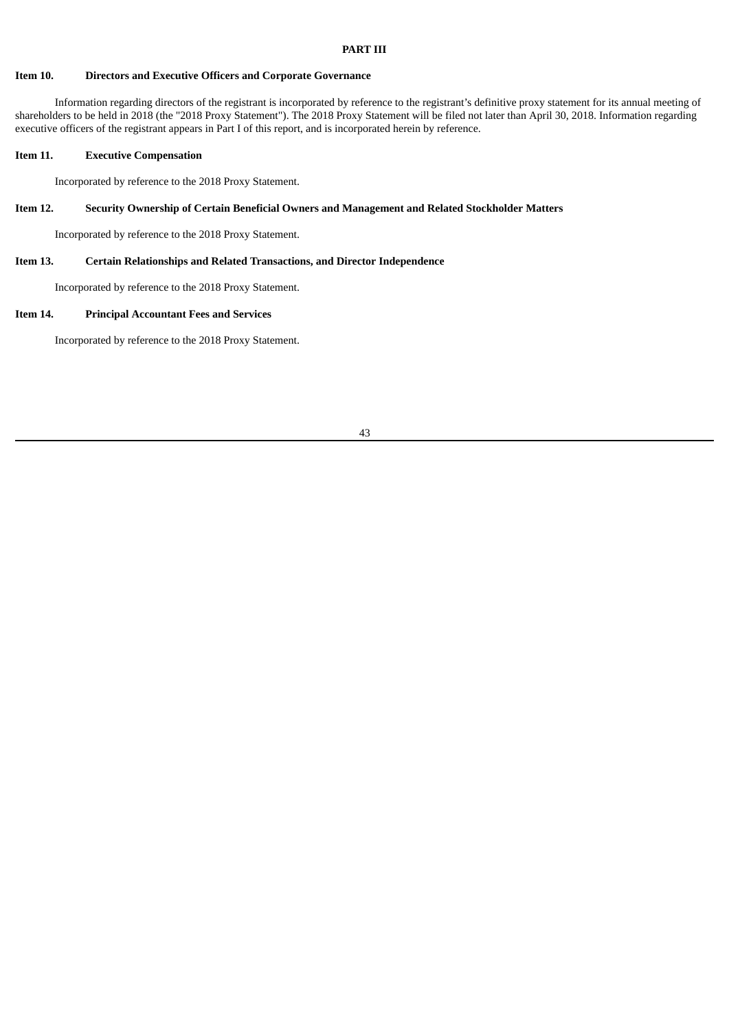# PART III

## Item 10. Directors and Executive Officers and Corporate Governance

Information regarding directors of the registrant is incorporated by reference to the registrant's definitive proxy statement for its annual meeting of shareholders to be held in 2018 (the "2018 Proxy Statement"). The 2018 Proxy Statement will be filed not later than April 30, 2018. Information regarding executive officers of the registrant appears in Part I of this report, and is incorporated herein by reference.

## Item 11. Executive Compensation

Incorporated by reference to the 2018 Proxy Statement.

## Item 12. Security Ownership of Certain Beneficial Owners and Management and Related Stockholder Matters

Incorporated by reference to the 2018 Proxy Statement.

## Item 13. Certain Relationships and Related Transactions, and Director Independence

Incorporated by reference to the 2018 Proxy Statement.

## Item 14. Principal Accountant Fees and Services

Incorporated by reference to the 2018 Proxy Statement.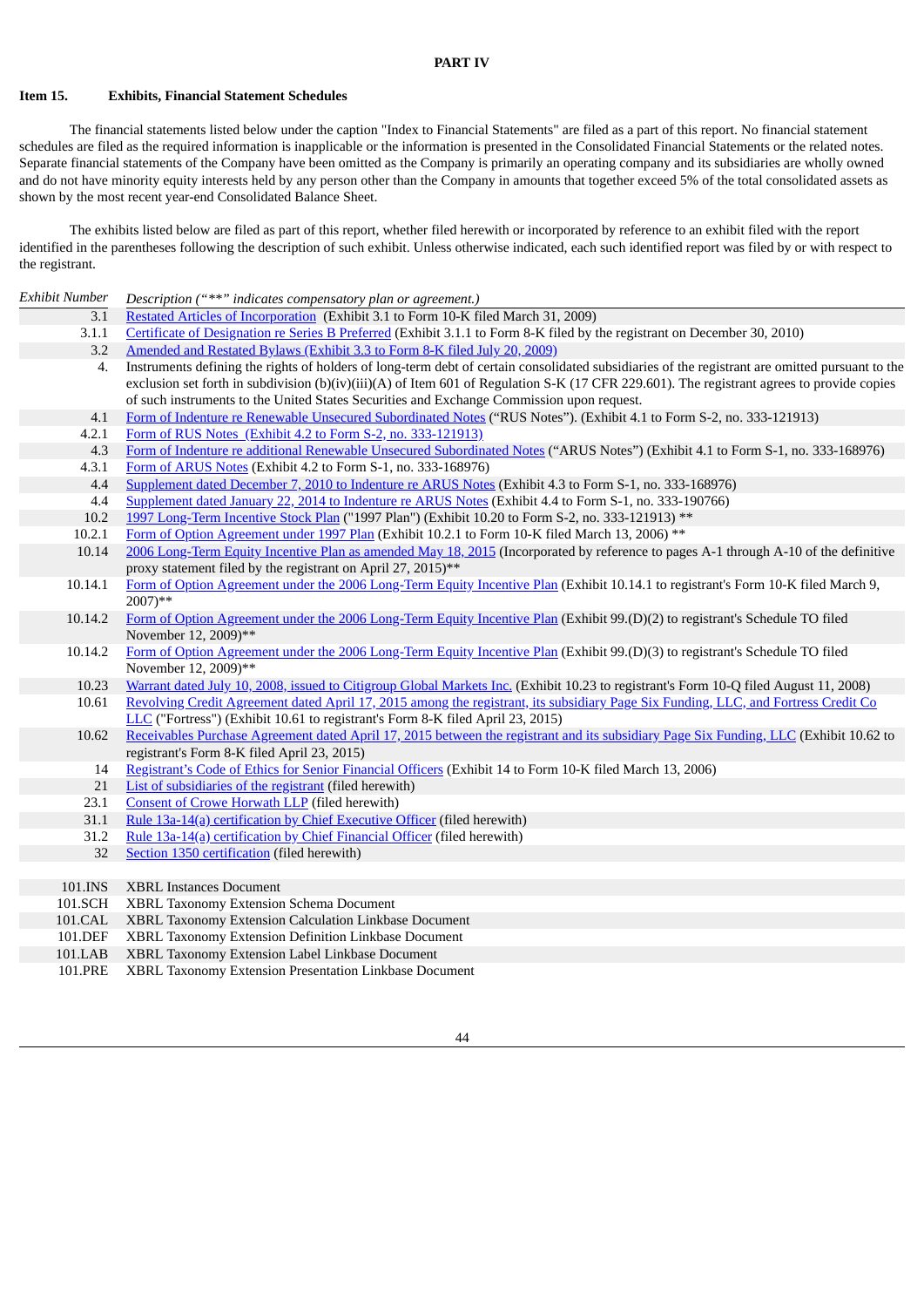**PART IV**

**Item 15. Exhibits, Financial Statement Schedules**

The financial statements listed below under the caption "Index to Financial Statements" are filed as a part of this report. No financial statement schedules are filed as the required information is inapplicable or the information is presented in the Consolidated Financial Statements or the related notes. Separate financial statements of the Company have been omitted as the Company is primarily an operating company and its subsidiaries are wholly owned and do not have minority equity interests held by any person other than the Company in amounts that together exceed 5% of the total consolidated assets as shown by the most recent year-end Consolidated Balance Sheet.

The exhibits listed below are filed as part of this report, whether filed herewith or incorporated by reference to an exhibit filed with the report identified in the parentheses following the description of such exhibit. Unless otherwise indicated, each such identified report was filed by or with respect to the registrant.

| *Exhibit Number* | *Description ("**" indicates compensatory plan or agreement.)* |
|---|---|
| 3.1 | Restated Articles of Incorporation (Exhibit 3.1 to Form 10-K filed March 31, 2009) |
| 3.1.1 | Certificate of Designation re Series B Preferred (Exhibit 3.1.1 to Form 8-K filed by the registrant on December 30, 2010) |
| 3.2 | Amended and Restated Bylaws (Exhibit 3.3 to Form 8-K filed July 20, 2009) |
| 4. | Instruments defining the rights of holders of long-term debt of certain consolidated subsidiaries of the registrant are omitted pursuant to the exclusion set forth in subdivision (b)(iv)(iii)(A) of Item 601 of Regulation S-K (17 CFR 229.601). The registrant agrees to provide copies of such instruments to the United States Securities and Exchange Commission upon request. |
| 4.1 | Form of Indenture re Renewable Unsecured Subordinated Notes ("RUS Notes"). (Exhibit 4.1 to Form S-2, no. 333-121913) |
| 4.2.1 | Form of RUS Notes (Exhibit 4.2 to Form S-2, no. 333-121913) |
| 4.3 | Form of Indenture re additional Renewable Unsecured Subordinated Notes ("ARUS Notes") (Exhibit 4.1 to Form S-1, no. 333-168976) |
| 4.3.1 | Form of ARUS Notes (Exhibit 4.2 to Form S-1, no. 333-168976) |
| 4.4 | Supplement dated December 7, 2010 to Indenture re ARUS Notes (Exhibit 4.3 to Form S-1, no. 333-168976) |
| 4.4 | Supplement dated January 22, 2014 to Indenture re ARUS Notes (Exhibit 4.4 to Form S-1, no. 333-190766) |
| 10.2 | 1997 Long-Term Incentive Stock Plan ("1997 Plan") (Exhibit 10.20 to Form S-2, no. 333-121913) ** |
| 10.2.1 | Form of Option Agreement under 1997 Plan (Exhibit 10.2.1 to Form 10-K filed March 13, 2006) ** |
| 10.14 | 2006 Long-Term Equity Incentive Plan as amended May 18, 2015 (Incorporated by reference to pages A-1 through A-10 of the definitive proxy statement filed by the registrant on April 27, 2015)** |
| 10.14.1 | Form of Option Agreement under the 2006 Long-Term Equity Incentive Plan (Exhibit 10.14.1 to registrant's Form 10-K filed March 9, 2007)** |
| 10.14.2 | Form of Option Agreement under the 2006 Long-Term Equity Incentive Plan (Exhibit 99.(D)(2) to registrant's Schedule TO filed November 12, 2009)** |
| 10.14.2 | Form of Option Agreement under the 2006 Long-Term Equity Incentive Plan (Exhibit 99.(D)(3) to registrant's Schedule TO filed November 12, 2009)** |
| 10.23 | Warrant dated July 10, 2008, issued to Citigroup Global Markets Inc. (Exhibit 10.23 to registrant's Form 10-Q filed August 11, 2008) |
| 10.61 | Revolving Credit Agreement dated April 17, 2015 among the registrant, its subsidiary Page Six Funding, LLC, and Fortress Credit Co LLC ("Fortress") (Exhibit 10.61 to registrant's Form 8-K filed April 23, 2015) |
| 10.62 | Receivables Purchase Agreement dated April 17, 2015 between the registrant and its subsidiary Page Six Funding, LLC (Exhibit 10.62 to registrant's Form 8-K filed April 23, 2015) |
| 14 | Registrant's Code of Ethics for Senior Financial Officers (Exhibit 14 to Form 10-K filed March 13, 2006) |
| 21 | List of subsidiaries of the registrant (filed herewith) |
| 23.1 | Consent of Crowe Horwath LLP (filed herewith) |
| 31.1 | Rule 13a-14(a) certification by Chief Executive Officer (filed herewith) |
| 31.2 | Rule 13a-14(a) certification by Chief Financial Officer (filed herewith) |
| 32 | Section 1350 certification (filed herewith) |
| | |
| 101.INS | XBRL Instances Document |
| 101.SCH | XBRL Taxonomy Extension Schema Document |
| 101.CAL | XBRL Taxonomy Extension Calculation Linkbase Document |
| 101.DEF | XBRL Taxonomy Extension Definition Linkbase Document |
| 101.LAB | XBRL Taxonomy Extension Label Linkbase Document |
| 101.PRE | XBRL Taxonomy Extension Presentation Linkbase Document |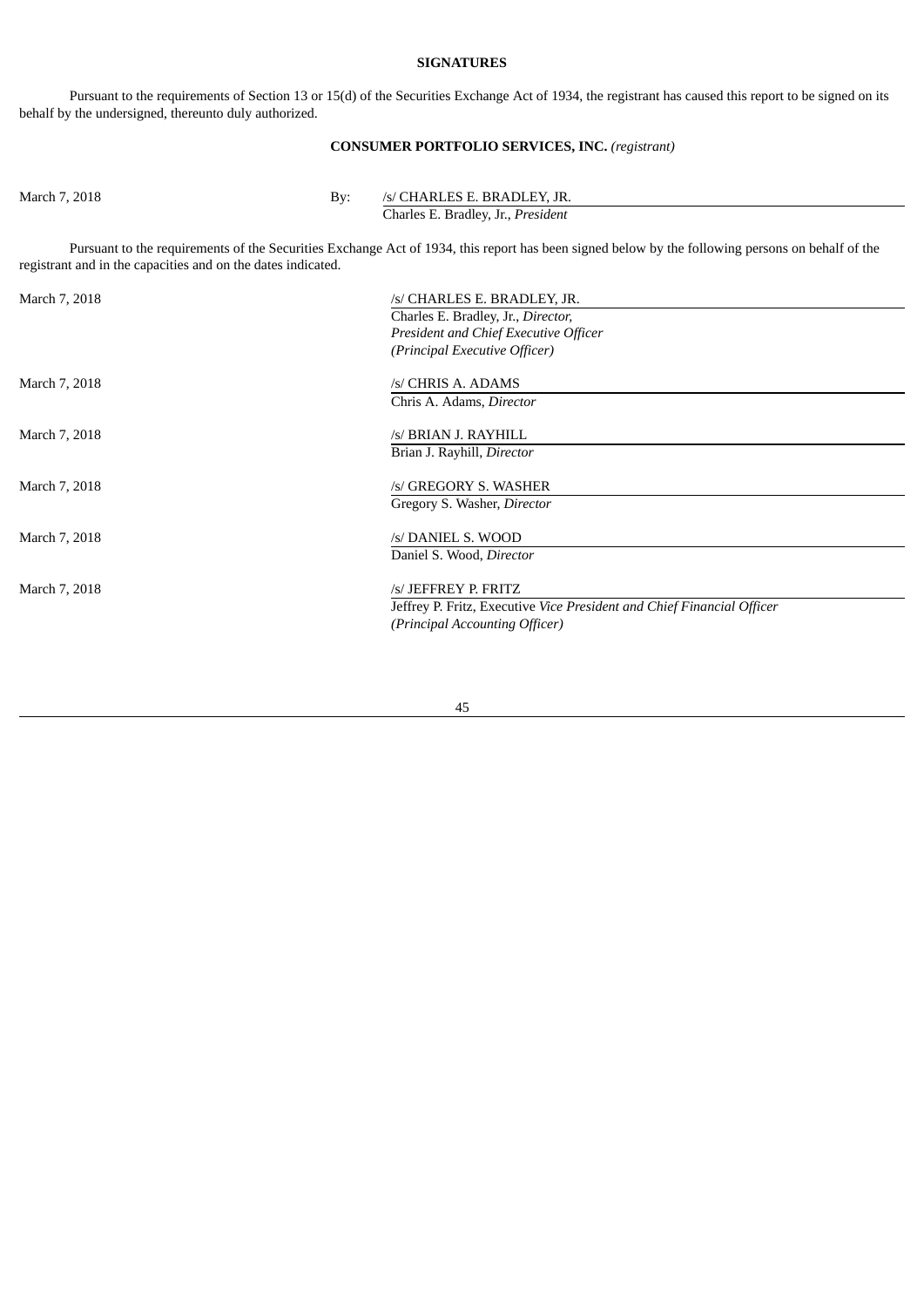**SIGNATURES**

Pursuant to the requirements of Section 13 or 15(d) of the Securities Exchange Act of 1934, the registrant has caused this report to be signed on its behalf by the undersigned, thereunto duly authorized.

**CONSUMER PORTFOLIO SERVICES, INC.** *(registrant)*

| | | |
|---|---|---|
| March 7, 2018 | By: | /s/ CHARLES E. BRADLEY, JR. |
| | | Charles E. Bradley, Jr., *President* |

Pursuant to the requirements of the Securities Exchange Act of 1934, this report has been signed below by the following persons on behalf of the registrant and in the capacities and on the dates indicated.

| | |
|---|---|
| March 7, 2018 | /s/ CHARLES E. BRADLEY, JR. |
| | Charles E. Bradley, Jr., *Director, President and Chief Executive Officer (Principal Executive Officer)* |
| March 7, 2018 | /s/ CHRIS A. ADAMS |
| | Chris A. Adams, *Director* |
| March 7, 2018 | /s/ BRIAN J. RAYHILL |
| | Brian J. Rayhill, *Director* |
| March 7, 2018 | /s/ GREGORY S. WASHER |
| | Gregory S. Washer, *Director* |
| March 7, 2018 | /s/ DANIEL S. WOOD |
| | Daniel S. Wood, *Director* |
| March 7, 2018 | /s/ JEFFREY P. FRITZ |
| | Jeffrey P. Fritz, Executive *Vice President and Chief Financial Officer (Principal Accounting Officer)* |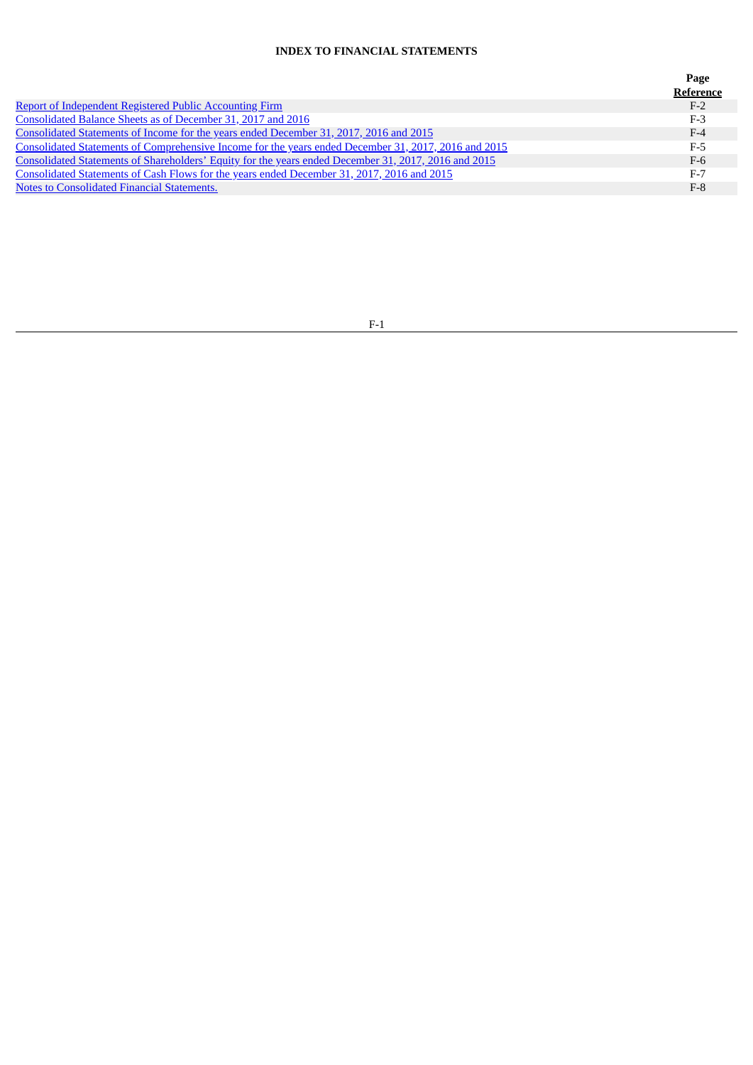## INDEX TO FINANCIAL STATEMENTS

| | Page Reference |
|---|---|
| Report of Independent Registered Public Accounting Firm | F-2 |
| Consolidated Balance Sheets as of December 31, 2017 and 2016 | F-3 |
| Consolidated Statements of Income for the years ended December 31, 2017, 2016 and 2015 | F-4 |
| Consolidated Statements of Comprehensive Income for the years ended December 31, 2017, 2016 and 2015 | F-5 |
| Consolidated Statements of Shareholders' Equity for the years ended December 31, 2017, 2016 and 2015 | F-6 |
| Consolidated Statements of Cash Flows for the years ended December 31, 2017, 2016 and 2015 | F-7 |
| Notes to Consolidated Financial Statements. | F-8 |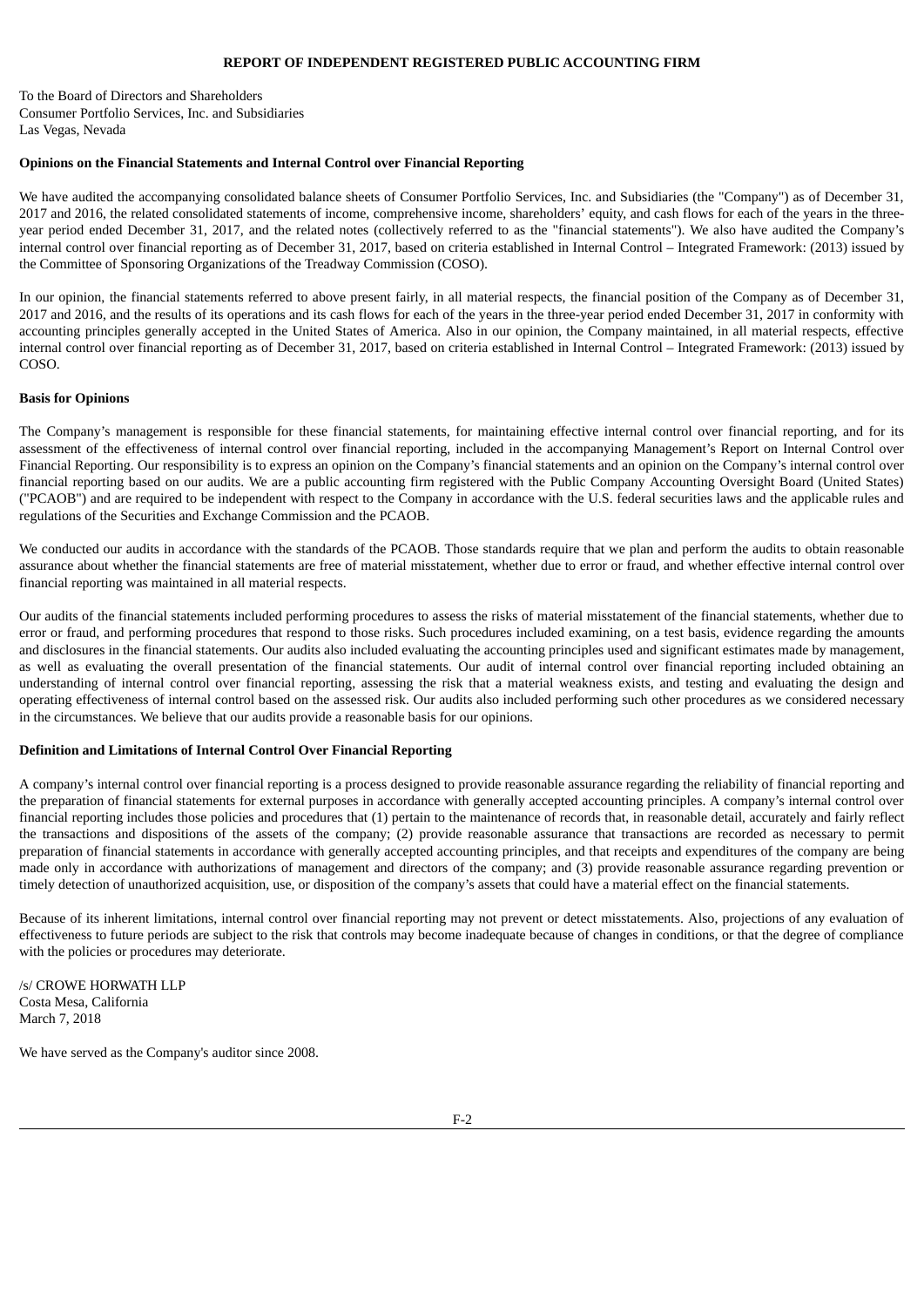# REPORT OF INDEPENDENT REGISTERED PUBLIC ACCOUNTING FIRM

To the Board of Directors and Shareholders
Consumer Portfolio Services, Inc. and Subsidiaries
Las Vegas, Nevada

**Opinions on the Financial Statements and Internal Control over Financial Reporting**

We have audited the accompanying consolidated balance sheets of Consumer Portfolio Services, Inc. and Subsidiaries (the "Company") as of December 31, 2017 and 2016, the related consolidated statements of income, comprehensive income, shareholders' equity, and cash flows for each of the years in the three-year period ended December 31, 2017, and the related notes (collectively referred to as the "financial statements"). We also have audited the Company's internal control over financial reporting as of December 31, 2017, based on criteria established in Internal Control – Integrated Framework: (2013) issued by the Committee of Sponsoring Organizations of the Treadway Commission (COSO).

In our opinion, the financial statements referred to above present fairly, in all material respects, the financial position of the Company as of December 31, 2017 and 2016, and the results of its operations and its cash flows for each of the years in the three-year period ended December 31, 2017 in conformity with accounting principles generally accepted in the United States of America. Also in our opinion, the Company maintained, in all material respects, effective internal control over financial reporting as of December 31, 2017, based on criteria established in Internal Control – Integrated Framework: (2013) issued by COSO.

**Basis for Opinions**

The Company's management is responsible for these financial statements, for maintaining effective internal control over financial reporting, and for its assessment of the effectiveness of internal control over financial reporting, included in the accompanying Management's Report on Internal Control over Financial Reporting. Our responsibility is to express an opinion on the Company's financial statements and an opinion on the Company's internal control over financial reporting based on our audits. We are a public accounting firm registered with the Public Company Accounting Oversight Board (United States) ("PCAOB") and are required to be independent with respect to the Company in accordance with the U.S. federal securities laws and the applicable rules and regulations of the Securities and Exchange Commission and the PCAOB.

We conducted our audits in accordance with the standards of the PCAOB. Those standards require that we plan and perform the audits to obtain reasonable assurance about whether the financial statements are free of material misstatement, whether due to error or fraud, and whether effective internal control over financial reporting was maintained in all material respects.

Our audits of the financial statements included performing procedures to assess the risks of material misstatement of the financial statements, whether due to error or fraud, and performing procedures that respond to those risks. Such procedures included examining, on a test basis, evidence regarding the amounts and disclosures in the financial statements. Our audits also included evaluating the accounting principles used and significant estimates made by management, as well as evaluating the overall presentation of the financial statements. Our audit of internal control over financial reporting included obtaining an understanding of internal control over financial reporting, assessing the risk that a material weakness exists, and testing and evaluating the design and operating effectiveness of internal control based on the assessed risk. Our audits also included performing such other procedures as we considered necessary in the circumstances. We believe that our audits provide a reasonable basis for our opinions.

**Definition and Limitations of Internal Control Over Financial Reporting**

A company's internal control over financial reporting is a process designed to provide reasonable assurance regarding the reliability of financial reporting and the preparation of financial statements for external purposes in accordance with generally accepted accounting principles. A company's internal control over financial reporting includes those policies and procedures that (1) pertain to the maintenance of records that, in reasonable detail, accurately and fairly reflect the transactions and dispositions of the assets of the company; (2) provide reasonable assurance that transactions are recorded as necessary to permit preparation of financial statements in accordance with generally accepted accounting principles, and that receipts and expenditures of the company are being made only in accordance with authorizations of management and directors of the company; and (3) provide reasonable assurance regarding prevention or timely detection of unauthorized acquisition, use, or disposition of the company's assets that could have a material effect on the financial statements.

Because of its inherent limitations, internal control over financial reporting may not prevent or detect misstatements. Also, projections of any evaluation of effectiveness to future periods are subject to the risk that controls may become inadequate because of changes in conditions, or that the degree of compliance with the policies or procedures may deteriorate.

/s/ CROWE HORWATH LLP
Costa Mesa, California
March 7, 2018

We have served as the Company's auditor since 2008.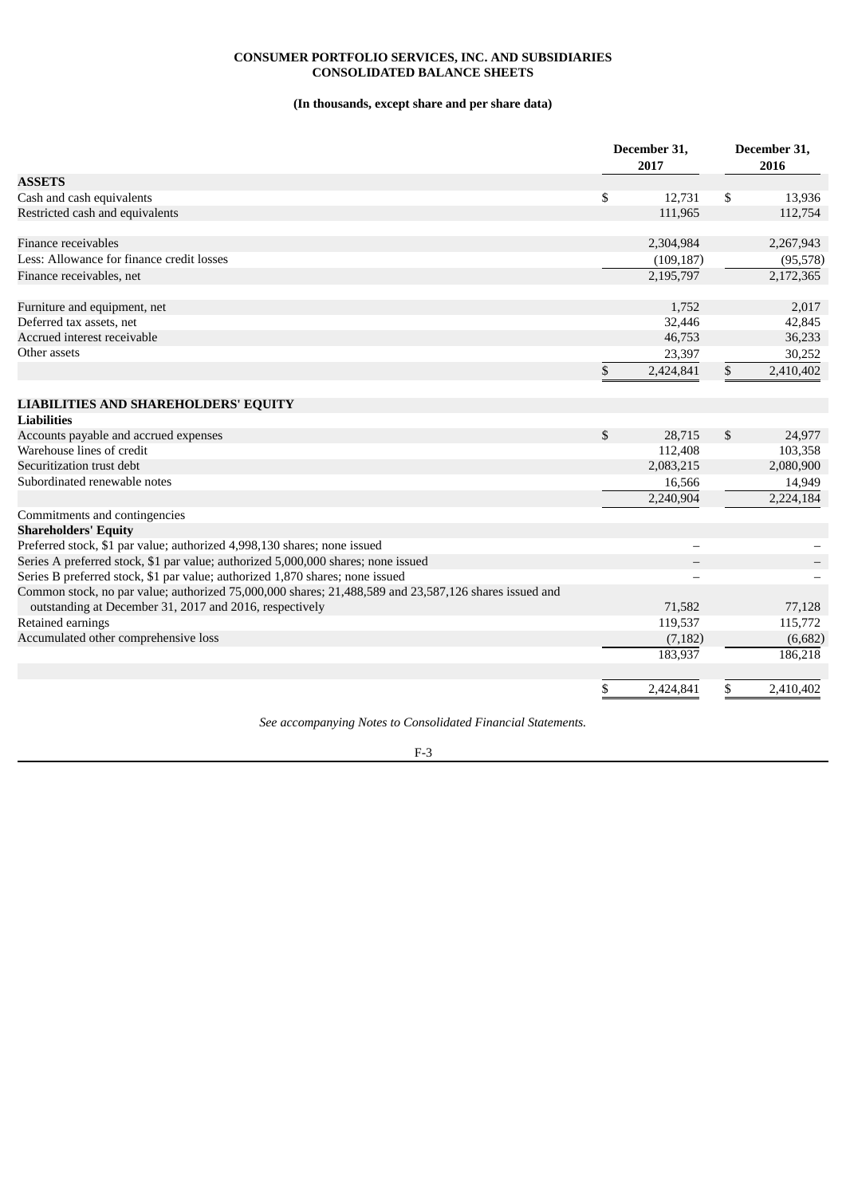**CONSUMER PORTFOLIO SERVICES, INC. AND SUBSIDIARIES**
**CONSOLIDATED BALANCE SHEETS**

**(In thousands, except share and per share data)**

| | December 31, 2017 | December 31, 2016 |
|---|---|---|
| **ASSETS** | | |
| Cash and cash equivalents | $ 12,731 | $ 13,936 |
| Restricted cash and equivalents | 111,965 | 112,754 |
| | | |
| Finance receivables | 2,304,984 | 2,267,943 |
| Less: Allowance for finance credit losses | (109,187) | (95,578) |
| Finance receivables, net | 2,195,797 | 2,172,365 |
| | | |
| Furniture and equipment, net | 1,752 | 2,017 |
| Deferred tax assets, net | 32,446 | 42,845 |
| Accrued interest receivable | 46,753 | 36,233 |
| Other assets | 23,397 | 30,252 |
| | $ 2,424,841 | $ 2,410,402 |
| | | |
| **LIABILITIES AND SHAREHOLDERS' EQUITY** | | |
| **Liabilities** | | |
| Accounts payable and accrued expenses | $ 28,715 | $ 24,977 |
| Warehouse lines of credit | 112,408 | 103,358 |
| Securitization trust debt | 2,083,215 | 2,080,900 |
| Subordinated renewable notes | 16,566 | 14,949 |
| | 2,240,904 | 2,224,184 |
| Commitments and contingencies | | |
| **Shareholders' Equity** | | |
| Preferred stock, $1 par value; authorized 4,998,130 shares; none issued | – | – |
| Series A preferred stock, $1 par value; authorized 5,000,000 shares; none issued | – | – |
| Series B preferred stock, $1 par value; authorized 1,870 shares; none issued | – | – |
| Common stock, no par value; authorized 75,000,000 shares; 21,488,589 and 23,587,126 shares issued and outstanding at December 31, 2017 and 2016, respectively | 71,582 | 77,128 |
| Retained earnings | 119,537 | 115,772 |
| Accumulated other comprehensive loss | (7,182) | (6,682) |
| | 183,937 | 186,218 |
| | | |
| | $ 2,424,841 | $ 2,410,402 |

*See accompanying Notes to Consolidated Financial Statements.*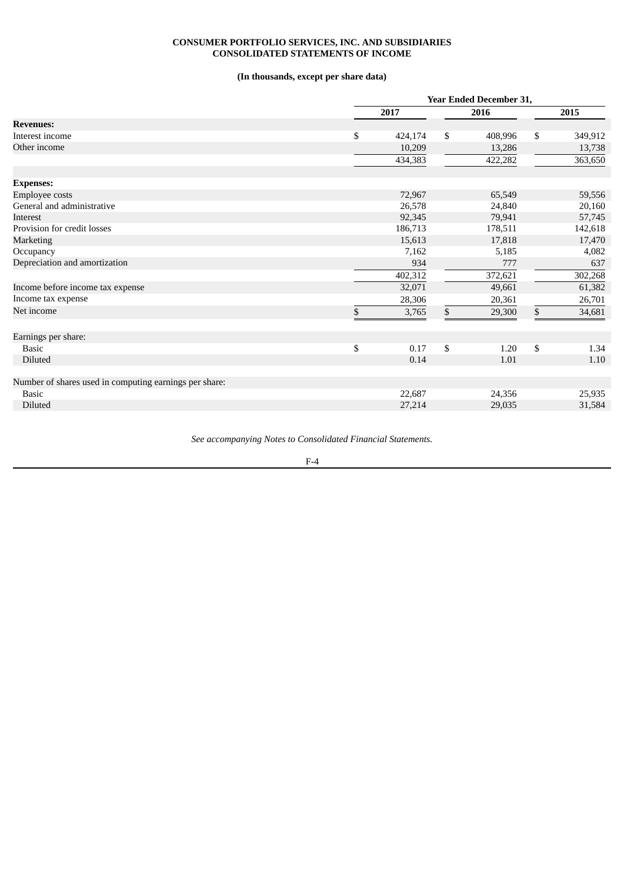**CONSUMER PORTFOLIO SERVICES, INC. AND SUBSIDIARIES**
**CONSOLIDATED STATEMENTS OF INCOME**

**(In thousands, except per share data)**

| | Year Ended December 31, | | |
|---|---|---|---|
| | 2017 | 2016 | 2015 |
| **Revenues:** | | | |
| Interest income | $ 424,174 | $ 408,996 | $ 349,912 |
| Other income | 10,209 | 13,286 | 13,738 |
| | 434,383 | 422,282 | 363,650 |
| **Expenses:** | | | |
| Employee costs | 72,967 | 65,549 | 59,556 |
| General and administrative | 26,578 | 24,840 | 20,160 |
| Interest | 92,345 | 79,941 | 57,745 |
| Provision for credit losses | 186,713 | 178,511 | 142,618 |
| Marketing | 15,613 | 17,818 | 17,470 |
| Occupancy | 7,162 | 5,185 | 4,082 |
| Depreciation and amortization | 934 | 777 | 637 |
| | 402,312 | 372,621 | 302,268 |
| Income before income tax expense | 32,071 | 49,661 | 61,382 |
| Income tax expense | 28,306 | 20,361 | 26,701 |
| Net income | $ 3,765 | $ 29,300 | $ 34,681 |
| | | | |
| Earnings per share: | | | |
| Basic | $ 0.17 | $ 1.20 | $ 1.34 |
| Diluted | 0.14 | 1.01 | 1.10 |
| | | | |
| Number of shares used in computing earnings per share: | | | |
| Basic | 22,687 | 24,356 | 25,935 |
| Diluted | 27,214 | 29,035 | 31,584 |

*See accompanying Notes to Consolidated Financial Statements.*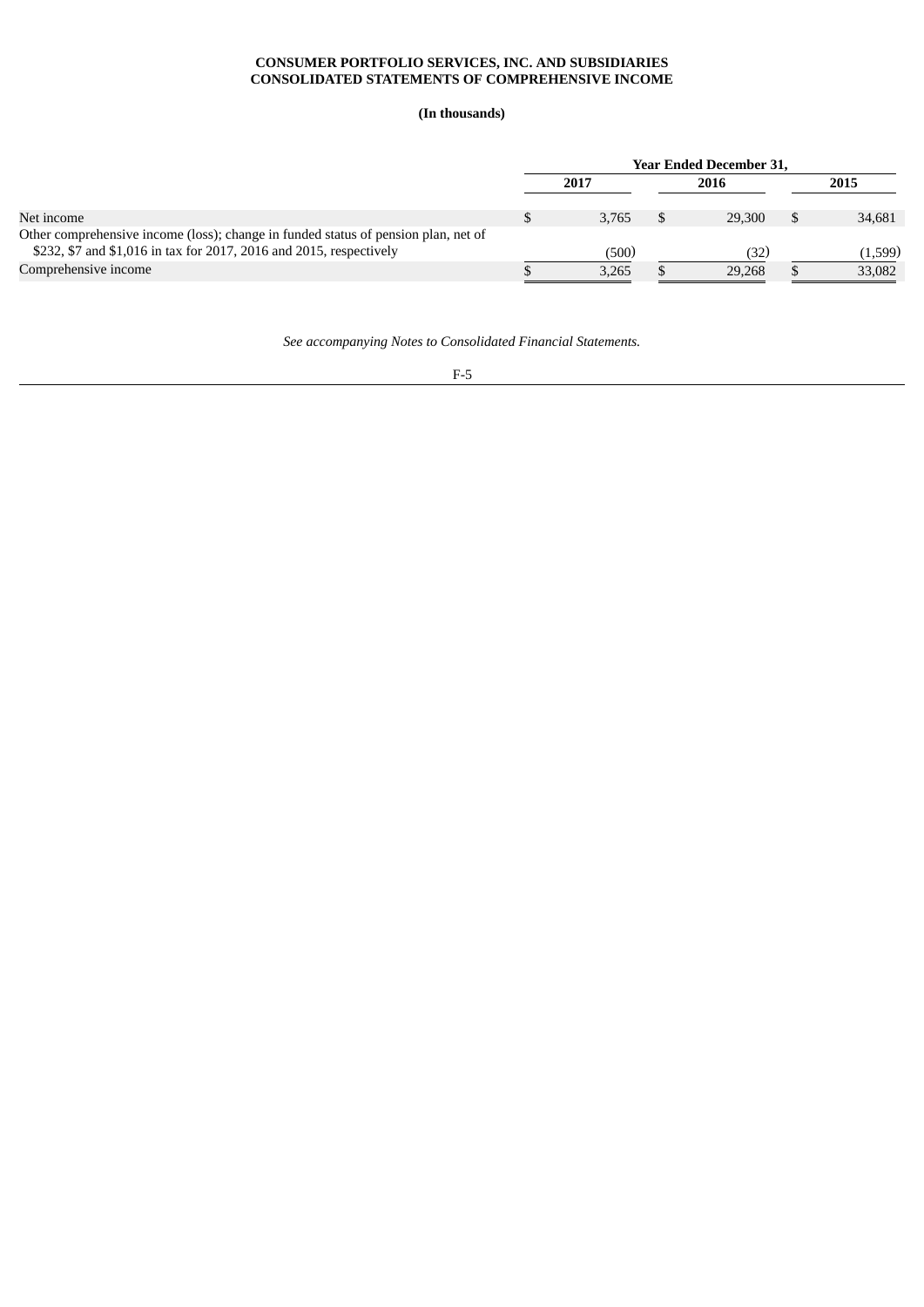**CONSUMER PORTFOLIO SERVICES, INC. AND SUBSIDIARIES**
**CONSOLIDATED STATEMENTS OF COMPREHENSIVE INCOME**

**(In thousands)**

| | Year Ended December 31, | | |
|---|---|---|---|
| | 2017 | 2016 | 2015 |
| Net income | $ 3,765 | $ 29,300 | $ 34,681 |
| Other comprehensive income (loss); change in funded status of pension plan, net of $232, $7 and $1,016 in tax for 2017, 2016 and 2015, respectively | (500) | (32) | (1,599) |
| Comprehensive income | $ 3,265 | $ 29,268 | $ 33,082 |

*See accompanying Notes to Consolidated Financial Statements.*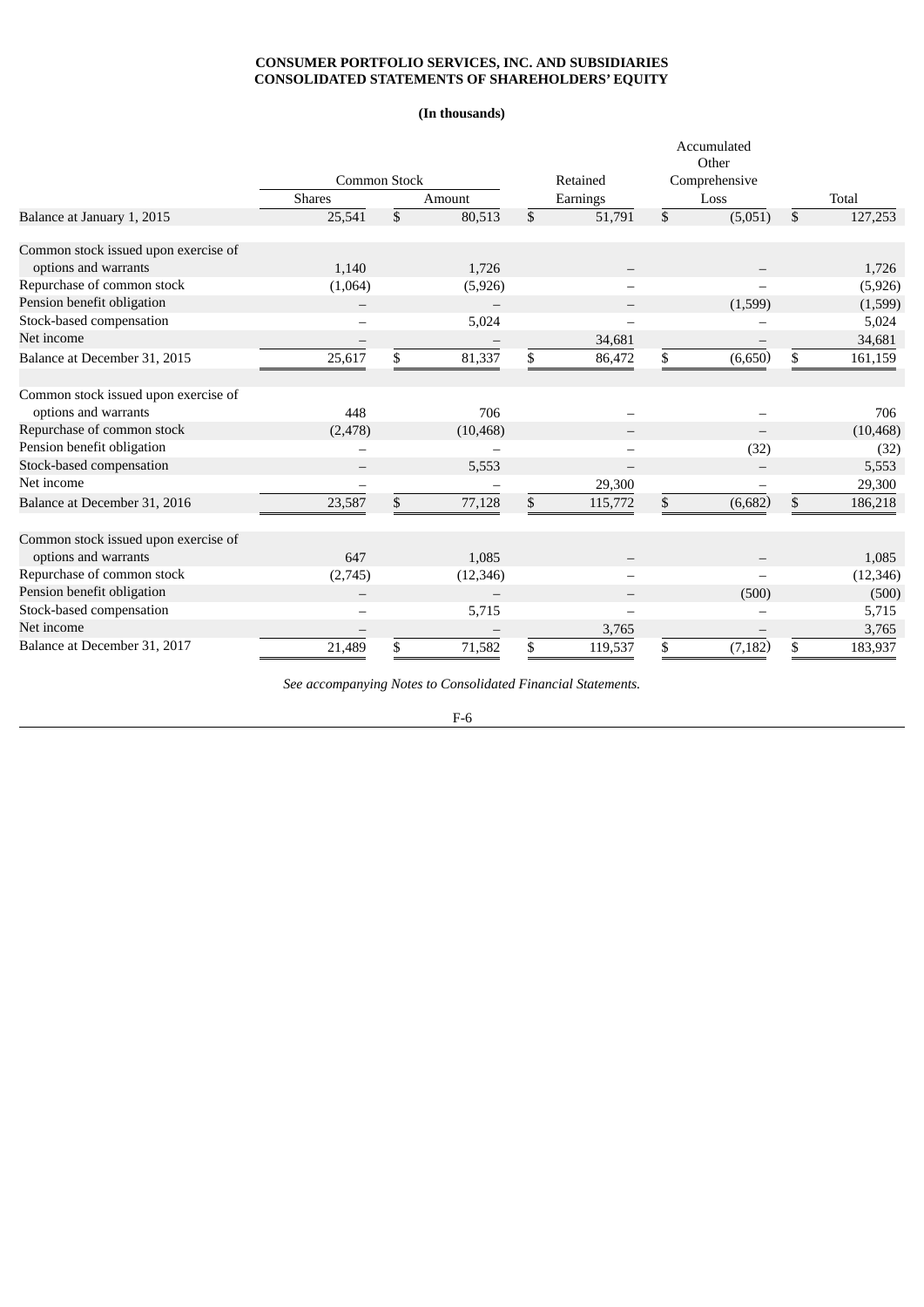**CONSUMER PORTFOLIO SERVICES, INC. AND SUBSIDIARIES**
**CONSOLIDATED STATEMENTS OF SHAREHOLDERS' EQUITY**

**(In thousands)**

| | Common Stock | | Retained | Accumulated Other Comprehensive | |
|---|---|---|---|---|---|
| | Shares | Amount | Earnings | Loss | Total |
| Balance at January 1, 2015 | 25,541 | $ 80,513 | $ 51,791 | $ (5,051) | $ 127,253 |
| Common stock issued upon exercise of options and warrants | 1,140 | 1,726 | – | – | 1,726 |
| Repurchase of common stock | (1,064) | (5,926) | – | – | (5,926) |
| Pension benefit obligation | – | – | – | (1,599) | (1,599) |
| Stock-based compensation | – | 5,024 | – | – | 5,024 |
| Net income | – | – | 34,681 | – | 34,681 |
| Balance at December 31, 2015 | 25,617 | $ 81,337 | $ 86,472 | $ (6,650) | $ 161,159 |
| Common stock issued upon exercise of options and warrants | 448 | 706 | – | – | 706 |
| Repurchase of common stock | (2,478) | (10,468) | – | – | (10,468) |
| Pension benefit obligation | – | – | – | (32) | (32) |
| Stock-based compensation | – | 5,553 | – | – | 5,553 |
| Net income | – | – | 29,300 | – | 29,300 |
| Balance at December 31, 2016 | 23,587 | $ 77,128 | $ 115,772 | $ (6,682) | $ 186,218 |
| Common stock issued upon exercise of options and warrants | 647 | 1,085 | – | – | 1,085 |
| Repurchase of common stock | (2,745) | (12,346) | – | – | (12,346) |
| Pension benefit obligation | – | – | – | (500) | (500) |
| Stock-based compensation | – | 5,715 | – | – | 5,715 |
| Net income | – | – | 3,765 | – | 3,765 |
| Balance at December 31, 2017 | 21,489 | $ 71,582 | $ 119,537 | $ (7,182) | $ 183,937 |

*See accompanying Notes to Consolidated Financial Statements.*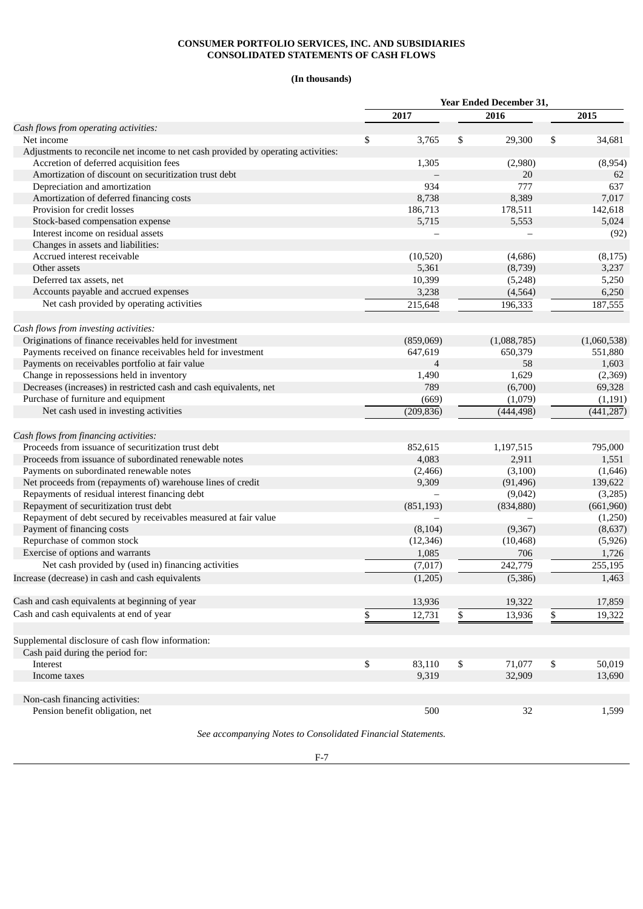**CONSUMER PORTFOLIO SERVICES, INC. AND SUBSIDIARIES**
**CONSOLIDATED STATEMENTS OF CASH FLOWS**

**(In thousands)**

| | Year Ended December 31, | | |
|---|---|---|---|
| | 2017 | 2016 | 2015 |
| *Cash flows from operating activities:* | | | |
| Net income | $ 3,765 | $ 29,300 | $ 34,681 |
| Adjustments to reconcile net income to net cash provided by operating activities: | | | |
| Accretion of deferred acquisition fees | 1,305 | (2,980) | (8,954) |
| Amortization of discount on securitization trust debt | – | 20 | 62 |
| Depreciation and amortization | 934 | 777 | 637 |
| Amortization of deferred financing costs | 8,738 | 8,389 | 7,017 |
| Provision for credit losses | 186,713 | 178,511 | 142,618 |
| Stock-based compensation expense | 5,715 | 5,553 | 5,024 |
| Interest income on residual assets | – | – | (92) |
| Changes in assets and liabilities: | | | |
| Accrued interest receivable | (10,520) | (4,686) | (8,175) |
| Other assets | 5,361 | (8,739) | 3,237 |
| Deferred tax assets, net | 10,399 | (5,248) | 5,250 |
| Accounts payable and accrued expenses | 3,238 | (4,564) | 6,250 |
| Net cash provided by operating activities | 215,648 | 196,333 | 187,555 |
| *Cash flows from investing activities:* | | | |
| Originations of finance receivables held for investment | (859,069) | (1,088,785) | (1,060,538) |
| Payments received on finance receivables held for investment | 647,619 | 650,379 | 551,880 |
| Payments on receivables portfolio at fair value | 4 | 58 | 1,603 |
| Change in repossessions held in inventory | 1,490 | 1,629 | (2,369) |
| Decreases (increases) in restricted cash and cash equivalents, net | 789 | (6,700) | 69,328 |
| Purchase of furniture and equipment | (669) | (1,079) | (1,191) |
| Net cash used in investing activities | (209,836) | (444,498) | (441,287) |
| *Cash flows from financing activities:* | | | |
| Proceeds from issuance of securitization trust debt | 852,615 | 1,197,515 | 795,000 |
| Proceeds from issuance of subordinated renewable notes | 4,083 | 2,911 | 1,551 |
| Payments on subordinated renewable notes | (2,466) | (3,100) | (1,646) |
| Net proceeds from (repayments of) warehouse lines of credit | 9,309 | (91,496) | 139,622 |
| Repayments of residual interest financing debt | – | (9,042) | (3,285) |
| Repayment of securitization trust debt | (851,193) | (834,880) | (661,960) |
| Repayment of debt secured by receivables measured at fair value | – | – | (1,250) |
| Payment of financing costs | (8,104) | (9,367) | (8,637) |
| Repurchase of common stock | (12,346) | (10,468) | (5,926) |
| Exercise of options and warrants | 1,085 | 706 | 1,726 |
| Net cash provided by (used in) financing activities | (7,017) | 242,779 | 255,195 |
| Increase (decrease) in cash and cash equivalents | (1,205) | (5,386) | 1,463 |
| Cash and cash equivalents at beginning of year | 13,936 | 19,322 | 17,859 |
| Cash and cash equivalents at end of year | $ 12,731 | $ 13,936 | $ 19,322 |
| Supplemental disclosure of cash flow information: | | | |
| Cash paid during the period for: | | | |
| Interest | $ 83,110 | $ 71,077 | $ 50,019 |
| Income taxes | 9,319 | 32,909 | 13,690 |
| Non-cash financing activities: | | | |
| Pension benefit obligation, net | 500 | 32 | 1,599 |

*See accompanying Notes to Consolidated Financial Statements.*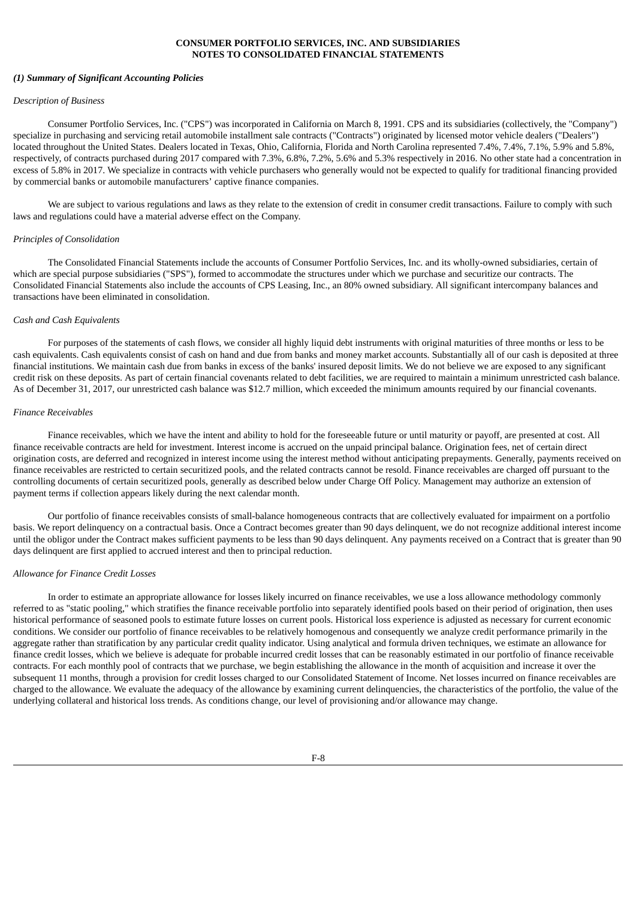**CONSUMER PORTFOLIO SERVICES, INC. AND SUBSIDIARIES**
**NOTES TO CONSOLIDATED FINANCIAL STATEMENTS**

***(1) Summary of Significant Accounting Policies***

*Description of Business*

Consumer Portfolio Services, Inc. ("CPS") was incorporated in California on March 8, 1991. CPS and its subsidiaries (collectively, the "Company") specialize in purchasing and servicing retail automobile installment sale contracts ("Contracts") originated by licensed motor vehicle dealers ("Dealers") located throughout the United States. Dealers located in Texas, Ohio, California, Florida and North Carolina represented 7.4%, 7.4%, 7.1%, 5.9% and 5.8%, respectively, of contracts purchased during 2017 compared with 7.3%, 6.8%, 7.2%, 5.6% and 5.3% respectively in 2016. No other state had a concentration in excess of 5.8% in 2017. We specialize in contracts with vehicle purchasers who generally would not be expected to qualify for traditional financing provided by commercial banks or automobile manufacturers' captive finance companies.

We are subject to various regulations and laws as they relate to the extension of credit in consumer credit transactions. Failure to comply with such laws and regulations could have a material adverse effect on the Company.

*Principles of Consolidation*

The Consolidated Financial Statements include the accounts of Consumer Portfolio Services, Inc. and its wholly-owned subsidiaries, certain of which are special purpose subsidiaries ("SPS"), formed to accommodate the structures under which we purchase and securitize our contracts. The Consolidated Financial Statements also include the accounts of CPS Leasing, Inc., an 80% owned subsidiary. All significant intercompany balances and transactions have been eliminated in consolidation.

*Cash and Cash Equivalents*

For purposes of the statements of cash flows, we consider all highly liquid debt instruments with original maturities of three months or less to be cash equivalents. Cash equivalents consist of cash on hand and due from banks and money market accounts. Substantially all of our cash is deposited at three financial institutions. We maintain cash due from banks in excess of the banks' insured deposit limits. We do not believe we are exposed to any significant credit risk on these deposits. As part of certain financial covenants related to debt facilities, we are required to maintain a minimum unrestricted cash balance. As of December 31, 2017, our unrestricted cash balance was $12.7 million, which exceeded the minimum amounts required by our financial covenants.

*Finance Receivables*

Finance receivables, which we have the intent and ability to hold for the foreseeable future or until maturity or payoff, are presented at cost. All finance receivable contracts are held for investment. Interest income is accrued on the unpaid principal balance. Origination fees, net of certain direct origination costs, are deferred and recognized in interest income using the interest method without anticipating prepayments. Generally, payments received on finance receivables are restricted to certain securitized pools, and the related contracts cannot be resold. Finance receivables are charged off pursuant to the controlling documents of certain securitized pools, generally as described below under Charge Off Policy. Management may authorize an extension of payment terms if collection appears likely during the next calendar month.

Our portfolio of finance receivables consists of small-balance homogeneous contracts that are collectively evaluated for impairment on a portfolio basis. We report delinquency on a contractual basis. Once a Contract becomes greater than 90 days delinquent, we do not recognize additional interest income until the obligor under the Contract makes sufficient payments to be less than 90 days delinquent. Any payments received on a Contract that is greater than 90 days delinquent are first applied to accrued interest and then to principal reduction.

*Allowance for Finance Credit Losses*

In order to estimate an appropriate allowance for losses likely incurred on finance receivables, we use a loss allowance methodology commonly referred to as "static pooling," which stratifies the finance receivable portfolio into separately identified pools based on their period of origination, then uses historical performance of seasoned pools to estimate future losses on current pools. Historical loss experience is adjusted as necessary for current economic conditions. We consider our portfolio of finance receivables to be relatively homogenous and consequently we analyze credit performance primarily in the aggregate rather than stratification by any particular credit quality indicator. Using analytical and formula driven techniques, we estimate an allowance for finance credit losses, which we believe is adequate for probable incurred credit losses that can be reasonably estimated in our portfolio of finance receivable contracts. For each monthly pool of contracts that we purchase, we begin establishing the allowance in the month of acquisition and increase it over the subsequent 11 months, through a provision for credit losses charged to our Consolidated Statement of Income. Net losses incurred on finance receivables are charged to the allowance. We evaluate the adequacy of the allowance by examining current delinquencies, the characteristics of the portfolio, the value of the underlying collateral and historical loss trends. As conditions change, our level of provisioning and/or allowance may change.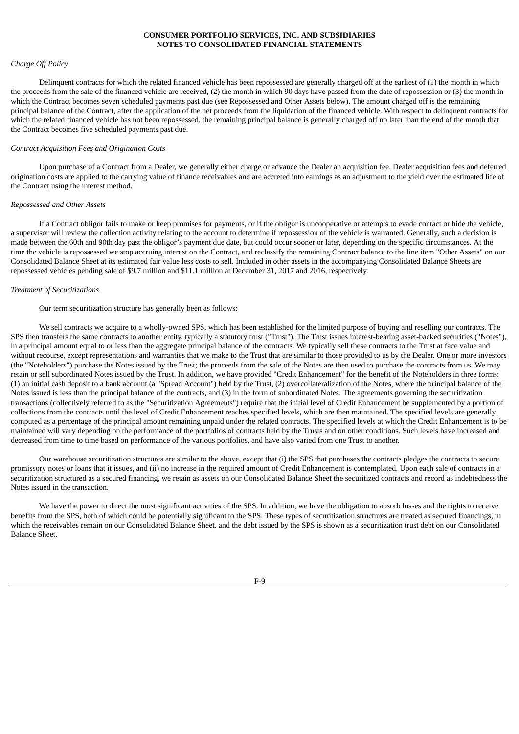*Charge Off Policy*

Delinquent contracts for which the related financed vehicle has been repossessed are generally charged off at the earliest of (1) the month in which the proceeds from the sale of the financed vehicle are received, (2) the month in which 90 days have passed from the date of repossession or (3) the month in which the Contract becomes seven scheduled payments past due (see Repossessed and Other Assets below). The amount charged off is the remaining principal balance of the Contract, after the application of the net proceeds from the liquidation of the financed vehicle. With respect to delinquent contracts for which the related financed vehicle has not been repossessed, the remaining principal balance is generally charged off no later than the end of the month that the Contract becomes five scheduled payments past due.

*Contract Acquisition Fees and Origination Costs*

Upon purchase of a Contract from a Dealer, we generally either charge or advance the Dealer an acquisition fee. Dealer acquisition fees and deferred origination costs are applied to the carrying value of finance receivables and are accreted into earnings as an adjustment to the yield over the estimated life of the Contract using the interest method.

*Repossessed and Other Assets*

If a Contract obligor fails to make or keep promises for payments, or if the obligor is uncooperative or attempts to evade contact or hide the vehicle, a supervisor will review the collection activity relating to the account to determine if repossession of the vehicle is warranted. Generally, such a decision is made between the 60th and 90th day past the obligor's payment due date, but could occur sooner or later, depending on the specific circumstances. At the time the vehicle is repossessed we stop accruing interest on the Contract, and reclassify the remaining Contract balance to the line item "Other Assets" on our Consolidated Balance Sheet at its estimated fair value less costs to sell. Included in other assets in the accompanying Consolidated Balance Sheets are repossessed vehicles pending sale of $9.7 million and $11.1 million at December 31, 2017 and 2016, respectively.

*Treatment of Securitizations*

Our term securitization structure has generally been as follows:

We sell contracts we acquire to a wholly-owned SPS, which has been established for the limited purpose of buying and reselling our contracts. The SPS then transfers the same contracts to another entity, typically a statutory trust ("Trust"). The Trust issues interest-bearing asset-backed securities ("Notes"), in a principal amount equal to or less than the aggregate principal balance of the contracts. We typically sell these contracts to the Trust at face value and without recourse, except representations and warranties that we make to the Trust that are similar to those provided to us by the Dealer. One or more investors (the "Noteholders") purchase the Notes issued by the Trust; the proceeds from the sale of the Notes are then used to purchase the contracts from us. We may retain or sell subordinated Notes issued by the Trust. In addition, we have provided "Credit Enhancement" for the benefit of the Noteholders in three forms: (1) an initial cash deposit to a bank account (a "Spread Account") held by the Trust, (2) overcollateralization of the Notes, where the principal balance of the Notes issued is less than the principal balance of the contracts, and (3) in the form of subordinated Notes. The agreements governing the securitization transactions (collectively referred to as the "Securitization Agreements") require that the initial level of Credit Enhancement be supplemented by a portion of collections from the contracts until the level of Credit Enhancement reaches specified levels, which are then maintained. The specified levels are generally computed as a percentage of the principal amount remaining unpaid under the related contracts. The specified levels at which the Credit Enhancement is to be maintained will vary depending on the performance of the portfolios of contracts held by the Trusts and on other conditions. Such levels have increased and decreased from time to time based on performance of the various portfolios, and have also varied from one Trust to another.

Our warehouse securitization structures are similar to the above, except that (i) the SPS that purchases the contracts pledges the contracts to secure promissory notes or loans that it issues, and (ii) no increase in the required amount of Credit Enhancement is contemplated. Upon each sale of contracts in a securitization structured as a secured financing, we retain as assets on our Consolidated Balance Sheet the securitized contracts and record as indebtedness the Notes issued in the transaction.

We have the power to direct the most significant activities of the SPS. In addition, we have the obligation to absorb losses and the rights to receive benefits from the SPS, both of which could be potentially significant to the SPS. These types of securitization structures are treated as secured financings, in which the receivables remain on our Consolidated Balance Sheet, and the debt issued by the SPS is shown as a securitization trust debt on our Consolidated Balance Sheet.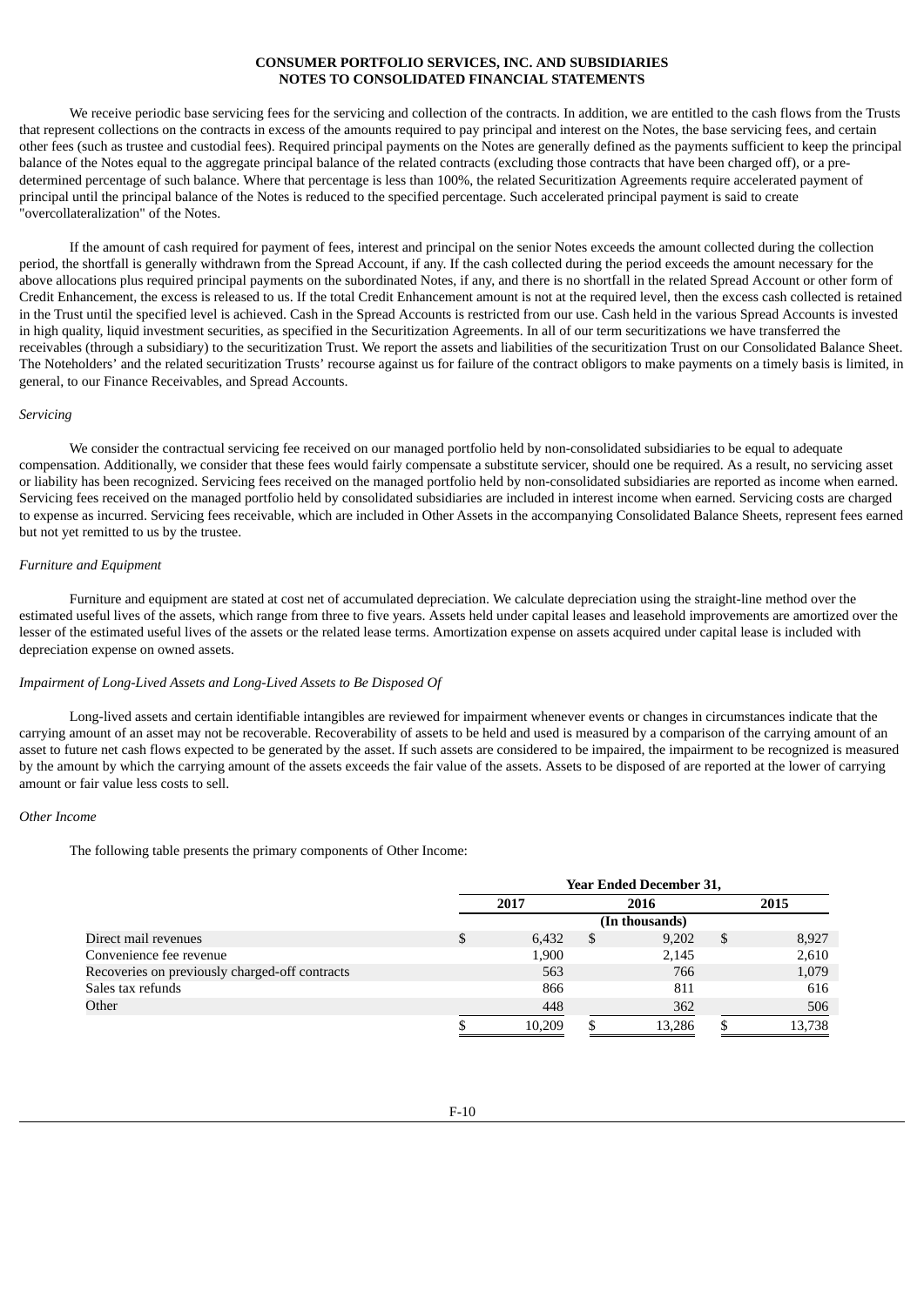We receive periodic base servicing fees for the servicing and collection of the contracts. In addition, we are entitled to the cash flows from the Trusts that represent collections on the contracts in excess of the amounts required to pay principal and interest on the Notes, the base servicing fees, and certain other fees (such as trustee and custodial fees). Required principal payments on the Notes are generally defined as the payments sufficient to keep the principal balance of the Notes equal to the aggregate principal balance of the related contracts (excluding those contracts that have been charged off), or a pre-determined percentage of such balance. Where that percentage is less than 100%, the related Securitization Agreements require accelerated payment of principal until the principal balance of the Notes is reduced to the specified percentage. Such accelerated principal payment is said to create "overcollateralization" of the Notes.

If the amount of cash required for payment of fees, interest and principal on the senior Notes exceeds the amount collected during the collection period, the shortfall is generally withdrawn from the Spread Account, if any. If the cash collected during the period exceeds the amount necessary for the above allocations plus required principal payments on the subordinated Notes, if any, and there is no shortfall in the related Spread Account or other form of Credit Enhancement, the excess is released to us. If the total Credit Enhancement amount is not at the required level, then the excess cash collected is retained in the Trust until the specified level is achieved. Cash in the Spread Accounts is restricted from our use. Cash held in the various Spread Accounts is invested in high quality, liquid investment securities, as specified in the Securitization Agreements. In all of our term securitizations we have transferred the receivables (through a subsidiary) to the securitization Trust. We report the assets and liabilities of the securitization Trust on our Consolidated Balance Sheet. The Noteholders' and the related securitization Trusts' recourse against us for failure of the contract obligors to make payments on a timely basis is limited, in general, to our Finance Receivables, and Spread Accounts.

*Servicing*

We consider the contractual servicing fee received on our managed portfolio held by non-consolidated subsidiaries to be equal to adequate compensation. Additionally, we consider that these fees would fairly compensate a substitute servicer, should one be required. As a result, no servicing asset or liability has been recognized. Servicing fees received on the managed portfolio held by non-consolidated subsidiaries are reported as income when earned. Servicing fees received on the managed portfolio held by consolidated subsidiaries are included in interest income when earned. Servicing costs are charged to expense as incurred. Servicing fees receivable, which are included in Other Assets in the accompanying Consolidated Balance Sheets, represent fees earned but not yet remitted to us by the trustee.

*Furniture and Equipment*

Furniture and equipment are stated at cost net of accumulated depreciation. We calculate depreciation using the straight-line method over the estimated useful lives of the assets, which range from three to five years. Assets held under capital leases and leasehold improvements are amortized over the lesser of the estimated useful lives of the assets or the related lease terms. Amortization expense on assets acquired under capital lease is included with depreciation expense on owned assets.

*Impairment of Long-Lived Assets and Long-Lived Assets to Be Disposed Of*

Long-lived assets and certain identifiable intangibles are reviewed for impairment whenever events or changes in circumstances indicate that the carrying amount of an asset may not be recoverable. Recoverability of assets to be held and used is measured by a comparison of the carrying amount of an asset to future net cash flows expected to be generated by the asset. If such assets are considered to be impaired, the impairment to be recognized is measured by the amount by which the carrying amount of the assets exceeds the fair value of the assets. Assets to be disposed of are reported at the lower of carrying amount or fair value less costs to sell.

*Other Income*

The following table presents the primary components of Other Income:

| | Year Ended December 31, | | |
|---|---|---|---|
| | 2017 | 2016 | 2015 |
| | (In thousands) | | |
| Direct mail revenues | $ 6,432 | $ 9,202 | $ 8,927 |
| Convenience fee revenue | 1,900 | 2,145 | 2,610 |
| Recoveries on previously charged-off contracts | 563 | 766 | 1,079 |
| Sales tax refunds | 866 | 811 | 616 |
| Other | 448 | 362 | 506 |
| | $ 10,209 | $ 13,286 | $ 13,738 |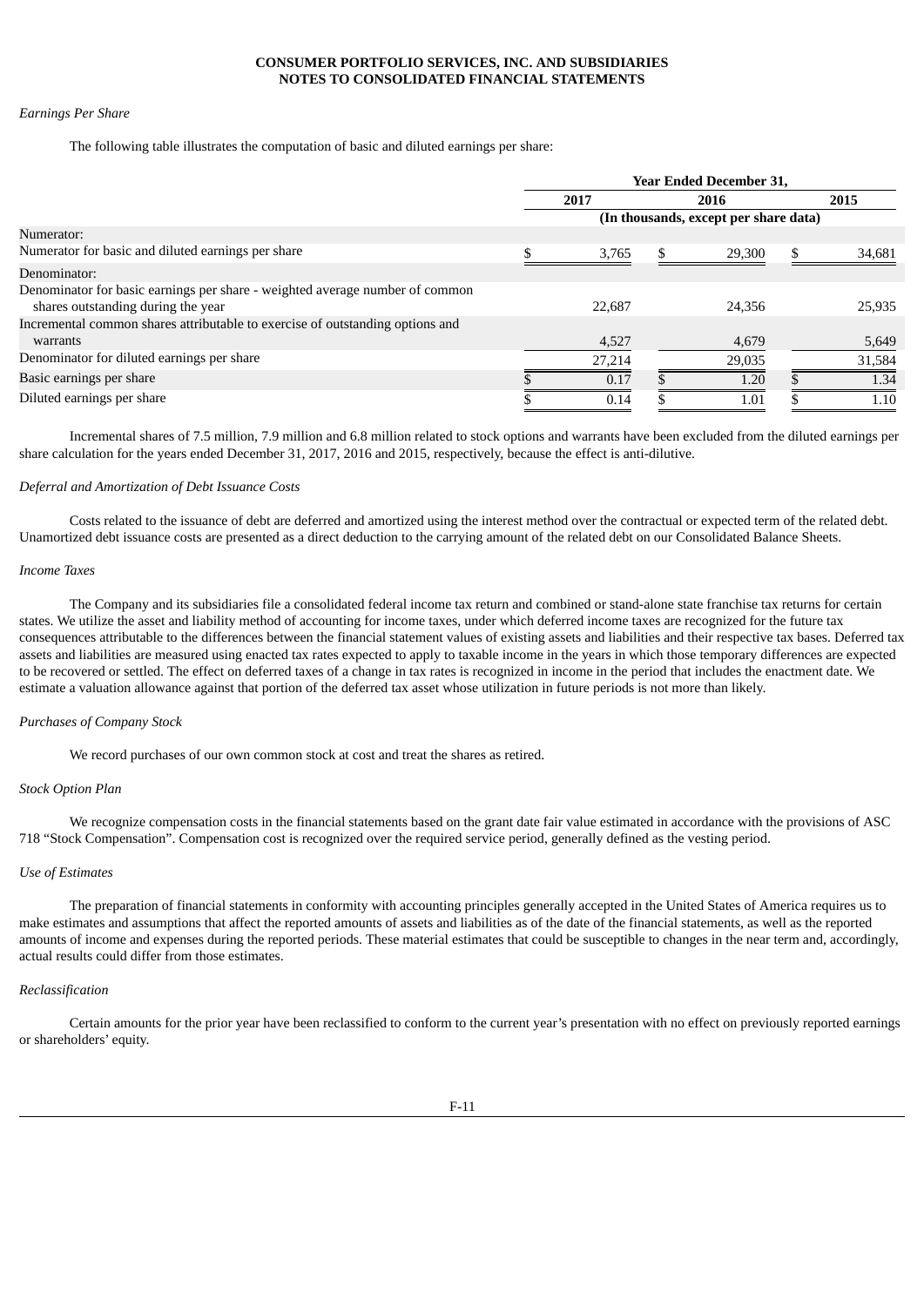*Earnings Per Share*

The following table illustrates the computation of basic and diluted earnings per share:

| | Year Ended December 31, | | |
|---|---|---|---|
| | 2017 | 2016 | 2015 |
| | (In thousands, except per share data) | | |
| Numerator: | | | |
| Numerator for basic and diluted earnings per share | $ 3,765 | $ 29,300 | $ 34,681 |
| Denominator: | | | |
| Denominator for basic earnings per share - weighted average number of common shares outstanding during the year | 22,687 | 24,356 | 25,935 |
| Incremental common shares attributable to exercise of outstanding options and warrants | 4,527 | 4,679 | 5,649 |
| Denominator for diluted earnings per share | 27,214 | 29,035 | 31,584 |
| Basic earnings per share | $ 0.17 | $ 1.20 | $ 1.34 |
| Diluted earnings per share | $ 0.14 | $ 1.01 | $ 1.10 |

Incremental shares of 7.5 million, 7.9 million and 6.8 million related to stock options and warrants have been excluded from the diluted earnings per share calculation for the years ended December 31, 2017, 2016 and 2015, respectively, because the effect is anti-dilutive.

*Deferral and Amortization of Debt Issuance Costs*

Costs related to the issuance of debt are deferred and amortized using the interest method over the contractual or expected term of the related debt. Unamortized debt issuance costs are presented as a direct deduction to the carrying amount of the related debt on our Consolidated Balance Sheets.

*Income Taxes*

The Company and its subsidiaries file a consolidated federal income tax return and combined or stand-alone state franchise tax returns for certain states. We utilize the asset and liability method of accounting for income taxes, under which deferred income taxes are recognized for the future tax consequences attributable to the differences between the financial statement values of existing assets and liabilities and their respective tax bases. Deferred tax assets and liabilities are measured using enacted tax rates expected to apply to taxable income in the years in which those temporary differences are expected to be recovered or settled. The effect on deferred taxes of a change in tax rates is recognized in income in the period that includes the enactment date. We estimate a valuation allowance against that portion of the deferred tax asset whose utilization in future periods is not more than likely.

*Purchases of Company Stock*

We record purchases of our own common stock at cost and treat the shares as retired.

*Stock Option Plan*

We recognize compensation costs in the financial statements based on the grant date fair value estimated in accordance with the provisions of ASC 718 "Stock Compensation". Compensation cost is recognized over the required service period, generally defined as the vesting period.

*Use of Estimates*

The preparation of financial statements in conformity with accounting principles generally accepted in the United States of America requires us to make estimates and assumptions that affect the reported amounts of assets and liabilities as of the date of the financial statements, as well as the reported amounts of income and expenses during the reported periods. These material estimates that could be susceptible to changes in the near term and, accordingly, actual results could differ from those estimates.

*Reclassification*

Certain amounts for the prior year have been reclassified to conform to the current year's presentation with no effect on previously reported earnings or shareholders' equity.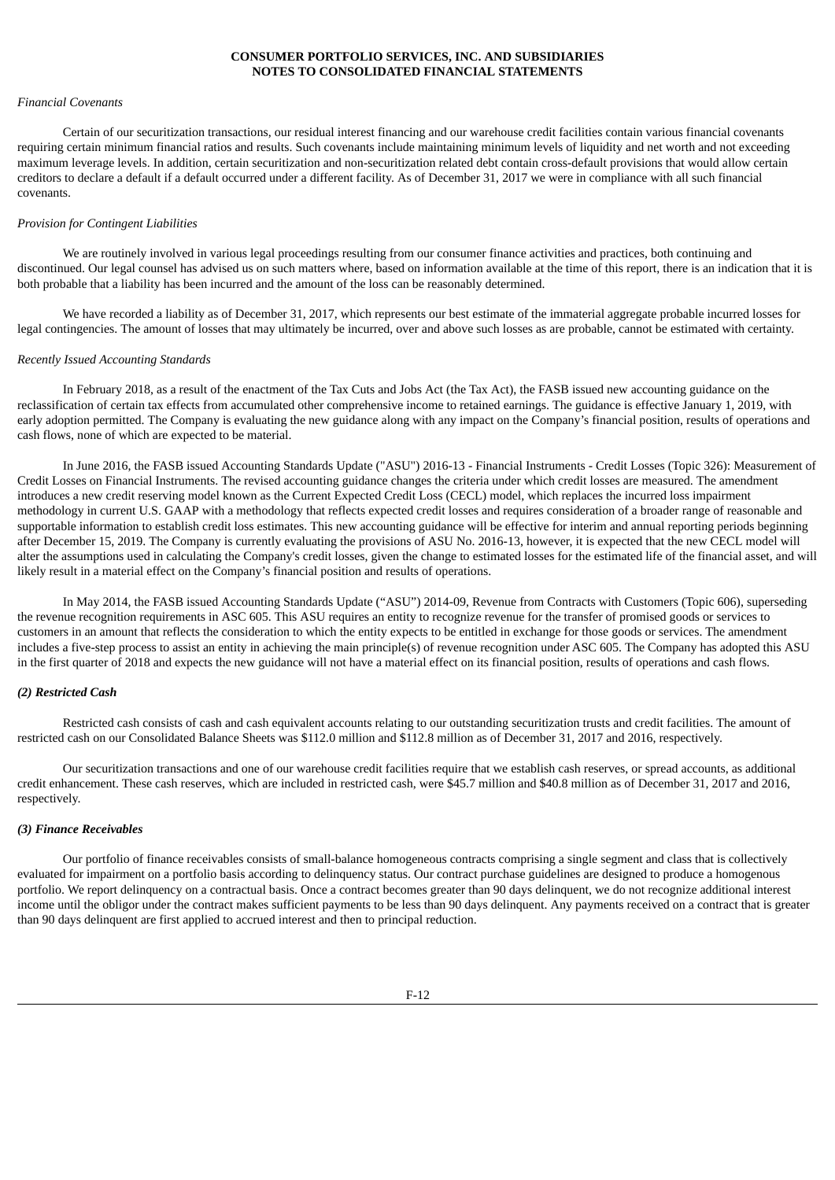*Financial Covenants*

Certain of our securitization transactions, our residual interest financing and our warehouse credit facilities contain various financial covenants requiring certain minimum financial ratios and results. Such covenants include maintaining minimum levels of liquidity and net worth and not exceeding maximum leverage levels. In addition, certain securitization and non-securitization related debt contain cross-default provisions that would allow certain creditors to declare a default if a default occurred under a different facility. As of December 31, 2017 we were in compliance with all such financial covenants.

*Provision for Contingent Liabilities*

We are routinely involved in various legal proceedings resulting from our consumer finance activities and practices, both continuing and discontinued. Our legal counsel has advised us on such matters where, based on information available at the time of this report, there is an indication that it is both probable that a liability has been incurred and the amount of the loss can be reasonably determined.

We have recorded a liability as of December 31, 2017, which represents our best estimate of the immaterial aggregate probable incurred losses for legal contingencies. The amount of losses that may ultimately be incurred, over and above such losses as are probable, cannot be estimated with certainty.

*Recently Issued Accounting Standards*

In February 2018, as a result of the enactment of the Tax Cuts and Jobs Act (the Tax Act), the FASB issued new accounting guidance on the reclassification of certain tax effects from accumulated other comprehensive income to retained earnings. The guidance is effective January 1, 2019, with early adoption permitted. The Company is evaluating the new guidance along with any impact on the Company's financial position, results of operations and cash flows, none of which are expected to be material.

In June 2016, the FASB issued Accounting Standards Update ("ASU") 2016-13 - Financial Instruments - Credit Losses (Topic 326): Measurement of Credit Losses on Financial Instruments. The revised accounting guidance changes the criteria under which credit losses are measured. The amendment introduces a new credit reserving model known as the Current Expected Credit Loss (CECL) model, which replaces the incurred loss impairment methodology in current U.S. GAAP with a methodology that reflects expected credit losses and requires consideration of a broader range of reasonable and supportable information to establish credit loss estimates. This new accounting guidance will be effective for interim and annual reporting periods beginning after December 15, 2019. The Company is currently evaluating the provisions of ASU No. 2016-13, however, it is expected that the new CECL model will alter the assumptions used in calculating the Company's credit losses, given the change to estimated losses for the estimated life of the financial asset, and will likely result in a material effect on the Company's financial position and results of operations.

In May 2014, the FASB issued Accounting Standards Update ("ASU") 2014-09, Revenue from Contracts with Customers (Topic 606), superseding the revenue recognition requirements in ASC 605. This ASU requires an entity to recognize revenue for the transfer of promised goods or services to customers in an amount that reflects the consideration to which the entity expects to be entitled in exchange for those goods or services. The amendment includes a five-step process to assist an entity in achieving the main principle(s) of revenue recognition under ASC 605. The Company has adopted this ASU in the first quarter of 2018 and expects the new guidance will not have a material effect on its financial position, results of operations and cash flows.

***(2) Restricted Cash***

Restricted cash consists of cash and cash equivalent accounts relating to our outstanding securitization trusts and credit facilities. The amount of restricted cash on our Consolidated Balance Sheets was $112.0 million and $112.8 million as of December 31, 2017 and 2016, respectively.

Our securitization transactions and one of our warehouse credit facilities require that we establish cash reserves, or spread accounts, as additional credit enhancement. These cash reserves, which are included in restricted cash, were $45.7 million and $40.8 million as of December 31, 2017 and 2016, respectively.

***(3) Finance Receivables***

Our portfolio of finance receivables consists of small-balance homogeneous contracts comprising a single segment and class that is collectively evaluated for impairment on a portfolio basis according to delinquency status. Our contract purchase guidelines are designed to produce a homogenous portfolio. We report delinquency on a contractual basis. Once a contract becomes greater than 90 days delinquent, we do not recognize additional interest income until the obligor under the contract makes sufficient payments to be less than 90 days delinquent. Any payments received on a contract that is greater than 90 days delinquent are first applied to accrued interest and then to principal reduction.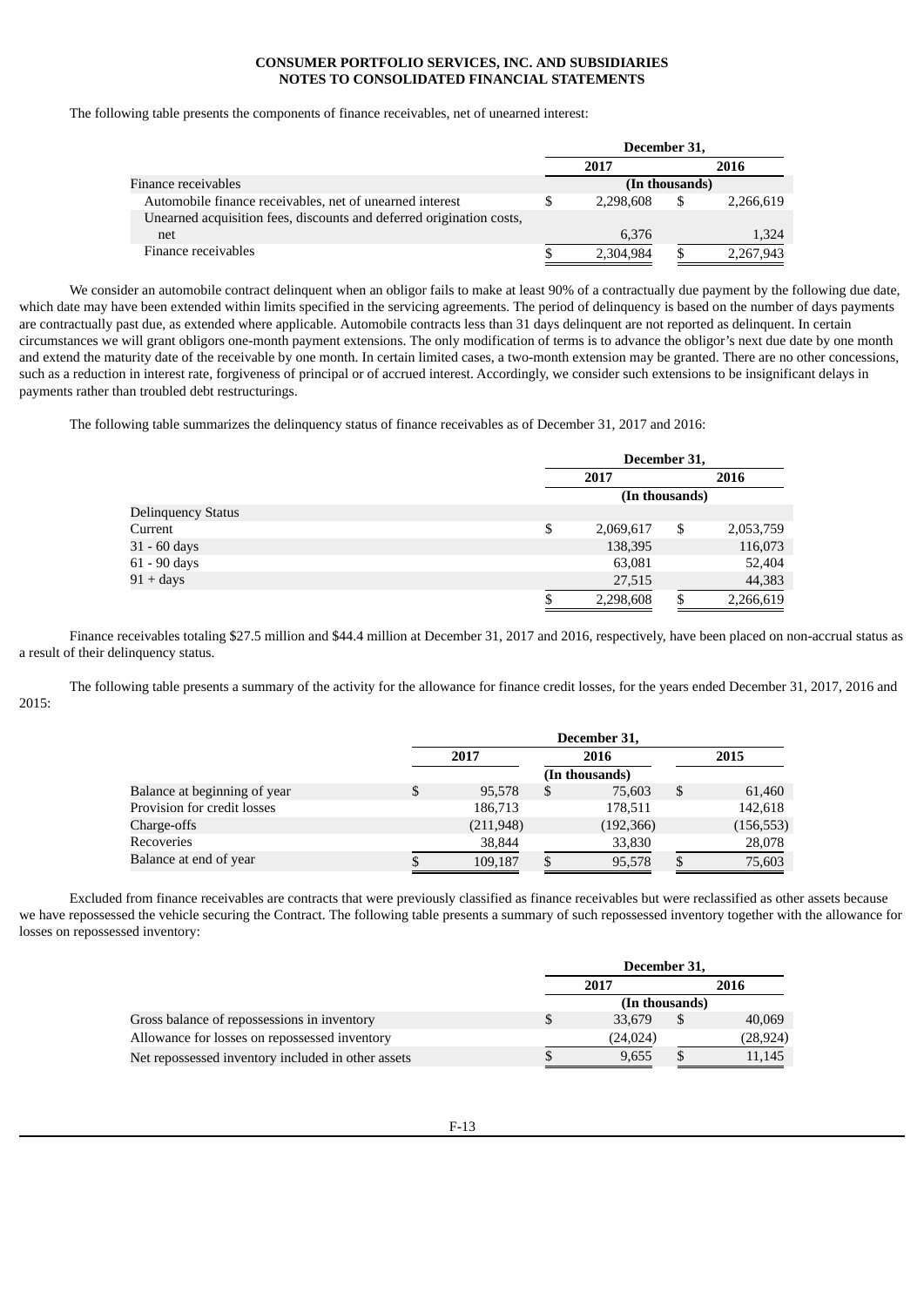**CONSUMER PORTFOLIO SERVICES, INC. AND SUBSIDIARIES**
**NOTES TO CONSOLIDATED FINANCIAL STATEMENTS**

The following table presents the components of finance receivables, net of unearned interest:

| | December 31, | |
|---|---|---|
| | 2017 | 2016 |
| Finance receivables | (In thousands) | |
| Automobile finance receivables, net of unearned interest | $ 2,298,608 | $ 2,266,619 |
| Unearned acquisition fees, discounts and deferred origination costs, net | 6,376 | 1,324 |
| Finance receivables | $ 2,304,984 | $ 2,267,943 |

We consider an automobile contract delinquent when an obligor fails to make at least 90% of a contractually due payment by the following due date, which date may have been extended within limits specified in the servicing agreements. The period of delinquency is based on the number of days payments are contractually past due, as extended where applicable. Automobile contracts less than 31 days delinquent are not reported as delinquent. In certain circumstances we will grant obligors one-month payment extensions. The only modification of terms is to advance the obligor's next due date by one month and extend the maturity date of the receivable by one month. In certain limited cases, a two-month extension may be granted. There are no other concessions, such as a reduction in interest rate, forgiveness of principal or of accrued interest. Accordingly, we consider such extensions to be insignificant delays in payments rather than troubled debt restructurings.

The following table summarizes the delinquency status of finance receivables as of December 31, 2017 and 2016:

| | December 31, | |
|---|---|---|
| | 2017 | 2016 |
| | (In thousands) | |
| Delinquency Status | | |
| Current | $ 2,069,617 | $ 2,053,759 |
| 31 - 60 days | 138,395 | 116,073 |
| 61 - 90 days | 63,081 | 52,404 |
| 91 + days | 27,515 | 44,383 |
| | $ 2,298,608 | $ 2,266,619 |

Finance receivables totaling $27.5 million and $44.4 million at December 31, 2017 and 2016, respectively, have been placed on non-accrual status as a result of their delinquency status.

The following table presents a summary of the activity for the allowance for finance credit losses, for the years ended December 31, 2017, 2016 and 2015:

| | December 31, | | |
|---|---|---|---|
| | 2017 | 2016 | 2015 |
| | | (In thousands) | |
| Balance at beginning of year | $ 95,578 | $ 75,603 | $ 61,460 |
| Provision for credit losses | 186,713 | 178,511 | 142,618 |
| Charge-offs | (211,948) | (192,366) | (156,553) |
| Recoveries | 38,844 | 33,830 | 28,078 |
| Balance at end of year | $ 109,187 | $ 95,578 | $ 75,603 |

Excluded from finance receivables are contracts that were previously classified as finance receivables but were reclassified as other assets because we have repossessed the vehicle securing the Contract. The following table presents a summary of such repossessed inventory together with the allowance for losses on repossessed inventory:

| | December 31, | |
|---|---|---|
| | 2017 | 2016 |
| | (In thousands) | |
| Gross balance of repossessions in inventory | $ 33,679 | $ 40,069 |
| Allowance for losses on repossessed inventory | (24,024) | (28,924) |
| Net repossessed inventory included in other assets | $ 9,655 | $ 11,145 |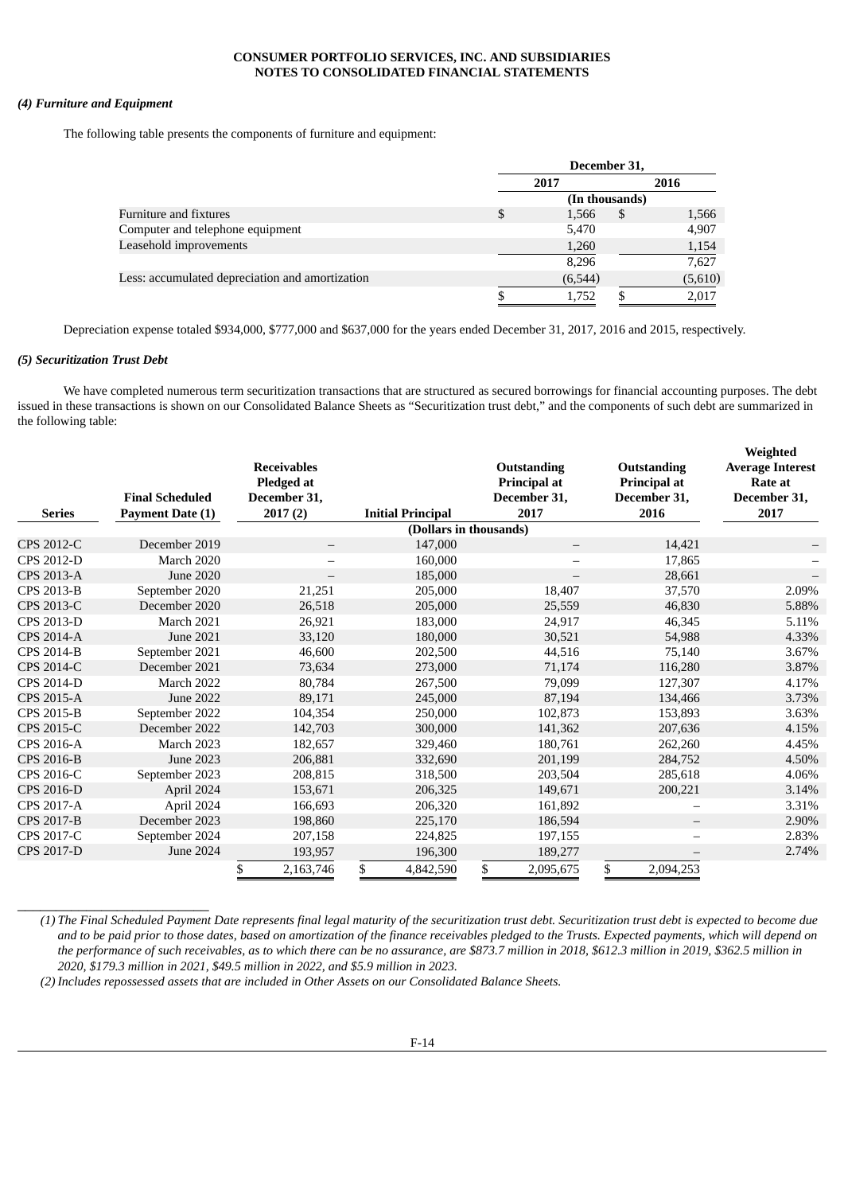### (4) Furniture and Equipment

The following table presents the components of furniture and equipment:

| | December 31, 2017 | December 31, 2016 |
|---|---|---|
| | (In thousands) | |
| Furniture and fixtures | $ 1,566 | $ 1,566 |
| Computer and telephone equipment | 5,470 | 4,907 |
| Leasehold improvements | 1,260 | 1,154 |
| | 8,296 | 7,627 |
| Less: accumulated depreciation and amortization | (6,544) | (5,610) |
| | $ 1,752 | $ 2,017 |

Depreciation expense totaled $934,000, $777,000 and $637,000 for the years ended December 31, 2017, 2016 and 2015, respectively.

### (5) Securitization Trust Debt

We have completed numerous term securitization transactions that are structured as secured borrowings for financial accounting purposes. The debt issued in these transactions is shown on our Consolidated Balance Sheets as "Securitization trust debt," and the components of such debt are summarized in the following table:

| Series | Final Scheduled Payment Date (1) | Receivables Pledged at December 31, 2017 (2) | Initial Principal | Outstanding Principal at December 31, 2017 | Outstanding Principal at December 31, 2016 | Weighted Average Interest Rate at December 31, 2017 |
|---|---|---|---|---|---|---|
| | | (Dollars in thousands) | | | | |
| CPS 2012-C | December 2019 | – | 147,000 | – | 14,421 | – |
| CPS 2012-D | March 2020 | – | 160,000 | – | 17,865 | – |
| CPS 2013-A | June 2020 | – | 185,000 | – | 28,661 | – |
| CPS 2013-B | September 2020 | 21,251 | 205,000 | 18,407 | 37,570 | 2.09% |
| CPS 2013-C | December 2020 | 26,518 | 205,000 | 25,559 | 46,830 | 5.88% |
| CPS 2013-D | March 2021 | 26,921 | 183,000 | 24,917 | 46,345 | 5.11% |
| CPS 2014-A | June 2021 | 33,120 | 180,000 | 30,521 | 54,988 | 4.33% |
| CPS 2014-B | September 2021 | 46,600 | 202,500 | 44,516 | 75,140 | 3.67% |
| CPS 2014-C | December 2021 | 73,634 | 273,000 | 71,174 | 116,280 | 3.87% |
| CPS 2014-D | March 2022 | 80,784 | 267,500 | 79,099 | 127,307 | 4.17% |
| CPS 2015-A | June 2022 | 89,171 | 245,000 | 87,194 | 134,466 | 3.73% |
| CPS 2015-B | September 2022 | 104,354 | 250,000 | 102,873 | 153,893 | 3.63% |
| CPS 2015-C | December 2022 | 142,703 | 300,000 | 141,362 | 207,636 | 4.15% |
| CPS 2016-A | March 2023 | 182,657 | 329,460 | 180,761 | 262,260 | 4.45% |
| CPS 2016-B | June 2023 | 206,881 | 332,690 | 201,199 | 284,752 | 4.50% |
| CPS 2016-C | September 2023 | 208,815 | 318,500 | 203,504 | 285,618 | 4.06% |
| CPS 2016-D | April 2024 | 153,671 | 206,325 | 149,671 | 200,221 | 3.14% |
| CPS 2017-A | April 2024 | 166,693 | 206,320 | 161,892 | – | 3.31% |
| CPS 2017-B | December 2023 | 198,860 | 225,170 | 186,594 | – | 2.90% |
| CPS 2017-C | September 2024 | 207,158 | 224,825 | 197,155 | – | 2.83% |
| CPS 2017-D | June 2024 | 193,957 | 196,300 | 189,277 | – | 2.74% |
| | | $ 2,163,746 | $ 4,842,590 | $ 2,095,675 | $ 2,094,253 | |

(1) *The Final Scheduled Payment Date represents final legal maturity of the securitization trust debt. Securitization trust debt is expected to become due and to be paid prior to those dates, based on amortization of the finance receivables pledged to the Trusts. Expected payments, which will depend on the performance of such receivables, as to which there can be no assurance, are $873.7 million in 2018, $612.3 million in 2019, $362.5 million in 2020, $179.3 million in 2021, $49.5 million in 2022, and $5.9 million in 2023.*

(2) *Includes repossessed assets that are included in Other Assets on our Consolidated Balance Sheets.*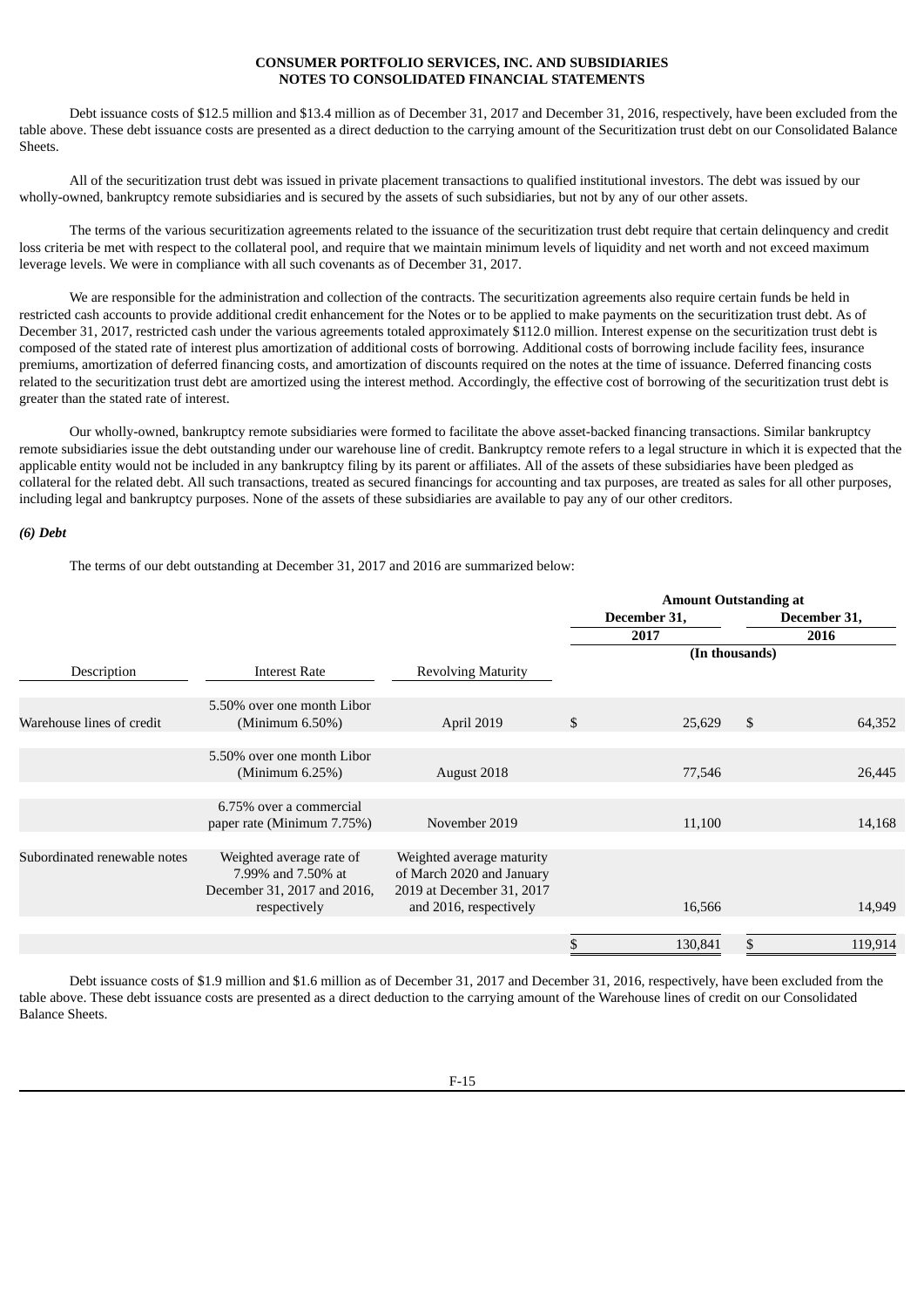**CONSUMER PORTFOLIO SERVICES, INC. AND SUBSIDIARIES**
**NOTES TO CONSOLIDATED FINANCIAL STATEMENTS**

Debt issuance costs of $12.5 million and $13.4 million as of December 31, 2017 and December 31, 2016, respectively, have been excluded from the table above. These debt issuance costs are presented as a direct deduction to the carrying amount of the Securitization trust debt on our Consolidated Balance Sheets.

All of the securitization trust debt was issued in private placement transactions to qualified institutional investors. The debt was issued by our wholly-owned, bankruptcy remote subsidiaries and is secured by the assets of such subsidiaries, but not by any of our other assets.

The terms of the various securitization agreements related to the issuance of the securitization trust debt require that certain delinquency and credit loss criteria be met with respect to the collateral pool, and require that we maintain minimum levels of liquidity and net worth and not exceed maximum leverage levels. We were in compliance with all such covenants as of December 31, 2017.

We are responsible for the administration and collection of the contracts. The securitization agreements also require certain funds be held in restricted cash accounts to provide additional credit enhancement for the Notes or to be applied to make payments on the securitization trust debt. As of December 31, 2017, restricted cash under the various agreements totaled approximately $112.0 million. Interest expense on the securitization trust debt is composed of the stated rate of interest plus amortization of additional costs of borrowing. Additional costs of borrowing include facility fees, insurance premiums, amortization of deferred financing costs, and amortization of discounts required on the notes at the time of issuance. Deferred financing costs related to the securitization trust debt are amortized using the interest method. Accordingly, the effective cost of borrowing of the securitization trust debt is greater than the stated rate of interest.

Our wholly-owned, bankruptcy remote subsidiaries were formed to facilitate the above asset-backed financing transactions. Similar bankruptcy remote subsidiaries issue the debt outstanding under our warehouse line of credit. Bankruptcy remote refers to a legal structure in which it is expected that the applicable entity would not be included in any bankruptcy filing by its parent or affiliates. All of the assets of these subsidiaries have been pledged as collateral for the related debt. All such transactions, treated as secured financings for accounting and tax purposes, are treated as sales for all other purposes, including legal and bankruptcy purposes. None of the assets of these subsidiaries are available to pay any of our other creditors.

### *(6) Debt*

The terms of our debt outstanding at December 31, 2017 and 2016 are summarized below:

| | | | Amount Outstanding at | |
|---|---|---|---|---|
| | | | December 31, 2017 | December 31, 2016 |
| | | | (In thousands) | |
| Description | Interest Rate | Revolving Maturity | | |
| Warehouse lines of credit | 5.50% over one month Libor (Minimum 6.50%) | April 2019 | $ 25,629 | $ 64,352 |
| | 5.50% over one month Libor (Minimum 6.25%) | August 2018 | 77,546 | 26,445 |
| | 6.75% over a commercial paper rate (Minimum 7.75%) | November 2019 | 11,100 | 14,168 |
| Subordinated renewable notes | Weighted average rate of 7.99% and 7.50% at December 31, 2017 and 2016, respectively | Weighted average maturity of March 2020 and January 2019 at December 31, 2017 and 2016, respectively | 16,566 | 14,949 |
| | | | $ 130,841 | $ 119,914 |

Debt issuance costs of $1.9 million and $1.6 million as of December 31, 2017 and December 31, 2016, respectively, have been excluded from the table above. These debt issuance costs are presented as a direct deduction to the carrying amount of the Warehouse lines of credit on our Consolidated Balance Sheets.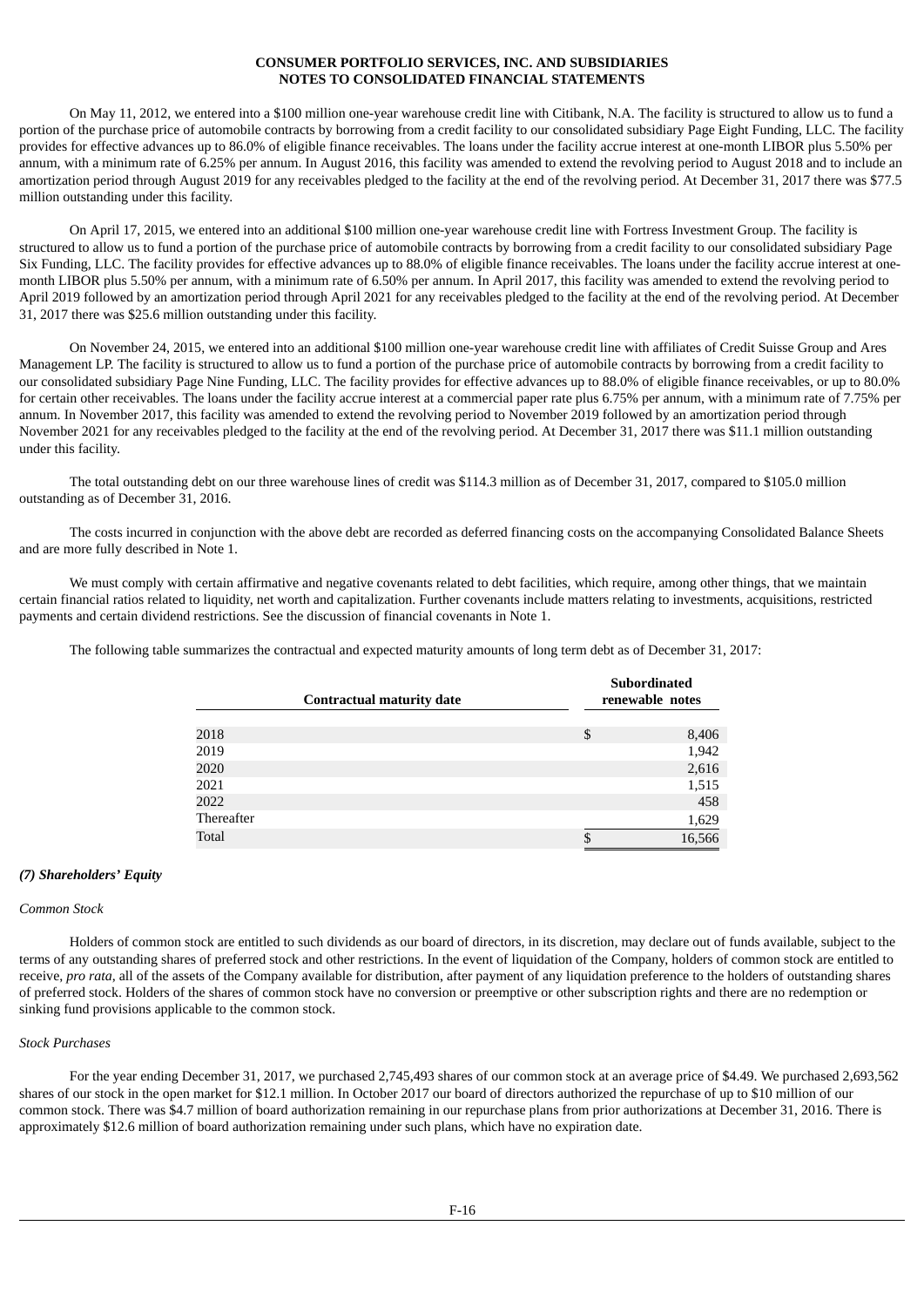On May 11, 2012, we entered into a $100 million one-year warehouse credit line with Citibank, N.A. The facility is structured to allow us to fund a portion of the purchase price of automobile contracts by borrowing from a credit facility to our consolidated subsidiary Page Eight Funding, LLC. The facility provides for effective advances up to 86.0% of eligible finance receivables. The loans under the facility accrue interest at one-month LIBOR plus 5.50% per annum, with a minimum rate of 6.25% per annum. In August 2016, this facility was amended to extend the revolving period to August 2018 and to include an amortization period through August 2019 for any receivables pledged to the facility at the end of the revolving period. At December 31, 2017 there was $77.5 million outstanding under this facility.

On April 17, 2015, we entered into an additional $100 million one-year warehouse credit line with Fortress Investment Group. The facility is structured to allow us to fund a portion of the purchase price of automobile contracts by borrowing from a credit facility to our consolidated subsidiary Page Six Funding, LLC. The facility provides for effective advances up to 88.0% of eligible finance receivables. The loans under the facility accrue interest at one-month LIBOR plus 5.50% per annum, with a minimum rate of 6.50% per annum. In April 2017, this facility was amended to extend the revolving period to April 2019 followed by an amortization period through April 2021 for any receivables pledged to the facility at the end of the revolving period. At December 31, 2017 there was $25.6 million outstanding under this facility.

On November 24, 2015, we entered into an additional $100 million one-year warehouse credit line with affiliates of Credit Suisse Group and Ares Management LP. The facility is structured to allow us to fund a portion of the purchase price of automobile contracts by borrowing from a credit facility to our consolidated subsidiary Page Nine Funding, LLC. The facility provides for effective advances up to 88.0% of eligible finance receivables, or up to 80.0% for certain other receivables. The loans under the facility accrue interest at a commercial paper rate plus 6.75% per annum, with a minimum rate of 7.75% per annum. In November 2017, this facility was amended to extend the revolving period to November 2019 followed by an amortization period through November 2021 for any receivables pledged to the facility at the end of the revolving period. At December 31, 2017 there was $11.1 million outstanding under this facility.

The total outstanding debt on our three warehouse lines of credit was $114.3 million as of December 31, 2017, compared to $105.0 million outstanding as of December 31, 2016.

The costs incurred in conjunction with the above debt are recorded as deferred financing costs on the accompanying Consolidated Balance Sheets and are more fully described in Note 1.

We must comply with certain affirmative and negative covenants related to debt facilities, which require, among other things, that we maintain certain financial ratios related to liquidity, net worth and capitalization. Further covenants include matters relating to investments, acquisitions, restricted payments and certain dividend restrictions. See the discussion of financial covenants in Note 1.

The following table summarizes the contractual and expected maturity amounts of long term debt as of December 31, 2017:

| Contractual maturity date | Subordinated renewable notes |
|---|---|
| 2018 | $ 8,406 |
| 2019 | 1,942 |
| 2020 | 2,616 |
| 2021 | 1,515 |
| 2022 | 458 |
| Thereafter | 1,629 |
| Total | $ 16,566 |

## *(7) Shareholders' Equity*

*Common Stock*

Holders of common stock are entitled to such dividends as our board of directors, in its discretion, may declare out of funds available, subject to the terms of any outstanding shares of preferred stock and other restrictions. In the event of liquidation of the Company, holders of common stock are entitled to receive, *pro rata*, all of the assets of the Company available for distribution, after payment of any liquidation preference to the holders of outstanding shares of preferred stock. Holders of the shares of common stock have no conversion or preemptive or other subscription rights and there are no redemption or sinking fund provisions applicable to the common stock.

*Stock Purchases*

For the year ending December 31, 2017, we purchased 2,745,493 shares of our common stock at an average price of $4.49. We purchased 2,693,562 shares of our stock in the open market for $12.1 million. In October 2017 our board of directors authorized the repurchase of up to $10 million of our common stock. There was $4.7 million of board authorization remaining in our repurchase plans from prior authorizations at December 31, 2016. There is approximately $12.6 million of board authorization remaining under such plans, which have no expiration date.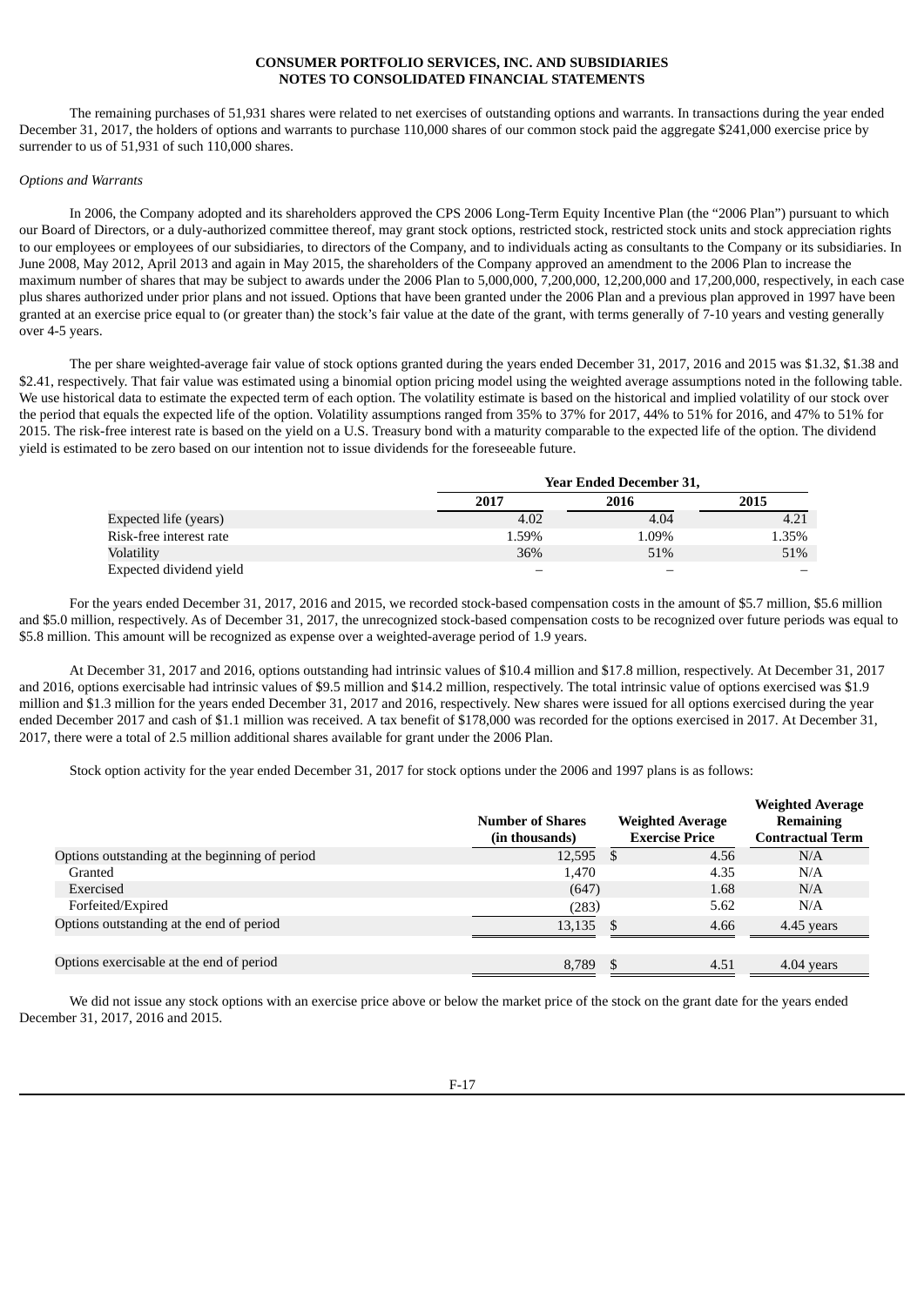The remaining purchases of 51,931 shares were related to net exercises of outstanding options and warrants. In transactions during the year ended December 31, 2017, the holders of options and warrants to purchase 110,000 shares of our common stock paid the aggregate $241,000 exercise price by surrender to us of 51,931 of such 110,000 shares.

*Options and Warrants*

In 2006, the Company adopted and its shareholders approved the CPS 2006 Long-Term Equity Incentive Plan (the "2006 Plan") pursuant to which our Board of Directors, or a duly-authorized committee thereof, may grant stock options, restricted stock, restricted stock units and stock appreciation rights to our employees or employees of our subsidiaries, to directors of the Company, and to individuals acting as consultants to the Company or its subsidiaries. In June 2008, May 2012, April 2013 and again in May 2015, the shareholders of the Company approved an amendment to the 2006 Plan to increase the maximum number of shares that may be subject to awards under the 2006 Plan to 5,000,000, 7,200,000, 12,200,000 and 17,200,000, respectively, in each case plus shares authorized under prior plans and not issued. Options that have been granted under the 2006 Plan and a previous plan approved in 1997 have been granted at an exercise price equal to (or greater than) the stock's fair value at the date of the grant, with terms generally of 7-10 years and vesting generally over 4-5 years.

The per share weighted-average fair value of stock options granted during the years ended December 31, 2017, 2016 and 2015 was $1.32, $1.38 and $2.41, respectively. That fair value was estimated using a binomial option pricing model using the weighted average assumptions noted in the following table. We use historical data to estimate the expected term of each option. The volatility estimate is based on the historical and implied volatility of our stock over the period that equals the expected life of the option. Volatility assumptions ranged from 35% to 37% for 2017, 44% to 51% for 2016, and 47% to 51% for 2015. The risk-free interest rate is based on the yield on a U.S. Treasury bond with a maturity comparable to the expected life of the option. The dividend yield is estimated to be zero based on our intention not to issue dividends for the foreseeable future.

| | Year Ended December 31, | | |
|---|---|---|---|
| | 2017 | 2016 | 2015 |
| Expected life (years) | 4.02 | 4.04 | 4.21 |
| Risk-free interest rate | 1.59% | 1.09% | 1.35% |
| Volatility | 36% | 51% | 51% |
| Expected dividend yield | – | – | – |

For the years ended December 31, 2017, 2016 and 2015, we recorded stock-based compensation costs in the amount of $5.7 million, $5.6 million and $5.0 million, respectively. As of December 31, 2017, the unrecognized stock-based compensation costs to be recognized over future periods was equal to $5.8 million. This amount will be recognized as expense over a weighted-average period of 1.9 years.

At December 31, 2017 and 2016, options outstanding had intrinsic values of $10.4 million and $17.8 million, respectively. At December 31, 2017 and 2016, options exercisable had intrinsic values of $9.5 million and $14.2 million, respectively. The total intrinsic value of options exercised was $1.9 million and $1.3 million for the years ended December 31, 2017 and 2016, respectively. New shares were issued for all options exercised during the year ended December 2017 and cash of $1.1 million was received. A tax benefit of $178,000 was recorded for the options exercised in 2017. At December 31, 2017, there were a total of 2.5 million additional shares available for grant under the 2006 Plan.

Stock option activity for the year ended December 31, 2017 for stock options under the 2006 and 1997 plans is as follows:

| | Number of Shares (in thousands) | Weighted Average Exercise Price | Weighted Average Remaining Contractual Term |
|---|---|---|---|
| Options outstanding at the beginning of period | 12,595 | $ 4.56 | N/A |
| Granted | 1,470 | 4.35 | N/A |
| Exercised | (647) | 1.68 | N/A |
| Forfeited/Expired | (283) | 5.62 | N/A |
| Options outstanding at the end of period | 13,135 | $ 4.66 | 4.45 years |
| Options exercisable at the end of period | 8,789 | $ 4.51 | 4.04 years |

We did not issue any stock options with an exercise price above or below the market price of the stock on the grant date for the years ended December 31, 2017, 2016 and 2015.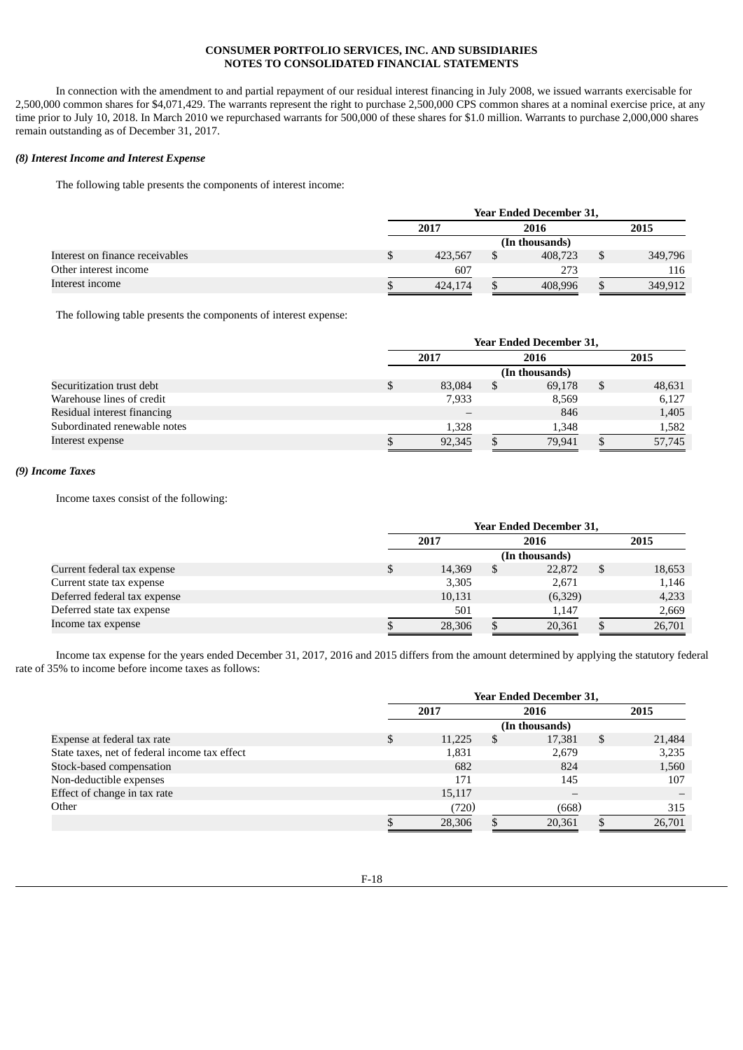**CONSUMER PORTFOLIO SERVICES, INC. AND SUBSIDIARIES**
**NOTES TO CONSOLIDATED FINANCIAL STATEMENTS**

In connection with the amendment to and partial repayment of our residual interest financing in July 2008, we issued warrants exercisable for 2,500,000 common shares for $4,071,429. The warrants represent the right to purchase 2,500,000 CPS common shares at a nominal exercise price, at any time prior to July 10, 2018. In March 2010 we repurchased warrants for 500,000 of these shares for $1.0 million. Warrants to purchase 2,000,000 shares remain outstanding as of December 31, 2017.

### *(8) Interest Income and Interest Expense*

The following table presents the components of interest income:

| | Year Ended December 31, | | |
|---|---|---|---|
| | 2017 | 2016 | 2015 |
| | (In thousands) | | |
| Interest on finance receivables | $ 423,567 | $ 408,723 | $ 349,796 |
| Other interest income | 607 | 273 | 116 |
| Interest income | $ 424,174 | $ 408,996 | $ 349,912 |

The following table presents the components of interest expense:

| | Year Ended December 31, | | |
|---|---|---|---|
| | 2017 | 2016 | 2015 |
| | (In thousands) | | |
| Securitization trust debt | $ 83,084 | $ 69,178 | $ 48,631 |
| Warehouse lines of credit | 7,933 | 8,569 | 6,127 |
| Residual interest financing | – | 846 | 1,405 |
| Subordinated renewable notes | 1,328 | 1,348 | 1,582 |
| Interest expense | $ 92,345 | $ 79,941 | $ 57,745 |

### *(9) Income Taxes*

Income taxes consist of the following:

| | Year Ended December 31, | | |
|---|---|---|---|
| | 2017 | 2016 | 2015 |
| | (In thousands) | | |
| Current federal tax expense | $ 14,369 | $ 22,872 | $ 18,653 |
| Current state tax expense | 3,305 | 2,671 | 1,146 |
| Deferred federal tax expense | 10,131 | (6,329) | 4,233 |
| Deferred state tax expense | 501 | 1,147 | 2,669 |
| Income tax expense | $ 28,306 | $ 20,361 | $ 26,701 |

Income tax expense for the years ended December 31, 2017, 2016 and 2015 differs from the amount determined by applying the statutory federal rate of 35% to income before income taxes as follows:

| | Year Ended December 31, | | |
|---|---|---|---|
| | 2017 | 2016 | 2015 |
| | (In thousands) | | |
| Expense at federal tax rate | $ 11,225 | $ 17,381 | $ 21,484 |
| State taxes, net of federal income tax effect | 1,831 | 2,679 | 3,235 |
| Stock-based compensation | 682 | 824 | 1,560 |
| Non-deductible expenses | 171 | 145 | 107 |
| Effect of change in tax rate | 15,117 | – | – |
| Other | (720) | (668) | 315 |
| | $ 28,306 | $ 20,361 | $ 26,701 |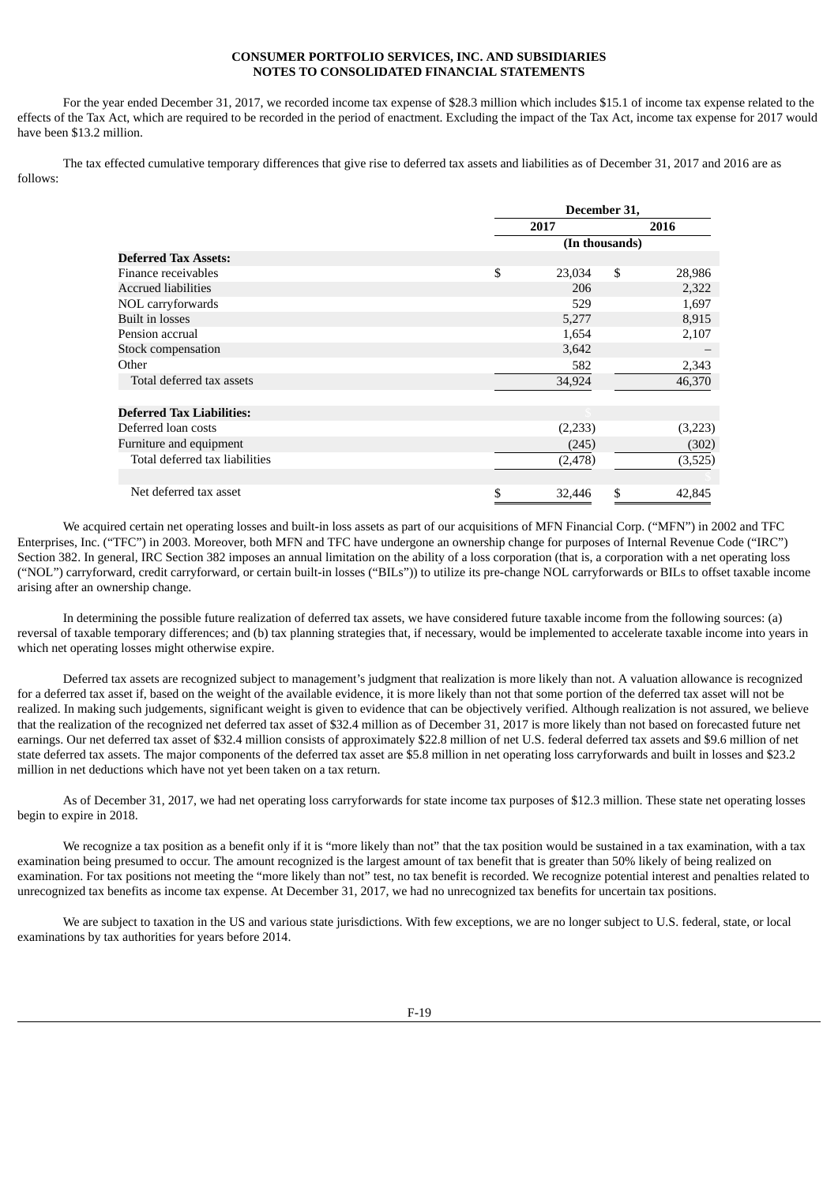**CONSUMER PORTFOLIO SERVICES, INC. AND SUBSIDIARIES**
**NOTES TO CONSOLIDATED FINANCIAL STATEMENTS**

For the year ended December 31, 2017, we recorded income tax expense of $28.3 million which includes $15.1 of income tax expense related to the effects of the Tax Act, which are required to be recorded in the period of enactment. Excluding the impact of the Tax Act, income tax expense for 2017 would have been $13.2 million.

The tax effected cumulative temporary differences that give rise to deferred tax assets and liabilities as of December 31, 2017 and 2016 are as follows:

| | December 31, | |
|---|---|---|
| | 2017 | 2016 |
| | (In thousands) | |
| **Deferred Tax Assets:** | | |
| Finance receivables | $ 23,034 | $ 28,986 |
| Accrued liabilities | 206 | 2,322 |
| NOL carryforwards | 529 | 1,697 |
| Built in losses | 5,277 | 8,915 |
| Pension accrual | 1,654 | 2,107 |
| Stock compensation | 3,642 | – |
| Other | 582 | 2,343 |
| Total deferred tax assets | 34,924 | 46,370 |
| **Deferred Tax Liabilities:** | | |
| Deferred loan costs | (2,233) | (3,223) |
| Furniture and equipment | (245) | (302) |
| Total deferred tax liabilities | (2,478) | (3,525) |
| Net deferred tax asset | $ 32,446 | $ 42,845 |

We acquired certain net operating losses and built-in loss assets as part of our acquisitions of MFN Financial Corp. ("MFN") in 2002 and TFC Enterprises, Inc. ("TFC") in 2003. Moreover, both MFN and TFC have undergone an ownership change for purposes of Internal Revenue Code ("IRC") Section 382. In general, IRC Section 382 imposes an annual limitation on the ability of a loss corporation (that is, a corporation with a net operating loss ("NOL") carryforward, credit carryforward, or certain built-in losses ("BILs")) to utilize its pre-change NOL carryforwards or BILs to offset taxable income arising after an ownership change.

In determining the possible future realization of deferred tax assets, we have considered future taxable income from the following sources: (a) reversal of taxable temporary differences; and (b) tax planning strategies that, if necessary, would be implemented to accelerate taxable income into years in which net operating losses might otherwise expire.

Deferred tax assets are recognized subject to management's judgment that realization is more likely than not. A valuation allowance is recognized for a deferred tax asset if, based on the weight of the available evidence, it is more likely than not that some portion of the deferred tax asset will not be realized. In making such judgements, significant weight is given to evidence that can be objectively verified. Although realization is not assured, we believe that the realization of the recognized net deferred tax asset of $32.4 million as of December 31, 2017 is more likely than not based on forecasted future net earnings. Our net deferred tax asset of $32.4 million consists of approximately $22.8 million of net U.S. federal deferred tax assets and $9.6 million of net state deferred tax assets. The major components of the deferred tax asset are $5.8 million in net operating loss carryforwards and built in losses and $23.2 million in net deductions which have not yet been taken on a tax return.

As of December 31, 2017, we had net operating loss carryforwards for state income tax purposes of $12.3 million. These state net operating losses begin to expire in 2018.

We recognize a tax position as a benefit only if it is "more likely than not" that the tax position would be sustained in a tax examination, with a tax examination being presumed to occur. The amount recognized is the largest amount of tax benefit that is greater than 50% likely of being realized on examination. For tax positions not meeting the "more likely than not" test, no tax benefit is recorded. We recognize potential interest and penalties related to unrecognized tax benefits as income tax expense. At December 31, 2017, we had no unrecognized tax benefits for uncertain tax positions.

We are subject to taxation in the US and various state jurisdictions. With few exceptions, we are no longer subject to U.S. federal, state, or local examinations by tax authorities for years before 2014.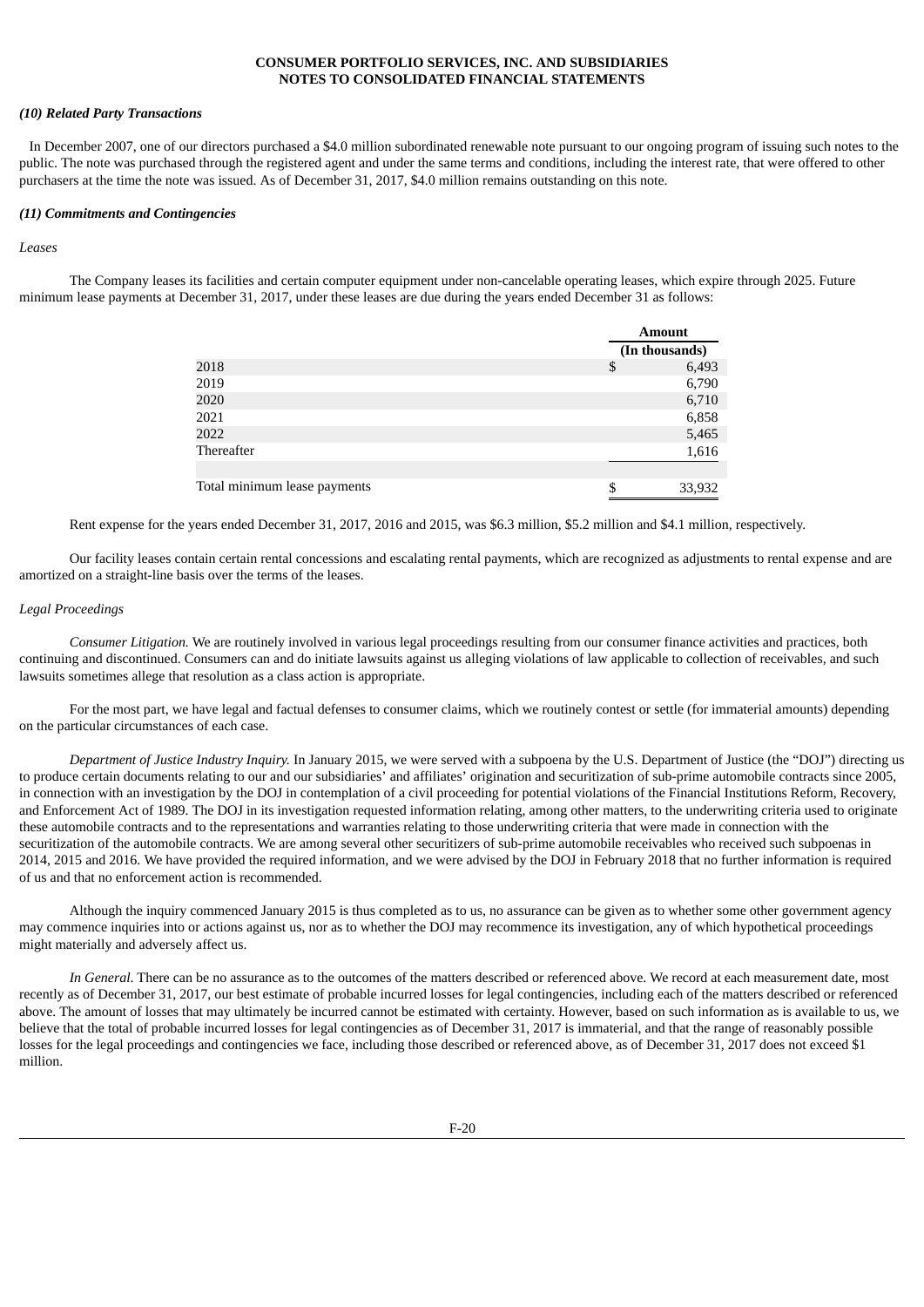**CONSUMER PORTFOLIO SERVICES, INC. AND SUBSIDIARIES**
**NOTES TO CONSOLIDATED FINANCIAL STATEMENTS**

***(10) Related Party Transactions***

In December 2007, one of our directors purchased a $4.0 million subordinated renewable note pursuant to our ongoing program of issuing such notes to the public. The note was purchased through the registered agent and under the same terms and conditions, including the interest rate, that were offered to other purchasers at the time the note was issued. As of December 31, 2017, $4.0 million remains outstanding on this note.

***(11) Commitments and Contingencies***

*Leases*

The Company leases its facilities and certain computer equipment under non-cancelable operating leases, which expire through 2025. Future minimum lease payments at December 31, 2017, under these leases are due during the years ended December 31 as follows:

| | Amount |
|---|---|
| | (In thousands) |
| 2018 | $ 6,493 |
| 2019 | 6,790 |
| 2020 | 6,710 |
| 2021 | 6,858 |
| 2022 | 5,465 |
| Thereafter | 1,616 |
| | |
| Total minimum lease payments | $ 33,932 |

Rent expense for the years ended December 31, 2017, 2016 and 2015, was $6.3 million, $5.2 million and $4.1 million, respectively.

Our facility leases contain certain rental concessions and escalating rental payments, which are recognized as adjustments to rental expense and are amortized on a straight-line basis over the terms of the leases.

*Legal Proceedings*

*Consumer Litigation.* We are routinely involved in various legal proceedings resulting from our consumer finance activities and practices, both continuing and discontinued. Consumers can and do initiate lawsuits against us alleging violations of law applicable to collection of receivables, and such lawsuits sometimes allege that resolution as a class action is appropriate.

For the most part, we have legal and factual defenses to consumer claims, which we routinely contest or settle (for immaterial amounts) depending on the particular circumstances of each case.

*Department of Justice Industry Inquiry.* In January 2015, we were served with a subpoena by the U.S. Department of Justice (the "DOJ") directing us to produce certain documents relating to our and our subsidiaries' and affiliates' origination and securitization of sub-prime automobile contracts since 2005, in connection with an investigation by the DOJ in contemplation of a civil proceeding for potential violations of the Financial Institutions Reform, Recovery, and Enforcement Act of 1989. The DOJ in its investigation requested information relating, among other matters, to the underwriting criteria used to originate these automobile contracts and to the representations and warranties relating to those underwriting criteria that were made in connection with the securitization of the automobile contracts. We are among several other securitizers of sub-prime automobile receivables who received such subpoenas in 2014, 2015 and 2016. We have provided the required information, and we were advised by the DOJ in February 2018 that no further information is required of us and that no enforcement action is recommended.

Although the inquiry commenced January 2015 is thus completed as to us, no assurance can be given as to whether some other government agency may commence inquiries into or actions against us, nor as to whether the DOJ may recommence its investigation, any of which hypothetical proceedings might materially and adversely affect us.

*In General.* There can be no assurance as to the outcomes of the matters described or referenced above. We record at each measurement date, most recently as of December 31, 2017, our best estimate of probable incurred losses for legal contingencies, including each of the matters described or referenced above. The amount of losses that may ultimately be incurred cannot be estimated with certainty. However, based on such information as is available to us, we believe that the total of probable incurred losses for legal contingencies as of December 31, 2017 is immaterial, and that the range of reasonably possible losses for the legal proceedings and contingencies we face, including those described or referenced above, as of December 31, 2017 does not exceed $1 million.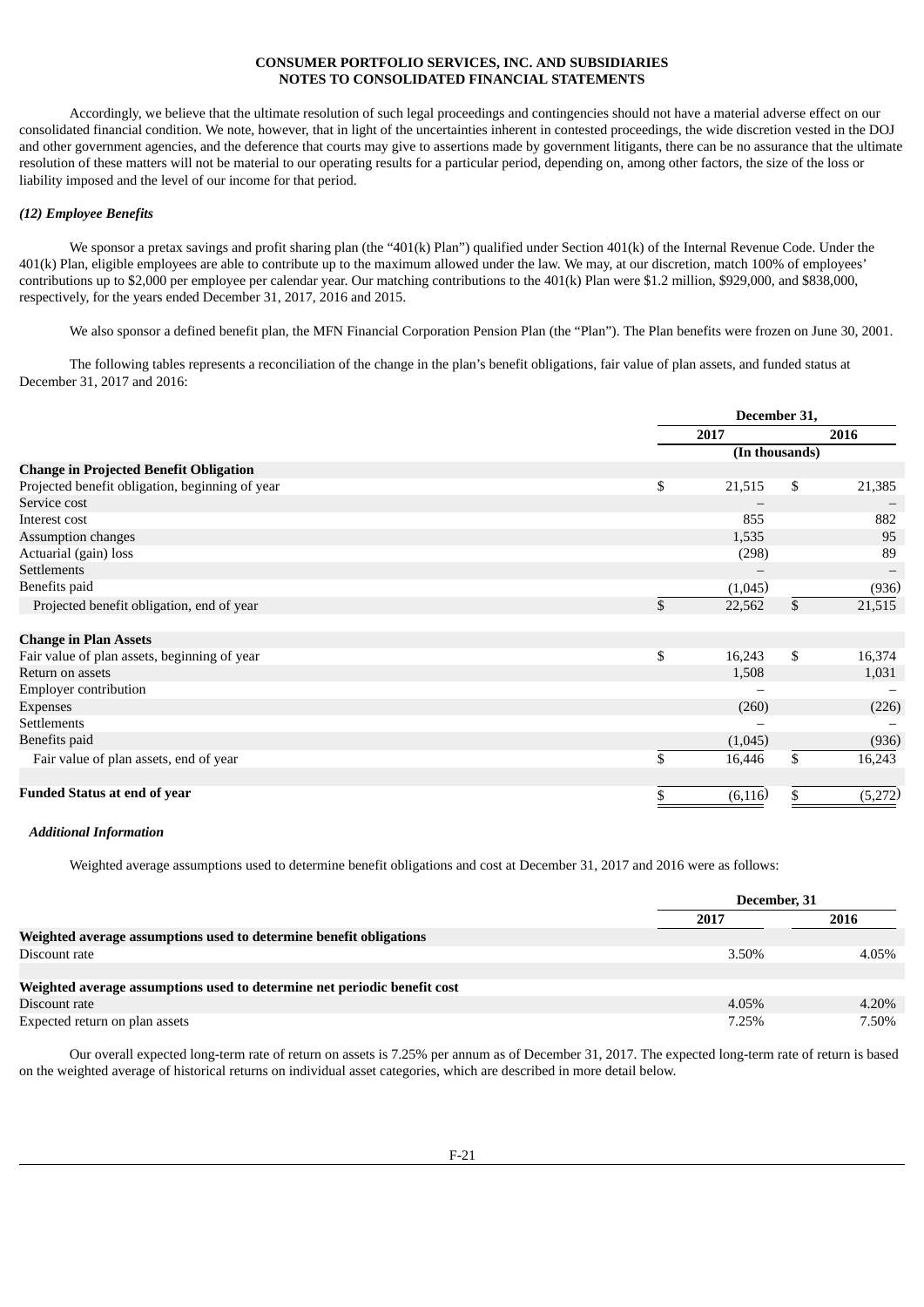Accordingly, we believe that the ultimate resolution of such legal proceedings and contingencies should not have a material adverse effect on our consolidated financial condition. We note, however, that in light of the uncertainties inherent in contested proceedings, the wide discretion vested in the DOJ and other government agencies, and the deference that courts may give to assertions made by government litigants, there can be no assurance that the ultimate resolution of these matters will not be material to our operating results for a particular period, depending on, among other factors, the size of the loss or liability imposed and the level of our income for that period.

### *(12) Employee Benefits*

We sponsor a pretax savings and profit sharing plan (the "401(k) Plan") qualified under Section 401(k) of the Internal Revenue Code. Under the 401(k) Plan, eligible employees are able to contribute up to the maximum allowed under the law. We may, at our discretion, match 100% of employees' contributions up to $2,000 per employee per calendar year. Our matching contributions to the 401(k) Plan were $1.2 million, $929,000, and $838,000, respectively, for the years ended December 31, 2017, 2016 and 2015.

We also sponsor a defined benefit plan, the MFN Financial Corporation Pension Plan (the "Plan"). The Plan benefits were frozen on June 30, 2001.

The following tables represents a reconciliation of the change in the plan's benefit obligations, fair value of plan assets, and funded status at December 31, 2017 and 2016:

| | December 31, | |
|---|---|---|
| | 2017 | 2016 |
| | (In thousands) | |
| **Change in Projected Benefit Obligation** | | |
| Projected benefit obligation, beginning of year | $ 21,515 | $ 21,385 |
| Service cost | – | – |
| Interest cost | 855 | 882 |
| Assumption changes | 1,535 | 95 |
| Actuarial (gain) loss | (298) | 89 |
| Settlements | – | – |
| Benefits paid | (1,045) | (936) |
| Projected benefit obligation, end of year | $ 22,562 | $ 21,515 |
| | | |
| **Change in Plan Assets** | | |
| Fair value of plan assets, beginning of year | $ 16,243 | $ 16,374 |
| Return on assets | 1,508 | 1,031 |
| Employer contribution | – | – |
| Expenses | (260) | (226) |
| Settlements | – | – |
| Benefits paid | (1,045) | (936) |
| Fair value of plan assets, end of year | $ 16,446 | $ 16,243 |
| | | |
| **Funded Status at end of year** | $ (6,116) | $ (5,272) |

#### *Additional Information*

Weighted average assumptions used to determine benefit obligations and cost at December 31, 2017 and 2016 were as follows:

| | December, 31 | |
|---|---|---|
| | 2017 | 2016 |
| **Weighted average assumptions used to determine benefit obligations** | | |
| Discount rate | 3.50% | 4.05% |
| | | |
| **Weighted average assumptions used to determine net periodic benefit cost** | | |
| Discount rate | 4.05% | 4.20% |
| Expected return on plan assets | 7.25% | 7.50% |

Our overall expected long-term rate of return on assets is 7.25% per annum as of December 31, 2017. The expected long-term rate of return is based on the weighted average of historical returns on individual asset categories, which are described in more detail below.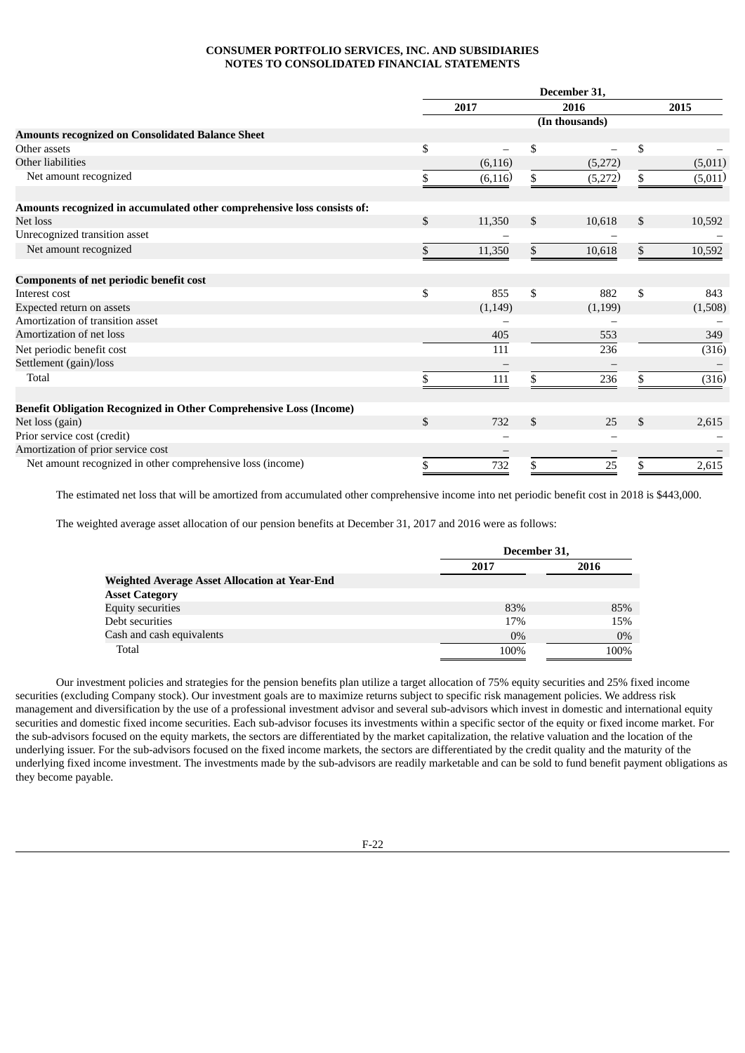**CONSUMER PORTFOLIO SERVICES, INC. AND SUBSIDIARIES**
**NOTES TO CONSOLIDATED FINANCIAL STATEMENTS**

| | December 31, | | |
|---|---|---|---|
| | 2017 | 2016 | 2015 |
| | (In thousands) | | |
| **Amounts recognized on Consolidated Balance Sheet** | | | |
| Other assets | $ – | $ – | $ – |
| Other liabilities | (6,116) | (5,272) | (5,011) |
| Net amount recognized | $ (6,116) | $ (5,272) | $ (5,011) |
| | | | |
| **Amounts recognized in accumulated other comprehensive loss consists of:** | | | |
| Net loss | $ 11,350 | $ 10,618 | $ 10,592 |
| Unrecognized transition asset | – | – | – |
| Net amount recognized | $ 11,350 | $ 10,618 | $ 10,592 |
| | | | |
| **Components of net periodic benefit cost** | | | |
| Interest cost | $ 855 | $ 882 | $ 843 |
| Expected return on assets | (1,149) | (1,199) | (1,508) |
| Amortization of transition asset | – | – | – |
| Amortization of net loss | 405 | 553 | 349 |
| Net periodic benefit cost | 111 | 236 | (316) |
| Settlement (gain)/loss | – | – | – |
| Total | $ 111 | $ 236 | $ (316) |
| | | | |
| **Benefit Obligation Recognized in Other Comprehensive Loss (Income)** | | | |
| Net loss (gain) | $ 732 | $ 25 | $ 2,615 |
| Prior service cost (credit) | – | – | – |
| Amortization of prior service cost | – | – | – |
| Net amount recognized in other comprehensive loss (income) | $ 732 | $ 25 | $ 2,615 |

The estimated net loss that will be amortized from accumulated other comprehensive income into net periodic benefit cost in 2018 is $443,000.

The weighted average asset allocation of our pension benefits at December 31, 2017 and 2016 were as follows:

| | December 31, | |
|---|---|---|
| | 2017 | 2016 |
| **Weighted Average Asset Allocation at Year-End** | | |
| **Asset Category** | | |
| Equity securities | 83% | 85% |
| Debt securities | 17% | 15% |
| Cash and cash equivalents | 0% | 0% |
| Total | 100% | 100% |

Our investment policies and strategies for the pension benefits plan utilize a target allocation of 75% equity securities and 25% fixed income securities (excluding Company stock). Our investment goals are to maximize returns subject to specific risk management policies. We address risk management and diversification by the use of a professional investment advisor and several sub-advisors which invest in domestic and international equity securities and domestic fixed income securities. Each sub-advisor focuses its investments within a specific sector of the equity or fixed income market. For the sub-advisors focused on the equity markets, the sectors are differentiated by the market capitalization, the relative valuation and the location of the underlying issuer. For the sub-advisors focused on the fixed income markets, the sectors are differentiated by the credit quality and the maturity of the underlying fixed income investment. The investments made by the sub-advisors are readily marketable and can be sold to fund benefit payment obligations as they become payable.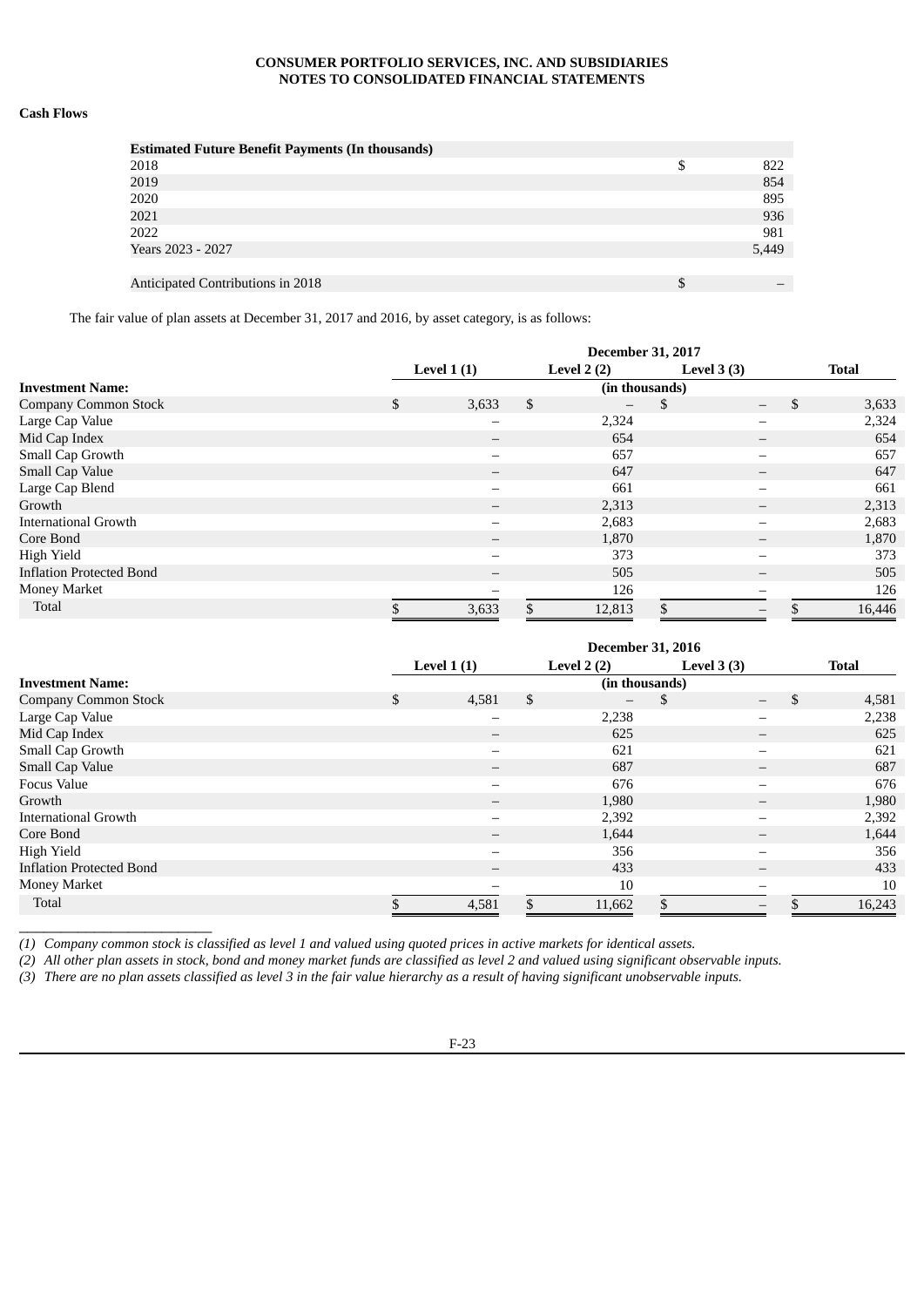**Cash Flows**

| Estimated Future Benefit Payments (In thousands) | |
|---|---|
| 2018 | $ 822 |
| 2019 | 854 |
| 2020 | 895 |
| 2021 | 936 |
| 2022 | 981 |
| Years 2023 - 2027 | 5,449 |
| | |
| Anticipated Contributions in 2018 | $ – |

The fair value of plan assets at December 31, 2017 and 2016, by asset category, is as follows:

| | December 31, 2017 | | | |
|---|---|---|---|---|
| | Level 1 (1) | Level 2 (2) | Level 3 (3) | Total |
| **Investment Name:** | (in thousands) | | | |
| Company Common Stock | $ 3,633 | $ – | $ – | $ 3,633 |
| Large Cap Value | – | 2,324 | – | 2,324 |
| Mid Cap Index | – | 654 | – | 654 |
| Small Cap Growth | – | 657 | – | 657 |
| Small Cap Value | – | 647 | – | 647 |
| Large Cap Blend | – | 661 | – | 661 |
| Growth | – | 2,313 | – | 2,313 |
| International Growth | – | 2,683 | – | 2,683 |
| Core Bond | – | 1,870 | – | 1,870 |
| High Yield | – | 373 | – | 373 |
| Inflation Protected Bond | – | 505 | – | 505 |
| Money Market | – | 126 | – | 126 |
| Total | $ 3,633 | $ 12,813 | $ – | $ 16,446 |

| | December 31, 2016 | | | |
|---|---|---|---|---|
| | Level 1 (1) | Level 2 (2) | Level 3 (3) | Total |
| **Investment Name:** | (in thousands) | | | |
| Company Common Stock | $ 4,581 | $ – | $ – | $ 4,581 |
| Large Cap Value | – | 2,238 | – | 2,238 |
| Mid Cap Index | – | 625 | – | 625 |
| Small Cap Growth | – | 621 | – | 621 |
| Small Cap Value | – | 687 | – | 687 |
| Focus Value | – | 676 | – | 676 |
| Growth | – | 1,980 | – | 1,980 |
| International Growth | – | 2,392 | – | 2,392 |
| Core Bond | – | 1,644 | – | 1,644 |
| High Yield | – | 356 | – | 356 |
| Inflation Protected Bond | – | 433 | – | 433 |
| Money Market | – | 10 | – | 10 |
| Total | $ 4,581 | $ 11,662 | $ – | $ 16,243 |

*(1) Company common stock is classified as level 1 and valued using quoted prices in active markets for identical assets.*

*(2) All other plan assets in stock, bond and money market funds are classified as level 2 and valued using significant observable inputs.*

*(3) There are no plan assets classified as level 3 in the fair value hierarchy as a result of having significant unobservable inputs.*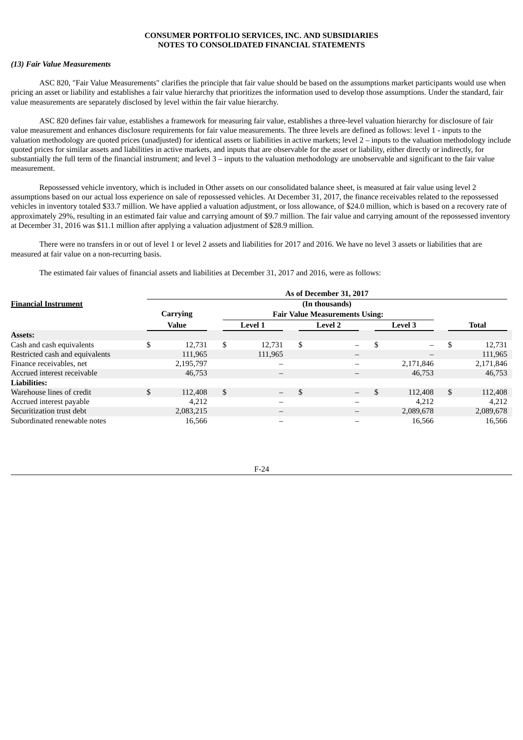**CONSUMER PORTFOLIO SERVICES, INC. AND SUBSIDIARIES**
**NOTES TO CONSOLIDATED FINANCIAL STATEMENTS**

***(13) Fair Value Measurements***

ASC 820, "Fair Value Measurements" clarifies the principle that fair value should be based on the assumptions market participants would use when pricing an asset or liability and establishes a fair value hierarchy that prioritizes the information used to develop those assumptions. Under the standard, fair value measurements are separately disclosed by level within the fair value hierarchy.

ASC 820 defines fair value, establishes a framework for measuring fair value, establishes a three-level valuation hierarchy for disclosure of fair value measurement and enhances disclosure requirements for fair value measurements. The three levels are defined as follows: level 1 - inputs to the valuation methodology are quoted prices (unadjusted) for identical assets or liabilities in active markets; level 2 – inputs to the valuation methodology include quoted prices for similar assets and liabilities in active markets, and inputs that are observable for the asset or liability, either directly or indirectly, for substantially the full term of the financial instrument; and level 3 – inputs to the valuation methodology are unobservable and significant to the fair value measurement.

Repossessed vehicle inventory, which is included in Other assets on our consolidated balance sheet, is measured at fair value using level 2 assumptions based on our actual loss experience on sale of repossessed vehicles. At December 31, 2017, the finance receivables related to the repossessed vehicles in inventory totaled $33.7 million. We have applied a valuation adjustment, or loss allowance, of $24.0 million, which is based on a recovery rate of approximately 29%, resulting in an estimated fair value and carrying amount of $9.7 million. The fair value and carrying amount of the repossessed inventory at December 31, 2016 was $11.1 million after applying a valuation adjustment of $28.9 million.

There were no transfers in or out of level 1 or level 2 assets and liabilities for 2017 and 2016. We have no level 3 assets or liabilities that are measured at fair value on a non-recurring basis.

The estimated fair values of financial assets and liabilities at December 31, 2017 and 2016, were as follows:

| Financial Instrument | As of December 31, 2017 (In thousands) | | | | |
|---|---|---|---|---|---|
| | Carrying Value | Fair Value Measurements Using: | | | |
| | | Level 1 | Level 2 | Level 3 | Total |
| **Assets:** | | | | | |
| Cash and cash equivalents | $ 12,731 | $ 12,731 | $ – | $ – | $ 12,731 |
| Restricted cash and equivalents | 111,965 | 111,965 | – | – | 111,965 |
| Finance receivables, net | 2,195,797 | – | – | 2,171,846 | 2,171,846 |
| Accrued interest receivable | 46,753 | – | – | 46,753 | 46,753 |
| **Liabilities:** | | | | | |
| Warehouse lines of credit | $ 112,408 | $ – | $ – | $ 112,408 | $ 112,408 |
| Accrued interest payable | 4,212 | – | – | 4,212 | 4,212 |
| Securitization trust debt | 2,083,215 | – | – | 2,089,678 | 2,089,678 |
| Subordinated renewable notes | 16,566 | – | – | 16,566 | 16,566 |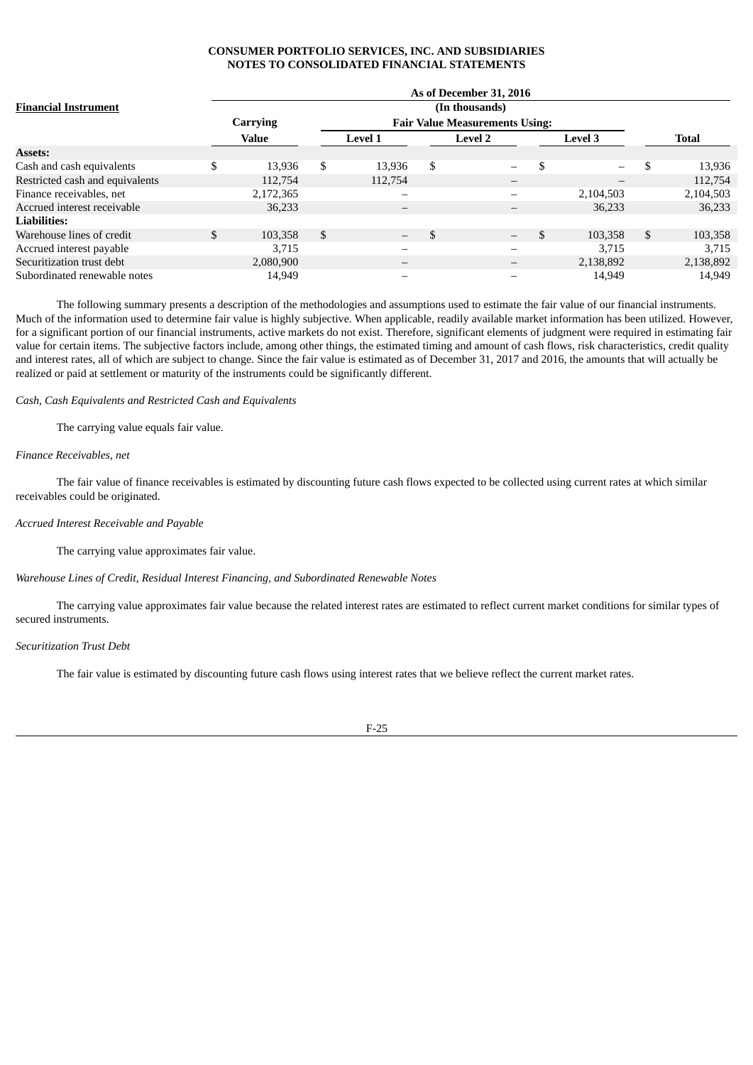| Financial Instrument | As of December 31, 2016 | | | | |
|---|---|---|---|---|---|
| | (In thousands) | | | | |
| | Carrying | Fair Value Measurements Using: | | | |
| | Value | Level 1 | Level 2 | Level 3 | Total |
| **Assets:** | | | | | |
| Cash and cash equivalents | $ 13,936 | $ 13,936 | $ – | $ – | $ 13,936 |
| Restricted cash and equivalents | 112,754 | 112,754 | – | – | 112,754 |
| Finance receivables, net | 2,172,365 | – | – | 2,104,503 | 2,104,503 |
| Accrued interest receivable | 36,233 | – | – | 36,233 | 36,233 |
| **Liabilities:** | | | | | |
| Warehouse lines of credit | $ 103,358 | $ – | $ – | $ 103,358 | $ 103,358 |
| Accrued interest payable | 3,715 | – | – | 3,715 | 3,715 |
| Securitization trust debt | 2,080,900 | – | – | 2,138,892 | 2,138,892 |
| Subordinated renewable notes | 14,949 | – | – | 14,949 | 14,949 |

The following summary presents a description of the methodologies and assumptions used to estimate the fair value of our financial instruments. Much of the information used to determine fair value is highly subjective. When applicable, readily available market information has been utilized. However, for a significant portion of our financial instruments, active markets do not exist. Therefore, significant elements of judgment were required in estimating fair value for certain items. The subjective factors include, among other things, the estimated timing and amount of cash flows, risk characteristics, credit quality and interest rates, all of which are subject to change. Since the fair value is estimated as of December 31, 2017 and 2016, the amounts that will actually be realized or paid at settlement or maturity of the instruments could be significantly different.

*Cash, Cash Equivalents and Restricted Cash and Equivalents*

The carrying value equals fair value.

*Finance Receivables, net*

The fair value of finance receivables is estimated by discounting future cash flows expected to be collected using current rates at which similar receivables could be originated.

*Accrued Interest Receivable and Payable*

The carrying value approximates fair value.

*Warehouse Lines of Credit, Residual Interest Financing, and Subordinated Renewable Notes*

The carrying value approximates fair value because the related interest rates are estimated to reflect current market conditions for similar types of secured instruments.

*Securitization Trust Debt*

The fair value is estimated by discounting future cash flows using interest rates that we believe reflect the current market rates.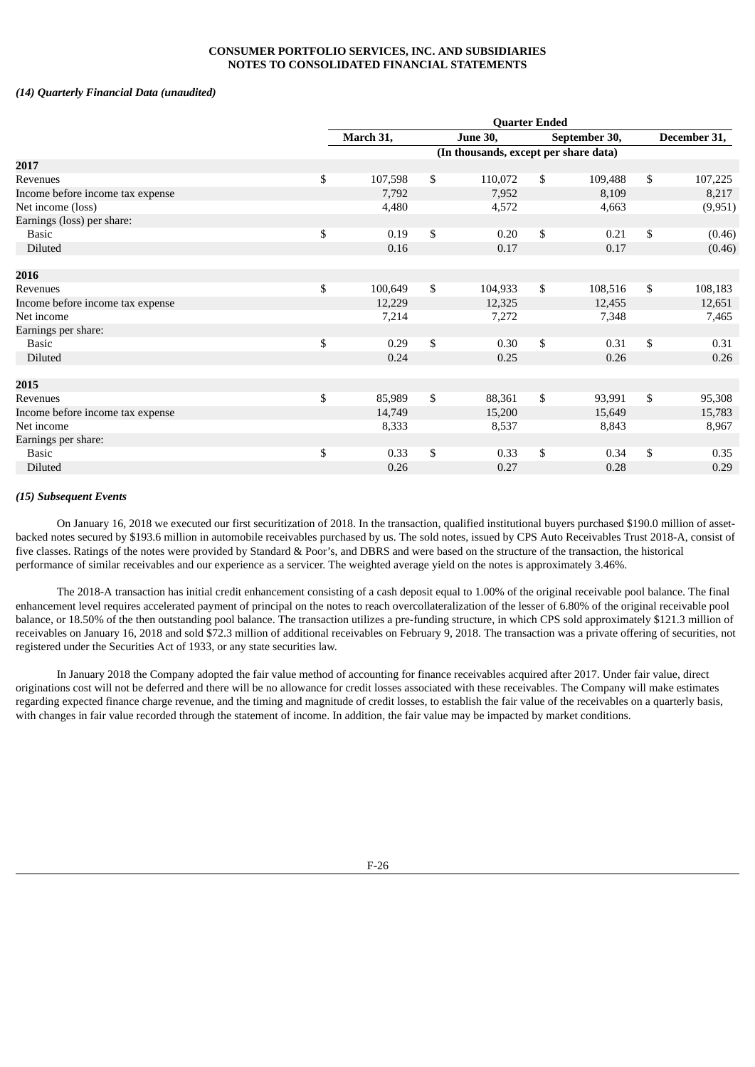### *(14) Quarterly Financial Data (unaudited)*

| | Quarter Ended | | | |
|---|---|---|---|---|
| | March 31, | June 30, | September 30, | December 31, |
| | (In thousands, except per share data) | | | |
| **2017** | | | | |
| Revenues | $ 107,598 | $ 110,072 | $ 109,488 | $ 107,225 |
| Income before income tax expense | 7,792 | 7,952 | 8,109 | 8,217 |
| Net income (loss) | 4,480 | 4,572 | 4,663 | (9,951) |
| Earnings (loss) per share: | | | | |
| Basic | $ 0.19 | $ 0.20 | $ 0.21 | $ (0.46) |
| Diluted | 0.16 | 0.17 | 0.17 | (0.46) |
| **2016** | | | | |
| Revenues | $ 100,649 | $ 104,933 | $ 108,516 | $ 108,183 |
| Income before income tax expense | 12,229 | 12,325 | 12,455 | 12,651 |
| Net income | 7,214 | 7,272 | 7,348 | 7,465 |
| Earnings per share: | | | | |
| Basic | $ 0.29 | $ 0.30 | $ 0.31 | $ 0.31 |
| Diluted | 0.24 | 0.25 | 0.26 | 0.26 |
| **2015** | | | | |
| Revenues | $ 85,989 | $ 88,361 | $ 93,991 | $ 95,308 |
| Income before income tax expense | 14,749 | 15,200 | 15,649 | 15,783 |
| Net income | 8,333 | 8,537 | 8,843 | 8,967 |
| Earnings per share: | | | | |
| Basic | $ 0.33 | $ 0.33 | $ 0.34 | $ 0.35 |
| Diluted | 0.26 | 0.27 | 0.28 | 0.29 |

### *(15) Subsequent Events*

On January 16, 2018 we executed our first securitization of 2018. In the transaction, qualified institutional buyers purchased $190.0 million of asset-backed notes secured by $193.6 million in automobile receivables purchased by us. The sold notes, issued by CPS Auto Receivables Trust 2018-A, consist of five classes. Ratings of the notes were provided by Standard & Poor's, and DBRS and were based on the structure of the transaction, the historical performance of similar receivables and our experience as a servicer. The weighted average yield on the notes is approximately 3.46%.

The 2018-A transaction has initial credit enhancement consisting of a cash deposit equal to 1.00% of the original receivable pool balance. The final enhancement level requires accelerated payment of principal on the notes to reach overcollateralization of the lesser of 6.80% of the original receivable pool balance, or 18.50% of the then outstanding pool balance. The transaction utilizes a pre-funding structure, in which CPS sold approximately $121.3 million of receivables on January 16, 2018 and sold $72.3 million of additional receivables on February 9, 2018. The transaction was a private offering of securities, not registered under the Securities Act of 1933, or any state securities law.

In January 2018 the Company adopted the fair value method of accounting for finance receivables acquired after 2017. Under fair value, direct originations cost will not be deferred and there will be no allowance for credit losses associated with these receivables. The Company will make estimates regarding expected finance charge revenue, and the timing and magnitude of credit losses, to establish the fair value of the receivables on a quarterly basis, with changes in fair value recorded through the statement of income. In addition, the fair value may be impacted by market conditions.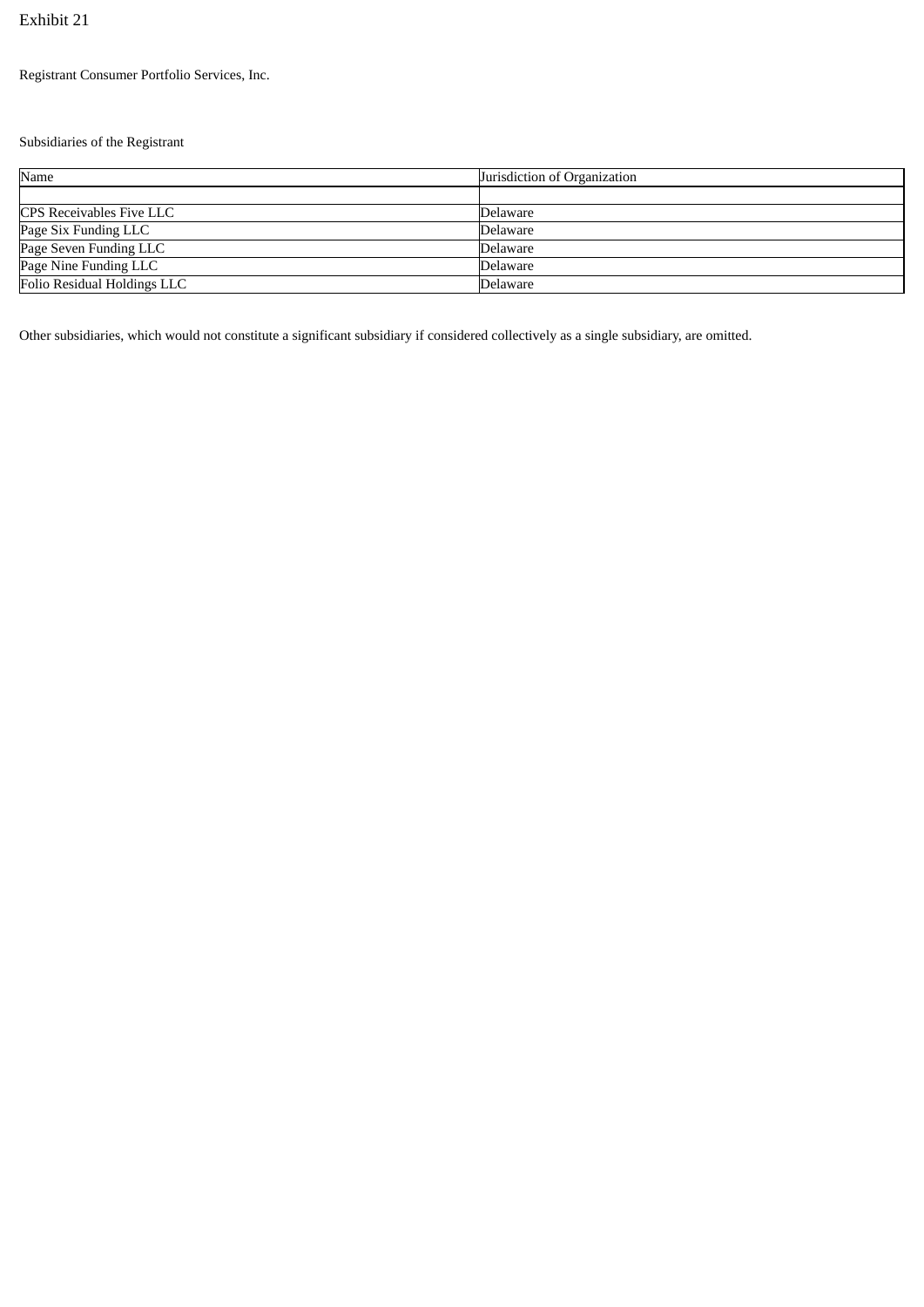Exhibit 21

Registrant Consumer Portfolio Services, Inc.

Subsidiaries of the Registrant

| Name | Jurisdiction of Organization |
|---|---|
| | |
| CPS Receivables Five LLC | Delaware |
| Page Six Funding LLC | Delaware |
| Page Seven Funding LLC | Delaware |
| Page Nine Funding LLC | Delaware |
| Folio Residual Holdings LLC | Delaware |

Other subsidiaries, which would not constitute a significant subsidiary if considered collectively as a single subsidiary, are omitted.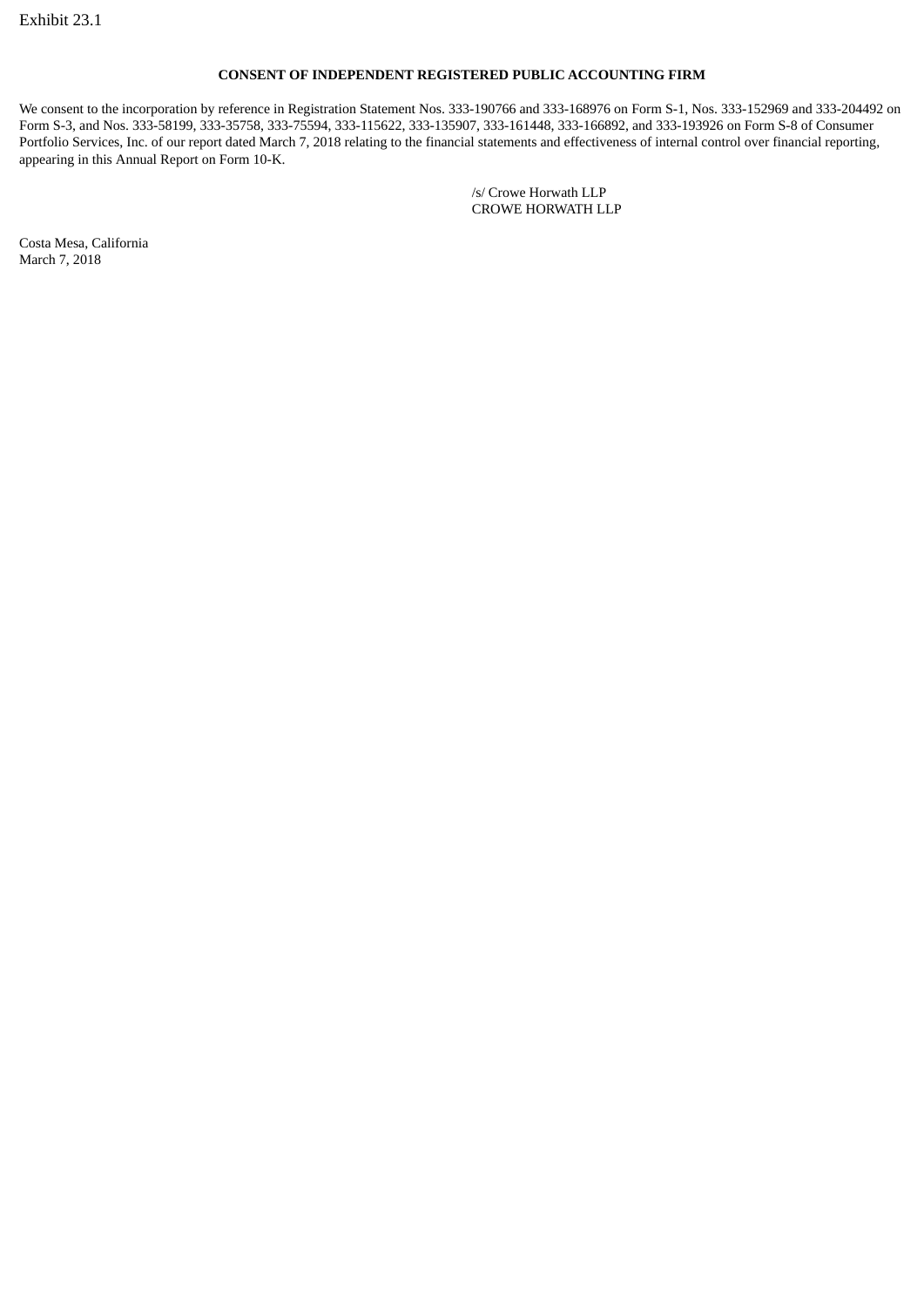Exhibit 23.1

**CONSENT OF INDEPENDENT REGISTERED PUBLIC ACCOUNTING FIRM**

We consent to the incorporation by reference in Registration Statement Nos. 333-190766 and 333-168976 on Form S-1, Nos. 333-152969 and 333-204492 on Form S-3, and Nos. 333-58199, 333-35758, 333-75594, 333-115622, 333-135907, 333-161448, 333-166892, and 333-193926 on Form S-8 of Consumer Portfolio Services, Inc. of our report dated March 7, 2018 relating to the financial statements and effectiveness of internal control over financial reporting, appearing in this Annual Report on Form 10-K.

/s/ Crowe Horwath LLP
CROWE HORWATH LLP

Costa Mesa, California
March 7, 2018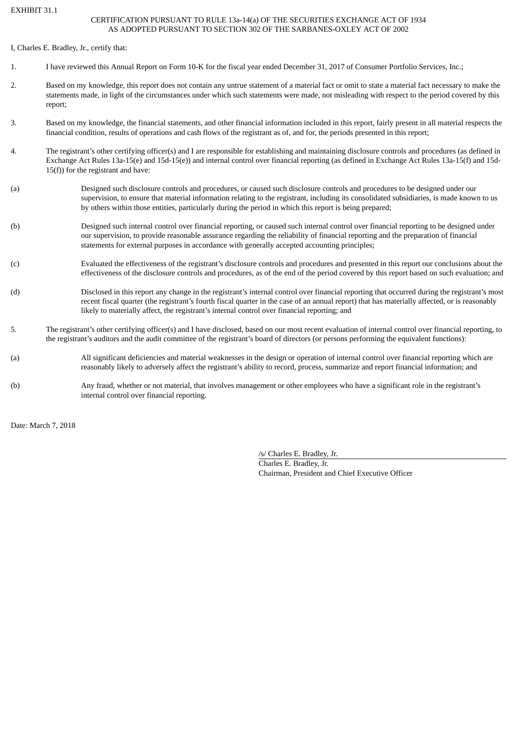EXHIBIT 31.1

CERTIFICATION PURSUANT TO RULE 13a-14(a) OF THE SECURITIES EXCHANGE ACT OF 1934
AS ADOPTED PURSUANT TO SECTION 302 OF THE SARBANES-OXLEY ACT OF 2002

I, Charles E. Bradley, Jr., certify that:

1. I have reviewed this Annual Report on Form 10-K for the fiscal year ended December 31, 2017 of Consumer Portfolio Services, Inc.;

2. Based on my knowledge, this report does not contain any untrue statement of a material fact or omit to state a material fact necessary to make the statements made, in light of the circumstances under which such statements were made, not misleading with respect to the period covered by this report;

3. Based on my knowledge, the financial statements, and other financial information included in this report, fairly present in all material respects the financial condition, results of operations and cash flows of the registrant as of, and for, the periods presented in this report;

4. The registrant's other certifying officer(s) and I are responsible for establishing and maintaining disclosure controls and procedures (as defined in Exchange Act Rules 13a-15(e) and 15d-15(e)) and internal control over financial reporting (as defined in Exchange Act Rules 13a-15(f) and 15d-15(f)) for the registrant and have:

(a) Designed such disclosure controls and procedures, or caused such disclosure controls and procedures to be designed under our supervision, to ensure that material information relating to the registrant, including its consolidated subsidiaries, is made known to us by others within those entities, particularly during the period in which this report is being prepared;

(b) Designed such internal control over financial reporting, or caused such internal control over financial reporting to be designed under our supervision, to provide reasonable assurance regarding the reliability of financial reporting and the preparation of financial statements for external purposes in accordance with generally accepted accounting principles;

(c) Evaluated the effectiveness of the registrant's disclosure controls and procedures and presented in this report our conclusions about the effectiveness of the disclosure controls and procedures, as of the end of the period covered by this report based on such evaluation; and

(d) Disclosed in this report any change in the registrant's internal control over financial reporting that occurred during the registrant's most recent fiscal quarter (the registrant's fourth fiscal quarter in the case of an annual report) that has materially affected, or is reasonably likely to materially affect, the registrant's internal control over financial reporting; and

5. The registrant's other certifying officer(s) and I have disclosed, based on our most recent evaluation of internal control over financial reporting, to the registrant's auditors and the audit committee of the registrant's board of directors (or persons performing the equivalent functions):

(a) All significant deficiencies and material weaknesses in the design or operation of internal control over financial reporting which are reasonably likely to adversely affect the registrant's ability to record, process, summarize and report financial information; and

(b) Any fraud, whether or not material, that involves management or other employees who have a significant role in the registrant's internal control over financial reporting.

Date: March 7, 2018

/s/ Charles E. Bradley, Jr.
Charles E. Bradley, Jr.
Chairman, President and Chief Executive Officer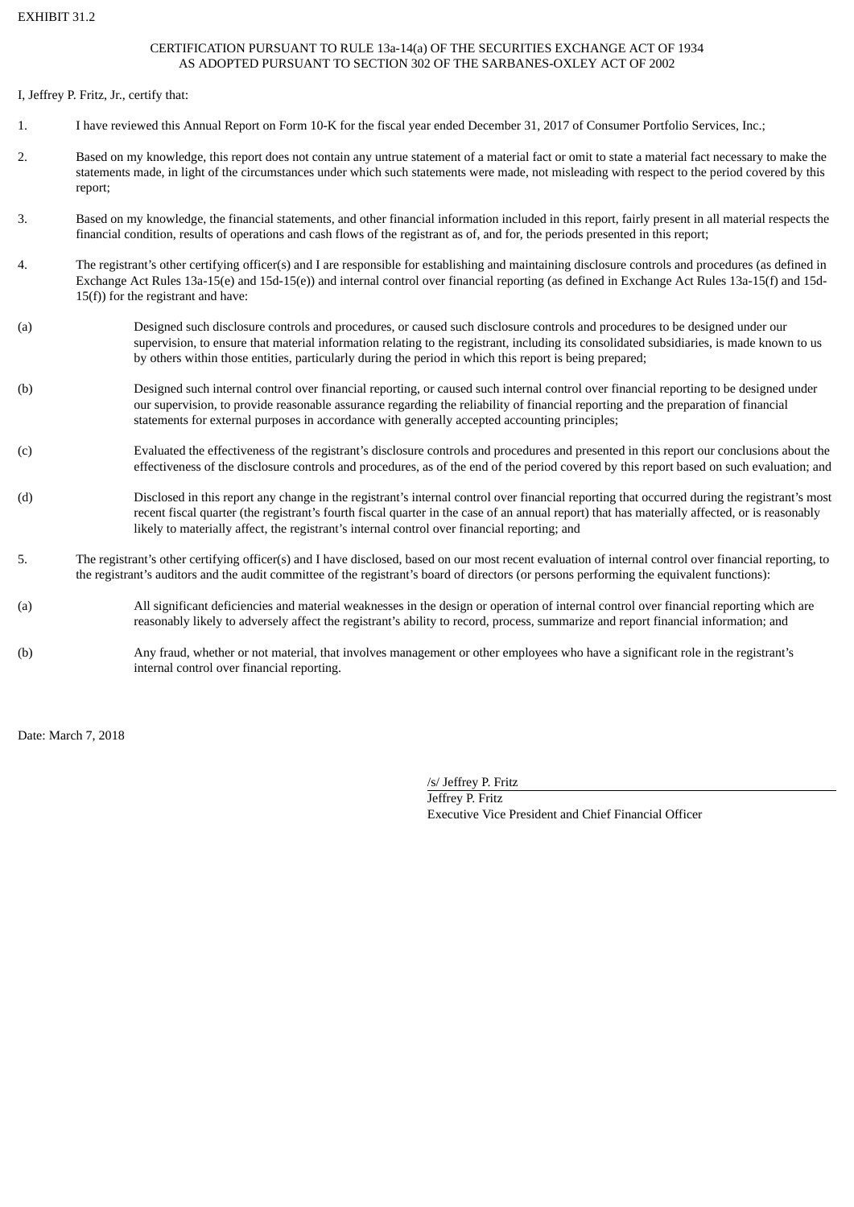EXHIBIT 31.2

CERTIFICATION PURSUANT TO RULE 13a-14(a) OF THE SECURITIES EXCHANGE ACT OF 1934
AS ADOPTED PURSUANT TO SECTION 302 OF THE SARBANES-OXLEY ACT OF 2002

I, Jeffrey P. Fritz, Jr., certify that:

1. I have reviewed this Annual Report on Form 10-K for the fiscal year ended December 31, 2017 of Consumer Portfolio Services, Inc.;

2. Based on my knowledge, this report does not contain any untrue statement of a material fact or omit to state a material fact necessary to make the statements made, in light of the circumstances under which such statements were made, not misleading with respect to the period covered by this report;

3. Based on my knowledge, the financial statements, and other financial information included in this report, fairly present in all material respects the financial condition, results of operations and cash flows of the registrant as of, and for, the periods presented in this report;

4. The registrant's other certifying officer(s) and I are responsible for establishing and maintaining disclosure controls and procedures (as defined in Exchange Act Rules 13a-15(e) and 15d-15(e)) and internal control over financial reporting (as defined in Exchange Act Rules 13a-15(f) and 15d-15(f)) for the registrant and have:

(a) Designed such disclosure controls and procedures, or caused such disclosure controls and procedures to be designed under our supervision, to ensure that material information relating to the registrant, including its consolidated subsidiaries, is made known to us by others within those entities, particularly during the period in which this report is being prepared;

(b) Designed such internal control over financial reporting, or caused such internal control over financial reporting to be designed under our supervision, to provide reasonable assurance regarding the reliability of financial reporting and the preparation of financial statements for external purposes in accordance with generally accepted accounting principles;

(c) Evaluated the effectiveness of the registrant's disclosure controls and procedures and presented in this report our conclusions about the effectiveness of the disclosure controls and procedures, as of the end of the period covered by this report based on such evaluation; and

(d) Disclosed in this report any change in the registrant's internal control over financial reporting that occurred during the registrant's most recent fiscal quarter (the registrant's fourth fiscal quarter in the case of an annual report) that has materially affected, or is reasonably likely to materially affect, the registrant's internal control over financial reporting; and

5. The registrant's other certifying officer(s) and I have disclosed, based on our most recent evaluation of internal control over financial reporting, to the registrant's auditors and the audit committee of the registrant's board of directors (or persons performing the equivalent functions):

(a) All significant deficiencies and material weaknesses in the design or operation of internal control over financial reporting which are reasonably likely to adversely affect the registrant's ability to record, process, summarize and report financial information; and

(b) Any fraud, whether or not material, that involves management or other employees who have a significant role in the registrant's internal control over financial reporting.

Date: March 7, 2018

/s/ Jeffrey P. Fritz
Jeffrey P. Fritz
Executive Vice President and Chief Financial Officer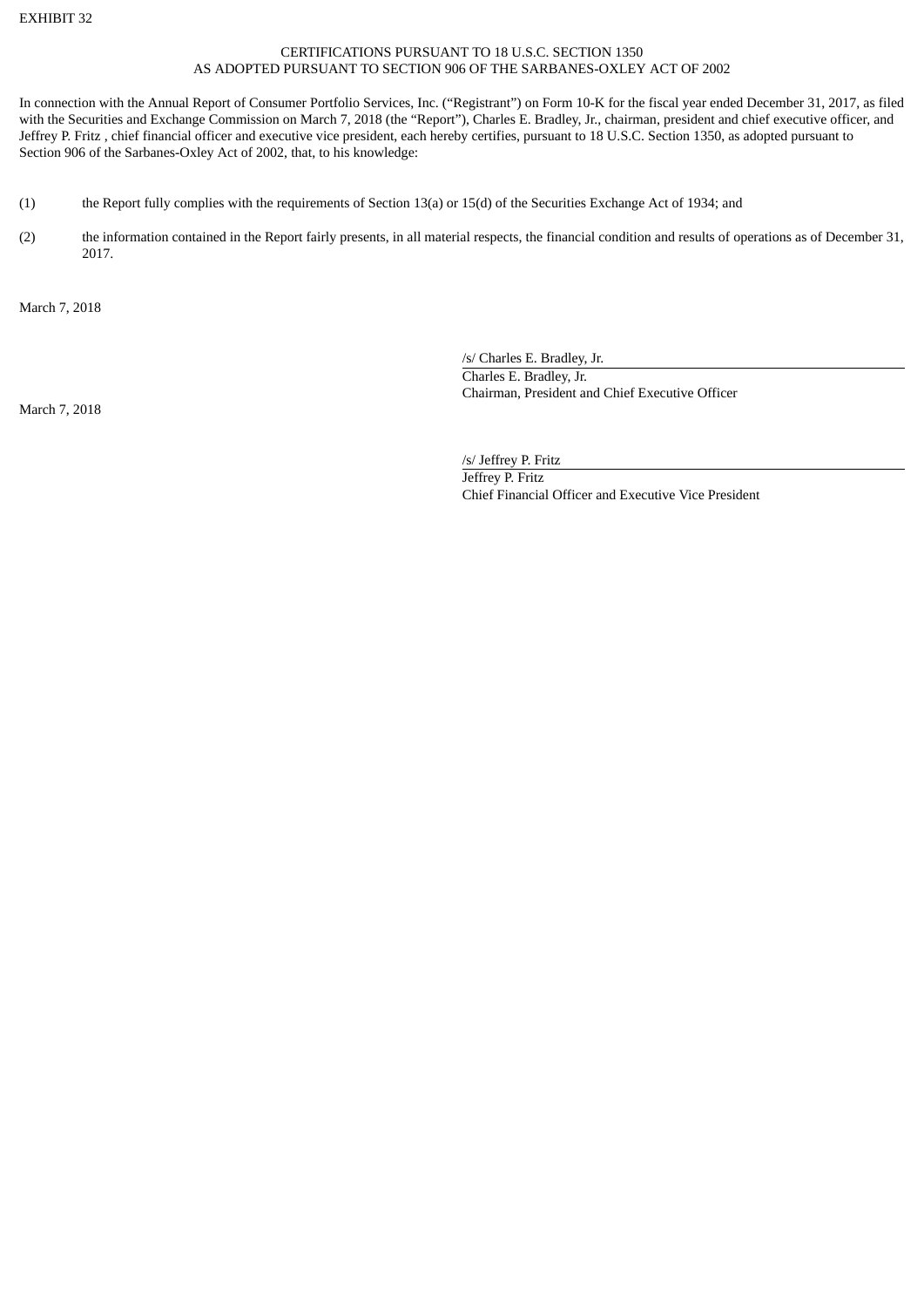EXHIBIT 32

CERTIFICATIONS PURSUANT TO 18 U.S.C. SECTION 1350
AS ADOPTED PURSUANT TO SECTION 906 OF THE SARBANES-OXLEY ACT OF 2002

In connection with the Annual Report of Consumer Portfolio Services, Inc. ("Registrant") on Form 10-K for the fiscal year ended December 31, 2017, as filed with the Securities and Exchange Commission on March 7, 2018 (the "Report"), Charles E. Bradley, Jr., chairman, president and chief executive officer, and Jeffrey P. Fritz , chief financial officer and executive vice president, each hereby certifies, pursuant to 18 U.S.C. Section 1350, as adopted pursuant to Section 906 of the Sarbanes-Oxley Act of 2002, that, to his knowledge:

(1) the Report fully complies with the requirements of Section 13(a) or 15(d) of the Securities Exchange Act of 1934; and

(2) the information contained in the Report fairly presents, in all material respects, the financial condition and results of operations as of December 31, 2017.

March 7, 2018

/s/ Charles E. Bradley, Jr.
Charles E. Bradley, Jr.
Chairman, President and Chief Executive Officer

March 7, 2018

/s/ Jeffrey P. Fritz
Jeffrey P. Fritz
Chief Financial Officer and Executive Vice President